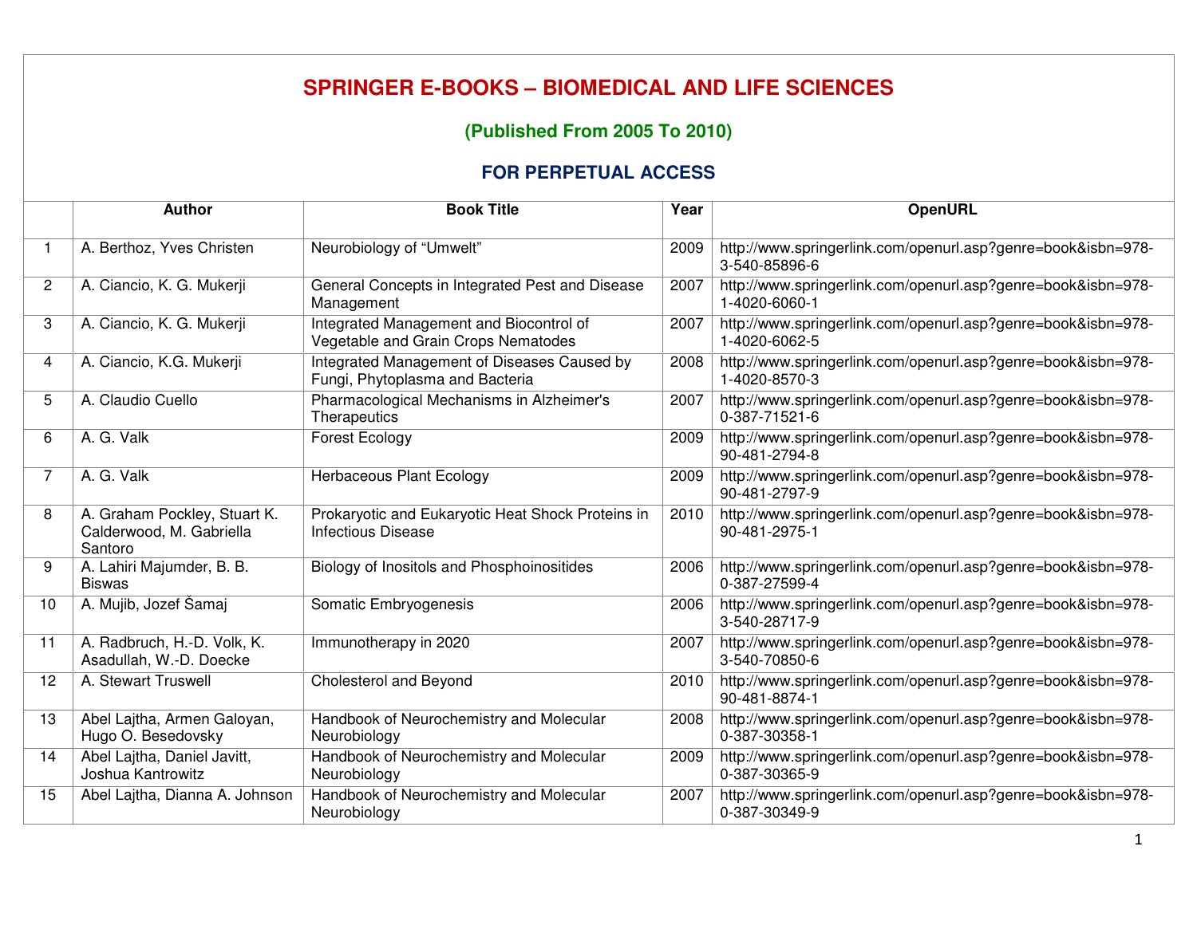# SPRINGER E-BOOKS – BIOMEDICAL AND LIFE SCIENCES

## (Published From 2005 To 2010)

### FOR PERPETUAL ACCESS

| | Author | Book Title | Year | OpenURL |
|---|---|---|---|---|
| 1 | A. Berthoz, Yves Christen | Neurobiology of “Umwelt” | 2009 | http://www.springerlink.com/openurl.asp?genre=book&isbn=978-3-540-85896-6 |
| 2 | A. Ciancio, K. G. Mukerji | General Concepts in Integrated Pest and Disease Management | 2007 | http://www.springerlink.com/openurl.asp?genre=book&isbn=978-1-4020-6060-1 |
| 3 | A. Ciancio, K. G. Mukerji | Integrated Management and Biocontrol of Vegetable and Grain Crops Nematodes | 2007 | http://www.springerlink.com/openurl.asp?genre=book&isbn=978-1-4020-6062-5 |
| 4 | A. Ciancio, K.G. Mukerji | Integrated Management of Diseases Caused by Fungi, Phytoplasma and Bacteria | 2008 | http://www.springerlink.com/openurl.asp?genre=book&isbn=978-1-4020-8570-3 |
| 5 | A. Claudio Cuello | Pharmacological Mechanisms in Alzheimer's Therapeutics | 2007 | http://www.springerlink.com/openurl.asp?genre=book&isbn=978-0-387-71521-6 |
| 6 | A. G. Valk | Forest Ecology | 2009 | http://www.springerlink.com/openurl.asp?genre=book&isbn=978-90-481-2794-8 |
| 7 | A. G. Valk | Herbaceous Plant Ecology | 2009 | http://www.springerlink.com/openurl.asp?genre=book&isbn=978-90-481-2797-9 |
| 8 | A. Graham Pockley, Stuart K. Calderwood, M. Gabriella Santoro | Prokaryotic and Eukaryotic Heat Shock Proteins in Infectious Disease | 2010 | http://www.springerlink.com/openurl.asp?genre=book&isbn=978-90-481-2975-1 |
| 9 | A. Lahiri Majumder, B. B. Biswas | Biology of Inositols and Phosphoinositides | 2006 | http://www.springerlink.com/openurl.asp?genre=book&isbn=978-0-387-27599-4 |
| 10 | A. Mujib, Jozef Šamaj | Somatic Embryogenesis | 2006 | http://www.springerlink.com/openurl.asp?genre=book&isbn=978-3-540-28717-9 |
| 11 | A. Radbruch, H.-D. Volk, K. Asadullah, W.-D. Doecke | Immunotherapy in 2020 | 2007 | http://www.springerlink.com/openurl.asp?genre=book&isbn=978-3-540-70850-6 |
| 12 | A. Stewart Truswell | Cholesterol and Beyond | 2010 | http://www.springerlink.com/openurl.asp?genre=book&isbn=978-90-481-8874-1 |
| 13 | Abel Lajtha, Armen Galoyan, Hugo O. Besedovsky | Handbook of Neurochemistry and Molecular Neurobiology | 2008 | http://www.springerlink.com/openurl.asp?genre=book&isbn=978-0-387-30358-1 |
| 14 | Abel Lajtha, Daniel Javitt, Joshua Kantrowitz | Handbook of Neurochemistry and Molecular Neurobiology | 2009 | http://www.springerlink.com/openurl.asp?genre=book&isbn=978-0-387-30365-9 |
| 15 | Abel Lajtha, Dianna A. Johnson | Handbook of Neurochemistry and Molecular Neurobiology | 2007 | http://www.springerlink.com/openurl.asp?genre=book&isbn=978-0-387-30349-9 |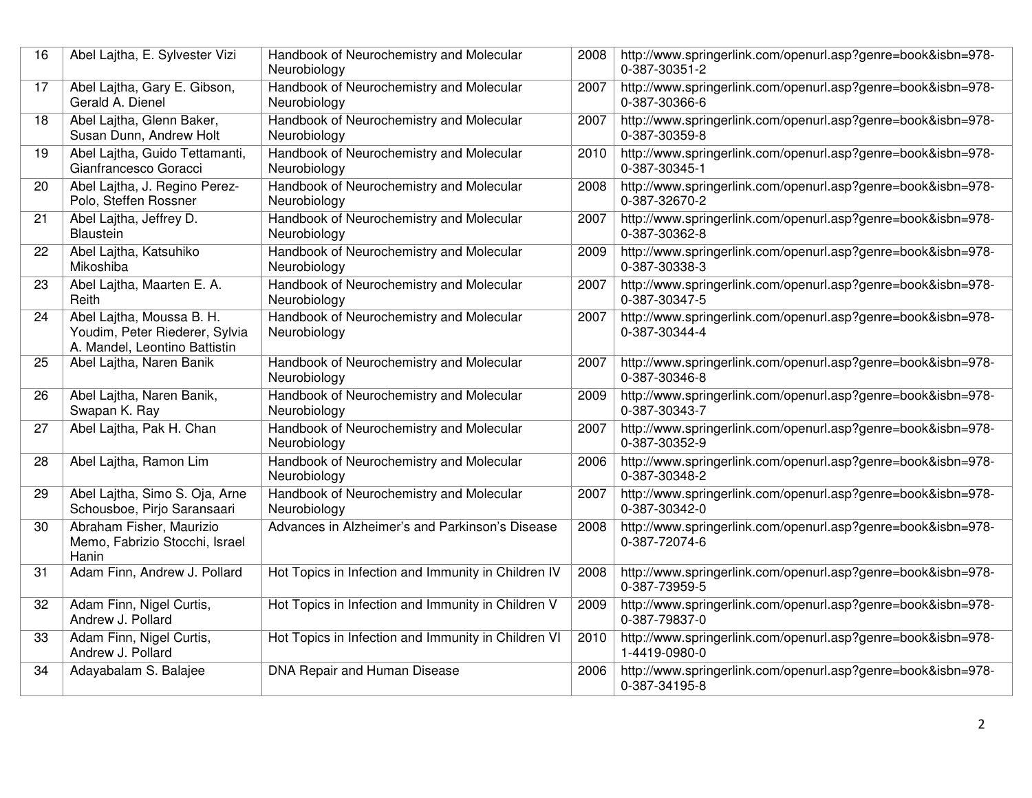| 16 | Abel Lajtha, E. Sylvester Vizi | Handbook of Neurochemistry and Molecular Neurobiology | 2008 | http://www.springerlink.com/openurl.asp?genre=book&isbn=978-0-387-30351-2 |
|---|---|---|---|---|
| 17 | Abel Lajtha, Gary E. Gibson, Gerald A. Dienel | Handbook of Neurochemistry and Molecular Neurobiology | 2007 | http://www.springerlink.com/openurl.asp?genre=book&isbn=978-0-387-30366-6 |
| 18 | Abel Lajtha, Glenn Baker, Susan Dunn, Andrew Holt | Handbook of Neurochemistry and Molecular Neurobiology | 2007 | http://www.springerlink.com/openurl.asp?genre=book&isbn=978-0-387-30359-8 |
| 19 | Abel Lajtha, Guido Tettamanti, Gianfrancesco Goracci | Handbook of Neurochemistry and Molecular Neurobiology | 2010 | http://www.springerlink.com/openurl.asp?genre=book&isbn=978-0-387-30345-1 |
| 20 | Abel Lajtha, J. Regino Perez-Polo, Steffen Rossner | Handbook of Neurochemistry and Molecular Neurobiology | 2008 | http://www.springerlink.com/openurl.asp?genre=book&isbn=978-0-387-32670-2 |
| 21 | Abel Lajtha, Jeffrey D. Blaustein | Handbook of Neurochemistry and Molecular Neurobiology | 2007 | http://www.springerlink.com/openurl.asp?genre=book&isbn=978-0-387-30362-8 |
| 22 | Abel Lajtha, Katsuhiko Mikoshiba | Handbook of Neurochemistry and Molecular Neurobiology | 2009 | http://www.springerlink.com/openurl.asp?genre=book&isbn=978-0-387-30338-3 |
| 23 | Abel Lajtha, Maarten E. A. Reith | Handbook of Neurochemistry and Molecular Neurobiology | 2007 | http://www.springerlink.com/openurl.asp?genre=book&isbn=978-0-387-30347-5 |
| 24 | Abel Lajtha, Moussa B. H. Youdim, Peter Riederer, Sylvia A. Mandel, Leontino Battistin | Handbook of Neurochemistry and Molecular Neurobiology | 2007 | http://www.springerlink.com/openurl.asp?genre=book&isbn=978-0-387-30344-4 |
| 25 | Abel Lajtha, Naren Banik | Handbook of Neurochemistry and Molecular Neurobiology | 2007 | http://www.springerlink.com/openurl.asp?genre=book&isbn=978-0-387-30346-8 |
| 26 | Abel Lajtha, Naren Banik, Swapan K. Ray | Handbook of Neurochemistry and Molecular Neurobiology | 2009 | http://www.springerlink.com/openurl.asp?genre=book&isbn=978-0-387-30343-7 |
| 27 | Abel Lajtha, Pak H. Chan | Handbook of Neurochemistry and Molecular Neurobiology | 2007 | http://www.springerlink.com/openurl.asp?genre=book&isbn=978-0-387-30352-9 |
| 28 | Abel Lajtha, Ramon Lim | Handbook of Neurochemistry and Molecular Neurobiology | 2006 | http://www.springerlink.com/openurl.asp?genre=book&isbn=978-0-387-30348-2 |
| 29 | Abel Lajtha, Simo S. Oja, Arne Schousboe, Pirjo Saransaari | Handbook of Neurochemistry and Molecular Neurobiology | 2007 | http://www.springerlink.com/openurl.asp?genre=book&isbn=978-0-387-30342-0 |
| 30 | Abraham Fisher, Maurizio Memo, Fabrizio Stocchi, Israel Hanin | Advances in Alzheimer's and Parkinson's Disease | 2008 | http://www.springerlink.com/openurl.asp?genre=book&isbn=978-0-387-72074-6 |
| 31 | Adam Finn, Andrew J. Pollard | Hot Topics in Infection and Immunity in Children IV | 2008 | http://www.springerlink.com/openurl.asp?genre=book&isbn=978-0-387-73959-5 |
| 32 | Adam Finn, Nigel Curtis, Andrew J. Pollard | Hot Topics in Infection and Immunity in Children V | 2009 | http://www.springerlink.com/openurl.asp?genre=book&isbn=978-0-387-79837-0 |
| 33 | Adam Finn, Nigel Curtis, Andrew J. Pollard | Hot Topics in Infection and Immunity in Children VI | 2010 | http://www.springerlink.com/openurl.asp?genre=book&isbn=978-1-4419-0980-0 |
| 34 | Adayabalam S. Balajee | DNA Repair and Human Disease | 2006 | http://www.springerlink.com/openurl.asp?genre=book&isbn=978-0-387-34195-8 |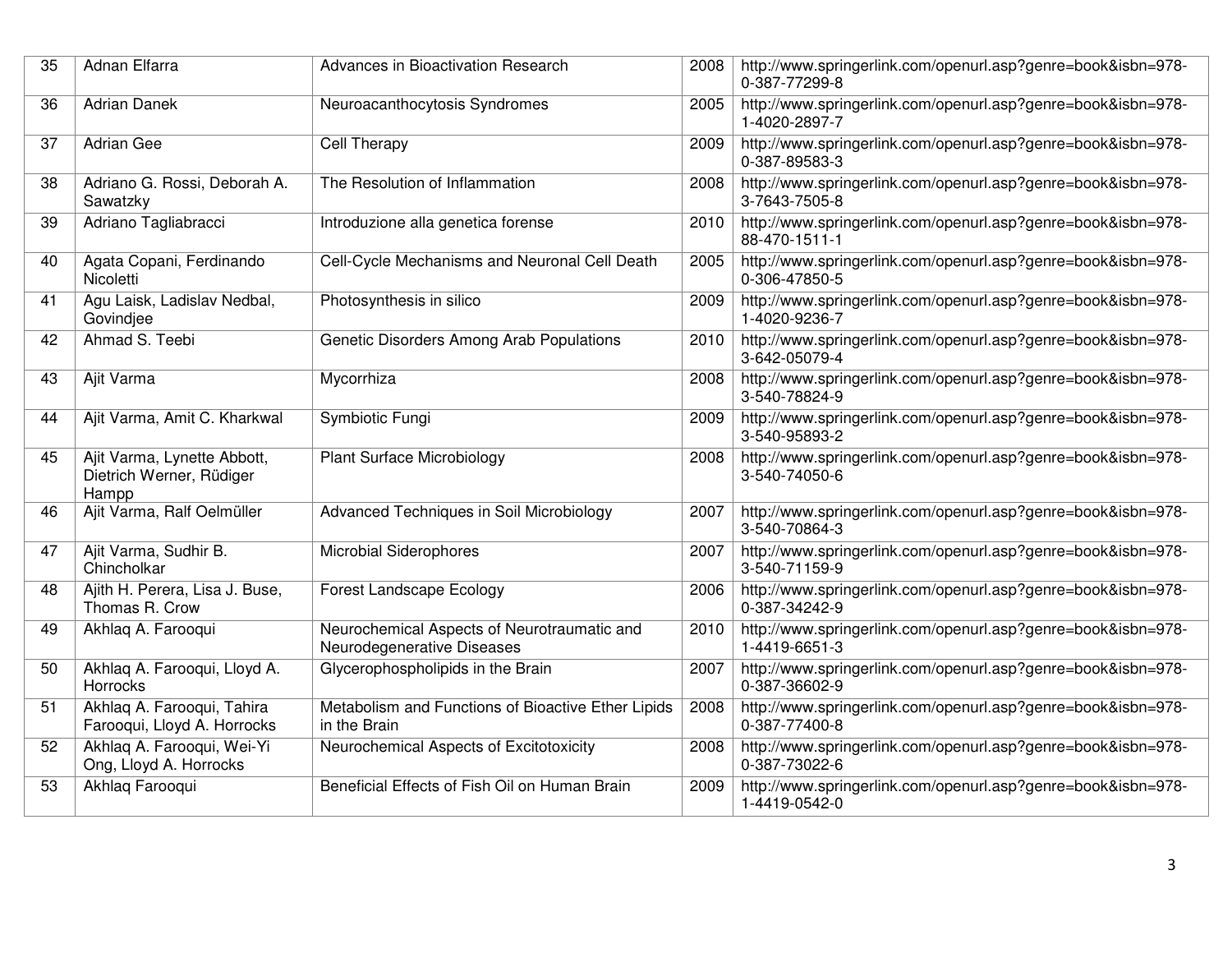| 35 | Adnan Elfarra | Advances in Bioactivation Research | 2008 | http://www.springerlink.com/openurl.asp?genre=book&isbn=978-0-387-77299-8 |
|---|---|---|---|---|
| 36 | Adrian Danek | Neuroacanthocytosis Syndromes | 2005 | http://www.springerlink.com/openurl.asp?genre=book&isbn=978-1-4020-2897-7 |
| 37 | Adrian Gee | Cell Therapy | 2009 | http://www.springerlink.com/openurl.asp?genre=book&isbn=978-0-387-89583-3 |
| 38 | Adriano G. Rossi, Deborah A. Sawatzky | The Resolution of Inflammation | 2008 | http://www.springerlink.com/openurl.asp?genre=book&isbn=978-3-7643-7505-8 |
| 39 | Adriano Tagliabracci | Introduzione alla genetica forense | 2010 | http://www.springerlink.com/openurl.asp?genre=book&isbn=978-88-470-1511-1 |
| 40 | Agata Copani, Ferdinando Nicoletti | Cell-Cycle Mechanisms and Neuronal Cell Death | 2005 | http://www.springerlink.com/openurl.asp?genre=book&isbn=978-0-306-47850-5 |
| 41 | Agu Laisk, Ladislav Nedbal, Govindjee | Photosynthesis in silico | 2009 | http://www.springerlink.com/openurl.asp?genre=book&isbn=978-1-4020-9236-7 |
| 42 | Ahmad S. Teebi | Genetic Disorders Among Arab Populations | 2010 | http://www.springerlink.com/openurl.asp?genre=book&isbn=978-3-642-05079-4 |
| 43 | Ajit Varma | Mycorrhiza | 2008 | http://www.springerlink.com/openurl.asp?genre=book&isbn=978-3-540-78824-9 |
| 44 | Ajit Varma, Amit C. Kharkwal | Symbiotic Fungi | 2009 | http://www.springerlink.com/openurl.asp?genre=book&isbn=978-3-540-95893-2 |
| 45 | Ajit Varma, Lynette Abbott, Dietrich Werner, Rüdiger Hampp | Plant Surface Microbiology | 2008 | http://www.springerlink.com/openurl.asp?genre=book&isbn=978-3-540-74050-6 |
| 46 | Ajit Varma, Ralf Oelmüller | Advanced Techniques in Soil Microbiology | 2007 | http://www.springerlink.com/openurl.asp?genre=book&isbn=978-3-540-70864-3 |
| 47 | Ajit Varma, Sudhir B. Chincholkar | Microbial Siderophores | 2007 | http://www.springerlink.com/openurl.asp?genre=book&isbn=978-3-540-71159-9 |
| 48 | Ajith H. Perera, Lisa J. Buse, Thomas R. Crow | Forest Landscape Ecology | 2006 | http://www.springerlink.com/openurl.asp?genre=book&isbn=978-0-387-34242-9 |
| 49 | Akhlaq A. Farooqui | Neurochemical Aspects of Neurotraumatic and Neurodegenerative Diseases | 2010 | http://www.springerlink.com/openurl.asp?genre=book&isbn=978-1-4419-6651-3 |
| 50 | Akhlaq A. Farooqui, Lloyd A. Horrocks | Glycerophospholipids in the Brain | 2007 | http://www.springerlink.com/openurl.asp?genre=book&isbn=978-0-387-36602-9 |
| 51 | Akhlaq A. Farooqui, Tahira Farooqui, Lloyd A. Horrocks | Metabolism and Functions of Bioactive Ether Lipids in the Brain | 2008 | http://www.springerlink.com/openurl.asp?genre=book&isbn=978-0-387-77400-8 |
| 52 | Akhlaq A. Farooqui, Wei-Yi Ong, Lloyd A. Horrocks | Neurochemical Aspects of Excitotoxicity | 2008 | http://www.springerlink.com/openurl.asp?genre=book&isbn=978-0-387-73022-6 |
| 53 | Akhlaq Farooqui | Beneficial Effects of Fish Oil on Human Brain | 2009 | http://www.springerlink.com/openurl.asp?genre=book&isbn=978-1-4419-0542-0 |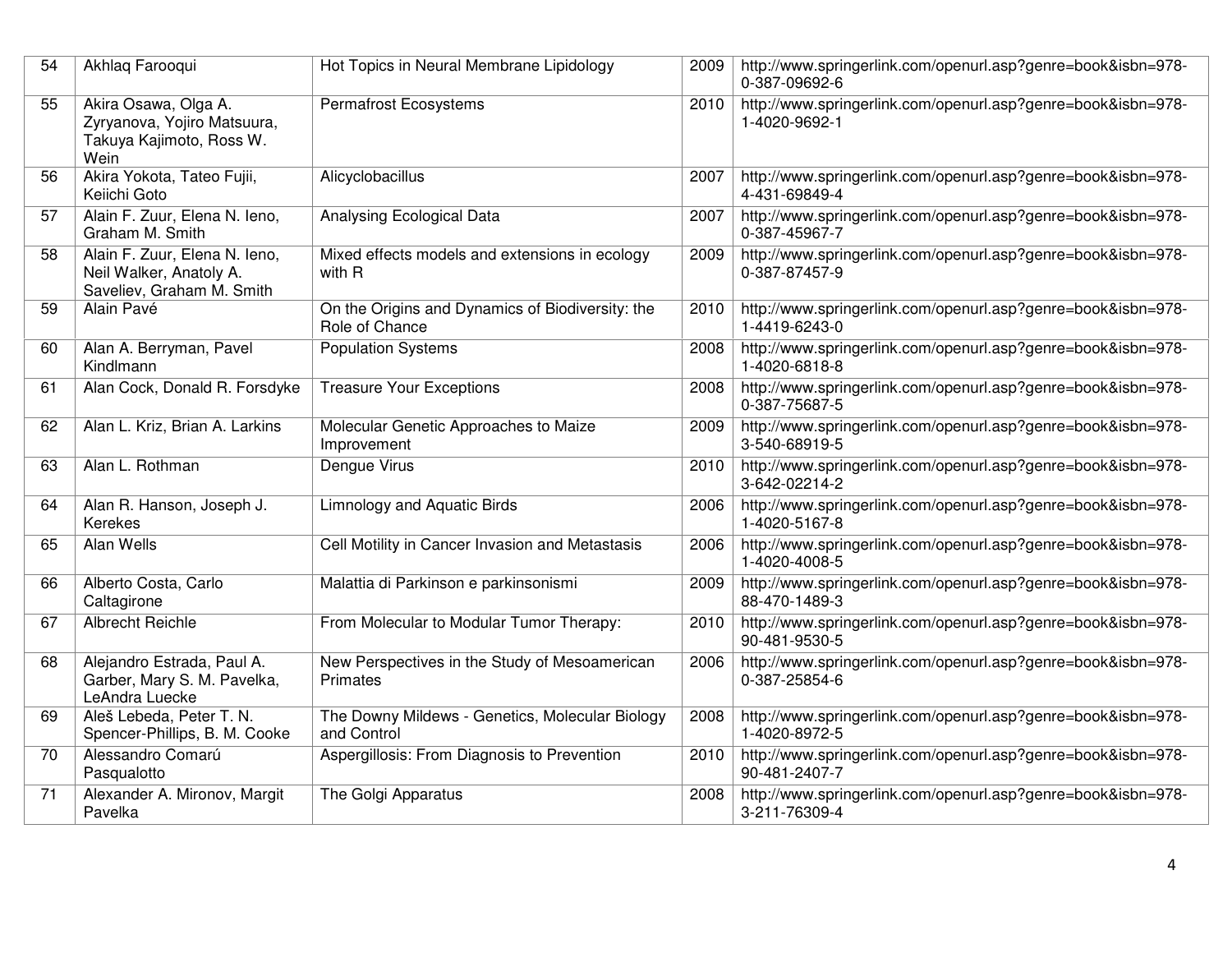| 54 | Akhlaq Farooqui | Hot Topics in Neural Membrane Lipidology | 2009 | http://www.springerlink.com/openurl.asp?genre=book&isbn=978-0-387-09692-6 |
|---|---|---|---|---|
| 55 | Akira Osawa, Olga A. Zyryanova, Yojiro Matsuura, Takuya Kajimoto, Ross W. Wein | Permafrost Ecosystems | 2010 | http://www.springerlink.com/openurl.asp?genre=book&isbn=978-1-4020-9692-1 |
| 56 | Akira Yokota, Tateo Fujii, Keiichi Goto | Alicyclobacillus | 2007 | http://www.springerlink.com/openurl.asp?genre=book&isbn=978-4-431-69849-4 |
| 57 | Alain F. Zuur, Elena N. Ieno, Graham M. Smith | Analysing Ecological Data | 2007 | http://www.springerlink.com/openurl.asp?genre=book&isbn=978-0-387-45967-7 |
| 58 | Alain F. Zuur, Elena N. Ieno, Neil Walker, Anatoly A. Saveliev, Graham M. Smith | Mixed effects models and extensions in ecology with R | 2009 | http://www.springerlink.com/openurl.asp?genre=book&isbn=978-0-387-87457-9 |
| 59 | Alain Pavé | On the Origins and Dynamics of Biodiversity: the Role of Chance | 2010 | http://www.springerlink.com/openurl.asp?genre=book&isbn=978-1-4419-6243-0 |
| 60 | Alan A. Berryman, Pavel Kindlmann | Population Systems | 2008 | http://www.springerlink.com/openurl.asp?genre=book&isbn=978-1-4020-6818-8 |
| 61 | Alan Cock, Donald R. Forsdyke | Treasure Your Exceptions | 2008 | http://www.springerlink.com/openurl.asp?genre=book&isbn=978-0-387-75687-5 |
| 62 | Alan L. Kriz, Brian A. Larkins | Molecular Genetic Approaches to Maize Improvement | 2009 | http://www.springerlink.com/openurl.asp?genre=book&isbn=978-3-540-68919-5 |
| 63 | Alan L. Rothman | Dengue Virus | 2010 | http://www.springerlink.com/openurl.asp?genre=book&isbn=978-3-642-02214-2 |
| 64 | Alan R. Hanson, Joseph J. Kerekes | Limnology and Aquatic Birds | 2006 | http://www.springerlink.com/openurl.asp?genre=book&isbn=978-1-4020-5167-8 |
| 65 | Alan Wells | Cell Motility in Cancer Invasion and Metastasis | 2006 | http://www.springerlink.com/openurl.asp?genre=book&isbn=978-1-4020-4008-5 |
| 66 | Alberto Costa, Carlo Caltagirone | Malattia di Parkinson e parkinsonismi | 2009 | http://www.springerlink.com/openurl.asp?genre=book&isbn=978-88-470-1489-3 |
| 67 | Albrecht Reichle | From Molecular to Modular Tumor Therapy: | 2010 | http://www.springerlink.com/openurl.asp?genre=book&isbn=978-90-481-9530-5 |
| 68 | Alejandro Estrada, Paul A. Garber, Mary S. M. Pavelka, LeAndra Luecke | New Perspectives in the Study of Mesoamerican Primates | 2006 | http://www.springerlink.com/openurl.asp?genre=book&isbn=978-0-387-25854-6 |
| 69 | Aleš Lebeda, Peter T. N. Spencer-Phillips, B. M. Cooke | The Downy Mildews - Genetics, Molecular Biology and Control | 2008 | http://www.springerlink.com/openurl.asp?genre=book&isbn=978-1-4020-8972-5 |
| 70 | Alessandro Comarú Pasqualotto | Aspergillosis: From Diagnosis to Prevention | 2010 | http://www.springerlink.com/openurl.asp?genre=book&isbn=978-90-481-2407-7 |
| 71 | Alexander A. Mironov, Margit Pavelka | The Golgi Apparatus | 2008 | http://www.springerlink.com/openurl.asp?genre=book&isbn=978-3-211-76309-4 |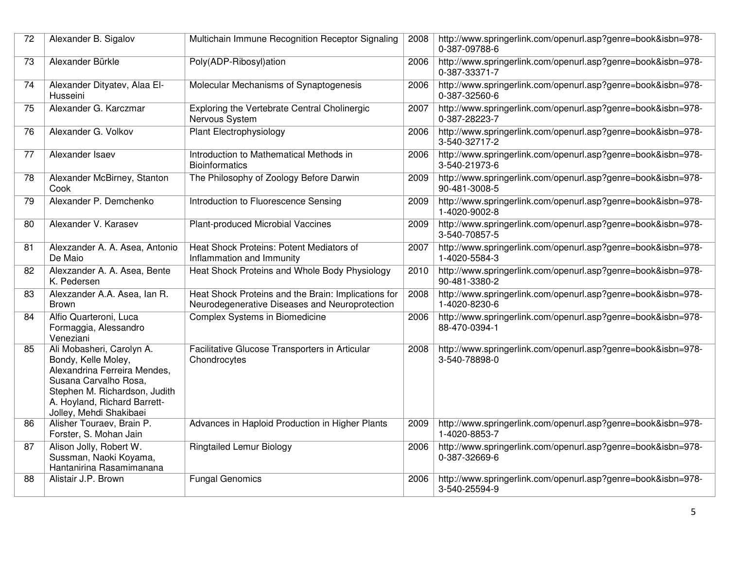| 72 | Alexander B. Sigalov | Multichain Immune Recognition Receptor Signaling | 2008 | http://www.springerlink.com/openurl.asp?genre=book&isbn=978-0-387-09788-6 |
|---|---|---|---|---|
| 73 | Alexander Bürkle | Poly(ADP-Ribosyl)ation | 2006 | http://www.springerlink.com/openurl.asp?genre=book&isbn=978-0-387-33371-7 |
| 74 | Alexander Dityatev, Alaa El-Husseini | Molecular Mechanisms of Synaptogenesis | 2006 | http://www.springerlink.com/openurl.asp?genre=book&isbn=978-0-387-32560-6 |
| 75 | Alexander G. Karczmar | Exploring the Vertebrate Central Cholinergic Nervous System | 2007 | http://www.springerlink.com/openurl.asp?genre=book&isbn=978-0-387-28223-7 |
| 76 | Alexander G. Volkov | Plant Electrophysiology | 2006 | http://www.springerlink.com/openurl.asp?genre=book&isbn=978-3-540-32717-2 |
| 77 | Alexander Isaev | Introduction to Mathematical Methods in Bioinformatics | 2006 | http://www.springerlink.com/openurl.asp?genre=book&isbn=978-3-540-21973-6 |
| 78 | Alexander McBirney, Stanton Cook | The Philosophy of Zoology Before Darwin | 2009 | http://www.springerlink.com/openurl.asp?genre=book&isbn=978-90-481-3008-5 |
| 79 | Alexander P. Demchenko | Introduction to Fluorescence Sensing | 2009 | http://www.springerlink.com/openurl.asp?genre=book&isbn=978-1-4020-9002-8 |
| 80 | Alexander V. Karasev | Plant-produced Microbial Vaccines | 2009 | http://www.springerlink.com/openurl.asp?genre=book&isbn=978-3-540-70857-5 |
| 81 | Alexzander A. A. Asea, Antonio De Maio | Heat Shock Proteins: Potent Mediators of Inflammation and Immunity | 2007 | http://www.springerlink.com/openurl.asp?genre=book&isbn=978-1-4020-5584-3 |
| 82 | Alexzander A. A. Asea, Bente K. Pedersen | Heat Shock Proteins and Whole Body Physiology | 2010 | http://www.springerlink.com/openurl.asp?genre=book&isbn=978-90-481-3380-2 |
| 83 | Alexzander A.A. Asea, Ian R. Brown | Heat Shock Proteins and the Brain: Implications for Neurodegenerative Diseases and Neuroprotection | 2008 | http://www.springerlink.com/openurl.asp?genre=book&isbn=978-1-4020-8230-6 |
| 84 | Alfio Quarteroni, Luca Formaggia, Alessandro Veneziani | Complex Systems in Biomedicine | 2006 | http://www.springerlink.com/openurl.asp?genre=book&isbn=978-88-470-0394-1 |
| 85 | Ali Mobasheri, Carolyn A. Bondy, Kelle Moley, Alexandrina Ferreira Mendes, Susana Carvalho Rosa, Stephen M. Richardson, Judith A. Hoyland, Richard Barrett-Jolley, Mehdi Shakibaei | Facilitative Glucose Transporters in Articular Chondrocytes | 2008 | http://www.springerlink.com/openurl.asp?genre=book&isbn=978-3-540-78898-0 |
| 86 | Alisher Touraev, Brain P. Forster, S. Mohan Jain | Advances in Haploid Production in Higher Plants | 2009 | http://www.springerlink.com/openurl.asp?genre=book&isbn=978-1-4020-8853-7 |
| 87 | Alison Jolly, Robert W. Sussman, Naoki Koyama, Hantanirina Rasamimanana | Ringtailed Lemur Biology | 2006 | http://www.springerlink.com/openurl.asp?genre=book&isbn=978-0-387-32669-6 |
| 88 | Alistair J.P. Brown | Fungal Genomics | 2006 | http://www.springerlink.com/openurl.asp?genre=book&isbn=978-3-540-25594-9 |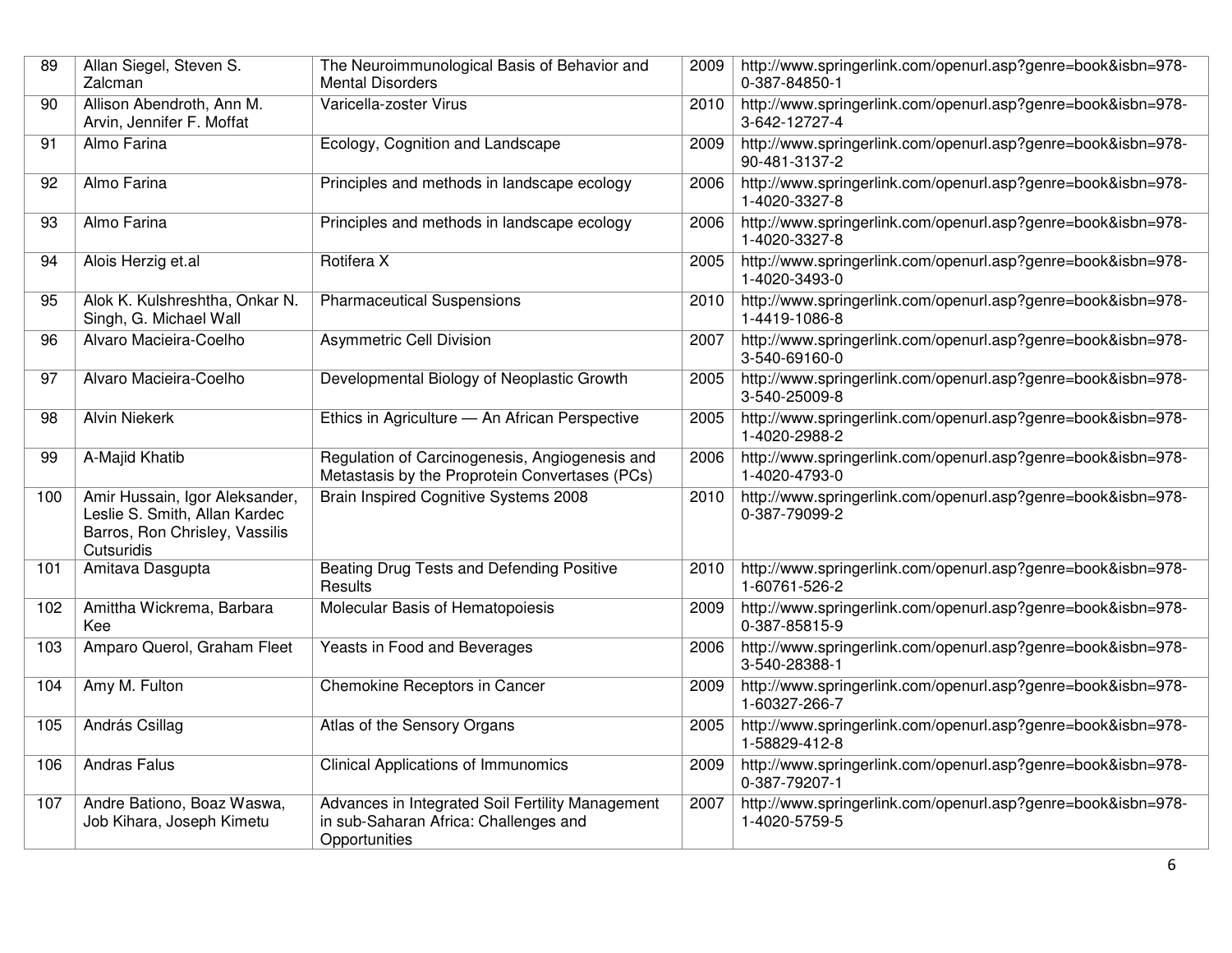| 89 | Allan Siegel, Steven S. Zalcman | The Neuroimmunological Basis of Behavior and Mental Disorders | 2009 | http://www.springerlink.com/openurl.asp?genre=book&isbn=978-0-387-84850-1 |
|---|---|---|---|---|
| 90 | Allison Abendroth, Ann M. Arvin, Jennifer F. Moffat | Varicella-zoster Virus | 2010 | http://www.springerlink.com/openurl.asp?genre=book&isbn=978-3-642-12727-4 |
| 91 | Almo Farina | Ecology, Cognition and Landscape | 2009 | http://www.springerlink.com/openurl.asp?genre=book&isbn=978-90-481-3137-2 |
| 92 | Almo Farina | Principles and methods in landscape ecology | 2006 | http://www.springerlink.com/openurl.asp?genre=book&isbn=978-1-4020-3327-8 |
| 93 | Almo Farina | Principles and methods in landscape ecology | 2006 | http://www.springerlink.com/openurl.asp?genre=book&isbn=978-1-4020-3327-8 |
| 94 | Alois Herzig et.al | Rotifera X | 2005 | http://www.springerlink.com/openurl.asp?genre=book&isbn=978-1-4020-3493-0 |
| 95 | Alok K. Kulshreshtha, Onkar N. Singh, G. Michael Wall | Pharmaceutical Suspensions | 2010 | http://www.springerlink.com/openurl.asp?genre=book&isbn=978-1-4419-1086-8 |
| 96 | Alvaro Macieira-Coelho | Asymmetric Cell Division | 2007 | http://www.springerlink.com/openurl.asp?genre=book&isbn=978-3-540-69160-0 |
| 97 | Alvaro Macieira-Coelho | Developmental Biology of Neoplastic Growth | 2005 | http://www.springerlink.com/openurl.asp?genre=book&isbn=978-3-540-25009-8 |
| 98 | Alvin Niekerk | Ethics in Agriculture — An African Perspective | 2005 | http://www.springerlink.com/openurl.asp?genre=book&isbn=978-1-4020-2988-2 |
| 99 | A-Majid Khatib | Regulation of Carcinogenesis, Angiogenesis and Metastasis by the Proprotein Convertases (PCs) | 2006 | http://www.springerlink.com/openurl.asp?genre=book&isbn=978-1-4020-4793-0 |
| 100 | Amir Hussain, Igor Aleksander, Leslie S. Smith, Allan Kardec Barros, Ron Chrisley, Vassilis Cutsuridis | Brain Inspired Cognitive Systems 2008 | 2010 | http://www.springerlink.com/openurl.asp?genre=book&isbn=978-0-387-79099-2 |
| 101 | Amitava Dasgupta | Beating Drug Tests and Defending Positive Results | 2010 | http://www.springerlink.com/openurl.asp?genre=book&isbn=978-1-60761-526-2 |
| 102 | Amittha Wickrema, Barbara Kee | Molecular Basis of Hematopoiesis | 2009 | http://www.springerlink.com/openurl.asp?genre=book&isbn=978-0-387-85815-9 |
| 103 | Amparo Querol, Graham Fleet | Yeasts in Food and Beverages | 2006 | http://www.springerlink.com/openurl.asp?genre=book&isbn=978-3-540-28388-1 |
| 104 | Amy M. Fulton | Chemokine Receptors in Cancer | 2009 | http://www.springerlink.com/openurl.asp?genre=book&isbn=978-1-60327-266-7 |
| 105 | András Csillag | Atlas of the Sensory Organs | 2005 | http://www.springerlink.com/openurl.asp?genre=book&isbn=978-1-58829-412-8 |
| 106 | Andras Falus | Clinical Applications of Immunomics | 2009 | http://www.springerlink.com/openurl.asp?genre=book&isbn=978-0-387-79207-1 |
| 107 | Andre Bationo, Boaz Waswa, Job Kihara, Joseph Kimetu | Advances in Integrated Soil Fertility Management in sub-Saharan Africa: Challenges and Opportunities | 2007 | http://www.springerlink.com/openurl.asp?genre=book&isbn=978-1-4020-5759-5 |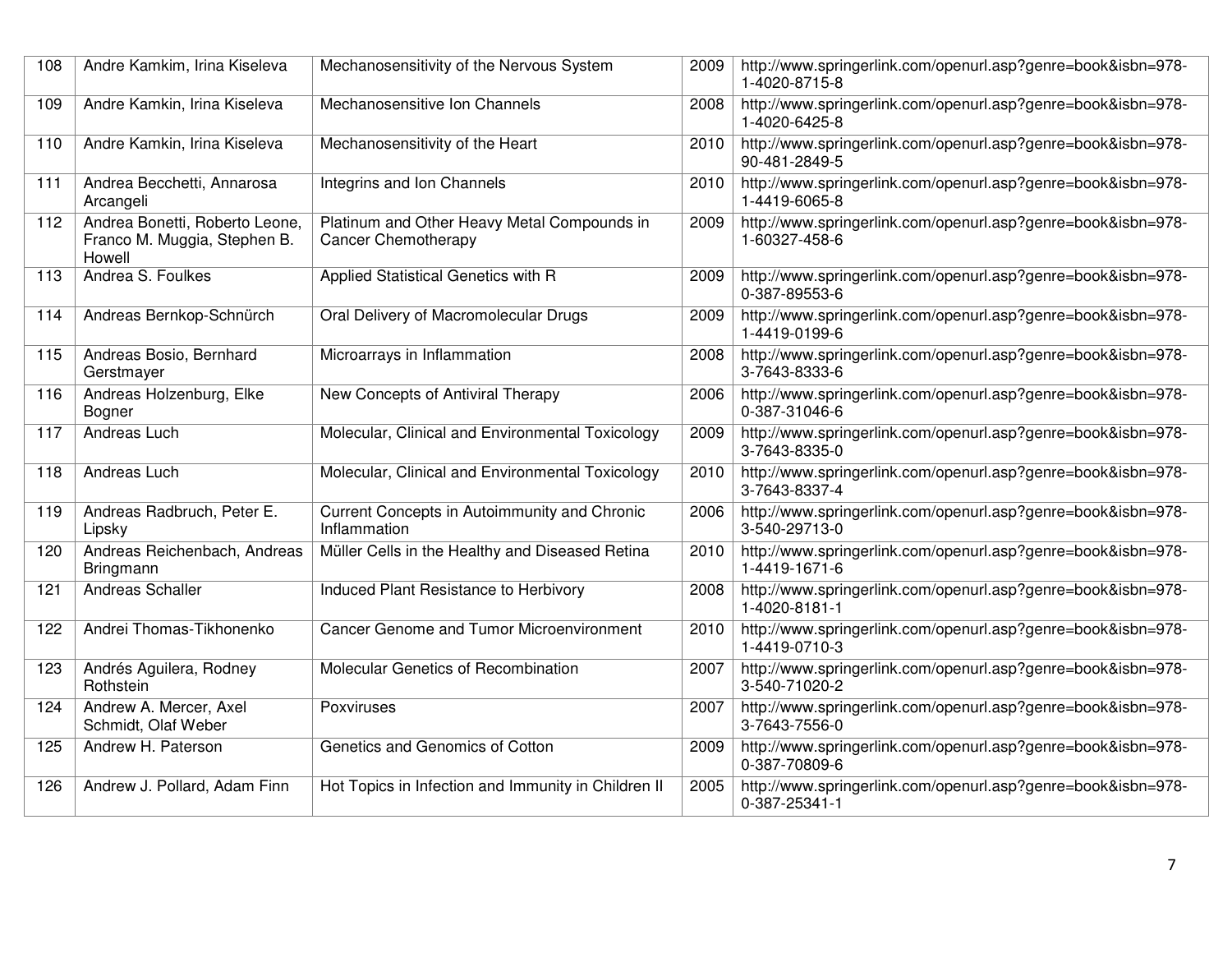| 108 | Andre Kamkim, Irina Kiseleva | Mechanosensitivity of the Nervous System | 2009 | http://www.springerlink.com/openurl.asp?genre=book&isbn=978-1-4020-8715-8 |
|---|---|---|---|---|
| 109 | Andre Kamkin, Irina Kiseleva | Mechanosensitive Ion Channels | 2008 | http://www.springerlink.com/openurl.asp?genre=book&isbn=978-1-4020-6425-8 |
| 110 | Andre Kamkin, Irina Kiseleva | Mechanosensitivity of the Heart | 2010 | http://www.springerlink.com/openurl.asp?genre=book&isbn=978-90-481-2849-5 |
| 111 | Andrea Becchetti, Annarosa Arcangeli | Integrins and Ion Channels | 2010 | http://www.springerlink.com/openurl.asp?genre=book&isbn=978-1-4419-6065-8 |
| 112 | Andrea Bonetti, Roberto Leone, Franco M. Muggia, Stephen B. Howell | Platinum and Other Heavy Metal Compounds in Cancer Chemotherapy | 2009 | http://www.springerlink.com/openurl.asp?genre=book&isbn=978-1-60327-458-6 |
| 113 | Andrea S. Foulkes | Applied Statistical Genetics with R | 2009 | http://www.springerlink.com/openurl.asp?genre=book&isbn=978-0-387-89553-6 |
| 114 | Andreas Bernkop-Schnürch | Oral Delivery of Macromolecular Drugs | 2009 | http://www.springerlink.com/openurl.asp?genre=book&isbn=978-1-4419-0199-6 |
| 115 | Andreas Bosio, Bernhard Gerstmayer | Microarrays in Inflammation | 2008 | http://www.springerlink.com/openurl.asp?genre=book&isbn=978-3-7643-8333-6 |
| 116 | Andreas Holzenburg, Elke Bogner | New Concepts of Antiviral Therapy | 2006 | http://www.springerlink.com/openurl.asp?genre=book&isbn=978-0-387-31046-6 |
| 117 | Andreas Luch | Molecular, Clinical and Environmental Toxicology | 2009 | http://www.springerlink.com/openurl.asp?genre=book&isbn=978-3-7643-8335-0 |
| 118 | Andreas Luch | Molecular, Clinical and Environmental Toxicology | 2010 | http://www.springerlink.com/openurl.asp?genre=book&isbn=978-3-7643-8337-4 |
| 119 | Andreas Radbruch, Peter E. Lipsky | Current Concepts in Autoimmunity and Chronic Inflammation | 2006 | http://www.springerlink.com/openurl.asp?genre=book&isbn=978-3-540-29713-0 |
| 120 | Andreas Reichenbach, Andreas Bringmann | Müller Cells in the Healthy and Diseased Retina | 2010 | http://www.springerlink.com/openurl.asp?genre=book&isbn=978-1-4419-1671-6 |
| 121 | Andreas Schaller | Induced Plant Resistance to Herbivory | 2008 | http://www.springerlink.com/openurl.asp?genre=book&isbn=978-1-4020-8181-1 |
| 122 | Andrei Thomas-Tikhonenko | Cancer Genome and Tumor Microenvironment | 2010 | http://www.springerlink.com/openurl.asp?genre=book&isbn=978-1-4419-0710-3 |
| 123 | Andrés Aguilera, Rodney Rothstein | Molecular Genetics of Recombination | 2007 | http://www.springerlink.com/openurl.asp?genre=book&isbn=978-3-540-71020-2 |
| 124 | Andrew A. Mercer, Axel Schmidt, Olaf Weber | Poxviruses | 2007 | http://www.springerlink.com/openurl.asp?genre=book&isbn=978-3-7643-7556-0 |
| 125 | Andrew H. Paterson | Genetics and Genomics of Cotton | 2009 | http://www.springerlink.com/openurl.asp?genre=book&isbn=978-0-387-70809-6 |
| 126 | Andrew J. Pollard, Adam Finn | Hot Topics in Infection and Immunity in Children II | 2005 | http://www.springerlink.com/openurl.asp?genre=book&isbn=978-0-387-25341-1 |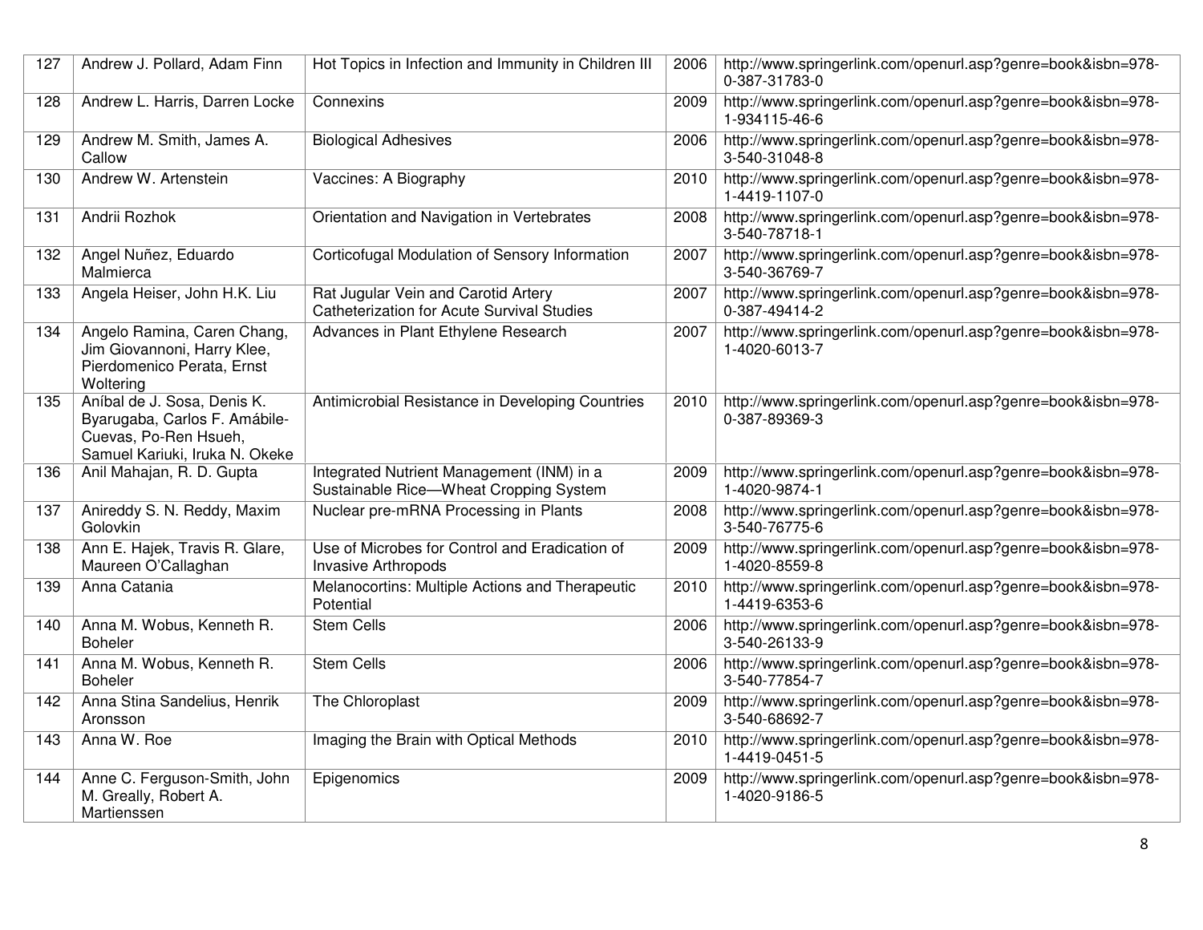| 127 | Andrew J. Pollard, Adam Finn | Hot Topics in Infection and Immunity in Children III | 2006 | http://www.springerlink.com/openurl.asp?genre=book&isbn=978-0-387-31783-0 |
|---|---|---|---|---|
| 128 | Andrew L. Harris, Darren Locke | Connexins | 2009 | http://www.springerlink.com/openurl.asp?genre=book&isbn=978-1-934115-46-6 |
| 129 | Andrew M. Smith, James A. Callow | Biological Adhesives | 2006 | http://www.springerlink.com/openurl.asp?genre=book&isbn=978-3-540-31048-8 |
| 130 | Andrew W. Artenstein | Vaccines: A Biography | 2010 | http://www.springerlink.com/openurl.asp?genre=book&isbn=978-1-4419-1107-0 |
| 131 | Andrii Rozhok | Orientation and Navigation in Vertebrates | 2008 | http://www.springerlink.com/openurl.asp?genre=book&isbn=978-3-540-78718-1 |
| 132 | Angel Nuñez, Eduardo Malmierca | Corticofugal Modulation of Sensory Information | 2007 | http://www.springerlink.com/openurl.asp?genre=book&isbn=978-3-540-36769-7 |
| 133 | Angela Heiser, John H.K. Liu | Rat Jugular Vein and Carotid Artery Catheterization for Acute Survival Studies | 2007 | http://www.springerlink.com/openurl.asp?genre=book&isbn=978-0-387-49414-2 |
| 134 | Angelo Ramina, Caren Chang, Jim Giovannoni, Harry Klee, Pierdomenico Perata, Ernst Woltering | Advances in Plant Ethylene Research | 2007 | http://www.springerlink.com/openurl.asp?genre=book&isbn=978-1-4020-6013-7 |
| 135 | Aníbal de J. Sosa, Denis K. Byarugaba, Carlos F. Amábile-Cuevas, Po-Ren Hsueh, Samuel Kariuki, Iruka N. Okeke | Antimicrobial Resistance in Developing Countries | 2010 | http://www.springerlink.com/openurl.asp?genre=book&isbn=978-0-387-89369-3 |
| 136 | Anil Mahajan, R. D. Gupta | Integrated Nutrient Management (INM) in a Sustainable Rice—Wheat Cropping System | 2009 | http://www.springerlink.com/openurl.asp?genre=book&isbn=978-1-4020-9874-1 |
| 137 | Anireddy S. N. Reddy, Maxim Golovkin | Nuclear pre-mRNA Processing in Plants | 2008 | http://www.springerlink.com/openurl.asp?genre=book&isbn=978-3-540-76775-6 |
| 138 | Ann E. Hajek, Travis R. Glare, Maureen O'Callaghan | Use of Microbes for Control and Eradication of Invasive Arthropods | 2009 | http://www.springerlink.com/openurl.asp?genre=book&isbn=978-1-4020-8559-8 |
| 139 | Anna Catania | Melanocortins: Multiple Actions and Therapeutic Potential | 2010 | http://www.springerlink.com/openurl.asp?genre=book&isbn=978-1-4419-6353-6 |
| 140 | Anna M. Wobus, Kenneth R. Boheler | Stem Cells | 2006 | http://www.springerlink.com/openurl.asp?genre=book&isbn=978-3-540-26133-9 |
| 141 | Anna M. Wobus, Kenneth R. Boheler | Stem Cells | 2006 | http://www.springerlink.com/openurl.asp?genre=book&isbn=978-3-540-77854-7 |
| 142 | Anna Stina Sandelius, Henrik Aronsson | The Chloroplast | 2009 | http://www.springerlink.com/openurl.asp?genre=book&isbn=978-3-540-68692-7 |
| 143 | Anna W. Roe | Imaging the Brain with Optical Methods | 2010 | http://www.springerlink.com/openurl.asp?genre=book&isbn=978-1-4419-0451-5 |
| 144 | Anne C. Ferguson-Smith, John M. Greally, Robert A. Martienssen | Epigenomics | 2009 | http://www.springerlink.com/openurl.asp?genre=book&isbn=978-1-4020-9186-5 |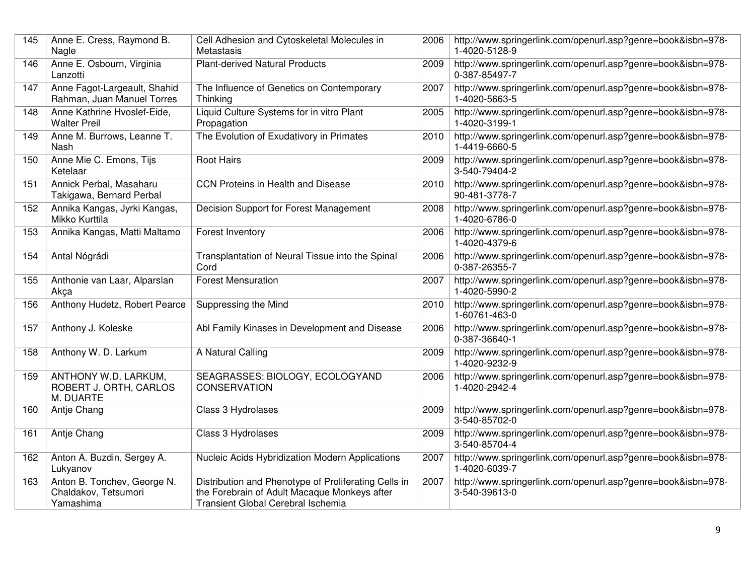| 145 | Anne E. Cress, Raymond B. Nagle | Cell Adhesion and Cytoskeletal Molecules in Metastasis | 2006 | http://www.springerlink.com/openurl.asp?genre=book&isbn=978-1-4020-5128-9 |
|---|---|---|---|---|
| 146 | Anne E. Osbourn, Virginia Lanzotti | Plant-derived Natural Products | 2009 | http://www.springerlink.com/openurl.asp?genre=book&isbn=978-0-387-85497-7 |
| 147 | Anne Fagot-Largeault, Shahid Rahman, Juan Manuel Torres | The Influence of Genetics on Contemporary Thinking | 2007 | http://www.springerlink.com/openurl.asp?genre=book&isbn=978-1-4020-5663-5 |
| 148 | Anne Kathrine Hvoslef-Eide, Walter Preil | Liquid Culture Systems for in vitro Plant Propagation | 2005 | http://www.springerlink.com/openurl.asp?genre=book&isbn=978-1-4020-3199-1 |
| 149 | Anne M. Burrows, Leanne T. Nash | The Evolution of Exudativory in Primates | 2010 | http://www.springerlink.com/openurl.asp?genre=book&isbn=978-1-4419-6660-5 |
| 150 | Anne Mie C. Emons, Tijs Ketelaar | Root Hairs | 2009 | http://www.springerlink.com/openurl.asp?genre=book&isbn=978-3-540-79404-2 |
| 151 | Annick Perbal, Masaharu Takigawa, Bernard Perbal | CCN Proteins in Health and Disease | 2010 | http://www.springerlink.com/openurl.asp?genre=book&isbn=978-90-481-3778-7 |
| 152 | Annika Kangas, Jyrki Kangas, Mikko Kurttila | Decision Support for Forest Management | 2008 | http://www.springerlink.com/openurl.asp?genre=book&isbn=978-1-4020-6786-0 |
| 153 | Annika Kangas, Matti Maltamo | Forest Inventory | 2006 | http://www.springerlink.com/openurl.asp?genre=book&isbn=978-1-4020-4379-6 |
| 154 | Antal Nógrádi | Transplantation of Neural Tissue into the Spinal Cord | 2006 | http://www.springerlink.com/openurl.asp?genre=book&isbn=978-0-387-26355-7 |
| 155 | Anthonie van Laar, Alparslan Akça | Forest Mensuration | 2007 | http://www.springerlink.com/openurl.asp?genre=book&isbn=978-1-4020-5990-2 |
| 156 | Anthony Hudetz, Robert Pearce | Suppressing the Mind | 2010 | http://www.springerlink.com/openurl.asp?genre=book&isbn=978-1-60761-463-0 |
| 157 | Anthony J. Koleske | Abl Family Kinases in Development and Disease | 2006 | http://www.springerlink.com/openurl.asp?genre=book&isbn=978-0-387-36640-1 |
| 158 | Anthony W. D. Larkum | A Natural Calling | 2009 | http://www.springerlink.com/openurl.asp?genre=book&isbn=978-1-4020-9232-9 |
| 159 | ANTHONY W.D. LARKUM, ROBERT J. ORTH, CARLOS M. DUARTE | SEAGRASSES: BIOLOGY, ECOLOGYAND CONSERVATION | 2006 | http://www.springerlink.com/openurl.asp?genre=book&isbn=978-1-4020-2942-4 |
| 160 | Antje Chang | Class 3 Hydrolases | 2009 | http://www.springerlink.com/openurl.asp?genre=book&isbn=978-3-540-85702-0 |
| 161 | Antje Chang | Class 3 Hydrolases | 2009 | http://www.springerlink.com/openurl.asp?genre=book&isbn=978-3-540-85704-4 |
| 162 | Anton A. Buzdin, Sergey A. Lukyanov | Nucleic Acids Hybridization Modern Applications | 2007 | http://www.springerlink.com/openurl.asp?genre=book&isbn=978-1-4020-6039-7 |
| 163 | Anton B. Tonchev, George N. Chaldakov, Tetsumori Yamashima | Distribution and Phenotype of Proliferating Cells in the Forebrain of Adult Macaque Monkeys after Transient Global Cerebral Ischemia | 2007 | http://www.springerlink.com/openurl.asp?genre=book&isbn=978-3-540-39613-0 |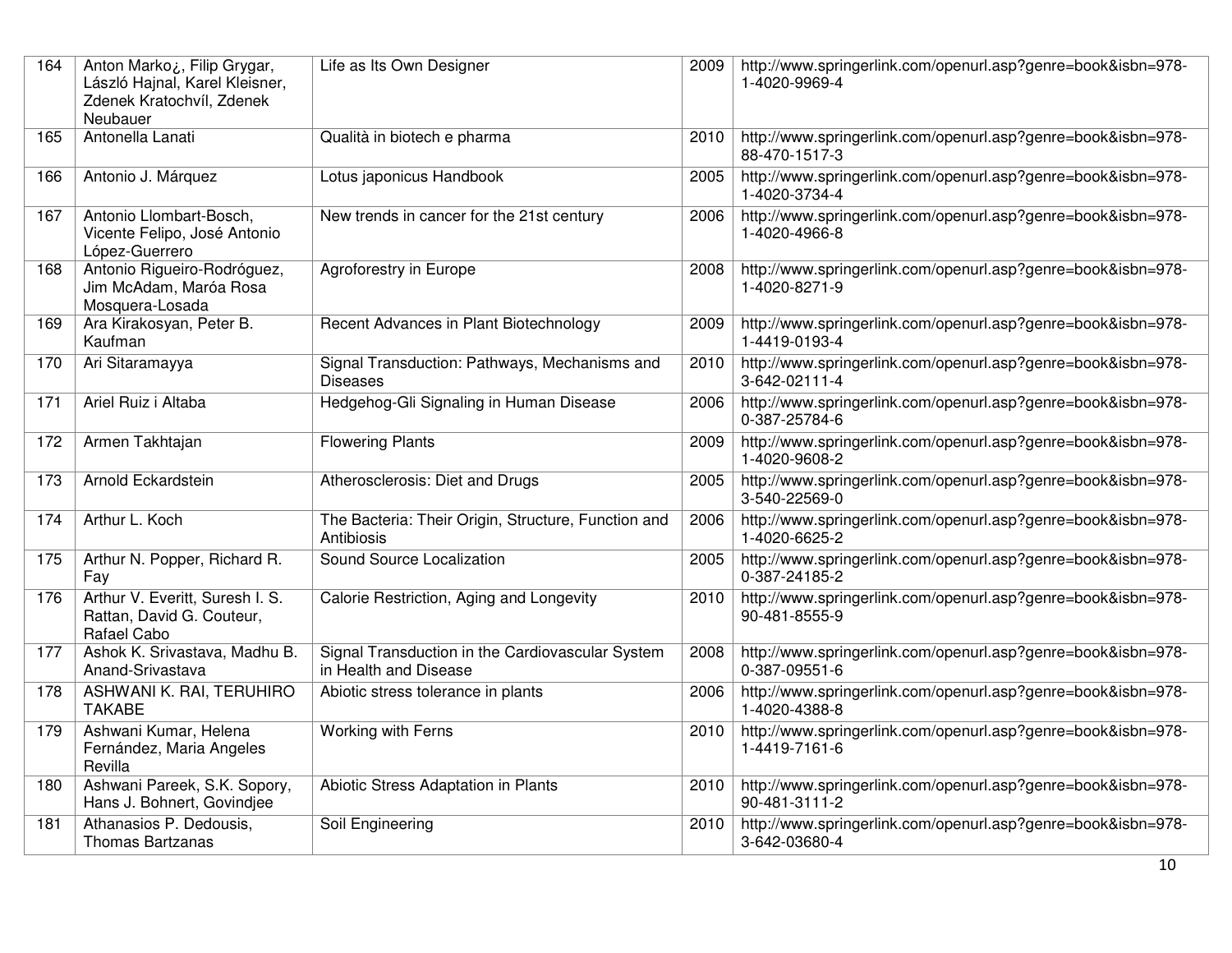| 164 | Anton Marko¿, Filip Grygar, László Hajnal, Karel Kleisner, Zdenek Kratochvíl, Zdenek Neubauer | Life as Its Own Designer | 2009 | http://www.springerlink.com/openurl.asp?genre=book&isbn=978-1-4020-9969-4 |
|---|---|---|---|---|
| 165 | Antonella Lanati | Qualità in biotech e pharma | 2010 | http://www.springerlink.com/openurl.asp?genre=book&isbn=978-88-470-1517-3 |
| 166 | Antonio J. Márquez | Lotus japonicus Handbook | 2005 | http://www.springerlink.com/openurl.asp?genre=book&isbn=978-1-4020-3734-4 |
| 167 | Antonio Llombart-Bosch, Vicente Felipo, José Antonio López-Guerrero | New trends in cancer for the 21st century | 2006 | http://www.springerlink.com/openurl.asp?genre=book&isbn=978-1-4020-4966-8 |
| 168 | Antonio Rigueiro-Rodróguez, Jim McAdam, Maróa Rosa Mosquera-Losada | Agroforestry in Europe | 2008 | http://www.springerlink.com/openurl.asp?genre=book&isbn=978-1-4020-8271-9 |
| 169 | Ara Kirakosyan, Peter B. Kaufman | Recent Advances in Plant Biotechnology | 2009 | http://www.springerlink.com/openurl.asp?genre=book&isbn=978-1-4419-0193-4 |
| 170 | Ari Sitaramayya | Signal Transduction: Pathways, Mechanisms and Diseases | 2010 | http://www.springerlink.com/openurl.asp?genre=book&isbn=978-3-642-02111-4 |
| 171 | Ariel Ruiz i Altaba | Hedgehog-Gli Signaling in Human Disease | 2006 | http://www.springerlink.com/openurl.asp?genre=book&isbn=978-0-387-25784-6 |
| 172 | Armen Takhtajan | Flowering Plants | 2009 | http://www.springerlink.com/openurl.asp?genre=book&isbn=978-1-4020-9608-2 |
| 173 | Arnold Eckardstein | Atherosclerosis: Diet and Drugs | 2005 | http://www.springerlink.com/openurl.asp?genre=book&isbn=978-3-540-22569-0 |
| 174 | Arthur L. Koch | The Bacteria: Their Origin, Structure, Function and Antibiosis | 2006 | http://www.springerlink.com/openurl.asp?genre=book&isbn=978-1-4020-6625-2 |
| 175 | Arthur N. Popper, Richard R. Fay | Sound Source Localization | 2005 | http://www.springerlink.com/openurl.asp?genre=book&isbn=978-0-387-24185-2 |
| 176 | Arthur V. Everitt, Suresh I. S. Rattan, David G. Couteur, Rafael Cabo | Calorie Restriction, Aging and Longevity | 2010 | http://www.springerlink.com/openurl.asp?genre=book&isbn=978-90-481-8555-9 |
| 177 | Ashok K. Srivastava, Madhu B. Anand-Srivastava | Signal Transduction in the Cardiovascular System in Health and Disease | 2008 | http://www.springerlink.com/openurl.asp?genre=book&isbn=978-0-387-09551-6 |
| 178 | ASHWANI K. RAI, TERUHIRO TAKABE | Abiotic stress tolerance in plants | 2006 | http://www.springerlink.com/openurl.asp?genre=book&isbn=978-1-4020-4388-8 |
| 179 | Ashwani Kumar, Helena Fernández, Maria Angeles Revilla | Working with Ferns | 2010 | http://www.springerlink.com/openurl.asp?genre=book&isbn=978-1-4419-7161-6 |
| 180 | Ashwani Pareek, S.K. Sopory, Hans J. Bohnert, Govindjee | Abiotic Stress Adaptation in Plants | 2010 | http://www.springerlink.com/openurl.asp?genre=book&isbn=978-90-481-3111-2 |
| 181 | Athanasios P. Dedousis, Thomas Bartzanas | Soil Engineering | 2010 | http://www.springerlink.com/openurl.asp?genre=book&isbn=978-3-642-03680-4 |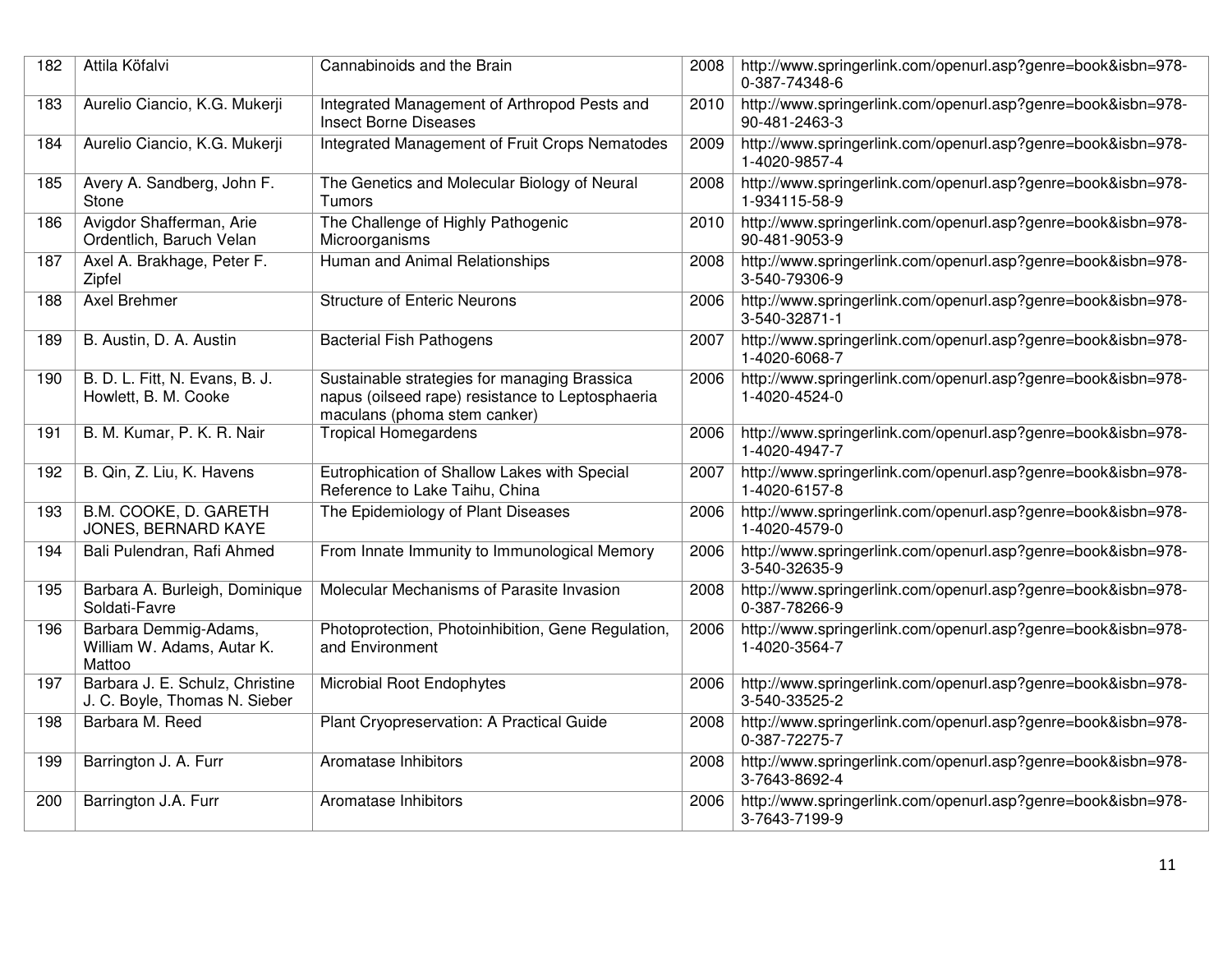| 182 | Attila Köfalvi | Cannabinoids and the Brain | 2008 | http://www.springerlink.com/openurl.asp?genre=book&isbn=978-0-387-74348-6 |
|---|---|---|---|---|
| 183 | Aurelio Ciancio, K.G. Mukerji | Integrated Management of Arthropod Pests and Insect Borne Diseases | 2010 | http://www.springerlink.com/openurl.asp?genre=book&isbn=978-90-481-2463-3 |
| 184 | Aurelio Ciancio, K.G. Mukerji | Integrated Management of Fruit Crops Nematodes | 2009 | http://www.springerlink.com/openurl.asp?genre=book&isbn=978-1-4020-9857-4 |
| 185 | Avery A. Sandberg, John F. Stone | The Genetics and Molecular Biology of Neural Tumors | 2008 | http://www.springerlink.com/openurl.asp?genre=book&isbn=978-1-934115-58-9 |
| 186 | Avigdor Shafferman, Arie Ordentlich, Baruch Velan | The Challenge of Highly Pathogenic Microorganisms | 2010 | http://www.springerlink.com/openurl.asp?genre=book&isbn=978-90-481-9053-9 |
| 187 | Axel A. Brakhage, Peter F. Zipfel | Human and Animal Relationships | 2008 | http://www.springerlink.com/openurl.asp?genre=book&isbn=978-3-540-79306-9 |
| 188 | Axel Brehmer | Structure of Enteric Neurons | 2006 | http://www.springerlink.com/openurl.asp?genre=book&isbn=978-3-540-32871-1 |
| 189 | B. Austin, D. A. Austin | Bacterial Fish Pathogens | 2007 | http://www.springerlink.com/openurl.asp?genre=book&isbn=978-1-4020-6068-7 |
| 190 | B. D. L. Fitt, N. Evans, B. J. Howlett, B. M. Cooke | Sustainable strategies for managing Brassica napus (oilseed rape) resistance to Leptosphaeria maculans (phoma stem canker) | 2006 | http://www.springerlink.com/openurl.asp?genre=book&isbn=978-1-4020-4524-0 |
| 191 | B. M. Kumar, P. K. R. Nair | Tropical Homegardens | 2006 | http://www.springerlink.com/openurl.asp?genre=book&isbn=978-1-4020-4947-7 |
| 192 | B. Qin, Z. Liu, K. Havens | Eutrophication of Shallow Lakes with Special Reference to Lake Taihu, China | 2007 | http://www.springerlink.com/openurl.asp?genre=book&isbn=978-1-4020-6157-8 |
| 193 | B.M. COOKE, D. GARETH JONES, BERNARD KAYE | The Epidemiology of Plant Diseases | 2006 | http://www.springerlink.com/openurl.asp?genre=book&isbn=978-1-4020-4579-0 |
| 194 | Bali Pulendran, Rafi Ahmed | From Innate Immunity to Immunological Memory | 2006 | http://www.springerlink.com/openurl.asp?genre=book&isbn=978-3-540-32635-9 |
| 195 | Barbara A. Burleigh, Dominique Soldati-Favre | Molecular Mechanisms of Parasite Invasion | 2008 | http://www.springerlink.com/openurl.asp?genre=book&isbn=978-0-387-78266-9 |
| 196 | Barbara Demmig-Adams, William W. Adams, Autar K. Mattoo | Photoprotection, Photoinhibition, Gene Regulation, and Environment | 2006 | http://www.springerlink.com/openurl.asp?genre=book&isbn=978-1-4020-3564-7 |
| 197 | Barbara J. E. Schulz, Christine J. C. Boyle, Thomas N. Sieber | Microbial Root Endophytes | 2006 | http://www.springerlink.com/openurl.asp?genre=book&isbn=978-3-540-33525-2 |
| 198 | Barbara M. Reed | Plant Cryopreservation: A Practical Guide | 2008 | http://www.springerlink.com/openurl.asp?genre=book&isbn=978-0-387-72275-7 |
| 199 | Barrington J. A. Furr | Aromatase Inhibitors | 2008 | http://www.springerlink.com/openurl.asp?genre=book&isbn=978-3-7643-8692-4 |
| 200 | Barrington J.A. Furr | Aromatase Inhibitors | 2006 | http://www.springerlink.com/openurl.asp?genre=book&isbn=978-3-7643-7199-9 |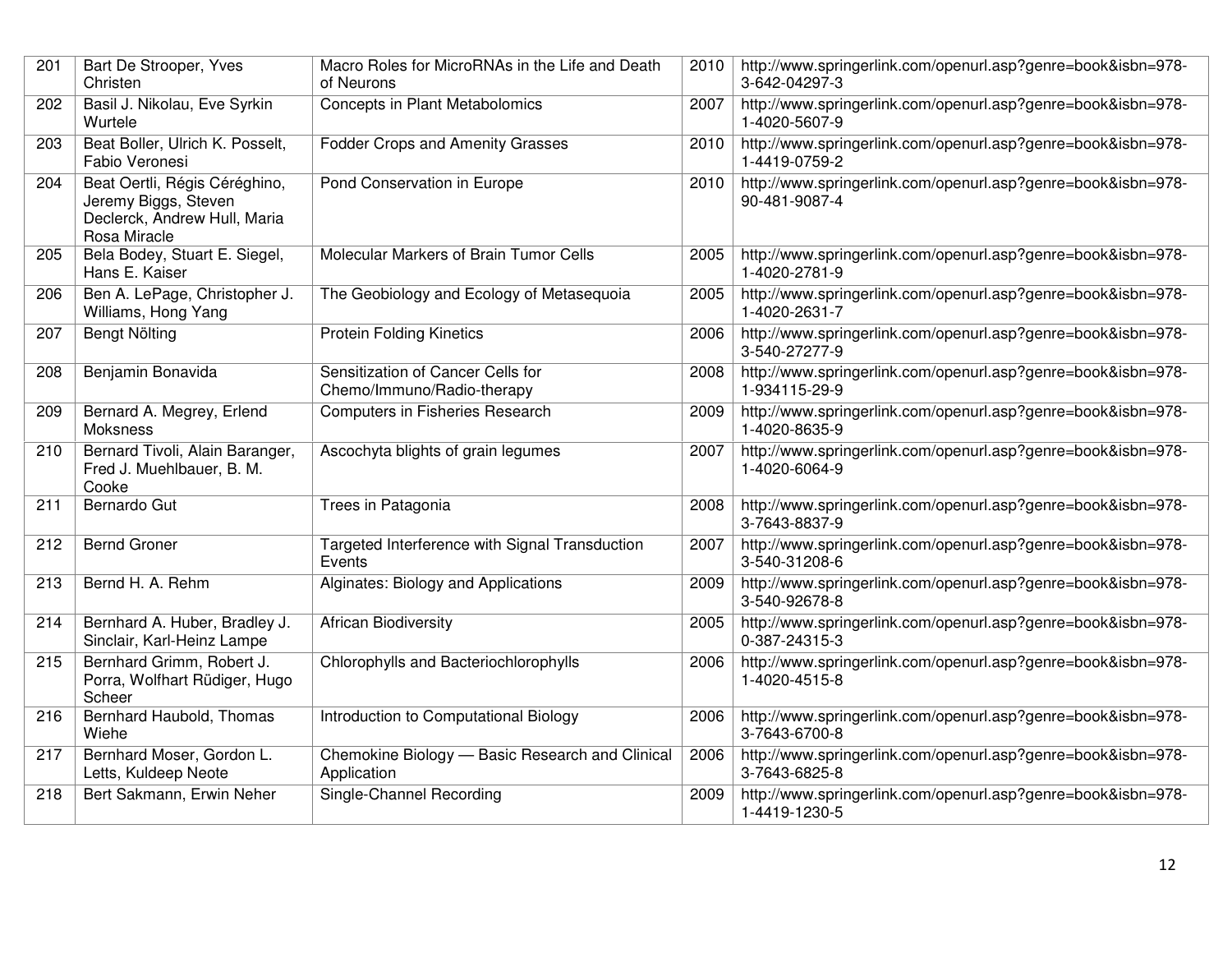| 201 | Bart De Strooper, Yves Christen | Macro Roles for MicroRNAs in the Life and Death of Neurons | 2010 | http://www.springerlink.com/openurl.asp?genre=book&isbn=978-3-642-04297-3 |
|---|---|---|---|---|
| 202 | Basil J. Nikolau, Eve Syrkin Wurtele | Concepts in Plant Metabolomics | 2007 | http://www.springerlink.com/openurl.asp?genre=book&isbn=978-1-4020-5607-9 |
| 203 | Beat Boller, Ulrich K. Posselt, Fabio Veronesi | Fodder Crops and Amenity Grasses | 2010 | http://www.springerlink.com/openurl.asp?genre=book&isbn=978-1-4419-0759-2 |
| 204 | Beat Oertli, Régis Céréghino, Jeremy Biggs, Steven Declerck, Andrew Hull, Maria Rosa Miracle | Pond Conservation in Europe | 2010 | http://www.springerlink.com/openurl.asp?genre=book&isbn=978-90-481-9087-4 |
| 205 | Bela Bodey, Stuart E. Siegel, Hans E. Kaiser | Molecular Markers of Brain Tumor Cells | 2005 | http://www.springerlink.com/openurl.asp?genre=book&isbn=978-1-4020-2781-9 |
| 206 | Ben A. LePage, Christopher J. Williams, Hong Yang | The Geobiology and Ecology of Metasequoia | 2005 | http://www.springerlink.com/openurl.asp?genre=book&isbn=978-1-4020-2631-7 |
| 207 | Bengt Nölting | Protein Folding Kinetics | 2006 | http://www.springerlink.com/openurl.asp?genre=book&isbn=978-3-540-27277-9 |
| 208 | Benjamin Bonavida | Sensitization of Cancer Cells for Chemo/Immuno/Radio-therapy | 2008 | http://www.springerlink.com/openurl.asp?genre=book&isbn=978-1-934115-29-9 |
| 209 | Bernard A. Megrey, Erlend Moksness | Computers in Fisheries Research | 2009 | http://www.springerlink.com/openurl.asp?genre=book&isbn=978-1-4020-8635-9 |
| 210 | Bernard Tivoli, Alain Baranger, Fred J. Muehlbauer, B. M. Cooke | Ascochyta blights of grain legumes | 2007 | http://www.springerlink.com/openurl.asp?genre=book&isbn=978-1-4020-6064-9 |
| 211 | Bernardo Gut | Trees in Patagonia | 2008 | http://www.springerlink.com/openurl.asp?genre=book&isbn=978-3-7643-8837-9 |
| 212 | Bernd Groner | Targeted Interference with Signal Transduction Events | 2007 | http://www.springerlink.com/openurl.asp?genre=book&isbn=978-3-540-31208-6 |
| 213 | Bernd H. A. Rehm | Alginates: Biology and Applications | 2009 | http://www.springerlink.com/openurl.asp?genre=book&isbn=978-3-540-92678-8 |
| 214 | Bernhard A. Huber, Bradley J. Sinclair, Karl-Heinz Lampe | African Biodiversity | 2005 | http://www.springerlink.com/openurl.asp?genre=book&isbn=978-0-387-24315-3 |
| 215 | Bernhard Grimm, Robert J. Porra, Wolfhart Rüdiger, Hugo Scheer | Chlorophylls and Bacteriochlorophylls | 2006 | http://www.springerlink.com/openurl.asp?genre=book&isbn=978-1-4020-4515-8 |
| 216 | Bernhard Haubold, Thomas Wiehe | Introduction to Computational Biology | 2006 | http://www.springerlink.com/openurl.asp?genre=book&isbn=978-3-7643-6700-8 |
| 217 | Bernhard Moser, Gordon L. Letts, Kuldeep Neote | Chemokine Biology — Basic Research and Clinical Application | 2006 | http://www.springerlink.com/openurl.asp?genre=book&isbn=978-3-7643-6825-8 |
| 218 | Bert Sakmann, Erwin Neher | Single-Channel Recording | 2009 | http://www.springerlink.com/openurl.asp?genre=book&isbn=978-1-4419-1230-5 |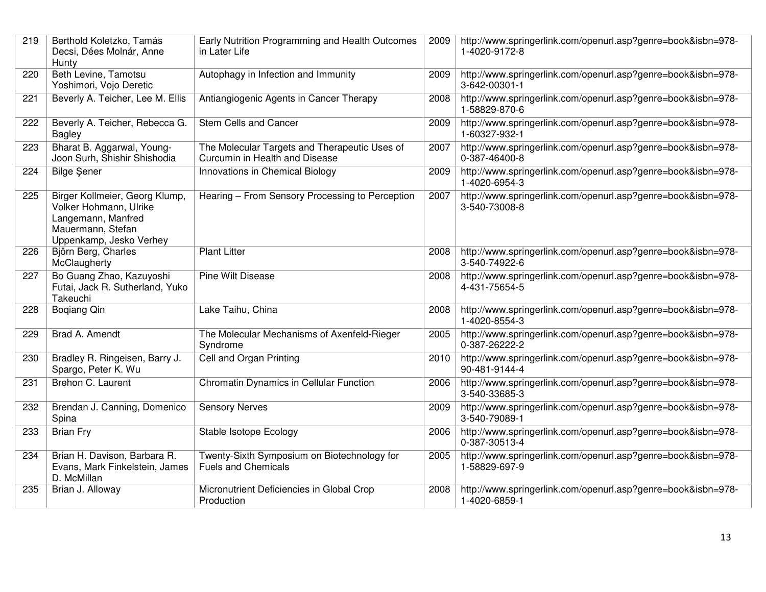| 219 | Berthold Koletzko, Tamás Decsi, Dées Molnár, Anne Hunty | Early Nutrition Programming and Health Outcomes in Later Life | 2009 | http://www.springerlink.com/openurl.asp?genre=book&isbn=978-1-4020-9172-8 |
|---|---|---|---|---|
| 220 | Beth Levine, Tamotsu Yoshimori, Vojo Deretic | Autophagy in Infection and Immunity | 2009 | http://www.springerlink.com/openurl.asp?genre=book&isbn=978-3-642-00301-1 |
| 221 | Beverly A. Teicher, Lee M. Ellis | Antiangiogenic Agents in Cancer Therapy | 2008 | http://www.springerlink.com/openurl.asp?genre=book&isbn=978-1-58829-870-6 |
| 222 | Beverly A. Teicher, Rebecca G. Bagley | Stem Cells and Cancer | 2009 | http://www.springerlink.com/openurl.asp?genre=book&isbn=978-1-60327-932-1 |
| 223 | Bharat B. Aggarwal, Young-Joon Surh, Shishir Shishodia | The Molecular Targets and Therapeutic Uses of Curcumin in Health and Disease | 2007 | http://www.springerlink.com/openurl.asp?genre=book&isbn=978-0-387-46400-8 |
| 224 | Bilge Şener | Innovations in Chemical Biology | 2009 | http://www.springerlink.com/openurl.asp?genre=book&isbn=978-1-4020-6954-3 |
| 225 | Birger Kollmeier, Georg Klump, Volker Hohmann, Ulrike Langemann, Manfred Mauermann, Stefan Uppenkamp, Jesko Verhey | Hearing – From Sensory Processing to Perception | 2007 | http://www.springerlink.com/openurl.asp?genre=book&isbn=978-3-540-73008-8 |
| 226 | Björn Berg, Charles McClaugherty | Plant Litter | 2008 | http://www.springerlink.com/openurl.asp?genre=book&isbn=978-3-540-74922-6 |
| 227 | Bo Guang Zhao, Kazuyoshi Futai, Jack R. Sutherland, Yuko Takeuchi | Pine Wilt Disease | 2008 | http://www.springerlink.com/openurl.asp?genre=book&isbn=978-4-431-75654-5 |
| 228 | Boqiang Qin | Lake Taihu, China | 2008 | http://www.springerlink.com/openurl.asp?genre=book&isbn=978-1-4020-8554-3 |
| 229 | Brad A. Amendt | The Molecular Mechanisms of Axenfeld-Rieger Syndrome | 2005 | http://www.springerlink.com/openurl.asp?genre=book&isbn=978-0-387-26222-2 |
| 230 | Bradley R. Ringeisen, Barry J. Spargo, Peter K. Wu | Cell and Organ Printing | 2010 | http://www.springerlink.com/openurl.asp?genre=book&isbn=978-90-481-9144-4 |
| 231 | Brehon C. Laurent | Chromatin Dynamics in Cellular Function | 2006 | http://www.springerlink.com/openurl.asp?genre=book&isbn=978-3-540-33685-3 |
| 232 | Brendan J. Canning, Domenico Spina | Sensory Nerves | 2009 | http://www.springerlink.com/openurl.asp?genre=book&isbn=978-3-540-79089-1 |
| 233 | Brian Fry | Stable Isotope Ecology | 2006 | http://www.springerlink.com/openurl.asp?genre=book&isbn=978-0-387-30513-4 |
| 234 | Brian H. Davison, Barbara R. Evans, Mark Finkelstein, James D. McMillan | Twenty-Sixth Symposium on Biotechnology for Fuels and Chemicals | 2005 | http://www.springerlink.com/openurl.asp?genre=book&isbn=978-1-58829-697-9 |
| 235 | Brian J. Alloway | Micronutrient Deficiencies in Global Crop Production | 2008 | http://www.springerlink.com/openurl.asp?genre=book&isbn=978-1-4020-6859-1 |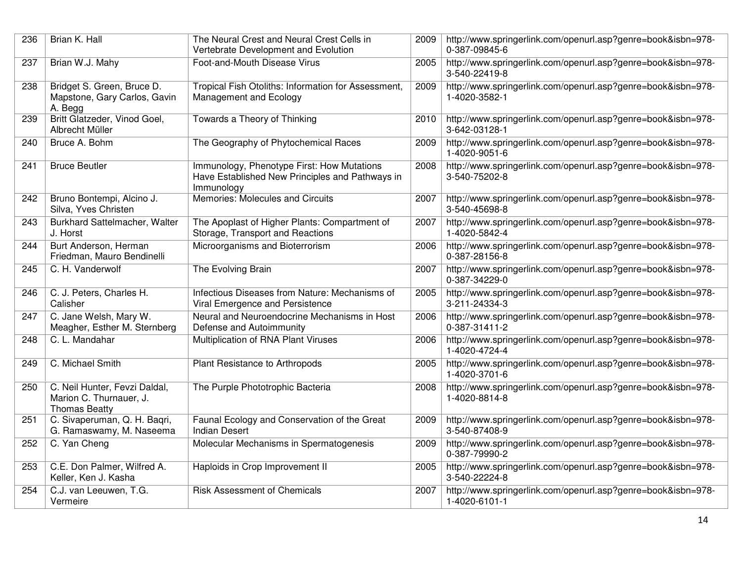| 236 | Brian K. Hall | The Neural Crest and Neural Crest Cells in Vertebrate Development and Evolution | 2009 | http://www.springerlink.com/openurl.asp?genre=book&isbn=978-0-387-09845-6 |
|---|---|---|---|---|
| 237 | Brian W.J. Mahy | Foot-and-Mouth Disease Virus | 2005 | http://www.springerlink.com/openurl.asp?genre=book&isbn=978-3-540-22419-8 |
| 238 | Bridget S. Green, Bruce D. Mapstone, Gary Carlos, Gavin A. Begg | Tropical Fish Otoliths: Information for Assessment, Management and Ecology | 2009 | http://www.springerlink.com/openurl.asp?genre=book&isbn=978-1-4020-3582-1 |
| 239 | Britt Glatzeder, Vinod Goel, Albrecht Müller | Towards a Theory of Thinking | 2010 | http://www.springerlink.com/openurl.asp?genre=book&isbn=978-3-642-03128-1 |
| 240 | Bruce A. Bohm | The Geography of Phytochemical Races | 2009 | http://www.springerlink.com/openurl.asp?genre=book&isbn=978-1-4020-9051-6 |
| 241 | Bruce Beutler | Immunology, Phenotype First: How Mutations Have Established New Principles and Pathways in Immunology | 2008 | http://www.springerlink.com/openurl.asp?genre=book&isbn=978-3-540-75202-8 |
| 242 | Bruno Bontempi, Alcino J. Silva, Yves Christen | Memories: Molecules and Circuits | 2007 | http://www.springerlink.com/openurl.asp?genre=book&isbn=978-3-540-45698-8 |
| 243 | Burkhard Sattelmacher, Walter J. Horst | The Apoplast of Higher Plants: Compartment of Storage, Transport and Reactions | 2007 | http://www.springerlink.com/openurl.asp?genre=book&isbn=978-1-4020-5842-4 |
| 244 | Burt Anderson, Herman Friedman, Mauro Bendinelli | Microorganisms and Bioterrorism | 2006 | http://www.springerlink.com/openurl.asp?genre=book&isbn=978-0-387-28156-8 |
| 245 | C. H. Vanderwolf | The Evolving Brain | 2007 | http://www.springerlink.com/openurl.asp?genre=book&isbn=978-0-387-34229-0 |
| 246 | C. J. Peters, Charles H. Calisher | Infectious Diseases from Nature: Mechanisms of Viral Emergence and Persistence | 2005 | http://www.springerlink.com/openurl.asp?genre=book&isbn=978-3-211-24334-3 |
| 247 | C. Jane Welsh, Mary W. Meagher, Esther M. Sternberg | Neural and Neuroendocrine Mechanisms in Host Defense and Autoimmunity | 2006 | http://www.springerlink.com/openurl.asp?genre=book&isbn=978-0-387-31411-2 |
| 248 | C. L. Mandahar | Multiplication of RNA Plant Viruses | 2006 | http://www.springerlink.com/openurl.asp?genre=book&isbn=978-1-4020-4724-4 |
| 249 | C. Michael Smith | Plant Resistance to Arthropods | 2005 | http://www.springerlink.com/openurl.asp?genre=book&isbn=978-1-4020-3701-6 |
| 250 | C. Neil Hunter, Fevzi Daldal, Marion C. Thurnauer, J. Thomas Beatty | The Purple Phototrophic Bacteria | 2008 | http://www.springerlink.com/openurl.asp?genre=book&isbn=978-1-4020-8814-8 |
| 251 | C. Sivaperuman, Q. H. Baqri, G. Ramaswamy, M. Naseema | Faunal Ecology and Conservation of the Great Indian Desert | 2009 | http://www.springerlink.com/openurl.asp?genre=book&isbn=978-3-540-87408-9 |
| 252 | C. Yan Cheng | Molecular Mechanisms in Spermatogenesis | 2009 | http://www.springerlink.com/openurl.asp?genre=book&isbn=978-0-387-79990-2 |
| 253 | C.E. Don Palmer, Wilfred A. Keller, Ken J. Kasha | Haploids in Crop Improvement II | 2005 | http://www.springerlink.com/openurl.asp?genre=book&isbn=978-3-540-22224-8 |
| 254 | C.J. van Leeuwen, T.G. Vermeire | Risk Assessment of Chemicals | 2007 | http://www.springerlink.com/openurl.asp?genre=book&isbn=978-1-4020-6101-1 |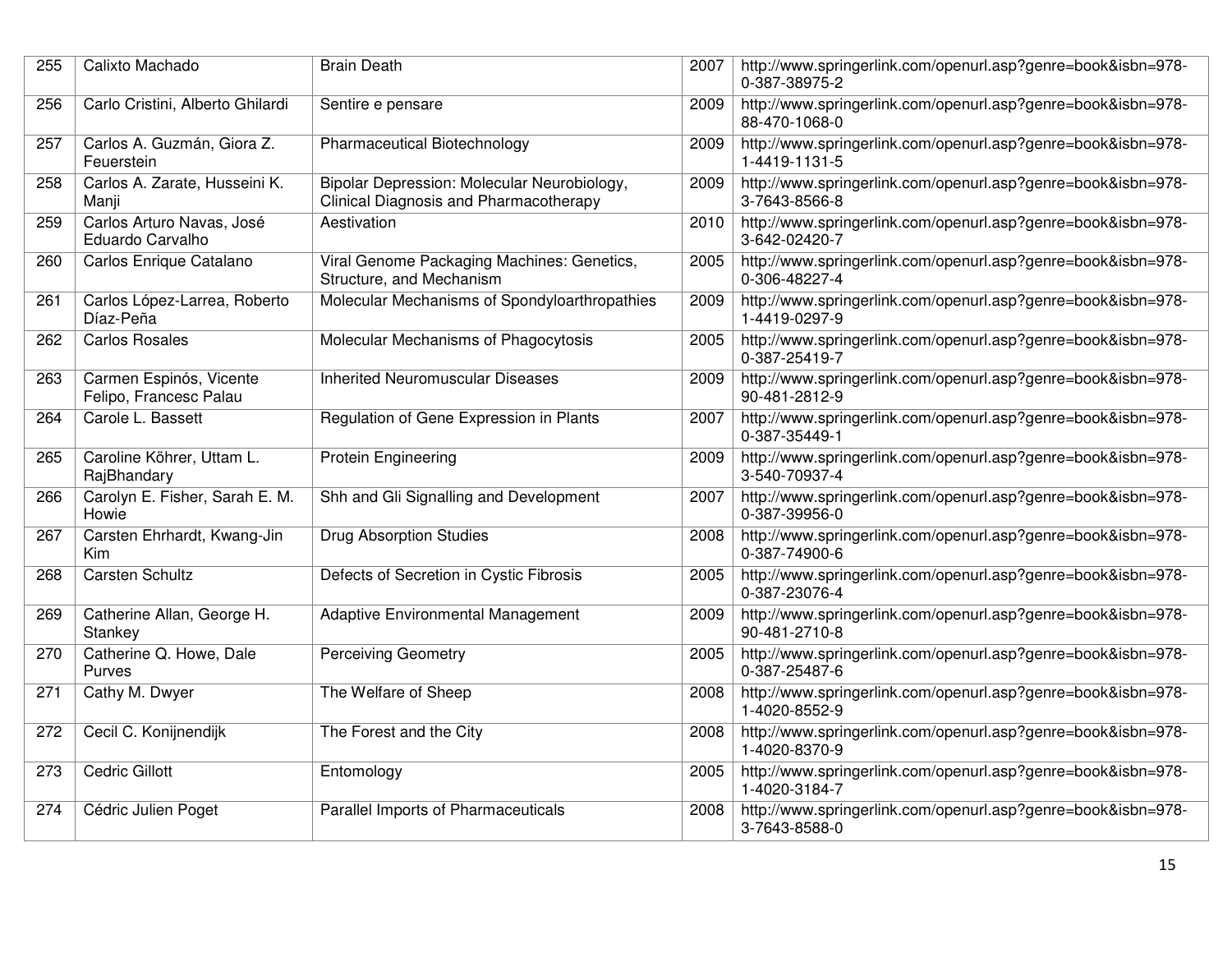| 255 | Calixto Machado | Brain Death | 2007 | http://www.springerlink.com/openurl.asp?genre=book&isbn=978-0-387-38975-2 |
|---|---|---|---|---|
| 256 | Carlo Cristini, Alberto Ghilardi | Sentire e pensare | 2009 | http://www.springerlink.com/openurl.asp?genre=book&isbn=978-88-470-1068-0 |
| 257 | Carlos A. Guzmán, Giora Z. Feuerstein | Pharmaceutical Biotechnology | 2009 | http://www.springerlink.com/openurl.asp?genre=book&isbn=978-1-4419-1131-5 |
| 258 | Carlos A. Zarate, Husseini K. Manji | Bipolar Depression: Molecular Neurobiology, Clinical Diagnosis and Pharmacotherapy | 2009 | http://www.springerlink.com/openurl.asp?genre=book&isbn=978-3-7643-8566-8 |
| 259 | Carlos Arturo Navas, José Eduardo Carvalho | Aestivation | 2010 | http://www.springerlink.com/openurl.asp?genre=book&isbn=978-3-642-02420-7 |
| 260 | Carlos Enrique Catalano | Viral Genome Packaging Machines: Genetics, Structure, and Mechanism | 2005 | http://www.springerlink.com/openurl.asp?genre=book&isbn=978-0-306-48227-4 |
| 261 | Carlos López-Larrea, Roberto Díaz-Peña | Molecular Mechanisms of Spondyloarthropathies | 2009 | http://www.springerlink.com/openurl.asp?genre=book&isbn=978-1-4419-0297-9 |
| 262 | Carlos Rosales | Molecular Mechanisms of Phagocytosis | 2005 | http://www.springerlink.com/openurl.asp?genre=book&isbn=978-0-387-25419-7 |
| 263 | Carmen Espinós, Vicente Felipo, Francesc Palau | Inherited Neuromuscular Diseases | 2009 | http://www.springerlink.com/openurl.asp?genre=book&isbn=978-90-481-2812-9 |
| 264 | Carole L. Bassett | Regulation of Gene Expression in Plants | 2007 | http://www.springerlink.com/openurl.asp?genre=book&isbn=978-0-387-35449-1 |
| 265 | Caroline Köhrer, Uttam L. RajBhandary | Protein Engineering | 2009 | http://www.springerlink.com/openurl.asp?genre=book&isbn=978-3-540-70937-4 |
| 266 | Carolyn E. Fisher, Sarah E. M. Howie | Shh and Gli Signalling and Development | 2007 | http://www.springerlink.com/openurl.asp?genre=book&isbn=978-0-387-39956-0 |
| 267 | Carsten Ehrhardt, Kwang-Jin Kim | Drug Absorption Studies | 2008 | http://www.springerlink.com/openurl.asp?genre=book&isbn=978-0-387-74900-6 |
| 268 | Carsten Schultz | Defects of Secretion in Cystic Fibrosis | 2005 | http://www.springerlink.com/openurl.asp?genre=book&isbn=978-0-387-23076-4 |
| 269 | Catherine Allan, George H. Stankey | Adaptive Environmental Management | 2009 | http://www.springerlink.com/openurl.asp?genre=book&isbn=978-90-481-2710-8 |
| 270 | Catherine Q. Howe, Dale Purves | Perceiving Geometry | 2005 | http://www.springerlink.com/openurl.asp?genre=book&isbn=978-0-387-25487-6 |
| 271 | Cathy M. Dwyer | The Welfare of Sheep | 2008 | http://www.springerlink.com/openurl.asp?genre=book&isbn=978-1-4020-8552-9 |
| 272 | Cecil C. Konijnendijk | The Forest and the City | 2008 | http://www.springerlink.com/openurl.asp?genre=book&isbn=978-1-4020-8370-9 |
| 273 | Cedric Gillott | Entomology | 2005 | http://www.springerlink.com/openurl.asp?genre=book&isbn=978-1-4020-3184-7 |
| 274 | Cédric Julien Poget | Parallel Imports of Pharmaceuticals | 2008 | http://www.springerlink.com/openurl.asp?genre=book&isbn=978-3-7643-8588-0 |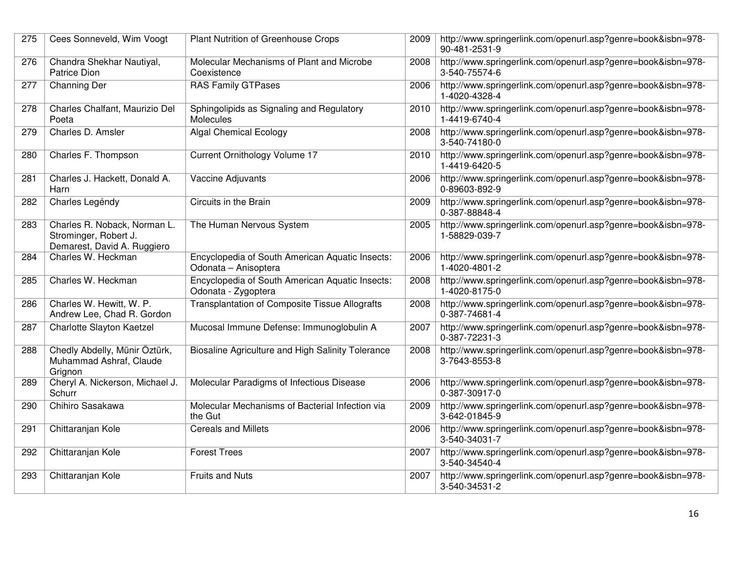| 275 | Cees Sonneveld, Wim Voogt | Plant Nutrition of Greenhouse Crops | 2009 | http://www.springerlink.com/openurl.asp?genre=book&isbn=978-90-481-2531-9 |
|---|---|---|---|---|
| 276 | Chandra Shekhar Nautiyal, Patrice Dion | Molecular Mechanisms of Plant and Microbe Coexistence | 2008 | http://www.springerlink.com/openurl.asp?genre=book&isbn=978-3-540-75574-6 |
| 277 | Channing Der | RAS Family GTPases | 2006 | http://www.springerlink.com/openurl.asp?genre=book&isbn=978-1-4020-4328-4 |
| 278 | Charles Chalfant, Maurizio Del Poeta | Sphingolipids as Signaling and Regulatory Molecules | 2010 | http://www.springerlink.com/openurl.asp?genre=book&isbn=978-1-4419-6740-4 |
| 279 | Charles D. Amsler | Algal Chemical Ecology | 2008 | http://www.springerlink.com/openurl.asp?genre=book&isbn=978-3-540-74180-0 |
| 280 | Charles F. Thompson | Current Ornithology Volume 17 | 2010 | http://www.springerlink.com/openurl.asp?genre=book&isbn=978-1-4419-6420-5 |
| 281 | Charles J. Hackett, Donald A. Harn | Vaccine Adjuvants | 2006 | http://www.springerlink.com/openurl.asp?genre=book&isbn=978-0-89603-892-9 |
| 282 | Charles Legéndy | Circuits in the Brain | 2009 | http://www.springerlink.com/openurl.asp?genre=book&isbn=978-0-387-88848-4 |
| 283 | Charles R. Noback, Norman L. Strominger, Robert J. Demarest, David A. Ruggiero | The Human Nervous System | 2005 | http://www.springerlink.com/openurl.asp?genre=book&isbn=978-1-58829-039-7 |
| 284 | Charles W. Heckman | Encyclopedia of South American Aquatic Insects: Odonata – Anisoptera | 2006 | http://www.springerlink.com/openurl.asp?genre=book&isbn=978-1-4020-4801-2 |
| 285 | Charles W. Heckman | Encyclopedia of South American Aquatic Insects: Odonata - Zygoptera | 2008 | http://www.springerlink.com/openurl.asp?genre=book&isbn=978-1-4020-8175-0 |
| 286 | Charles W. Hewitt, W. P. Andrew Lee, Chad R. Gordon | Transplantation of Composite Tissue Allografts | 2008 | http://www.springerlink.com/openurl.asp?genre=book&isbn=978-0-387-74681-4 |
| 287 | Charlotte Slayton Kaetzel | Mucosal Immune Defense: Immunoglobulin A | 2007 | http://www.springerlink.com/openurl.asp?genre=book&isbn=978-0-387-72231-3 |
| 288 | Chedly Abdelly, Münir Öztürk, Muhammad Ashraf, Claude Grignon | Biosaline Agriculture and High Salinity Tolerance | 2008 | http://www.springerlink.com/openurl.asp?genre=book&isbn=978-3-7643-8553-8 |
| 289 | Cheryl A. Nickerson, Michael J. Schurr | Molecular Paradigms of Infectious Disease | 2006 | http://www.springerlink.com/openurl.asp?genre=book&isbn=978-0-387-30917-0 |
| 290 | Chihiro Sasakawa | Molecular Mechanisms of Bacterial Infection via the Gut | 2009 | http://www.springerlink.com/openurl.asp?genre=book&isbn=978-3-642-01845-9 |
| 291 | Chittaranjan Kole | Cereals and Millets | 2006 | http://www.springerlink.com/openurl.asp?genre=book&isbn=978-3-540-34031-7 |
| 292 | Chittaranjan Kole | Forest Trees | 2007 | http://www.springerlink.com/openurl.asp?genre=book&isbn=978-3-540-34540-4 |
| 293 | Chittaranjan Kole | Fruits and Nuts | 2007 | http://www.springerlink.com/openurl.asp?genre=book&isbn=978-3-540-34531-2 |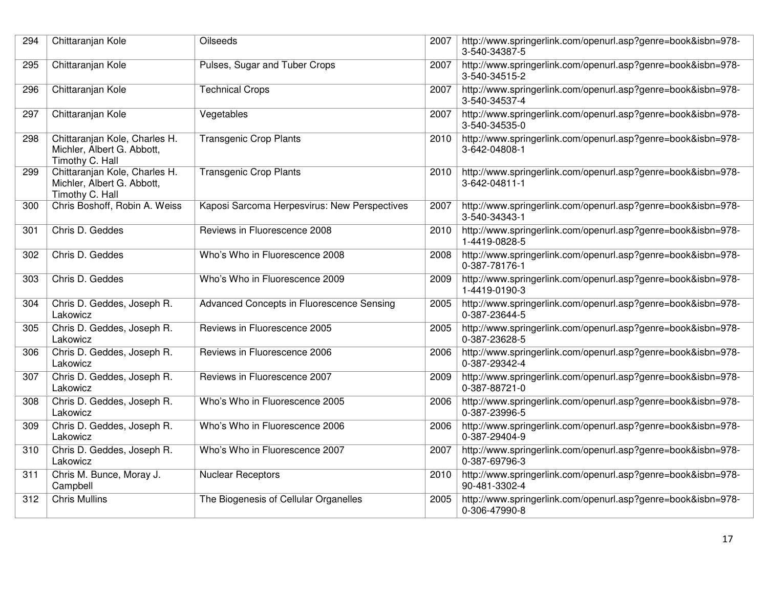| 294 | Chittaranjan Kole | Oilseeds | 2007 | http://www.springerlink.com/openurl.asp?genre=book&isbn=978-3-540-34387-5 |
|---|---|---|---|---|
| 295 | Chittaranjan Kole | Pulses, Sugar and Tuber Crops | 2007 | http://www.springerlink.com/openurl.asp?genre=book&isbn=978-3-540-34515-2 |
| 296 | Chittaranjan Kole | Technical Crops | 2007 | http://www.springerlink.com/openurl.asp?genre=book&isbn=978-3-540-34537-4 |
| 297 | Chittaranjan Kole | Vegetables | 2007 | http://www.springerlink.com/openurl.asp?genre=book&isbn=978-3-540-34535-0 |
| 298 | Chittaranjan Kole, Charles H. Michler, Albert G. Abbott, Timothy C. Hall | Transgenic Crop Plants | 2010 | http://www.springerlink.com/openurl.asp?genre=book&isbn=978-3-642-04808-1 |
| 299 | Chittaranjan Kole, Charles H. Michler, Albert G. Abbott, Timothy C. Hall | Transgenic Crop Plants | 2010 | http://www.springerlink.com/openurl.asp?genre=book&isbn=978-3-642-04811-1 |
| 300 | Chris Boshoff, Robin A. Weiss | Kaposi Sarcoma Herpesvirus: New Perspectives | 2007 | http://www.springerlink.com/openurl.asp?genre=book&isbn=978-3-540-34343-1 |
| 301 | Chris D. Geddes | Reviews in Fluorescence 2008 | 2010 | http://www.springerlink.com/openurl.asp?genre=book&isbn=978-1-4419-0828-5 |
| 302 | Chris D. Geddes | Who's Who in Fluorescence 2008 | 2008 | http://www.springerlink.com/openurl.asp?genre=book&isbn=978-0-387-78176-1 |
| 303 | Chris D. Geddes | Who's Who in Fluorescence 2009 | 2009 | http://www.springerlink.com/openurl.asp?genre=book&isbn=978-1-4419-0190-3 |
| 304 | Chris D. Geddes, Joseph R. Lakowicz | Advanced Concepts in Fluorescence Sensing | 2005 | http://www.springerlink.com/openurl.asp?genre=book&isbn=978-0-387-23644-5 |
| 305 | Chris D. Geddes, Joseph R. Lakowicz | Reviews in Fluorescence 2005 | 2005 | http://www.springerlink.com/openurl.asp?genre=book&isbn=978-0-387-23628-5 |
| 306 | Chris D. Geddes, Joseph R. Lakowicz | Reviews in Fluorescence 2006 | 2006 | http://www.springerlink.com/openurl.asp?genre=book&isbn=978-0-387-29342-4 |
| 307 | Chris D. Geddes, Joseph R. Lakowicz | Reviews in Fluorescence 2007 | 2009 | http://www.springerlink.com/openurl.asp?genre=book&isbn=978-0-387-88721-0 |
| 308 | Chris D. Geddes, Joseph R. Lakowicz | Who's Who in Fluorescence 2005 | 2006 | http://www.springerlink.com/openurl.asp?genre=book&isbn=978-0-387-23996-5 |
| 309 | Chris D. Geddes, Joseph R. Lakowicz | Who's Who in Fluorescence 2006 | 2006 | http://www.springerlink.com/openurl.asp?genre=book&isbn=978-0-387-29404-9 |
| 310 | Chris D. Geddes, Joseph R. Lakowicz | Who's Who in Fluorescence 2007 | 2007 | http://www.springerlink.com/openurl.asp?genre=book&isbn=978-0-387-69796-3 |
| 311 | Chris M. Bunce, Moray J. Campbell | Nuclear Receptors | 2010 | http://www.springerlink.com/openurl.asp?genre=book&isbn=978-90-481-3302-4 |
| 312 | Chris Mullins | The Biogenesis of Cellular Organelles | 2005 | http://www.springerlink.com/openurl.asp?genre=book&isbn=978-0-306-47990-8 |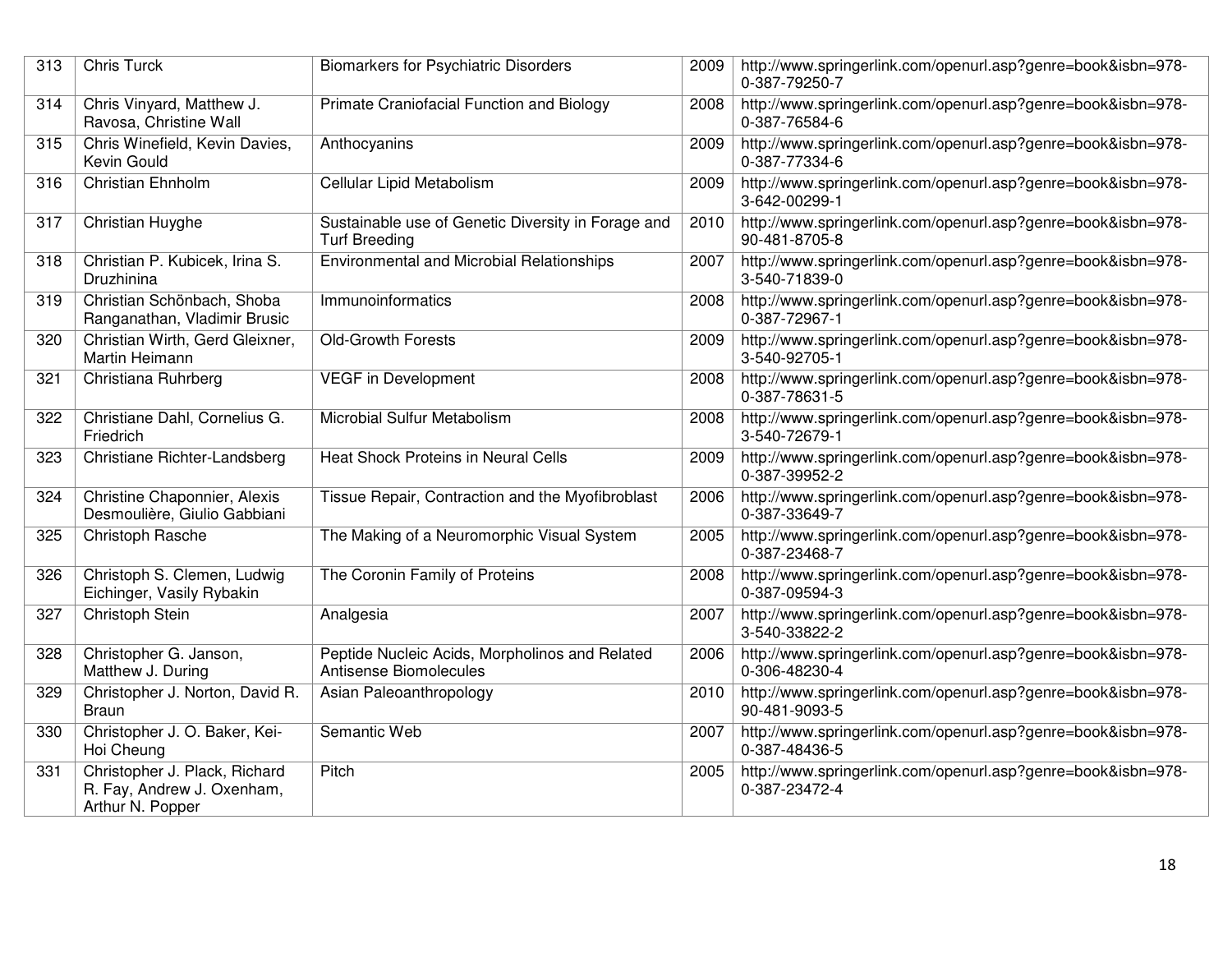| 313 | Chris Turck | Biomarkers for Psychiatric Disorders | 2009 | http://www.springerlink.com/openurl.asp?genre=book&isbn=978-0-387-79250-7 |
|---|---|---|---|---|
| 314 | Chris Vinyard, Matthew J. Ravosa, Christine Wall | Primate Craniofacial Function and Biology | 2008 | http://www.springerlink.com/openurl.asp?genre=book&isbn=978-0-387-76584-6 |
| 315 | Chris Winefield, Kevin Davies, Kevin Gould | Anthocyanins | 2009 | http://www.springerlink.com/openurl.asp?genre=book&isbn=978-0-387-77334-6 |
| 316 | Christian Ehnholm | Cellular Lipid Metabolism | 2009 | http://www.springerlink.com/openurl.asp?genre=book&isbn=978-3-642-00299-1 |
| 317 | Christian Huyghe | Sustainable use of Genetic Diversity in Forage and Turf Breeding | 2010 | http://www.springerlink.com/openurl.asp?genre=book&isbn=978-90-481-8705-8 |
| 318 | Christian P. Kubicek, Irina S. Druzhinina | Environmental and Microbial Relationships | 2007 | http://www.springerlink.com/openurl.asp?genre=book&isbn=978-3-540-71839-0 |
| 319 | Christian Schönbach, Shoba Ranganathan, Vladimir Brusic | Immunoinformatics | 2008 | http://www.springerlink.com/openurl.asp?genre=book&isbn=978-0-387-72967-1 |
| 320 | Christian Wirth, Gerd Gleixner, Martin Heimann | Old-Growth Forests | 2009 | http://www.springerlink.com/openurl.asp?genre=book&isbn=978-3-540-92705-1 |
| 321 | Christiana Ruhrberg | VEGF in Development | 2008 | http://www.springerlink.com/openurl.asp?genre=book&isbn=978-0-387-78631-5 |
| 322 | Christiane Dahl, Cornelius G. Friedrich | Microbial Sulfur Metabolism | 2008 | http://www.springerlink.com/openurl.asp?genre=book&isbn=978-3-540-72679-1 |
| 323 | Christiane Richter-Landsberg | Heat Shock Proteins in Neural Cells | 2009 | http://www.springerlink.com/openurl.asp?genre=book&isbn=978-0-387-39952-2 |
| 324 | Christine Chaponnier, Alexis Desmoulière, Giulio Gabbiani | Tissue Repair, Contraction and the Myofibroblast | 2006 | http://www.springerlink.com/openurl.asp?genre=book&isbn=978-0-387-33649-7 |
| 325 | Christoph Rasche | The Making of a Neuromorphic Visual System | 2005 | http://www.springerlink.com/openurl.asp?genre=book&isbn=978-0-387-23468-7 |
| 326 | Christoph S. Clemen, Ludwig Eichinger, Vasily Rybakin | The Coronin Family of Proteins | 2008 | http://www.springerlink.com/openurl.asp?genre=book&isbn=978-0-387-09594-3 |
| 327 | Christoph Stein | Analgesia | 2007 | http://www.springerlink.com/openurl.asp?genre=book&isbn=978-3-540-33822-2 |
| 328 | Christopher G. Janson, Matthew J. During | Peptide Nucleic Acids, Morpholinos and Related Antisense Biomolecules | 2006 | http://www.springerlink.com/openurl.asp?genre=book&isbn=978-0-306-48230-4 |
| 329 | Christopher J. Norton, David R. Braun | Asian Paleoanthropology | 2010 | http://www.springerlink.com/openurl.asp?genre=book&isbn=978-90-481-9093-5 |
| 330 | Christopher J. O. Baker, Kei-Hoi Cheung | Semantic Web | 2007 | http://www.springerlink.com/openurl.asp?genre=book&isbn=978-0-387-48436-5 |
| 331 | Christopher J. Plack, Richard R. Fay, Andrew J. Oxenham, Arthur N. Popper | Pitch | 2005 | http://www.springerlink.com/openurl.asp?genre=book&isbn=978-0-387-23472-4 |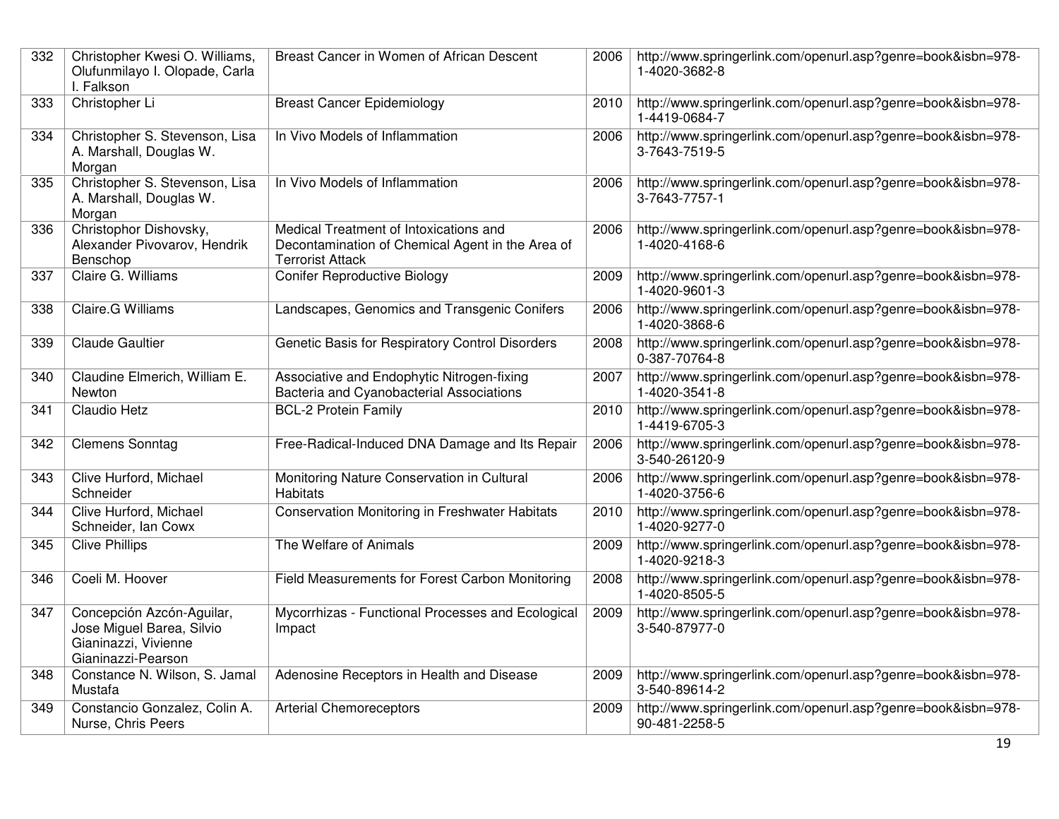| 332 | Christopher Kwesi O. Williams, Olufunmilayo I. Olopade, Carla I. Falkson | Breast Cancer in Women of African Descent | 2006 | http://www.springerlink.com/openurl.asp?genre=book&isbn=978-1-4020-3682-8 |
|---|---|---|---|---|
| 333 | Christopher Li | Breast Cancer Epidemiology | 2010 | http://www.springerlink.com/openurl.asp?genre=book&isbn=978-1-4419-0684-7 |
| 334 | Christopher S. Stevenson, Lisa A. Marshall, Douglas W. Morgan | In Vivo Models of Inflammation | 2006 | http://www.springerlink.com/openurl.asp?genre=book&isbn=978-3-7643-7519-5 |
| 335 | Christopher S. Stevenson, Lisa A. Marshall, Douglas W. Morgan | In Vivo Models of Inflammation | 2006 | http://www.springerlink.com/openurl.asp?genre=book&isbn=978-3-7643-7757-1 |
| 336 | Christophor Dishovsky, Alexander Pivovarov, Hendrik Benschop | Medical Treatment of Intoxications and Decontamination of Chemical Agent in the Area of Terrorist Attack | 2006 | http://www.springerlink.com/openurl.asp?genre=book&isbn=978-1-4020-4168-6 |
| 337 | Claire G. Williams | Conifer Reproductive Biology | 2009 | http://www.springerlink.com/openurl.asp?genre=book&isbn=978-1-4020-9601-3 |
| 338 | Claire.G Williams | Landscapes, Genomics and Transgenic Conifers | 2006 | http://www.springerlink.com/openurl.asp?genre=book&isbn=978-1-4020-3868-6 |
| 339 | Claude Gaultier | Genetic Basis for Respiratory Control Disorders | 2008 | http://www.springerlink.com/openurl.asp?genre=book&isbn=978-0-387-70764-8 |
| 340 | Claudine Elmerich, William E. Newton | Associative and Endophytic Nitrogen-fixing Bacteria and Cyanobacterial Associations | 2007 | http://www.springerlink.com/openurl.asp?genre=book&isbn=978-1-4020-3541-8 |
| 341 | Claudio Hetz | BCL-2 Protein Family | 2010 | http://www.springerlink.com/openurl.asp?genre=book&isbn=978-1-4419-6705-3 |
| 342 | Clemens Sonntag | Free-Radical-Induced DNA Damage and Its Repair | 2006 | http://www.springerlink.com/openurl.asp?genre=book&isbn=978-3-540-26120-9 |
| 343 | Clive Hurford, Michael Schneider | Monitoring Nature Conservation in Cultural Habitats | 2006 | http://www.springerlink.com/openurl.asp?genre=book&isbn=978-1-4020-3756-6 |
| 344 | Clive Hurford, Michael Schneider, Ian Cowx | Conservation Monitoring in Freshwater Habitats | 2010 | http://www.springerlink.com/openurl.asp?genre=book&isbn=978-1-4020-9277-0 |
| 345 | Clive Phillips | The Welfare of Animals | 2009 | http://www.springerlink.com/openurl.asp?genre=book&isbn=978-1-4020-9218-3 |
| 346 | Coeli M. Hoover | Field Measurements for Forest Carbon Monitoring | 2008 | http://www.springerlink.com/openurl.asp?genre=book&isbn=978-1-4020-8505-5 |
| 347 | Concepción Azcón-Aguilar, Jose Miguel Barea, Silvio Gianinazzi, Vivienne Gianinazzi-Pearson | Mycorrhizas - Functional Processes and Ecological Impact | 2009 | http://www.springerlink.com/openurl.asp?genre=book&isbn=978-3-540-87977-0 |
| 348 | Constance N. Wilson, S. Jamal Mustafa | Adenosine Receptors in Health and Disease | 2009 | http://www.springerlink.com/openurl.asp?genre=book&isbn=978-3-540-89614-2 |
| 349 | Constancio Gonzalez, Colin A. Nurse, Chris Peers | Arterial Chemoreceptors | 2009 | http://www.springerlink.com/openurl.asp?genre=book&isbn=978-90-481-2258-5 |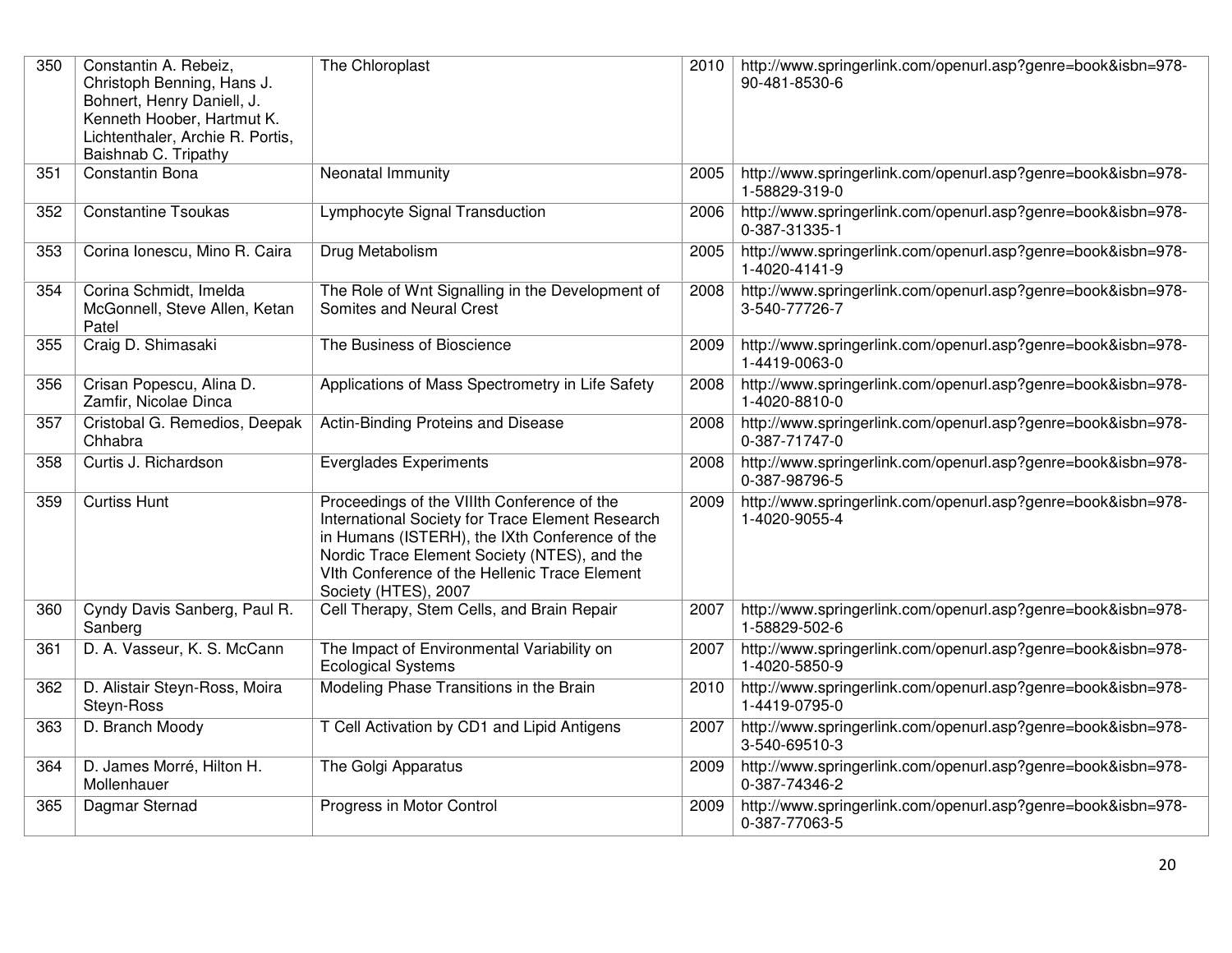| 350 | Constantin A. Rebeiz, Christoph Benning, Hans J. Bohnert, Henry Daniell, J. Kenneth Hoober, Hartmut K. Lichtenthaler, Archie R. Portis, Baishnab C. Tripathy | The Chloroplast | 2010 | http://www.springerlink.com/openurl.asp?genre=book&isbn=978-90-481-8530-6 |
|---|---|---|---|---|
| 351 | Constantin Bona | Neonatal Immunity | 2005 | http://www.springerlink.com/openurl.asp?genre=book&isbn=978-1-58829-319-0 |
| 352 | Constantine Tsoukas | Lymphocyte Signal Transduction | 2006 | http://www.springerlink.com/openurl.asp?genre=book&isbn=978-0-387-31335-1 |
| 353 | Corina Ionescu, Mino R. Caira | Drug Metabolism | 2005 | http://www.springerlink.com/openurl.asp?genre=book&isbn=978-1-4020-4141-9 |
| 354 | Corina Schmidt, Imelda McGonnell, Steve Allen, Ketan Patel | The Role of Wnt Signalling in the Development of Somites and Neural Crest | 2008 | http://www.springerlink.com/openurl.asp?genre=book&isbn=978-3-540-77726-7 |
| 355 | Craig D. Shimasaki | The Business of Bioscience | 2009 | http://www.springerlink.com/openurl.asp?genre=book&isbn=978-1-4419-0063-0 |
| 356 | Crisan Popescu, Alina D. Zamfir, Nicolae Dinca | Applications of Mass Spectrometry in Life Safety | 2008 | http://www.springerlink.com/openurl.asp?genre=book&isbn=978-1-4020-8810-0 |
| 357 | Cristobal G. Remedios, Deepak Chhabra | Actin-Binding Proteins and Disease | 2008 | http://www.springerlink.com/openurl.asp?genre=book&isbn=978-0-387-71747-0 |
| 358 | Curtis J. Richardson | Everglades Experiments | 2008 | http://www.springerlink.com/openurl.asp?genre=book&isbn=978-0-387-98796-5 |
| 359 | Curtiss Hunt | Proceedings of the VIIIth Conference of the International Society for Trace Element Research in Humans (ISTERH), the IXth Conference of the Nordic Trace Element Society (NTES), and the VIth Conference of the Hellenic Trace Element Society (HTES), 2007 | 2009 | http://www.springerlink.com/openurl.asp?genre=book&isbn=978-1-4020-9055-4 |
| 360 | Cyndy Davis Sanberg, Paul R. Sanberg | Cell Therapy, Stem Cells, and Brain Repair | 2007 | http://www.springerlink.com/openurl.asp?genre=book&isbn=978-1-58829-502-6 |
| 361 | D. A. Vasseur, K. S. McCann | The Impact of Environmental Variability on Ecological Systems | 2007 | http://www.springerlink.com/openurl.asp?genre=book&isbn=978-1-4020-5850-9 |
| 362 | D. Alistair Steyn-Ross, Moira Steyn-Ross | Modeling Phase Transitions in the Brain | 2010 | http://www.springerlink.com/openurl.asp?genre=book&isbn=978-1-4419-0795-0 |
| 363 | D. Branch Moody | T Cell Activation by CD1 and Lipid Antigens | 2007 | http://www.springerlink.com/openurl.asp?genre=book&isbn=978-3-540-69510-3 |
| 364 | D. James Morré, Hilton H. Mollenhauer | The Golgi Apparatus | 2009 | http://www.springerlink.com/openurl.asp?genre=book&isbn=978-0-387-74346-2 |
| 365 | Dagmar Sternad | Progress in Motor Control | 2009 | http://www.springerlink.com/openurl.asp?genre=book&isbn=978-0-387-77063-5 |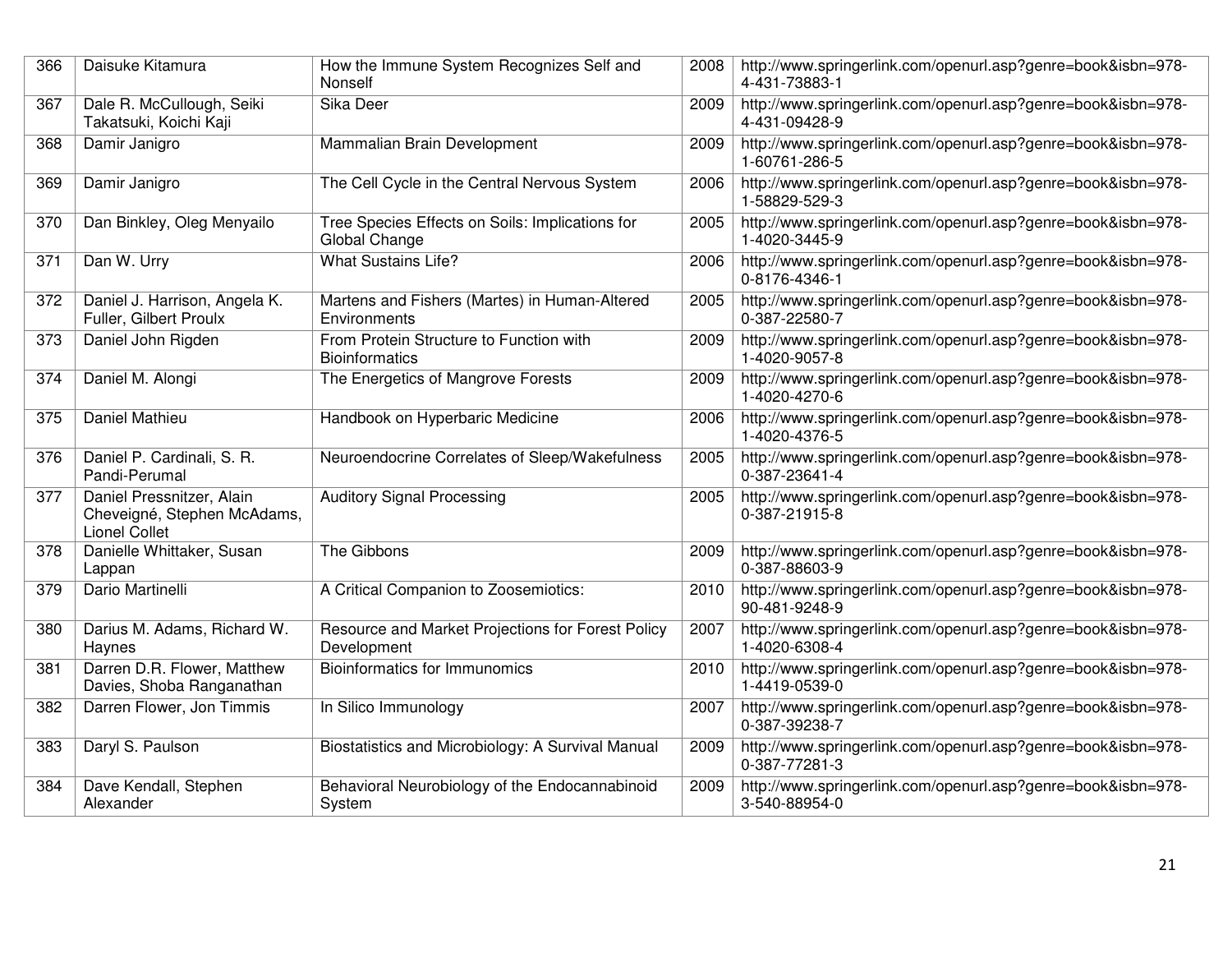| 366 | Daisuke Kitamura | How the Immune System Recognizes Self and Nonself | 2008 | http://www.springerlink.com/openurl.asp?genre=book&isbn=978-4-431-73883-1 |
|---|---|---|---|---|
| 367 | Dale R. McCullough, Seiki Takatsuki, Koichi Kaji | Sika Deer | 2009 | http://www.springerlink.com/openurl.asp?genre=book&isbn=978-4-431-09428-9 |
| 368 | Damir Janigro | Mammalian Brain Development | 2009 | http://www.springerlink.com/openurl.asp?genre=book&isbn=978-1-60761-286-5 |
| 369 | Damir Janigro | The Cell Cycle in the Central Nervous System | 2006 | http://www.springerlink.com/openurl.asp?genre=book&isbn=978-1-58829-529-3 |
| 370 | Dan Binkley, Oleg Menyailo | Tree Species Effects on Soils: Implications for Global Change | 2005 | http://www.springerlink.com/openurl.asp?genre=book&isbn=978-1-4020-3445-9 |
| 371 | Dan W. Urry | What Sustains Life? | 2006 | http://www.springerlink.com/openurl.asp?genre=book&isbn=978-0-8176-4346-1 |
| 372 | Daniel J. Harrison, Angela K. Fuller, Gilbert Proulx | Martens and Fishers (Martes) in Human-Altered Environments | 2005 | http://www.springerlink.com/openurl.asp?genre=book&isbn=978-0-387-22580-7 |
| 373 | Daniel John Rigden | From Protein Structure to Function with Bioinformatics | 2009 | http://www.springerlink.com/openurl.asp?genre=book&isbn=978-1-4020-9057-8 |
| 374 | Daniel M. Alongi | The Energetics of Mangrove Forests | 2009 | http://www.springerlink.com/openurl.asp?genre=book&isbn=978-1-4020-4270-6 |
| 375 | Daniel Mathieu | Handbook on Hyperbaric Medicine | 2006 | http://www.springerlink.com/openurl.asp?genre=book&isbn=978-1-4020-4376-5 |
| 376 | Daniel P. Cardinali, S. R. Pandi-Perumal | Neuroendocrine Correlates of Sleep/Wakefulness | 2005 | http://www.springerlink.com/openurl.asp?genre=book&isbn=978-0-387-23641-4 |
| 377 | Daniel Pressnitzer, Alain Cheveigné, Stephen McAdams, Lionel Collet | Auditory Signal Processing | 2005 | http://www.springerlink.com/openurl.asp?genre=book&isbn=978-0-387-21915-8 |
| 378 | Danielle Whittaker, Susan Lappan | The Gibbons | 2009 | http://www.springerlink.com/openurl.asp?genre=book&isbn=978-0-387-88603-9 |
| 379 | Dario Martinelli | A Critical Companion to Zoosemiotics: | 2010 | http://www.springerlink.com/openurl.asp?genre=book&isbn=978-90-481-9248-9 |
| 380 | Darius M. Adams, Richard W. Haynes | Resource and Market Projections for Forest Policy Development | 2007 | http://www.springerlink.com/openurl.asp?genre=book&isbn=978-1-4020-6308-4 |
| 381 | Darren D.R. Flower, Matthew Davies, Shoba Ranganathan | Bioinformatics for Immunomics | 2010 | http://www.springerlink.com/openurl.asp?genre=book&isbn=978-1-4419-0539-0 |
| 382 | Darren Flower, Jon Timmis | In Silico Immunology | 2007 | http://www.springerlink.com/openurl.asp?genre=book&isbn=978-0-387-39238-7 |
| 383 | Daryl S. Paulson | Biostatistics and Microbiology: A Survival Manual | 2009 | http://www.springerlink.com/openurl.asp?genre=book&isbn=978-0-387-77281-3 |
| 384 | Dave Kendall, Stephen Alexander | Behavioral Neurobiology of the Endocannabinoid System | 2009 | http://www.springerlink.com/openurl.asp?genre=book&isbn=978-3-540-88954-0 |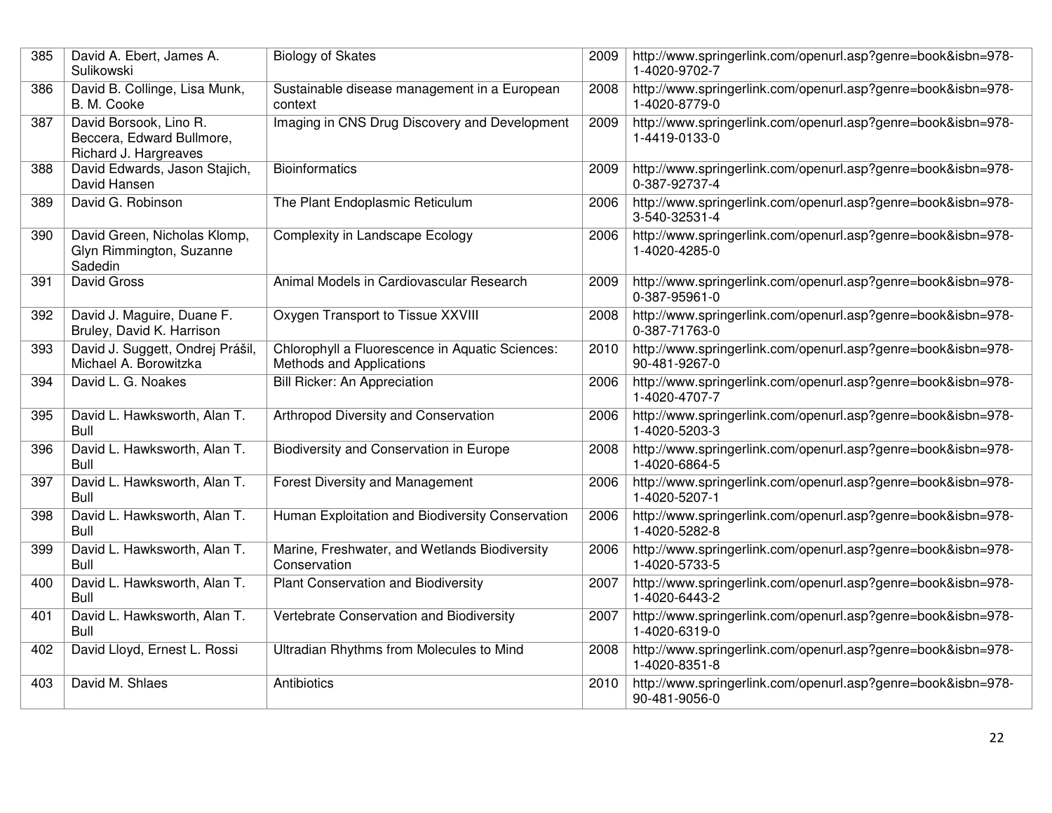| 385 | David A. Ebert, James A. Sulikowski | Biology of Skates | 2009 | http://www.springerlink.com/openurl.asp?genre=book&isbn=978-1-4020-9702-7 |
|---|---|---|---|---|
| 386 | David B. Collinge, Lisa Munk, B. M. Cooke | Sustainable disease management in a European context | 2008 | http://www.springerlink.com/openurl.asp?genre=book&isbn=978-1-4020-8779-0 |
| 387 | David Borsook, Lino R. Beccera, Edward Bullmore, Richard J. Hargreaves | Imaging in CNS Drug Discovery and Development | 2009 | http://www.springerlink.com/openurl.asp?genre=book&isbn=978-1-4419-0133-0 |
| 388 | David Edwards, Jason Stajich, David Hansen | Bioinformatics | 2009 | http://www.springerlink.com/openurl.asp?genre=book&isbn=978-0-387-92737-4 |
| 389 | David G. Robinson | The Plant Endoplasmic Reticulum | 2006 | http://www.springerlink.com/openurl.asp?genre=book&isbn=978-3-540-32531-4 |
| 390 | David Green, Nicholas Klomp, Glyn Rimmington, Suzanne Sadedin | Complexity in Landscape Ecology | 2006 | http://www.springerlink.com/openurl.asp?genre=book&isbn=978-1-4020-4285-0 |
| 391 | David Gross | Animal Models in Cardiovascular Research | 2009 | http://www.springerlink.com/openurl.asp?genre=book&isbn=978-0-387-95961-0 |
| 392 | David J. Maguire, Duane F. Bruley, David K. Harrison | Oxygen Transport to Tissue XXVIII | 2008 | http://www.springerlink.com/openurl.asp?genre=book&isbn=978-0-387-71763-0 |
| 393 | David J. Suggett, Ondrej Prášil, Michael A. Borowitzka | Chlorophyll a Fluorescence in Aquatic Sciences: Methods and Applications | 2010 | http://www.springerlink.com/openurl.asp?genre=book&isbn=978-90-481-9267-0 |
| 394 | David L. G. Noakes | Bill Ricker: An Appreciation | 2006 | http://www.springerlink.com/openurl.asp?genre=book&isbn=978-1-4020-4707-7 |
| 395 | David L. Hawksworth, Alan T. Bull | Arthropod Diversity and Conservation | 2006 | http://www.springerlink.com/openurl.asp?genre=book&isbn=978-1-4020-5203-3 |
| 396 | David L. Hawksworth, Alan T. Bull | Biodiversity and Conservation in Europe | 2008 | http://www.springerlink.com/openurl.asp?genre=book&isbn=978-1-4020-6864-5 |
| 397 | David L. Hawksworth, Alan T. Bull | Forest Diversity and Management | 2006 | http://www.springerlink.com/openurl.asp?genre=book&isbn=978-1-4020-5207-1 |
| 398 | David L. Hawksworth, Alan T. Bull | Human Exploitation and Biodiversity Conservation | 2006 | http://www.springerlink.com/openurl.asp?genre=book&isbn=978-1-4020-5282-8 |
| 399 | David L. Hawksworth, Alan T. Bull | Marine, Freshwater, and Wetlands Biodiversity Conservation | 2006 | http://www.springerlink.com/openurl.asp?genre=book&isbn=978-1-4020-5733-5 |
| 400 | David L. Hawksworth, Alan T. Bull | Plant Conservation and Biodiversity | 2007 | http://www.springerlink.com/openurl.asp?genre=book&isbn=978-1-4020-6443-2 |
| 401 | David L. Hawksworth, Alan T. Bull | Vertebrate Conservation and Biodiversity | 2007 | http://www.springerlink.com/openurl.asp?genre=book&isbn=978-1-4020-6319-0 |
| 402 | David Lloyd, Ernest L. Rossi | Ultradian Rhythms from Molecules to Mind | 2008 | http://www.springerlink.com/openurl.asp?genre=book&isbn=978-1-4020-8351-8 |
| 403 | David M. Shlaes | Antibiotics | 2010 | http://www.springerlink.com/openurl.asp?genre=book&isbn=978-90-481-9056-0 |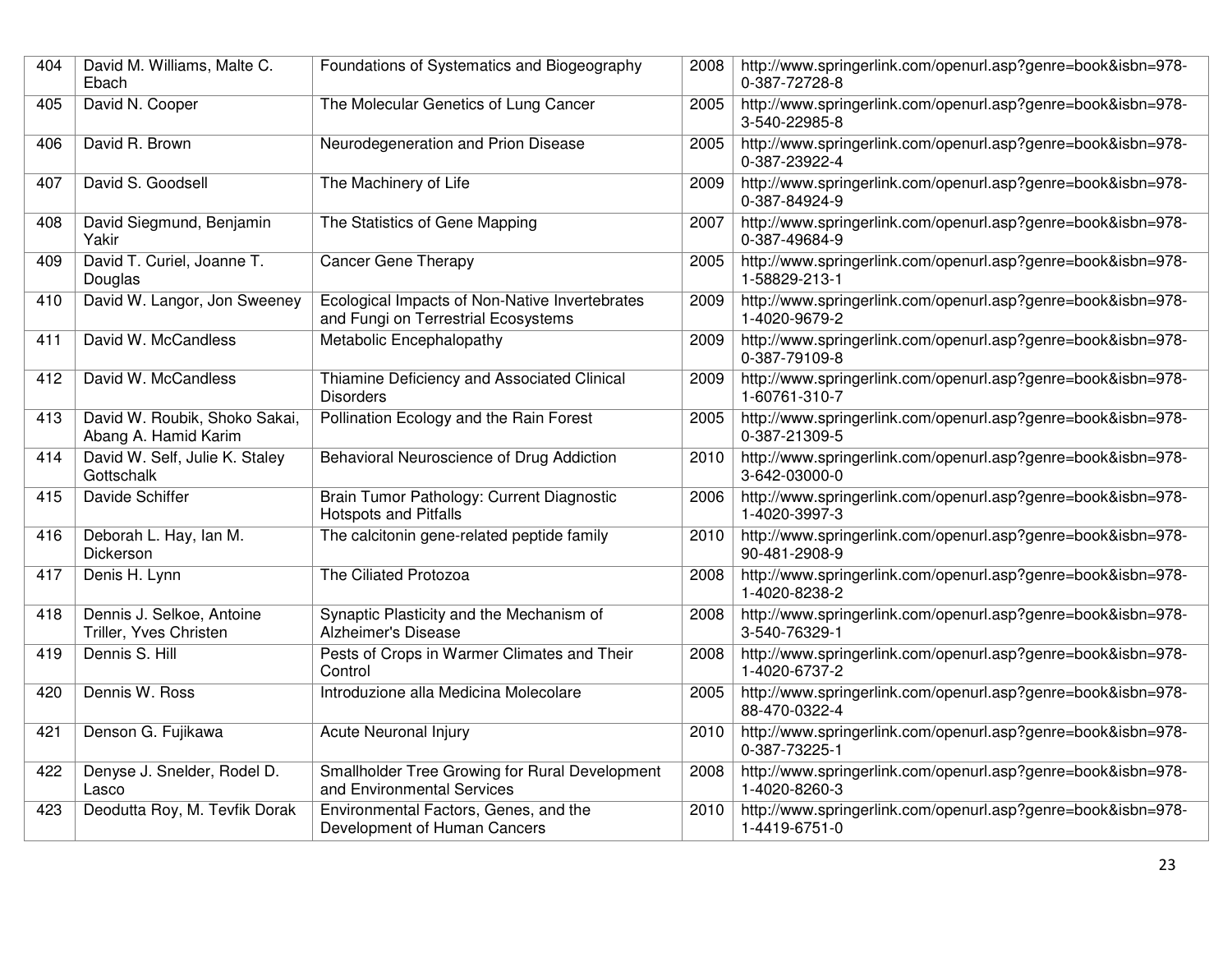| 404 | David M. Williams, Malte C. Ebach | Foundations of Systematics and Biogeography | 2008 | http://www.springerlink.com/openurl.asp?genre=book&isbn=978-0-387-72728-8 |
|---|---|---|---|---|
| 405 | David N. Cooper | The Molecular Genetics of Lung Cancer | 2005 | http://www.springerlink.com/openurl.asp?genre=book&isbn=978-3-540-22985-8 |
| 406 | David R. Brown | Neurodegeneration and Prion Disease | 2005 | http://www.springerlink.com/openurl.asp?genre=book&isbn=978-0-387-23922-4 |
| 407 | David S. Goodsell | The Machinery of Life | 2009 | http://www.springerlink.com/openurl.asp?genre=book&isbn=978-0-387-84924-9 |
| 408 | David Siegmund, Benjamin Yakir | The Statistics of Gene Mapping | 2007 | http://www.springerlink.com/openurl.asp?genre=book&isbn=978-0-387-49684-9 |
| 409 | David T. Curiel, Joanne T. Douglas | Cancer Gene Therapy | 2005 | http://www.springerlink.com/openurl.asp?genre=book&isbn=978-1-58829-213-1 |
| 410 | David W. Langor, Jon Sweeney | Ecological Impacts of Non-Native Invertebrates and Fungi on Terrestrial Ecosystems | 2009 | http://www.springerlink.com/openurl.asp?genre=book&isbn=978-1-4020-9679-2 |
| 411 | David W. McCandless | Metabolic Encephalopathy | 2009 | http://www.springerlink.com/openurl.asp?genre=book&isbn=978-0-387-79109-8 |
| 412 | David W. McCandless | Thiamine Deficiency and Associated Clinical Disorders | 2009 | http://www.springerlink.com/openurl.asp?genre=book&isbn=978-1-60761-310-7 |
| 413 | David W. Roubik, Shoko Sakai, Abang A. Hamid Karim | Pollination Ecology and the Rain Forest | 2005 | http://www.springerlink.com/openurl.asp?genre=book&isbn=978-0-387-21309-5 |
| 414 | David W. Self, Julie K. Staley Gottschalk | Behavioral Neuroscience of Drug Addiction | 2010 | http://www.springerlink.com/openurl.asp?genre=book&isbn=978-3-642-03000-0 |
| 415 | Davide Schiffer | Brain Tumor Pathology: Current Diagnostic Hotspots and Pitfalls | 2006 | http://www.springerlink.com/openurl.asp?genre=book&isbn=978-1-4020-3997-3 |
| 416 | Deborah L. Hay, Ian M. Dickerson | The calcitonin gene-related peptide family | 2010 | http://www.springerlink.com/openurl.asp?genre=book&isbn=978-90-481-2908-9 |
| 417 | Denis H. Lynn | The Ciliated Protozoa | 2008 | http://www.springerlink.com/openurl.asp?genre=book&isbn=978-1-4020-8238-2 |
| 418 | Dennis J. Selkoe, Antoine Triller, Yves Christen | Synaptic Plasticity and the Mechanism of Alzheimer's Disease | 2008 | http://www.springerlink.com/openurl.asp?genre=book&isbn=978-3-540-76329-1 |
| 419 | Dennis S. Hill | Pests of Crops in Warmer Climates and Their Control | 2008 | http://www.springerlink.com/openurl.asp?genre=book&isbn=978-1-4020-6737-2 |
| 420 | Dennis W. Ross | Introduzione alla Medicina Molecolare | 2005 | http://www.springerlink.com/openurl.asp?genre=book&isbn=978-88-470-0322-4 |
| 421 | Denson G. Fujikawa | Acute Neuronal Injury | 2010 | http://www.springerlink.com/openurl.asp?genre=book&isbn=978-0-387-73225-1 |
| 422 | Denyse J. Snelder, Rodel D. Lasco | Smallholder Tree Growing for Rural Development and Environmental Services | 2008 | http://www.springerlink.com/openurl.asp?genre=book&isbn=978-1-4020-8260-3 |
| 423 | Deodutta Roy, M. Tevfik Dorak | Environmental Factors, Genes, and the Development of Human Cancers | 2010 | http://www.springerlink.com/openurl.asp?genre=book&isbn=978-1-4419-6751-0 |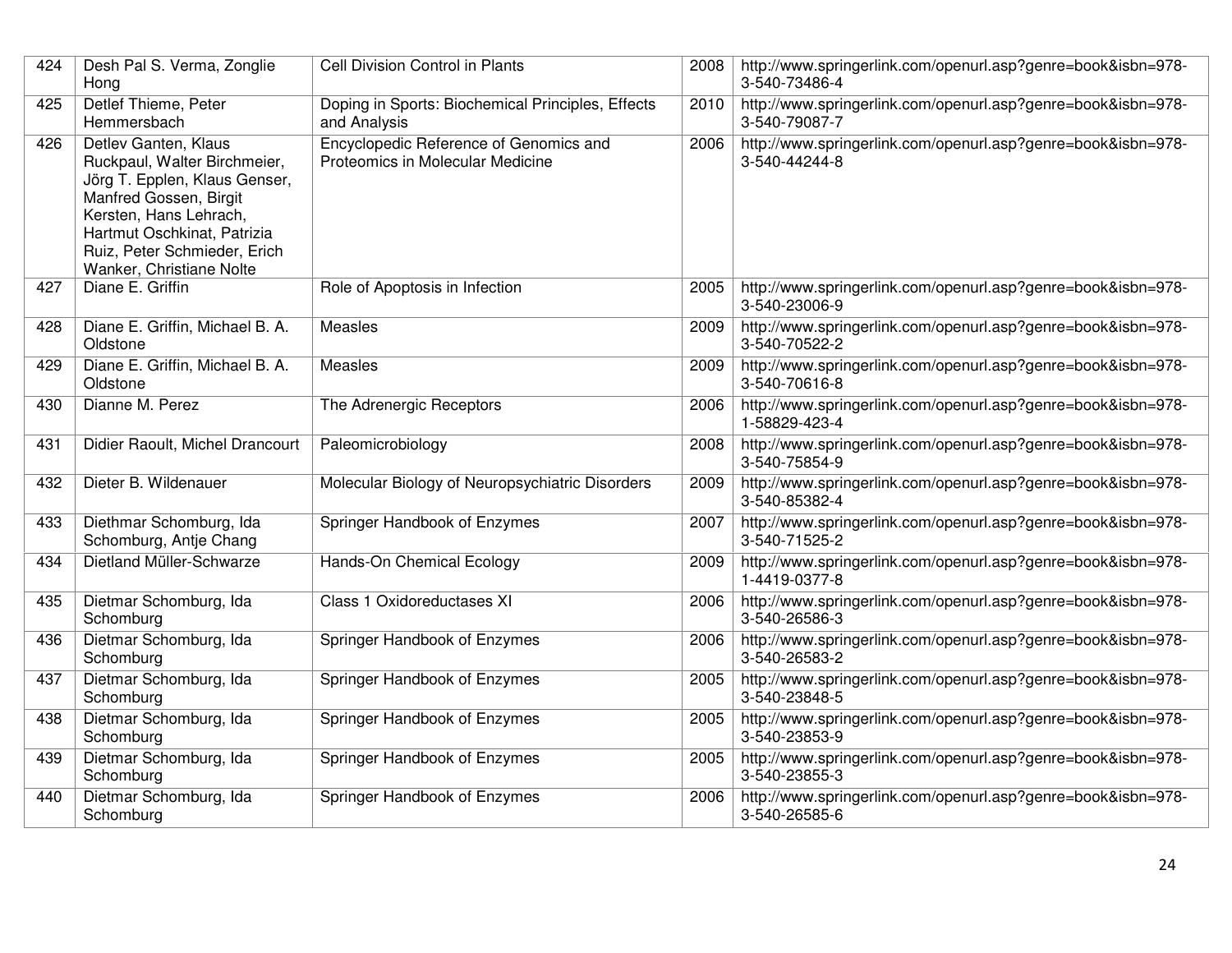| 424 | Desh Pal S. Verma, Zonglie Hong | Cell Division Control in Plants | 2008 | http://www.springerlink.com/openurl.asp?genre=book&isbn=978-3-540-73486-4 |
|---|---|---|---|---|
| 425 | Detlef Thieme, Peter Hemmersbach | Doping in Sports: Biochemical Principles, Effects and Analysis | 2010 | http://www.springerlink.com/openurl.asp?genre=book&isbn=978-3-540-79087-7 |
| 426 | Detlev Ganten, Klaus Ruckpaul, Walter Birchmeier, Jörg T. Epplen, Klaus Genser, Manfred Gossen, Birgit Kersten, Hans Lehrach, Hartmut Oschkinat, Patrizia Ruiz, Peter Schmieder, Erich Wanker, Christiane Nolte | Encyclopedic Reference of Genomics and Proteomics in Molecular Medicine | 2006 | http://www.springerlink.com/openurl.asp?genre=book&isbn=978-3-540-44244-8 |
| 427 | Diane E. Griffin | Role of Apoptosis in Infection | 2005 | http://www.springerlink.com/openurl.asp?genre=book&isbn=978-3-540-23006-9 |
| 428 | Diane E. Griffin, Michael B. A. Oldstone | Measles | 2009 | http://www.springerlink.com/openurl.asp?genre=book&isbn=978-3-540-70522-2 |
| 429 | Diane E. Griffin, Michael B. A. Oldstone | Measles | 2009 | http://www.springerlink.com/openurl.asp?genre=book&isbn=978-3-540-70616-8 |
| 430 | Dianne M. Perez | The Adrenergic Receptors | 2006 | http://www.springerlink.com/openurl.asp?genre=book&isbn=978-1-58829-423-4 |
| 431 | Didier Raoult, Michel Drancourt | Paleomicrobiology | 2008 | http://www.springerlink.com/openurl.asp?genre=book&isbn=978-3-540-75854-9 |
| 432 | Dieter B. Wildenauer | Molecular Biology of Neuropsychiatric Disorders | 2009 | http://www.springerlink.com/openurl.asp?genre=book&isbn=978-3-540-85382-4 |
| 433 | Diethmar Schomburg, Ida Schomburg, Antje Chang | Springer Handbook of Enzymes | 2007 | http://www.springerlink.com/openurl.asp?genre=book&isbn=978-3-540-71525-2 |
| 434 | Dietland Müller-Schwarze | Hands-On Chemical Ecology | 2009 | http://www.springerlink.com/openurl.asp?genre=book&isbn=978-1-4419-0377-8 |
| 435 | Dietmar Schomburg, Ida Schomburg | Class 1 Oxidoreductases XI | 2006 | http://www.springerlink.com/openurl.asp?genre=book&isbn=978-3-540-26586-3 |
| 436 | Dietmar Schomburg, Ida Schomburg | Springer Handbook of Enzymes | 2006 | http://www.springerlink.com/openurl.asp?genre=book&isbn=978-3-540-26583-2 |
| 437 | Dietmar Schomburg, Ida Schomburg | Springer Handbook of Enzymes | 2005 | http://www.springerlink.com/openurl.asp?genre=book&isbn=978-3-540-23848-5 |
| 438 | Dietmar Schomburg, Ida Schomburg | Springer Handbook of Enzymes | 2005 | http://www.springerlink.com/openurl.asp?genre=book&isbn=978-3-540-23853-9 |
| 439 | Dietmar Schomburg, Ida Schomburg | Springer Handbook of Enzymes | 2005 | http://www.springerlink.com/openurl.asp?genre=book&isbn=978-3-540-23855-3 |
| 440 | Dietmar Schomburg, Ida Schomburg | Springer Handbook of Enzymes | 2006 | http://www.springerlink.com/openurl.asp?genre=book&isbn=978-3-540-26585-6 |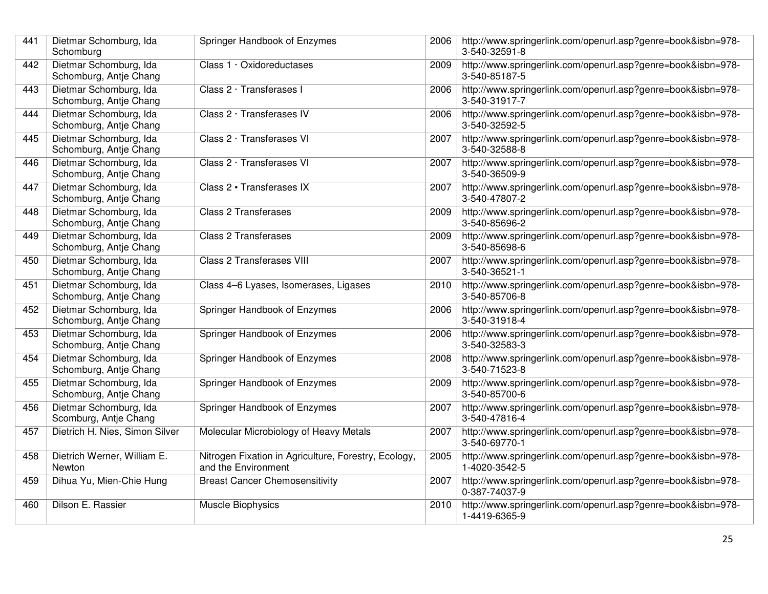| 441 | Dietmar Schomburg, Ida Schomburg | Springer Handbook of Enzymes | 2006 | http://www.springerlink.com/openurl.asp?genre=book&isbn=978-3-540-32591-8 |
|---|---|---|---|---|
| 442 | Dietmar Schomburg, Ida Schomburg, Antje Chang | Class 1 · Oxidoreductases | 2009 | http://www.springerlink.com/openurl.asp?genre=book&isbn=978-3-540-85187-5 |
| 443 | Dietmar Schomburg, Ida Schomburg, Antje Chang | Class 2 · Transferases I | 2006 | http://www.springerlink.com/openurl.asp?genre=book&isbn=978-3-540-31917-7 |
| 444 | Dietmar Schomburg, Ida Schomburg, Antje Chang | Class 2 · Transferases IV | 2006 | http://www.springerlink.com/openurl.asp?genre=book&isbn=978-3-540-32592-5 |
| 445 | Dietmar Schomburg, Ida Schomburg, Antje Chang | Class 2 · Transferases VI | 2007 | http://www.springerlink.com/openurl.asp?genre=book&isbn=978-3-540-32588-8 |
| 446 | Dietmar Schomburg, Ida Schomburg, Antje Chang | Class 2 · Transferases VI | 2007 | http://www.springerlink.com/openurl.asp?genre=book&isbn=978-3-540-36509-9 |
| 447 | Dietmar Schomburg, Ida Schomburg, Antje Chang | Class 2 • Transferases IX | 2007 | http://www.springerlink.com/openurl.asp?genre=book&isbn=978-3-540-47807-2 |
| 448 | Dietmar Schomburg, Ida Schomburg, Antje Chang | Class 2 Transferases | 2009 | http://www.springerlink.com/openurl.asp?genre=book&isbn=978-3-540-85696-2 |
| 449 | Dietmar Schomburg, Ida Schomburg, Antje Chang | Class 2 Transferases | 2009 | http://www.springerlink.com/openurl.asp?genre=book&isbn=978-3-540-85698-6 |
| 450 | Dietmar Schomburg, Ida Schomburg, Antje Chang | Class 2 Transferases VIII | 2007 | http://www.springerlink.com/openurl.asp?genre=book&isbn=978-3-540-36521-1 |
| 451 | Dietmar Schomburg, Ida Schomburg, Antje Chang | Class 4–6 Lyases, Isomerases, Ligases | 2010 | http://www.springerlink.com/openurl.asp?genre=book&isbn=978-3-540-85706-8 |
| 452 | Dietmar Schomburg, Ida Schomburg, Antje Chang | Springer Handbook of Enzymes | 2006 | http://www.springerlink.com/openurl.asp?genre=book&isbn=978-3-540-31918-4 |
| 453 | Dietmar Schomburg, Ida Schomburg, Antje Chang | Springer Handbook of Enzymes | 2006 | http://www.springerlink.com/openurl.asp?genre=book&isbn=978-3-540-32583-3 |
| 454 | Dietmar Schomburg, Ida Schomburg, Antje Chang | Springer Handbook of Enzymes | 2008 | http://www.springerlink.com/openurl.asp?genre=book&isbn=978-3-540-71523-8 |
| 455 | Dietmar Schomburg, Ida Schomburg, Antje Chang | Springer Handbook of Enzymes | 2009 | http://www.springerlink.com/openurl.asp?genre=book&isbn=978-3-540-85700-6 |
| 456 | Dietmar Schomburg, Ida Scomburg, Antje Chang | Springer Handbook of Enzymes | 2007 | http://www.springerlink.com/openurl.asp?genre=book&isbn=978-3-540-47816-4 |
| 457 | Dietrich H. Nies, Simon Silver | Molecular Microbiology of Heavy Metals | 2007 | http://www.springerlink.com/openurl.asp?genre=book&isbn=978-3-540-69770-1 |
| 458 | Dietrich Werner, William E. Newton | Nitrogen Fixation in Agriculture, Forestry, Ecology, and the Environment | 2005 | http://www.springerlink.com/openurl.asp?genre=book&isbn=978-1-4020-3542-5 |
| 459 | Dihua Yu, Mien-Chie Hung | Breast Cancer Chemosensitivity | 2007 | http://www.springerlink.com/openurl.asp?genre=book&isbn=978-0-387-74037-9 |
| 460 | Dilson E. Rassier | Muscle Biophysics | 2010 | http://www.springerlink.com/openurl.asp?genre=book&isbn=978-1-4419-6365-9 |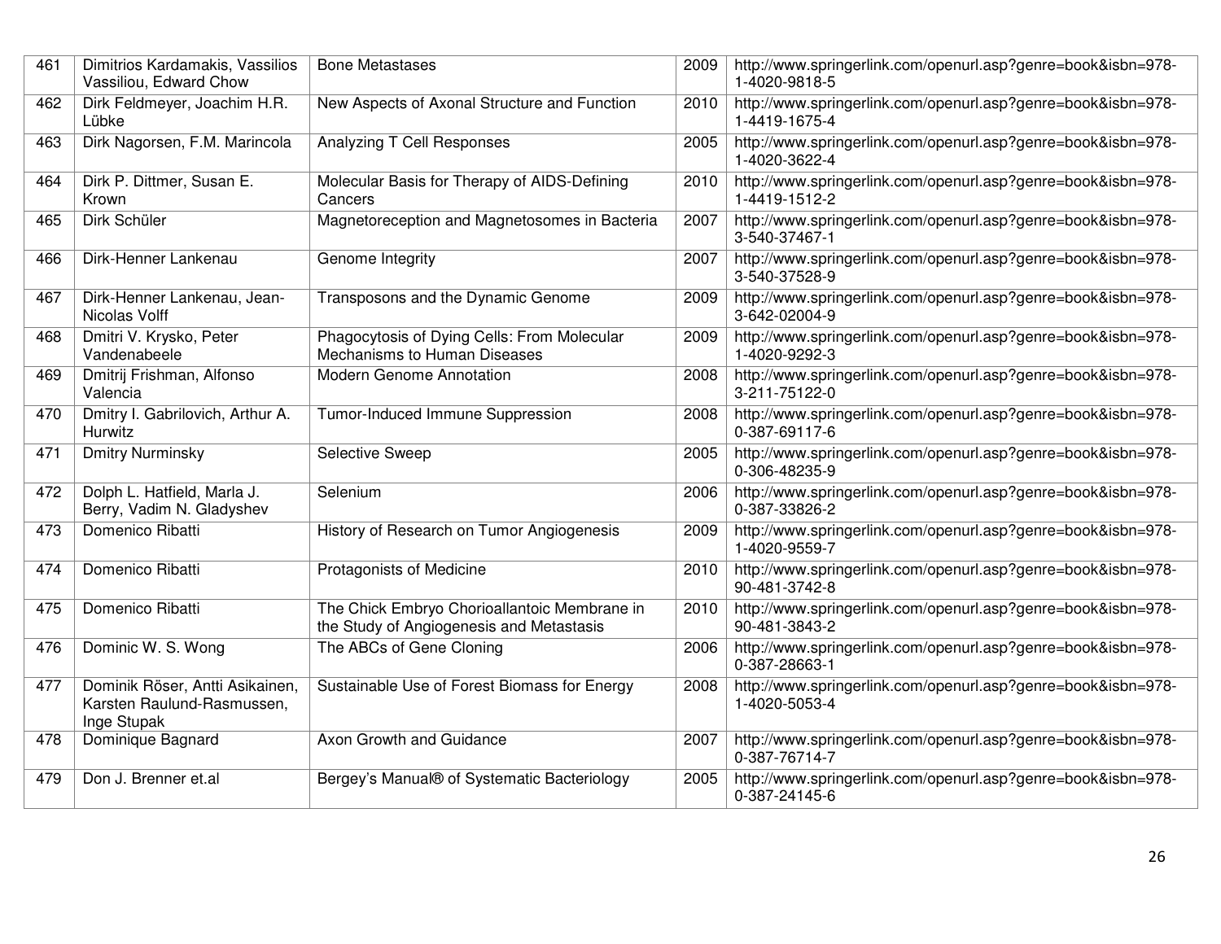| 461 | Dimitrios Kardamakis, Vassilios Vassiliou, Edward Chow | Bone Metastases | 2009 | http://www.springerlink.com/openurl.asp?genre=book&isbn=978-1-4020-9818-5 |
|---|---|---|---|---|
| 462 | Dirk Feldmeyer, Joachim H.R. Lübke | New Aspects of Axonal Structure and Function | 2010 | http://www.springerlink.com/openurl.asp?genre=book&isbn=978-1-4419-1675-4 |
| 463 | Dirk Nagorsen, F.M. Marincola | Analyzing T Cell Responses | 2005 | http://www.springerlink.com/openurl.asp?genre=book&isbn=978-1-4020-3622-4 |
| 464 | Dirk P. Dittmer, Susan E. Krown | Molecular Basis for Therapy of AIDS-Defining Cancers | 2010 | http://www.springerlink.com/openurl.asp?genre=book&isbn=978-1-4419-1512-2 |
| 465 | Dirk Schüler | Magnetoreception and Magnetosomes in Bacteria | 2007 | http://www.springerlink.com/openurl.asp?genre=book&isbn=978-3-540-37467-1 |
| 466 | Dirk-Henner Lankenau | Genome Integrity | 2007 | http://www.springerlink.com/openurl.asp?genre=book&isbn=978-3-540-37528-9 |
| 467 | Dirk-Henner Lankenau, Jean-Nicolas Volff | Transposons and the Dynamic Genome | 2009 | http://www.springerlink.com/openurl.asp?genre=book&isbn=978-3-642-02004-9 |
| 468 | Dmitri V. Krysko, Peter Vandenabeele | Phagocytosis of Dying Cells: From Molecular Mechanisms to Human Diseases | 2009 | http://www.springerlink.com/openurl.asp?genre=book&isbn=978-1-4020-9292-3 |
| 469 | Dmitrij Frishman, Alfonso Valencia | Modern Genome Annotation | 2008 | http://www.springerlink.com/openurl.asp?genre=book&isbn=978-3-211-75122-0 |
| 470 | Dmitry I. Gabrilovich, Arthur A. Hurwitz | Tumor-Induced Immune Suppression | 2008 | http://www.springerlink.com/openurl.asp?genre=book&isbn=978-0-387-69117-6 |
| 471 | Dmitry Nurminsky | Selective Sweep | 2005 | http://www.springerlink.com/openurl.asp?genre=book&isbn=978-0-306-48235-9 |
| 472 | Dolph L. Hatfield, Marla J. Berry, Vadim N. Gladyshev | Selenium | 2006 | http://www.springerlink.com/openurl.asp?genre=book&isbn=978-0-387-33826-2 |
| 473 | Domenico Ribatti | History of Research on Tumor Angiogenesis | 2009 | http://www.springerlink.com/openurl.asp?genre=book&isbn=978-1-4020-9559-7 |
| 474 | Domenico Ribatti | Protagonists of Medicine | 2010 | http://www.springerlink.com/openurl.asp?genre=book&isbn=978-90-481-3742-8 |
| 475 | Domenico Ribatti | The Chick Embryo Chorioallantoic Membrane in the Study of Angiogenesis and Metastasis | 2010 | http://www.springerlink.com/openurl.asp?genre=book&isbn=978-90-481-3843-2 |
| 476 | Dominic W. S. Wong | The ABCs of Gene Cloning | 2006 | http://www.springerlink.com/openurl.asp?genre=book&isbn=978-0-387-28663-1 |
| 477 | Dominik Röser, Antti Asikainen, Karsten Raulund-Rasmussen, Inge Stupak | Sustainable Use of Forest Biomass for Energy | 2008 | http://www.springerlink.com/openurl.asp?genre=book&isbn=978-1-4020-5053-4 |
| 478 | Dominique Bagnard | Axon Growth and Guidance | 2007 | http://www.springerlink.com/openurl.asp?genre=book&isbn=978-0-387-76714-7 |
| 479 | Don J. Brenner et.al | Bergey's Manual® of Systematic Bacteriology | 2005 | http://www.springerlink.com/openurl.asp?genre=book&isbn=978-0-387-24145-6 |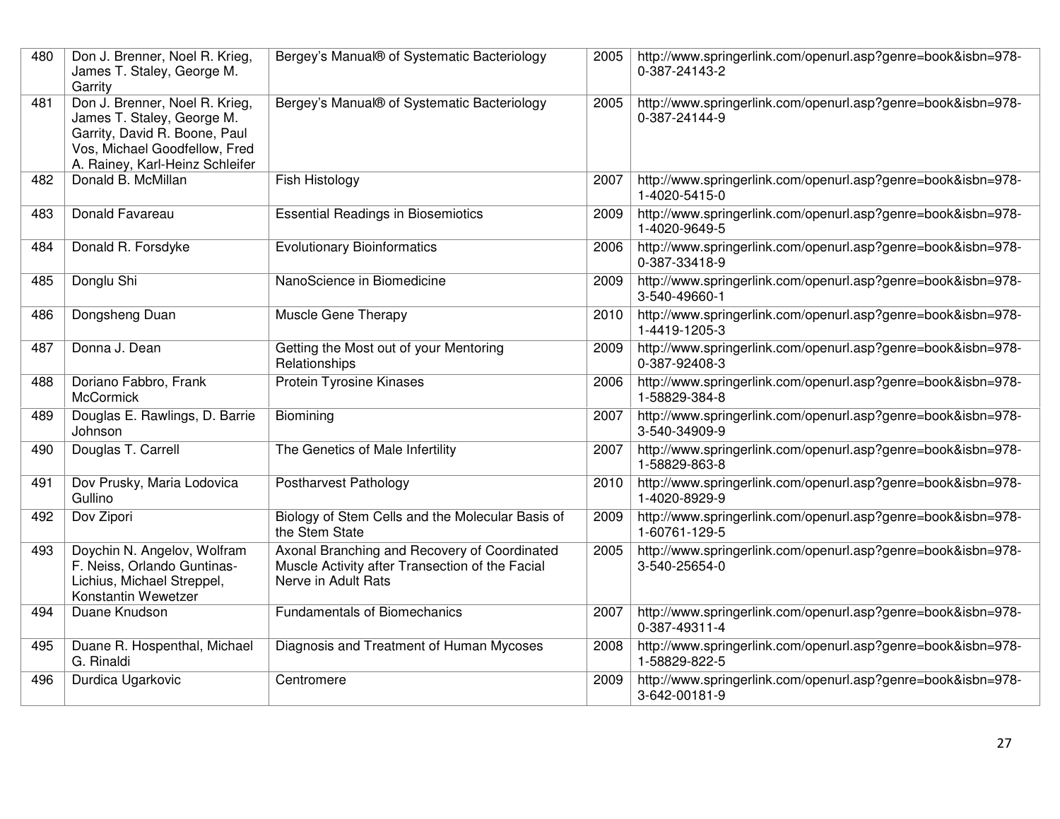| 480 | Don J. Brenner, Noel R. Krieg, James T. Staley, George M. Garrity | Bergey's Manual® of Systematic Bacteriology | 2005 | http://www.springerlink.com/openurl.asp?genre=book&isbn=978-0-387-24143-2 |
|---|---|---|---|---|
| 481 | Don J. Brenner, Noel R. Krieg, James T. Staley, George M. Garrity, David R. Boone, Paul Vos, Michael Goodfellow, Fred A. Rainey, Karl-Heinz Schleifer | Bergey's Manual® of Systematic Bacteriology | 2005 | http://www.springerlink.com/openurl.asp?genre=book&isbn=978-0-387-24144-9 |
| 482 | Donald B. McMillan | Fish Histology | 2007 | http://www.springerlink.com/openurl.asp?genre=book&isbn=978-1-4020-5415-0 |
| 483 | Donald Favareau | Essential Readings in Biosemiotics | 2009 | http://www.springerlink.com/openurl.asp?genre=book&isbn=978-1-4020-9649-5 |
| 484 | Donald R. Forsdyke | Evolutionary Bioinformatics | 2006 | http://www.springerlink.com/openurl.asp?genre=book&isbn=978-0-387-33418-9 |
| 485 | Donglu Shi | NanoScience in Biomedicine | 2009 | http://www.springerlink.com/openurl.asp?genre=book&isbn=978-3-540-49660-1 |
| 486 | Dongsheng Duan | Muscle Gene Therapy | 2010 | http://www.springerlink.com/openurl.asp?genre=book&isbn=978-1-4419-1205-3 |
| 487 | Donna J. Dean | Getting the Most out of your Mentoring Relationships | 2009 | http://www.springerlink.com/openurl.asp?genre=book&isbn=978-0-387-92408-3 |
| 488 | Doriano Fabbro, Frank McCormick | Protein Tyrosine Kinases | 2006 | http://www.springerlink.com/openurl.asp?genre=book&isbn=978-1-58829-384-8 |
| 489 | Douglas E. Rawlings, D. Barrie Johnson | Biomining | 2007 | http://www.springerlink.com/openurl.asp?genre=book&isbn=978-3-540-34909-9 |
| 490 | Douglas T. Carrell | The Genetics of Male Infertility | 2007 | http://www.springerlink.com/openurl.asp?genre=book&isbn=978-1-58829-863-8 |
| 491 | Dov Prusky, Maria Lodovica Gullino | Postharvest Pathology | 2010 | http://www.springerlink.com/openurl.asp?genre=book&isbn=978-1-4020-8929-9 |
| 492 | Dov Zipori | Biology of Stem Cells and the Molecular Basis of the Stem State | 2009 | http://www.springerlink.com/openurl.asp?genre=book&isbn=978-1-60761-129-5 |
| 493 | Doychin N. Angelov, Wolfram F. Neiss, Orlando Guntinas-Lichius, Michael Streppel, Konstantin Wewetzer | Axonal Branching and Recovery of Coordinated Muscle Activity after Transection of the Facial Nerve in Adult Rats | 2005 | http://www.springerlink.com/openurl.asp?genre=book&isbn=978-3-540-25654-0 |
| 494 | Duane Knudson | Fundamentals of Biomechanics | 2007 | http://www.springerlink.com/openurl.asp?genre=book&isbn=978-0-387-49311-4 |
| 495 | Duane R. Hospenthal, Michael G. Rinaldi | Diagnosis and Treatment of Human Mycoses | 2008 | http://www.springerlink.com/openurl.asp?genre=book&isbn=978-1-58829-822-5 |
| 496 | Durdica Ugarkovic | Centromere | 2009 | http://www.springerlink.com/openurl.asp?genre=book&isbn=978-3-642-00181-9 |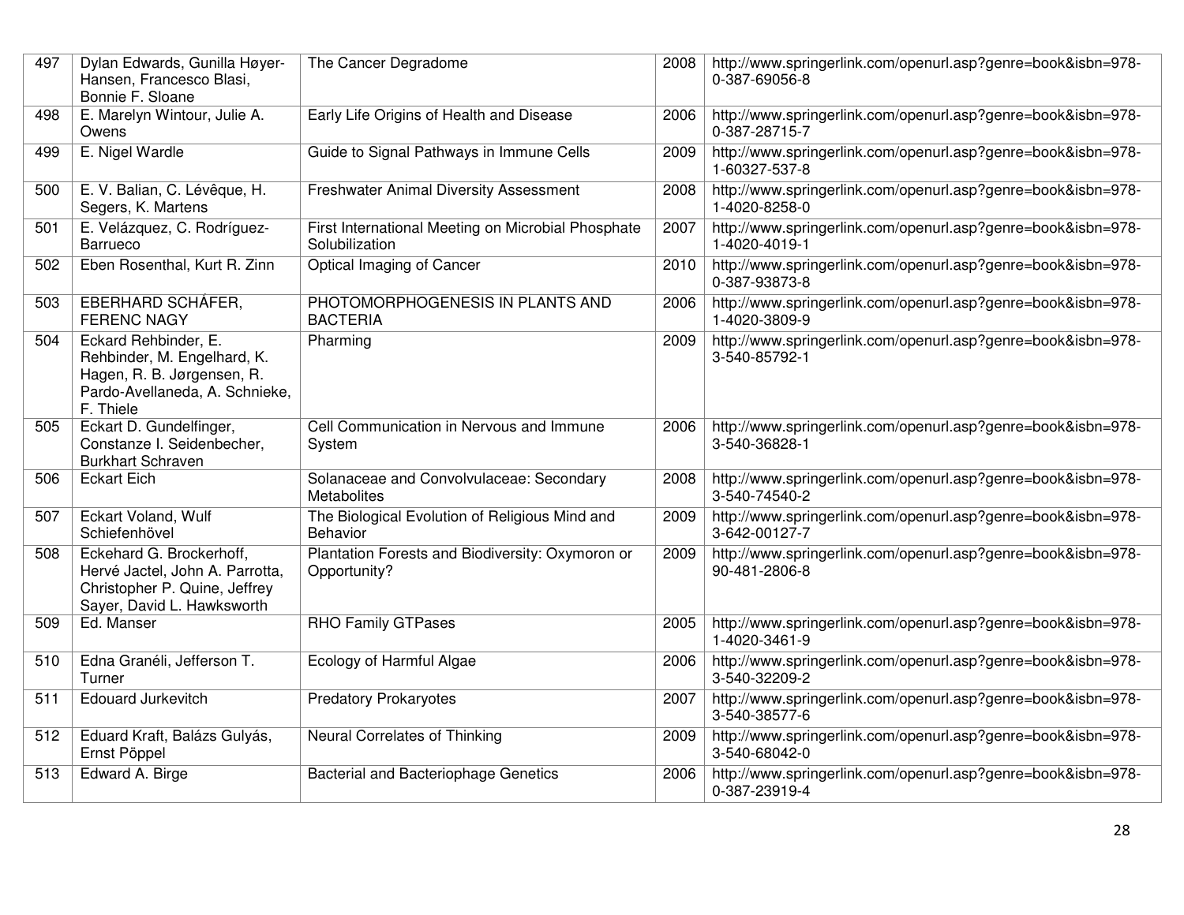| 497 | Dylan Edwards, Gunilla Høyer-Hansen, Francesco Blasi, Bonnie F. Sloane | The Cancer Degradome | 2008 | http://www.springerlink.com/openurl.asp?genre=book&isbn=978-0-387-69056-8 |
|---|---|---|---|---|
| 498 | E. Marelyn Wintour, Julie A. Owens | Early Life Origins of Health and Disease | 2006 | http://www.springerlink.com/openurl.asp?genre=book&isbn=978-0-387-28715-7 |
| 499 | E. Nigel Wardle | Guide to Signal Pathways in Immune Cells | 2009 | http://www.springerlink.com/openurl.asp?genre=book&isbn=978-1-60327-537-8 |
| 500 | E. V. Balian, C. Lévêque, H. Segers, K. Martens | Freshwater Animal Diversity Assessment | 2008 | http://www.springerlink.com/openurl.asp?genre=book&isbn=978-1-4020-8258-0 |
| 501 | E. Velázquez, C. Rodríguez-Barrueco | First International Meeting on Microbial Phosphate Solubilization | 2007 | http://www.springerlink.com/openurl.asp?genre=book&isbn=978-1-4020-4019-1 |
| 502 | Eben Rosenthal, Kurt R. Zinn | Optical Imaging of Cancer | 2010 | http://www.springerlink.com/openurl.asp?genre=book&isbn=978-0-387-93873-8 |
| 503 | EBERHARD SCHÄFER, FERENC NAGY | PHOTOMORPHOGENESIS IN PLANTS AND BACTERIA | 2006 | http://www.springerlink.com/openurl.asp?genre=book&isbn=978-1-4020-3809-9 |
| 504 | Eckard Rehbinder, E. Rehbinder, M. Engelhard, K. Hagen, R. B. Jørgensen, R. Pardo-Avellaneda, A. Schnieke, F. Thiele | Pharming | 2009 | http://www.springerlink.com/openurl.asp?genre=book&isbn=978-3-540-85792-1 |
| 505 | Eckart D. Gundelfinger, Constanze I. Seidenbecher, Burkhart Schraven | Cell Communication in Nervous and Immune System | 2006 | http://www.springerlink.com/openurl.asp?genre=book&isbn=978-3-540-36828-1 |
| 506 | Eckart Eich | Solanaceae and Convolvulaceae: Secondary Metabolites | 2008 | http://www.springerlink.com/openurl.asp?genre=book&isbn=978-3-540-74540-2 |
| 507 | Eckart Voland, Wulf Schiefenhövel | The Biological Evolution of Religious Mind and Behavior | 2009 | http://www.springerlink.com/openurl.asp?genre=book&isbn=978-3-642-00127-7 |
| 508 | Eckehard G. Brockerhoff, Hervé Jactel, John A. Parrotta, Christopher P. Quine, Jeffrey Sayer, David L. Hawksworth | Plantation Forests and Biodiversity: Oxymoron or Opportunity? | 2009 | http://www.springerlink.com/openurl.asp?genre=book&isbn=978-90-481-2806-8 |
| 509 | Ed. Manser | RHO Family GTPases | 2005 | http://www.springerlink.com/openurl.asp?genre=book&isbn=978-1-4020-3461-9 |
| 510 | Edna Granéli, Jefferson T. Turner | Ecology of Harmful Algae | 2006 | http://www.springerlink.com/openurl.asp?genre=book&isbn=978-3-540-32209-2 |
| 511 | Edouard Jurkevitch | Predatory Prokaryotes | 2007 | http://www.springerlink.com/openurl.asp?genre=book&isbn=978-3-540-38577-6 |
| 512 | Eduard Kraft, Balázs Gulyás, Ernst Pöppel | Neural Correlates of Thinking | 2009 | http://www.springerlink.com/openurl.asp?genre=book&isbn=978-3-540-68042-0 |
| 513 | Edward A. Birge | Bacterial and Bacteriophage Genetics | 2006 | http://www.springerlink.com/openurl.asp?genre=book&isbn=978-0-387-23919-4 |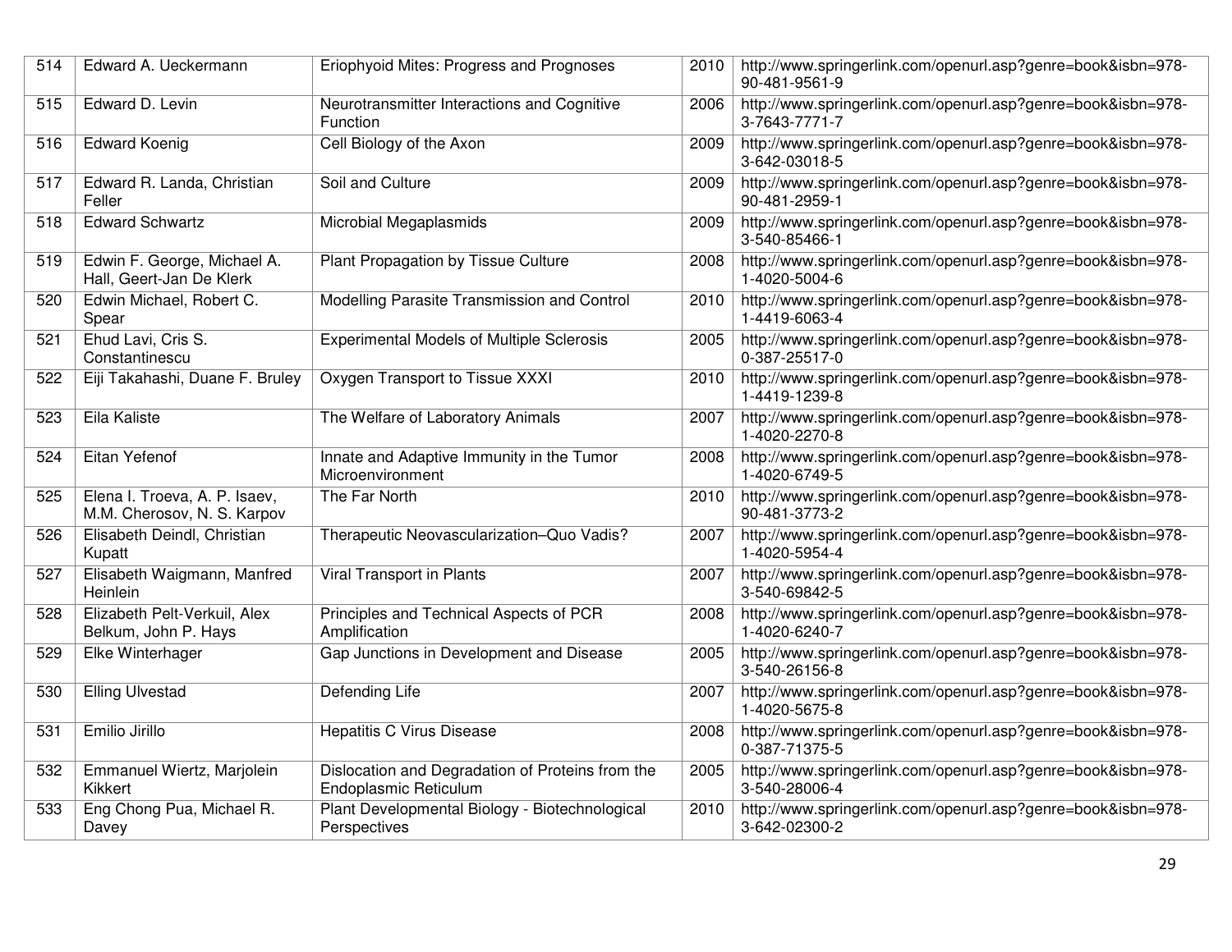| 514 | Edward A. Ueckermann | Eriophyoid Mites: Progress and Prognoses | 2010 | http://www.springerlink.com/openurl.asp?genre=book&isbn=978-90-481-9561-9 |
|---|---|---|---|---|
| 515 | Edward D. Levin | Neurotransmitter Interactions and Cognitive Function | 2006 | http://www.springerlink.com/openurl.asp?genre=book&isbn=978-3-7643-7771-7 |
| 516 | Edward Koenig | Cell Biology of the Axon | 2009 | http://www.springerlink.com/openurl.asp?genre=book&isbn=978-3-642-03018-5 |
| 517 | Edward R. Landa, Christian Feller | Soil and Culture | 2009 | http://www.springerlink.com/openurl.asp?genre=book&isbn=978-90-481-2959-1 |
| 518 | Edward Schwartz | Microbial Megaplasmids | 2009 | http://www.springerlink.com/openurl.asp?genre=book&isbn=978-3-540-85466-1 |
| 519 | Edwin F. George, Michael A. Hall, Geert-Jan De Klerk | Plant Propagation by Tissue Culture | 2008 | http://www.springerlink.com/openurl.asp?genre=book&isbn=978-1-4020-5004-6 |
| 520 | Edwin Michael, Robert C. Spear | Modelling Parasite Transmission and Control | 2010 | http://www.springerlink.com/openurl.asp?genre=book&isbn=978-1-4419-6063-4 |
| 521 | Ehud Lavi, Cris S. Constantinescu | Experimental Models of Multiple Sclerosis | 2005 | http://www.springerlink.com/openurl.asp?genre=book&isbn=978-0-387-25517-0 |
| 522 | Eiji Takahashi, Duane F. Bruley | Oxygen Transport to Tissue XXXI | 2010 | http://www.springerlink.com/openurl.asp?genre=book&isbn=978-1-4419-1239-8 |
| 523 | Eila Kaliste | The Welfare of Laboratory Animals | 2007 | http://www.springerlink.com/openurl.asp?genre=book&isbn=978-1-4020-2270-8 |
| 524 | Eitan Yefenof | Innate and Adaptive Immunity in the Tumor Microenvironment | 2008 | http://www.springerlink.com/openurl.asp?genre=book&isbn=978-1-4020-6749-5 |
| 525 | Elena I. Troeva, A. P. Isaev, M.M. Cherosov, N. S. Karpov | The Far North | 2010 | http://www.springerlink.com/openurl.asp?genre=book&isbn=978-90-481-3773-2 |
| 526 | Elisabeth Deindl, Christian Kupatt | Therapeutic Neovascularization–Quo Vadis? | 2007 | http://www.springerlink.com/openurl.asp?genre=book&isbn=978-1-4020-5954-4 |
| 527 | Elisabeth Waigmann, Manfred Heinlein | Viral Transport in Plants | 2007 | http://www.springerlink.com/openurl.asp?genre=book&isbn=978-3-540-69842-5 |
| 528 | Elizabeth Pelt-Verkuil, Alex Belkum, John P. Hays | Principles and Technical Aspects of PCR Amplification | 2008 | http://www.springerlink.com/openurl.asp?genre=book&isbn=978-1-4020-6240-7 |
| 529 | Elke Winterhager | Gap Junctions in Development and Disease | 2005 | http://www.springerlink.com/openurl.asp?genre=book&isbn=978-3-540-26156-8 |
| 530 | Elling Ulvestad | Defending Life | 2007 | http://www.springerlink.com/openurl.asp?genre=book&isbn=978-1-4020-5675-8 |
| 531 | Emilio Jirillo | Hepatitis C Virus Disease | 2008 | http://www.springerlink.com/openurl.asp?genre=book&isbn=978-0-387-71375-5 |
| 532 | Emmanuel Wiertz, Marjolein Kikkert | Dislocation and Degradation of Proteins from the Endoplasmic Reticulum | 2005 | http://www.springerlink.com/openurl.asp?genre=book&isbn=978-3-540-28006-4 |
| 533 | Eng Chong Pua, Michael R. Davey | Plant Developmental Biology - Biotechnological Perspectives | 2010 | http://www.springerlink.com/openurl.asp?genre=book&isbn=978-3-642-02300-2 |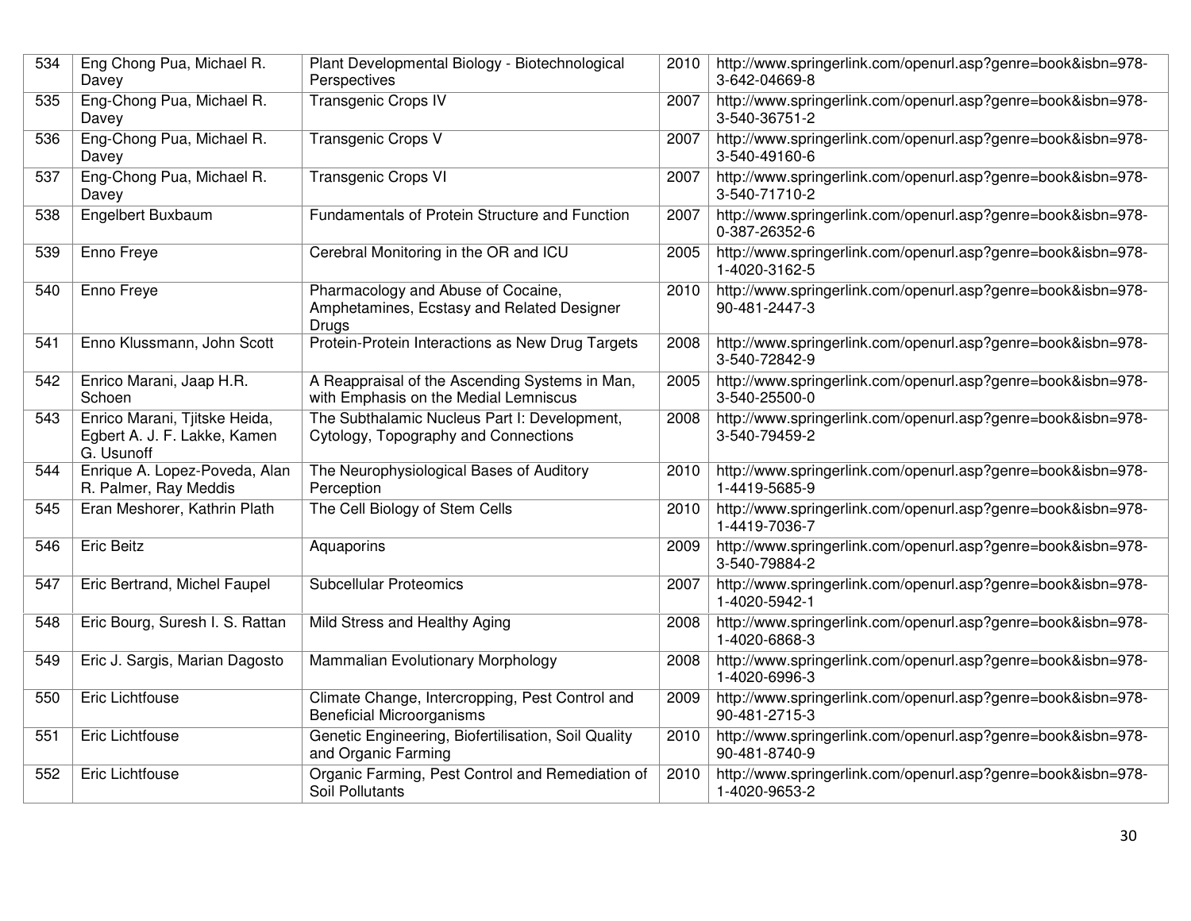| | | | | |
|---|---|---|---|---|
| 534 | Eng Chong Pua, Michael R. Davey | Plant Developmental Biology - Biotechnological Perspectives | 2010 | http://www.springerlink.com/openurl.asp?genre=book&isbn=978-3-642-04669-8 |
| 535 | Eng-Chong Pua, Michael R. Davey | Transgenic Crops IV | 2007 | http://www.springerlink.com/openurl.asp?genre=book&isbn=978-3-540-36751-2 |
| 536 | Eng-Chong Pua, Michael R. Davey | Transgenic Crops V | 2007 | http://www.springerlink.com/openurl.asp?genre=book&isbn=978-3-540-49160-6 |
| 537 | Eng-Chong Pua, Michael R. Davey | Transgenic Crops VI | 2007 | http://www.springerlink.com/openurl.asp?genre=book&isbn=978-3-540-71710-2 |
| 538 | Engelbert Buxbaum | Fundamentals of Protein Structure and Function | 2007 | http://www.springerlink.com/openurl.asp?genre=book&isbn=978-0-387-26352-6 |
| 539 | Enno Freye | Cerebral Monitoring in the OR and ICU | 2005 | http://www.springerlink.com/openurl.asp?genre=book&isbn=978-1-4020-3162-5 |
| 540 | Enno Freye | Pharmacology and Abuse of Cocaine, Amphetamines, Ecstasy and Related Designer Drugs | 2010 | http://www.springerlink.com/openurl.asp?genre=book&isbn=978-90-481-2447-3 |
| 541 | Enno Klussmann, John Scott | Protein-Protein Interactions as New Drug Targets | 2008 | http://www.springerlink.com/openurl.asp?genre=book&isbn=978-3-540-72842-9 |
| 542 | Enrico Marani, Jaap H.R. Schoen | A Reappraisal of the Ascending Systems in Man, with Emphasis on the Medial Lemniscus | 2005 | http://www.springerlink.com/openurl.asp?genre=book&isbn=978-3-540-25500-0 |
| 543 | Enrico Marani, Tjitske Heida, Egbert A. J. F. Lakke, Kamen G. Usunoff | The Subthalamic Nucleus Part I: Development, Cytology, Topography and Connections | 2008 | http://www.springerlink.com/openurl.asp?genre=book&isbn=978-3-540-79459-2 |
| 544 | Enrique A. Lopez-Poveda, Alan R. Palmer, Ray Meddis | The Neurophysiological Bases of Auditory Perception | 2010 | http://www.springerlink.com/openurl.asp?genre=book&isbn=978-1-4419-5685-9 |
| 545 | Eran Meshorer, Kathrin Plath | The Cell Biology of Stem Cells | 2010 | http://www.springerlink.com/openurl.asp?genre=book&isbn=978-1-4419-7036-7 |
| 546 | Eric Beitz | Aquaporins | 2009 | http://www.springerlink.com/openurl.asp?genre=book&isbn=978-3-540-79884-2 |
| 547 | Eric Bertrand, Michel Faupel | Subcellular Proteomics | 2007 | http://www.springerlink.com/openurl.asp?genre=book&isbn=978-1-4020-5942-1 |
| 548 | Eric Bourg, Suresh I. S. Rattan | Mild Stress and Healthy Aging | 2008 | http://www.springerlink.com/openurl.asp?genre=book&isbn=978-1-4020-6868-3 |
| 549 | Eric J. Sargis, Marian Dagosto | Mammalian Evolutionary Morphology | 2008 | http://www.springerlink.com/openurl.asp?genre=book&isbn=978-1-4020-6996-3 |
| 550 | Eric Lichtfouse | Climate Change, Intercropping, Pest Control and Beneficial Microorganisms | 2009 | http://www.springerlink.com/openurl.asp?genre=book&isbn=978-90-481-2715-3 |
| 551 | Eric Lichtfouse | Genetic Engineering, Biofertilisation, Soil Quality and Organic Farming | 2010 | http://www.springerlink.com/openurl.asp?genre=book&isbn=978-90-481-8740-9 |
| 552 | Eric Lichtfouse | Organic Farming, Pest Control and Remediation of Soil Pollutants | 2010 | http://www.springerlink.com/openurl.asp?genre=book&isbn=978-1-4020-9653-2 |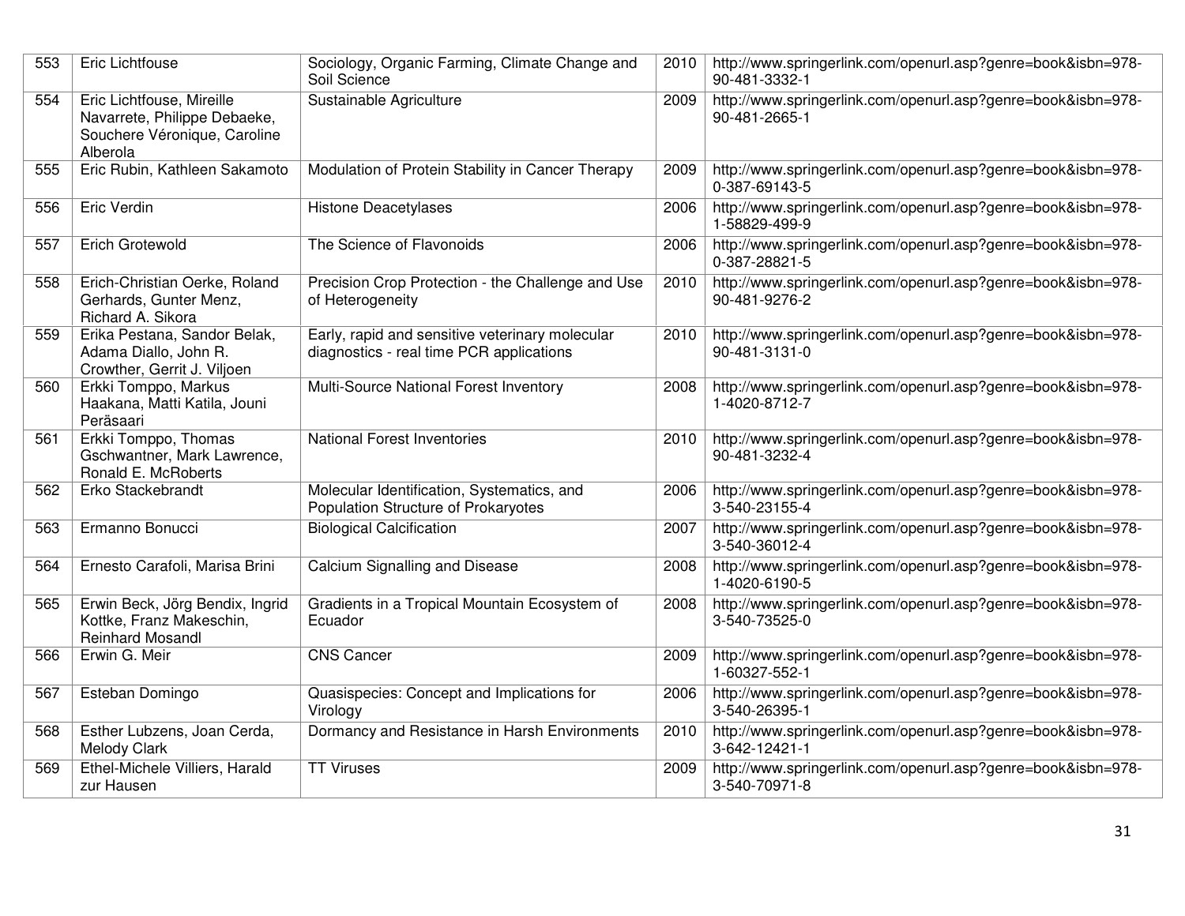| 553 | Eric Lichtfouse | Sociology, Organic Farming, Climate Change and Soil Science | 2010 | http://www.springerlink.com/openurl.asp?genre=book&isbn=978-90-481-3332-1 |
|---|---|---|---|---|
| 554 | Eric Lichtfouse, Mireille Navarrete, Philippe Debaeke, Souchere Véronique, Caroline Alberola | Sustainable Agriculture | 2009 | http://www.springerlink.com/openurl.asp?genre=book&isbn=978-90-481-2665-1 |
| 555 | Eric Rubin, Kathleen Sakamoto | Modulation of Protein Stability in Cancer Therapy | 2009 | http://www.springerlink.com/openurl.asp?genre=book&isbn=978-0-387-69143-5 |
| 556 | Eric Verdin | Histone Deacetylases | 2006 | http://www.springerlink.com/openurl.asp?genre=book&isbn=978-1-58829-499-9 |
| 557 | Erich Grotewold | The Science of Flavonoids | 2006 | http://www.springerlink.com/openurl.asp?genre=book&isbn=978-0-387-28821-5 |
| 558 | Erich-Christian Oerke, Roland Gerhards, Gunter Menz, Richard A. Sikora | Precision Crop Protection - the Challenge and Use of Heterogeneity | 2010 | http://www.springerlink.com/openurl.asp?genre=book&isbn=978-90-481-9276-2 |
| 559 | Erika Pestana, Sandor Belak, Adama Diallo, John R. Crowther, Gerrit J. Viljoen | Early, rapid and sensitive veterinary molecular diagnostics - real time PCR applications | 2010 | http://www.springerlink.com/openurl.asp?genre=book&isbn=978-90-481-3131-0 |
| 560 | Erkki Tomppo, Markus Haakana, Matti Katila, Jouni Peräsaari | Multi-Source National Forest Inventory | 2008 | http://www.springerlink.com/openurl.asp?genre=book&isbn=978-1-4020-8712-7 |
| 561 | Erkki Tomppo, Thomas Gschwantner, Mark Lawrence, Ronald E. McRoberts | National Forest Inventories | 2010 | http://www.springerlink.com/openurl.asp?genre=book&isbn=978-90-481-3232-4 |
| 562 | Erko Stackebrandt | Molecular Identification, Systematics, and Population Structure of Prokaryotes | 2006 | http://www.springerlink.com/openurl.asp?genre=book&isbn=978-3-540-23155-4 |
| 563 | Ermanno Bonucci | Biological Calcification | 2007 | http://www.springerlink.com/openurl.asp?genre=book&isbn=978-3-540-36012-4 |
| 564 | Ernesto Carafoli, Marisa Brini | Calcium Signalling and Disease | 2008 | http://www.springerlink.com/openurl.asp?genre=book&isbn=978-1-4020-6190-5 |
| 565 | Erwin Beck, Jörg Bendix, Ingrid Kottke, Franz Makeschin, Reinhard Mosandl | Gradients in a Tropical Mountain Ecosystem of Ecuador | 2008 | http://www.springerlink.com/openurl.asp?genre=book&isbn=978-3-540-73525-0 |
| 566 | Erwin G. Meir | CNS Cancer | 2009 | http://www.springerlink.com/openurl.asp?genre=book&isbn=978-1-60327-552-1 |
| 567 | Esteban Domingo | Quasispecies: Concept and Implications for Virology | 2006 | http://www.springerlink.com/openurl.asp?genre=book&isbn=978-3-540-26395-1 |
| 568 | Esther Lubzens, Joan Cerda, Melody Clark | Dormancy and Resistance in Harsh Environments | 2010 | http://www.springerlink.com/openurl.asp?genre=book&isbn=978-3-642-12421-1 |
| 569 | Ethel-Michele Villiers, Harald zur Hausen | TT Viruses | 2009 | http://www.springerlink.com/openurl.asp?genre=book&isbn=978-3-540-70971-8 |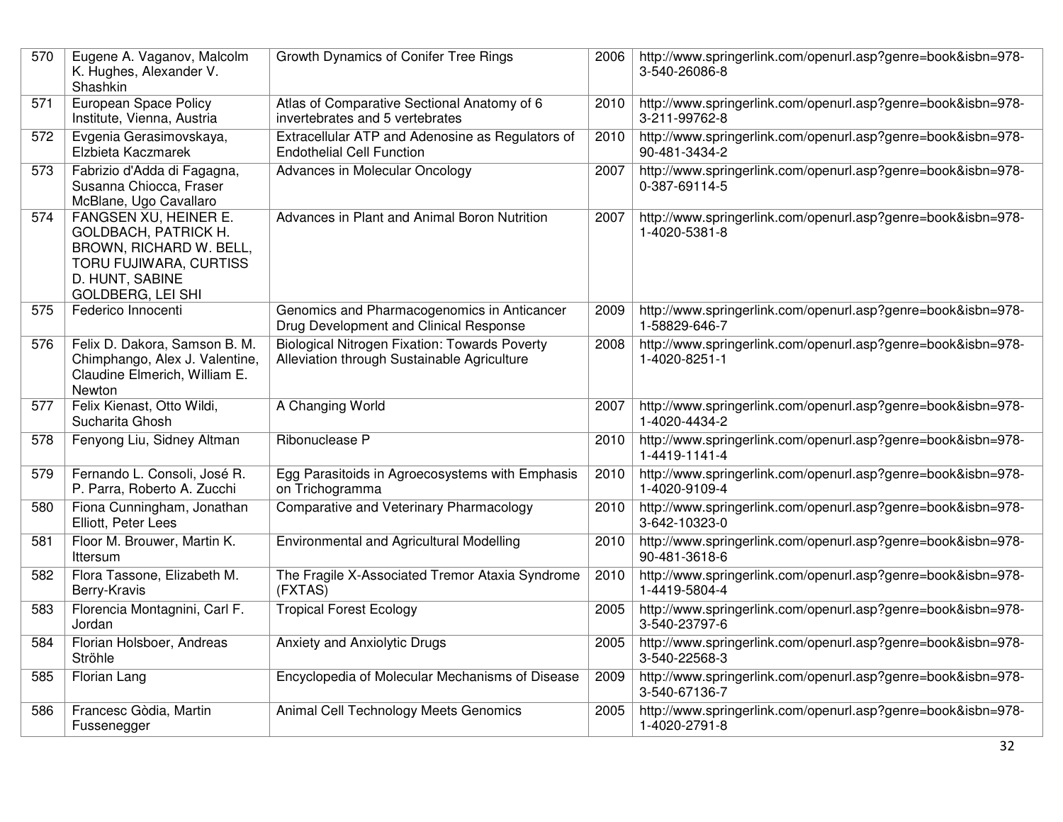| 570 | Eugene A. Vaganov, Malcolm K. Hughes, Alexander V. Shashkin | Growth Dynamics of Conifer Tree Rings | 2006 | http://www.springerlink.com/openurl.asp?genre=book&isbn=978-3-540-26086-8 |
|---|---|---|---|---|
| 571 | European Space Policy Institute, Vienna, Austria | Atlas of Comparative Sectional Anatomy of 6 invertebrates and 5 vertebrates | 2010 | http://www.springerlink.com/openurl.asp?genre=book&isbn=978-3-211-99762-8 |
| 572 | Evgenia Gerasimovskaya, Elzbieta Kaczmarek | Extracellular ATP and Adenosine as Regulators of Endothelial Cell Function | 2010 | http://www.springerlink.com/openurl.asp?genre=book&isbn=978-90-481-3434-2 |
| 573 | Fabrizio d'Adda di Fagagna, Susanna Chiocca, Fraser McBlane, Ugo Cavallaro | Advances in Molecular Oncology | 2007 | http://www.springerlink.com/openurl.asp?genre=book&isbn=978-0-387-69114-5 |
| 574 | FANGSEN XU, HEINER E. GOLDBACH, PATRICK H. BROWN, RICHARD W. BELL, TORU FUJIWARA, CURTISS D. HUNT, SABINE GOLDBERG, LEI SHI | Advances in Plant and Animal Boron Nutrition | 2007 | http://www.springerlink.com/openurl.asp?genre=book&isbn=978-1-4020-5381-8 |
| 575 | Federico Innocenti | Genomics and Pharmacogenomics in Anticancer Drug Development and Clinical Response | 2009 | http://www.springerlink.com/openurl.asp?genre=book&isbn=978-1-58829-646-7 |
| 576 | Felix D. Dakora, Samson B. M. Chimphango, Alex J. Valentine, Claudine Elmerich, William E. Newton | Biological Nitrogen Fixation: Towards Poverty Alleviation through Sustainable Agriculture | 2008 | http://www.springerlink.com/openurl.asp?genre=book&isbn=978-1-4020-8251-1 |
| 577 | Felix Kienast, Otto Wildi, Sucharita Ghosh | A Changing World | 2007 | http://www.springerlink.com/openurl.asp?genre=book&isbn=978-1-4020-4434-2 |
| 578 | Fenyong Liu, Sidney Altman | Ribonuclease P | 2010 | http://www.springerlink.com/openurl.asp?genre=book&isbn=978-1-4419-1141-4 |
| 579 | Fernando L. Consoli, José R. P. Parra, Roberto A. Zucchi | Egg Parasitoids in Agroecosystems with Emphasis on Trichogramma | 2010 | http://www.springerlink.com/openurl.asp?genre=book&isbn=978-1-4020-9109-4 |
| 580 | Fiona Cunningham, Jonathan Elliott, Peter Lees | Comparative and Veterinary Pharmacology | 2010 | http://www.springerlink.com/openurl.asp?genre=book&isbn=978-3-642-10323-0 |
| 581 | Floor M. Brouwer, Martin K. Ittersum | Environmental and Agricultural Modelling | 2010 | http://www.springerlink.com/openurl.asp?genre=book&isbn=978-90-481-3618-6 |
| 582 | Flora Tassone, Elizabeth M. Berry-Kravis | The Fragile X-Associated Tremor Ataxia Syndrome (FXTAS) | 2010 | http://www.springerlink.com/openurl.asp?genre=book&isbn=978-1-4419-5804-4 |
| 583 | Florencia Montagnini, Carl F. Jordan | Tropical Forest Ecology | 2005 | http://www.springerlink.com/openurl.asp?genre=book&isbn=978-3-540-23797-6 |
| 584 | Florian Holsboer, Andreas Ströhle | Anxiety and Anxiolytic Drugs | 2005 | http://www.springerlink.com/openurl.asp?genre=book&isbn=978-3-540-22568-3 |
| 585 | Florian Lang | Encyclopedia of Molecular Mechanisms of Disease | 2009 | http://www.springerlink.com/openurl.asp?genre=book&isbn=978-3-540-67136-7 |
| 586 | Francesc Gòdia, Martin Fussenegger | Animal Cell Technology Meets Genomics | 2005 | http://www.springerlink.com/openurl.asp?genre=book&isbn=978-1-4020-2791-8 |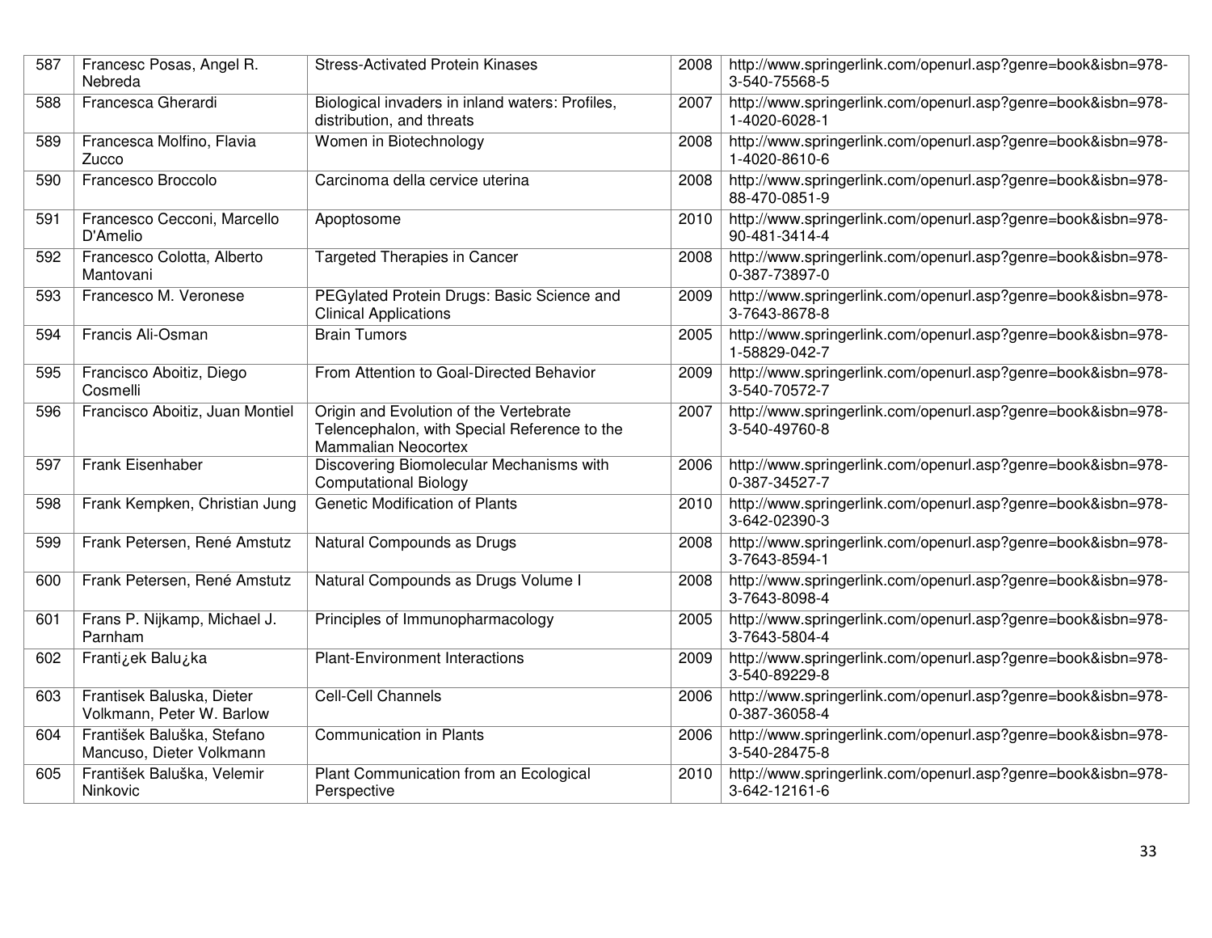| 587 | Francesc Posas, Angel R. Nebreda | Stress-Activated Protein Kinases | 2008 | http://www.springerlink.com/openurl.asp?genre=book&isbn=978-3-540-75568-5 |
|---|---|---|---|---|
| 588 | Francesca Gherardi | Biological invaders in inland waters: Profiles, distribution, and threats | 2007 | http://www.springerlink.com/openurl.asp?genre=book&isbn=978-1-4020-6028-1 |
| 589 | Francesca Molfino, Flavia Zucco | Women in Biotechnology | 2008 | http://www.springerlink.com/openurl.asp?genre=book&isbn=978-1-4020-8610-6 |
| 590 | Francesco Broccolo | Carcinoma della cervice uterina | 2008 | http://www.springerlink.com/openurl.asp?genre=book&isbn=978-88-470-0851-9 |
| 591 | Francesco Cecconi, Marcello D'Amelio | Apoptosome | 2010 | http://www.springerlink.com/openurl.asp?genre=book&isbn=978-90-481-3414-4 |
| 592 | Francesco Colotta, Alberto Mantovani | Targeted Therapies in Cancer | 2008 | http://www.springerlink.com/openurl.asp?genre=book&isbn=978-0-387-73897-0 |
| 593 | Francesco M. Veronese | PEGylated Protein Drugs: Basic Science and Clinical Applications | 2009 | http://www.springerlink.com/openurl.asp?genre=book&isbn=978-3-7643-8678-8 |
| 594 | Francis Ali-Osman | Brain Tumors | 2005 | http://www.springerlink.com/openurl.asp?genre=book&isbn=978-1-58829-042-7 |
| 595 | Francisco Aboitiz, Diego Cosmelli | From Attention to Goal-Directed Behavior | 2009 | http://www.springerlink.com/openurl.asp?genre=book&isbn=978-3-540-70572-7 |
| 596 | Francisco Aboitiz, Juan Montiel | Origin and Evolution of the Vertebrate Telencephalon, with Special Reference to the Mammalian Neocortex | 2007 | http://www.springerlink.com/openurl.asp?genre=book&isbn=978-3-540-49760-8 |
| 597 | Frank Eisenhaber | Discovering Biomolecular Mechanisms with Computational Biology | 2006 | http://www.springerlink.com/openurl.asp?genre=book&isbn=978-0-387-34527-7 |
| 598 | Frank Kempken, Christian Jung | Genetic Modification of Plants | 2010 | http://www.springerlink.com/openurl.asp?genre=book&isbn=978-3-642-02390-3 |
| 599 | Frank Petersen, René Amstutz | Natural Compounds as Drugs | 2008 | http://www.springerlink.com/openurl.asp?genre=book&isbn=978-3-7643-8594-1 |
| 600 | Frank Petersen, René Amstutz | Natural Compounds as Drugs Volume I | 2008 | http://www.springerlink.com/openurl.asp?genre=book&isbn=978-3-7643-8098-4 |
| 601 | Frans P. Nijkamp, Michael J. Parnham | Principles of Immunopharmacology | 2005 | http://www.springerlink.com/openurl.asp?genre=book&isbn=978-3-7643-5804-4 |
| 602 | Franti¿ek Balu¿ka | Plant-Environment Interactions | 2009 | http://www.springerlink.com/openurl.asp?genre=book&isbn=978-3-540-89229-8 |
| 603 | Frantisek Baluska, Dieter Volkmann, Peter W. Barlow | Cell-Cell Channels | 2006 | http://www.springerlink.com/openurl.asp?genre=book&isbn=978-0-387-36058-4 |
| 604 | František Baluška, Stefano Mancuso, Dieter Volkmann | Communication in Plants | 2006 | http://www.springerlink.com/openurl.asp?genre=book&isbn=978-3-540-28475-8 |
| 605 | František Baluška, Velemir Ninkovic | Plant Communication from an Ecological Perspective | 2010 | http://www.springerlink.com/openurl.asp?genre=book&isbn=978-3-642-12161-6 |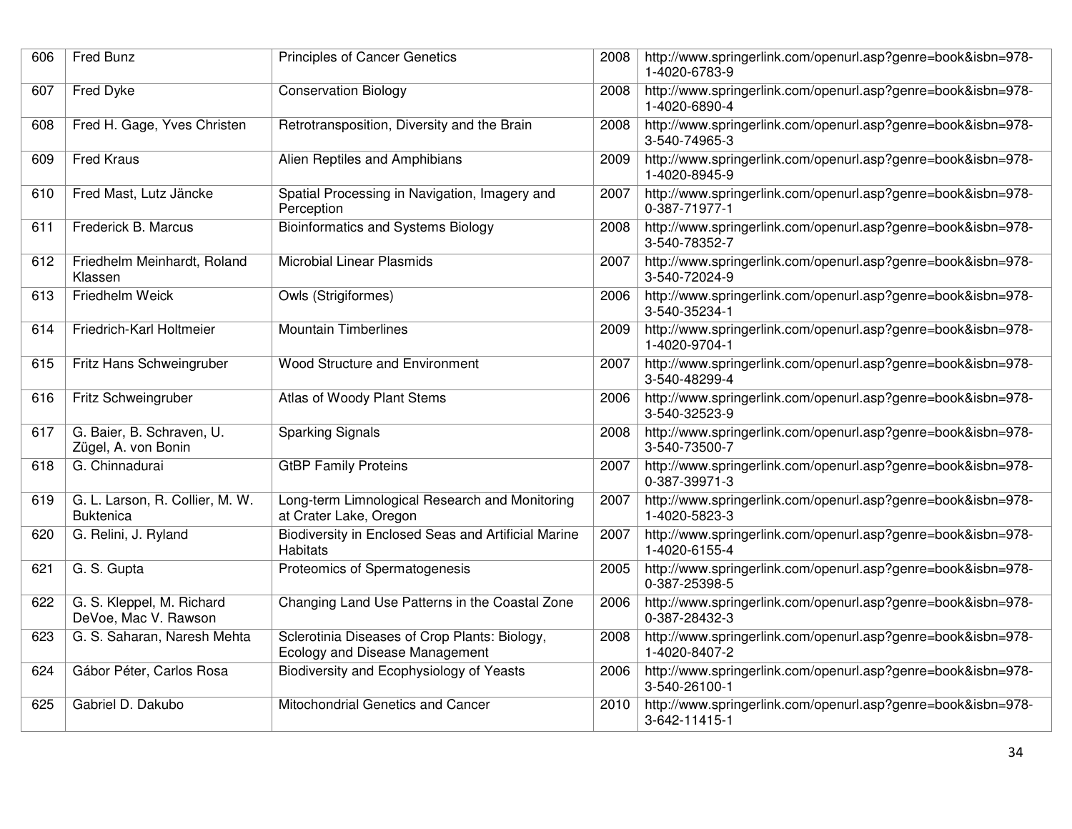| 606 | Fred Bunz | Principles of Cancer Genetics | 2008 | http://www.springerlink.com/openurl.asp?genre=book&isbn=978-1-4020-6783-9 |
|---|---|---|---|---|
| 607 | Fred Dyke | Conservation Biology | 2008 | http://www.springerlink.com/openurl.asp?genre=book&isbn=978-1-4020-6890-4 |
| 608 | Fred H. Gage, Yves Christen | Retrotransposition, Diversity and the Brain | 2008 | http://www.springerlink.com/openurl.asp?genre=book&isbn=978-3-540-74965-3 |
| 609 | Fred Kraus | Alien Reptiles and Amphibians | 2009 | http://www.springerlink.com/openurl.asp?genre=book&isbn=978-1-4020-8945-9 |
| 610 | Fred Mast, Lutz Jäncke | Spatial Processing in Navigation, Imagery and Perception | 2007 | http://www.springerlink.com/openurl.asp?genre=book&isbn=978-0-387-71977-1 |
| 611 | Frederick B. Marcus | Bioinformatics and Systems Biology | 2008 | http://www.springerlink.com/openurl.asp?genre=book&isbn=978-3-540-78352-7 |
| 612 | Friedhelm Meinhardt, Roland Klassen | Microbial Linear Plasmids | 2007 | http://www.springerlink.com/openurl.asp?genre=book&isbn=978-3-540-72024-9 |
| 613 | Friedhelm Weick | Owls (Strigiformes) | 2006 | http://www.springerlink.com/openurl.asp?genre=book&isbn=978-3-540-35234-1 |
| 614 | Friedrich-Karl Holtmeier | Mountain Timberlines | 2009 | http://www.springerlink.com/openurl.asp?genre=book&isbn=978-1-4020-9704-1 |
| 615 | Fritz Hans Schweingruber | Wood Structure and Environment | 2007 | http://www.springerlink.com/openurl.asp?genre=book&isbn=978-3-540-48299-4 |
| 616 | Fritz Schweingruber | Atlas of Woody Plant Stems | 2006 | http://www.springerlink.com/openurl.asp?genre=book&isbn=978-3-540-32523-9 |
| 617 | G. Baier, B. Schraven, U. Zügel, A. von Bonin | Sparking Signals | 2008 | http://www.springerlink.com/openurl.asp?genre=book&isbn=978-3-540-73500-7 |
| 618 | G. Chinnadurai | GtBP Family Proteins | 2007 | http://www.springerlink.com/openurl.asp?genre=book&isbn=978-0-387-39971-3 |
| 619 | G. L. Larson, R. Collier, M. W. Buktenica | Long-term Limnological Research and Monitoring at Crater Lake, Oregon | 2007 | http://www.springerlink.com/openurl.asp?genre=book&isbn=978-1-4020-5823-3 |
| 620 | G. Relini, J. Ryland | Biodiversity in Enclosed Seas and Artificial Marine Habitats | 2007 | http://www.springerlink.com/openurl.asp?genre=book&isbn=978-1-4020-6155-4 |
| 621 | G. S. Gupta | Proteomics of Spermatogenesis | 2005 | http://www.springerlink.com/openurl.asp?genre=book&isbn=978-0-387-25398-5 |
| 622 | G. S. Kleppel, M. Richard DeVoe, Mac V. Rawson | Changing Land Use Patterns in the Coastal Zone | 2006 | http://www.springerlink.com/openurl.asp?genre=book&isbn=978-0-387-28432-3 |
| 623 | G. S. Saharan, Naresh Mehta | Sclerotinia Diseases of Crop Plants: Biology, Ecology and Disease Management | 2008 | http://www.springerlink.com/openurl.asp?genre=book&isbn=978-1-4020-8407-2 |
| 624 | Gábor Péter, Carlos Rosa | Biodiversity and Ecophysiology of Yeasts | 2006 | http://www.springerlink.com/openurl.asp?genre=book&isbn=978-3-540-26100-1 |
| 625 | Gabriel D. Dakubo | Mitochondrial Genetics and Cancer | 2010 | http://www.springerlink.com/openurl.asp?genre=book&isbn=978-3-642-11415-1 |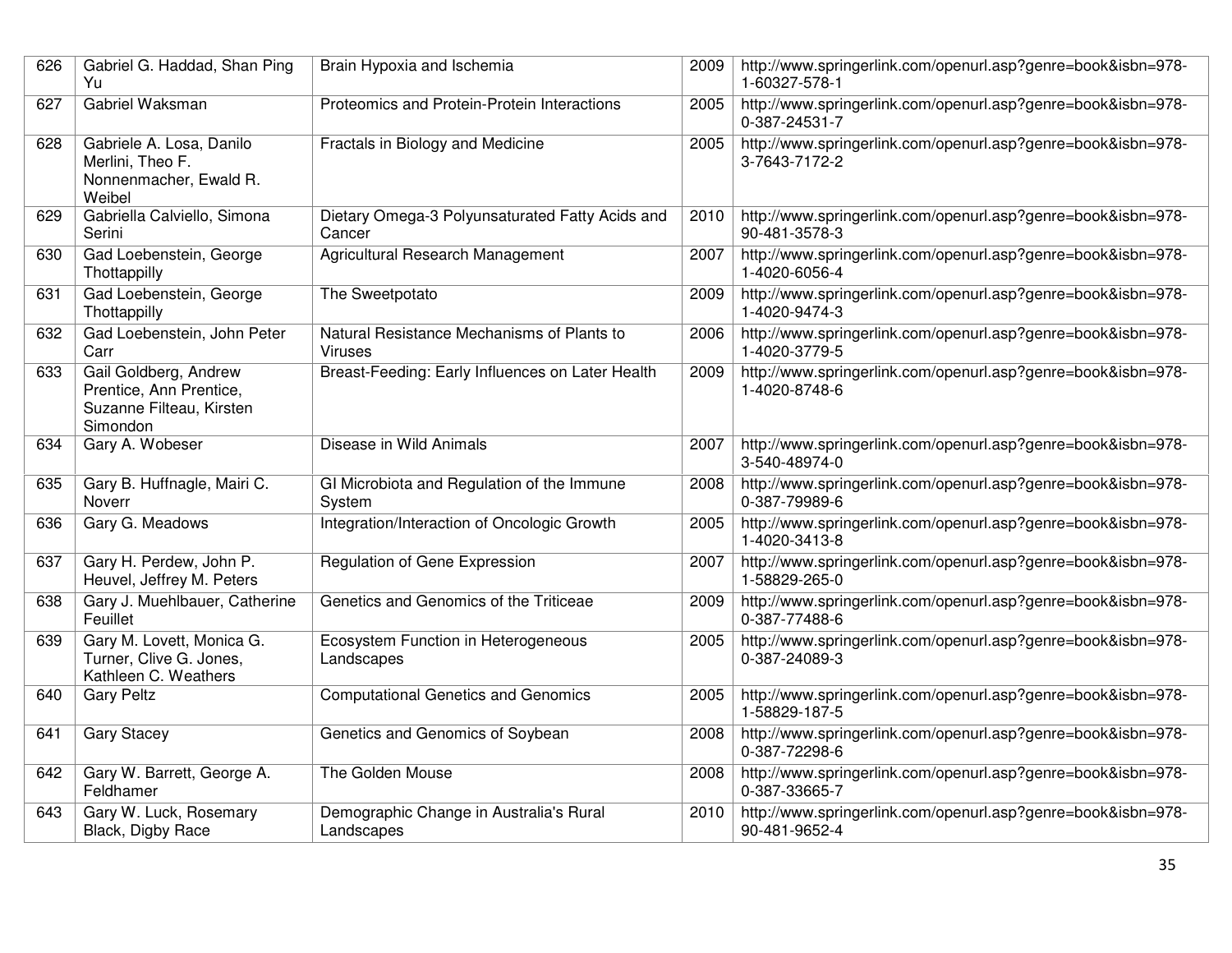| 626 | Gabriel G. Haddad, Shan Ping Yu | Brain Hypoxia and Ischemia | 2009 | http://www.springerlink.com/openurl.asp?genre=book&isbn=978-1-60327-578-1 |
|---|---|---|---|---|
| 627 | Gabriel Waksman | Proteomics and Protein-Protein Interactions | 2005 | http://www.springerlink.com/openurl.asp?genre=book&isbn=978-0-387-24531-7 |
| 628 | Gabriele A. Losa, Danilo Merlini, Theo F. Nonnenmacher, Ewald R. Weibel | Fractals in Biology and Medicine | 2005 | http://www.springerlink.com/openurl.asp?genre=book&isbn=978-3-7643-7172-2 |
| 629 | Gabriella Calviello, Simona Serini | Dietary Omega-3 Polyunsaturated Fatty Acids and Cancer | 2010 | http://www.springerlink.com/openurl.asp?genre=book&isbn=978-90-481-3578-3 |
| 630 | Gad Loebenstein, George Thottappilly | Agricultural Research Management | 2007 | http://www.springerlink.com/openurl.asp?genre=book&isbn=978-1-4020-6056-4 |
| 631 | Gad Loebenstein, George Thottappilly | The Sweetpotato | 2009 | http://www.springerlink.com/openurl.asp?genre=book&isbn=978-1-4020-9474-3 |
| 632 | Gad Loebenstein, John Peter Carr | Natural Resistance Mechanisms of Plants to Viruses | 2006 | http://www.springerlink.com/openurl.asp?genre=book&isbn=978-1-4020-3779-5 |
| 633 | Gail Goldberg, Andrew Prentice, Ann Prentice, Suzanne Filteau, Kirsten Simondon | Breast-Feeding: Early Influences on Later Health | 2009 | http://www.springerlink.com/openurl.asp?genre=book&isbn=978-1-4020-8748-6 |
| 634 | Gary A. Wobeser | Disease in Wild Animals | 2007 | http://www.springerlink.com/openurl.asp?genre=book&isbn=978-3-540-48974-0 |
| 635 | Gary B. Huffnagle, Mairi C. Noverr | GI Microbiota and Regulation of the Immune System | 2008 | http://www.springerlink.com/openurl.asp?genre=book&isbn=978-0-387-79989-6 |
| 636 | Gary G. Meadows | Integration/Interaction of Oncologic Growth | 2005 | http://www.springerlink.com/openurl.asp?genre=book&isbn=978-1-4020-3413-8 |
| 637 | Gary H. Perdew, John P. Heuvel, Jeffrey M. Peters | Regulation of Gene Expression | 2007 | http://www.springerlink.com/openurl.asp?genre=book&isbn=978-1-58829-265-0 |
| 638 | Gary J. Muehlbauer, Catherine Feuillet | Genetics and Genomics of the Triticeae | 2009 | http://www.springerlink.com/openurl.asp?genre=book&isbn=978-0-387-77488-6 |
| 639 | Gary M. Lovett, Monica G. Turner, Clive G. Jones, Kathleen C. Weathers | Ecosystem Function in Heterogeneous Landscapes | 2005 | http://www.springerlink.com/openurl.asp?genre=book&isbn=978-0-387-24089-3 |
| 640 | Gary Peltz | Computational Genetics and Genomics | 2005 | http://www.springerlink.com/openurl.asp?genre=book&isbn=978-1-58829-187-5 |
| 641 | Gary Stacey | Genetics and Genomics of Soybean | 2008 | http://www.springerlink.com/openurl.asp?genre=book&isbn=978-0-387-72298-6 |
| 642 | Gary W. Barrett, George A. Feldhamer | The Golden Mouse | 2008 | http://www.springerlink.com/openurl.asp?genre=book&isbn=978-0-387-33665-7 |
| 643 | Gary W. Luck, Rosemary Black, Digby Race | Demographic Change in Australia's Rural Landscapes | 2010 | http://www.springerlink.com/openurl.asp?genre=book&isbn=978-90-481-9652-4 |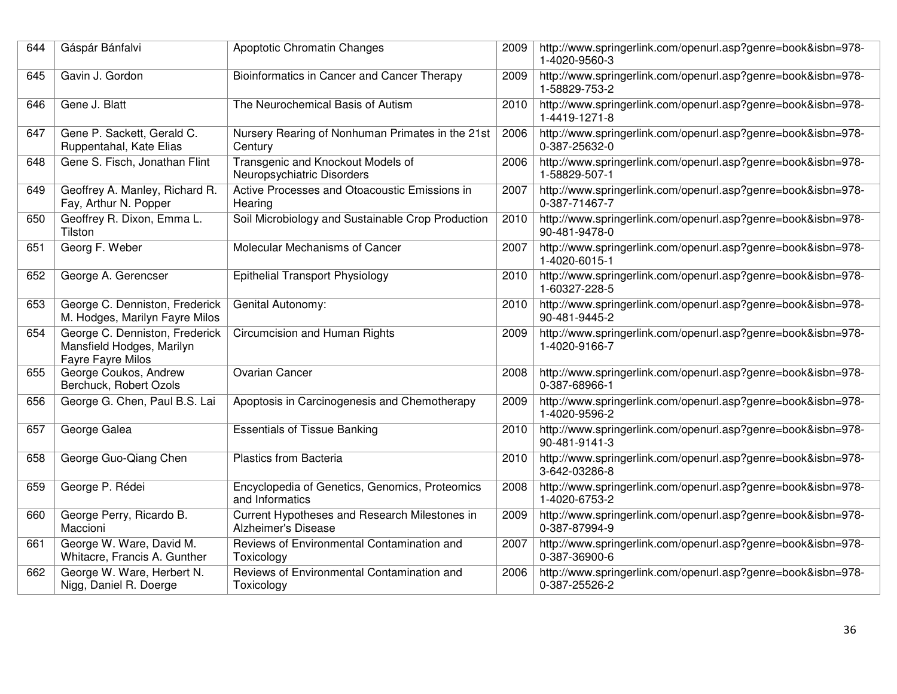| 644 | Gáspár Bánfalvi | Apoptotic Chromatin Changes | 2009 | http://www.springerlink.com/openurl.asp?genre=book&isbn=978-1-4020-9560-3 |
|---|---|---|---|---|
| 645 | Gavin J. Gordon | Bioinformatics in Cancer and Cancer Therapy | 2009 | http://www.springerlink.com/openurl.asp?genre=book&isbn=978-1-58829-753-2 |
| 646 | Gene J. Blatt | The Neurochemical Basis of Autism | 2010 | http://www.springerlink.com/openurl.asp?genre=book&isbn=978-1-4419-1271-8 |
| 647 | Gene P. Sackett, Gerald C. Ruppentahal, Kate Elias | Nursery Rearing of Nonhuman Primates in the 21st Century | 2006 | http://www.springerlink.com/openurl.asp?genre=book&isbn=978-0-387-25632-0 |
| 648 | Gene S. Fisch, Jonathan Flint | Transgenic and Knockout Models of Neuropsychiatric Disorders | 2006 | http://www.springerlink.com/openurl.asp?genre=book&isbn=978-1-58829-507-1 |
| 649 | Geoffrey A. Manley, Richard R. Fay, Arthur N. Popper | Active Processes and Otoacoustic Emissions in Hearing | 2007 | http://www.springerlink.com/openurl.asp?genre=book&isbn=978-0-387-71467-7 |
| 650 | Geoffrey R. Dixon, Emma L. Tilston | Soil Microbiology and Sustainable Crop Production | 2010 | http://www.springerlink.com/openurl.asp?genre=book&isbn=978-90-481-9478-0 |
| 651 | Georg F. Weber | Molecular Mechanisms of Cancer | 2007 | http://www.springerlink.com/openurl.asp?genre=book&isbn=978-1-4020-6015-1 |
| 652 | George A. Gerencser | Epithelial Transport Physiology | 2010 | http://www.springerlink.com/openurl.asp?genre=book&isbn=978-1-60327-228-5 |
| 653 | George C. Denniston, Frederick M. Hodges, Marilyn Fayre Milos | Genital Autonomy: | 2010 | http://www.springerlink.com/openurl.asp?genre=book&isbn=978-90-481-9445-2 |
| 654 | George C. Denniston, Frederick Mansfield Hodges, Marilyn Fayre Fayre Milos | Circumcision and Human Rights | 2009 | http://www.springerlink.com/openurl.asp?genre=book&isbn=978-1-4020-9166-7 |
| 655 | George Coukos, Andrew Berchuck, Robert Ozols | Ovarian Cancer | 2008 | http://www.springerlink.com/openurl.asp?genre=book&isbn=978-0-387-68966-1 |
| 656 | George G. Chen, Paul B.S. Lai | Apoptosis in Carcinogenesis and Chemotherapy | 2009 | http://www.springerlink.com/openurl.asp?genre=book&isbn=978-1-4020-9596-2 |
| 657 | George Galea | Essentials of Tissue Banking | 2010 | http://www.springerlink.com/openurl.asp?genre=book&isbn=978-90-481-9141-3 |
| 658 | George Guo-Qiang Chen | Plastics from Bacteria | 2010 | http://www.springerlink.com/openurl.asp?genre=book&isbn=978-3-642-03286-8 |
| 659 | George P. Rédei | Encyclopedia of Genetics, Genomics, Proteomics and Informatics | 2008 | http://www.springerlink.com/openurl.asp?genre=book&isbn=978-1-4020-6753-2 |
| 660 | George Perry, Ricardo B. Maccioni | Current Hypotheses and Research Milestones in Alzheimer's Disease | 2009 | http://www.springerlink.com/openurl.asp?genre=book&isbn=978-0-387-87994-9 |
| 661 | George W. Ware, David M. Whitacre, Francis A. Gunther | Reviews of Environmental Contamination and Toxicology | 2007 | http://www.springerlink.com/openurl.asp?genre=book&isbn=978-0-387-36900-6 |
| 662 | George W. Ware, Herbert N. Nigg, Daniel R. Doerge | Reviews of Environmental Contamination and Toxicology | 2006 | http://www.springerlink.com/openurl.asp?genre=book&isbn=978-0-387-25526-2 |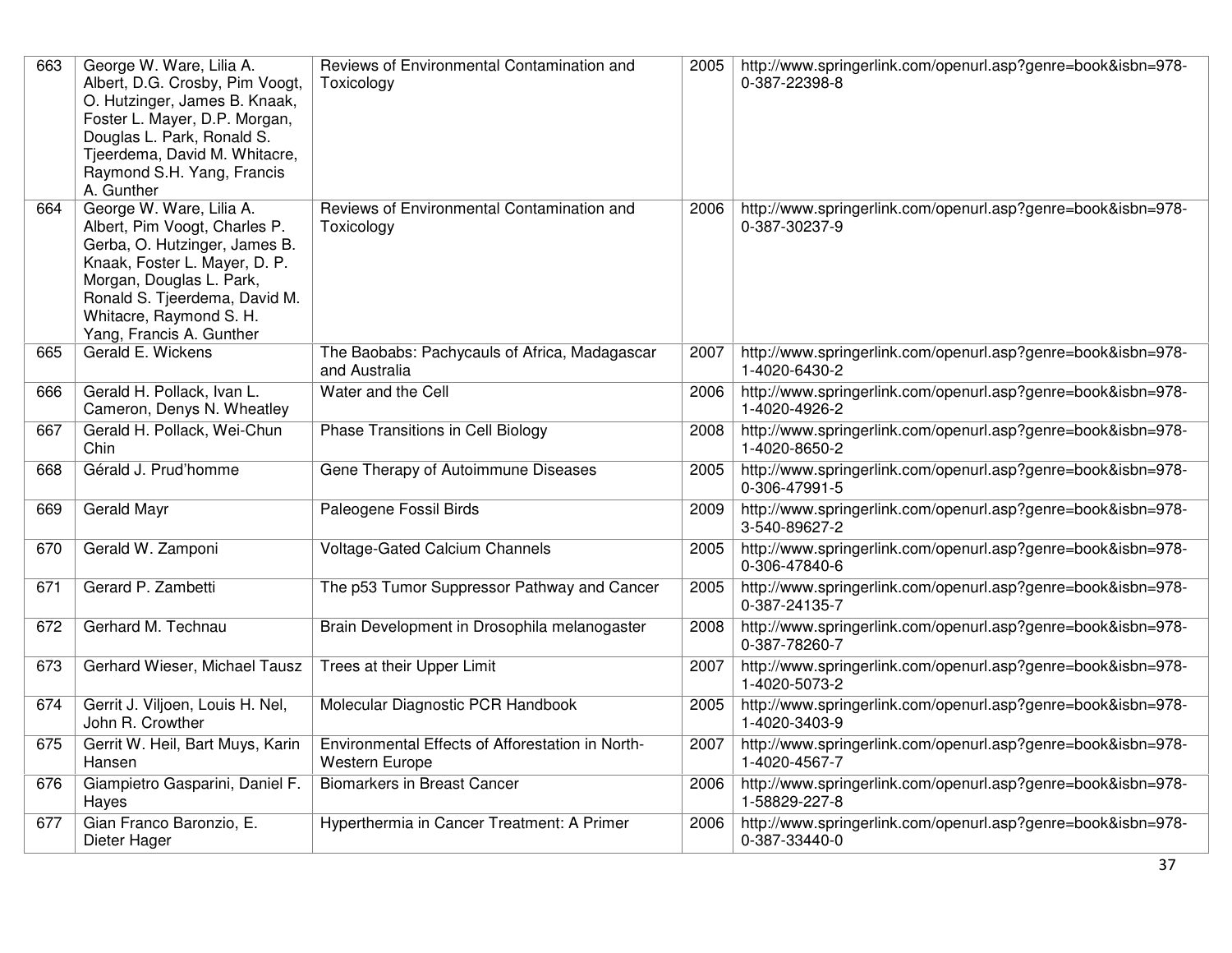| 663 | George W. Ware, Lilia A. Albert, D.G. Crosby, Pim Voogt, O. Hutzinger, James B. Knaak, Foster L. Mayer, D.P. Morgan, Douglas L. Park, Ronald S. Tjeerdema, David M. Whitacre, Raymond S.H. Yang, Francis A. Gunther | Reviews of Environmental Contamination and Toxicology | 2005 | http://www.springerlink.com/openurl.asp?genre=book&isbn=978-0-387-22398-8 |
|---|---|---|---|---|
| 664 | George W. Ware, Lilia A. Albert, Pim Voogt, Charles P. Gerba, O. Hutzinger, James B. Knaak, Foster L. Mayer, D. P. Morgan, Douglas L. Park, Ronald S. Tjeerdema, David M. Whitacre, Raymond S. H. Yang, Francis A. Gunther | Reviews of Environmental Contamination and Toxicology | 2006 | http://www.springerlink.com/openurl.asp?genre=book&isbn=978-0-387-30237-9 |
| 665 | Gerald E. Wickens | The Baobabs: Pachycauls of Africa, Madagascar and Australia | 2007 | http://www.springerlink.com/openurl.asp?genre=book&isbn=978-1-4020-6430-2 |
| 666 | Gerald H. Pollack, Ivan L. Cameron, Denys N. Wheatley | Water and the Cell | 2006 | http://www.springerlink.com/openurl.asp?genre=book&isbn=978-1-4020-4926-2 |
| 667 | Gerald H. Pollack, Wei-Chun Chin | Phase Transitions in Cell Biology | 2008 | http://www.springerlink.com/openurl.asp?genre=book&isbn=978-1-4020-8650-2 |
| 668 | Gérald J. Prud'homme | Gene Therapy of Autoimmune Diseases | 2005 | http://www.springerlink.com/openurl.asp?genre=book&isbn=978-0-306-47991-5 |
| 669 | Gerald Mayr | Paleogene Fossil Birds | 2009 | http://www.springerlink.com/openurl.asp?genre=book&isbn=978-3-540-89627-2 |
| 670 | Gerald W. Zamponi | Voltage-Gated Calcium Channels | 2005 | http://www.springerlink.com/openurl.asp?genre=book&isbn=978-0-306-47840-6 |
| 671 | Gerard P. Zambetti | The p53 Tumor Suppressor Pathway and Cancer | 2005 | http://www.springerlink.com/openurl.asp?genre=book&isbn=978-0-387-24135-7 |
| 672 | Gerhard M. Technau | Brain Development in Drosophila melanogaster | 2008 | http://www.springerlink.com/openurl.asp?genre=book&isbn=978-0-387-78260-7 |
| 673 | Gerhard Wieser, Michael Tausz | Trees at their Upper Limit | 2007 | http://www.springerlink.com/openurl.asp?genre=book&isbn=978-1-4020-5073-2 |
| 674 | Gerrit J. Viljoen, Louis H. Nel, John R. Crowther | Molecular Diagnostic PCR Handbook | 2005 | http://www.springerlink.com/openurl.asp?genre=book&isbn=978-1-4020-3403-9 |
| 675 | Gerrit W. Heil, Bart Muys, Karin Hansen | Environmental Effects of Afforestation in North-Western Europe | 2007 | http://www.springerlink.com/openurl.asp?genre=book&isbn=978-1-4020-4567-7 |
| 676 | Giampietro Gasparini, Daniel F. Hayes | Biomarkers in Breast Cancer | 2006 | http://www.springerlink.com/openurl.asp?genre=book&isbn=978-1-58829-227-8 |
| 677 | Gian Franco Baronzio, E. Dieter Hager | Hyperthermia in Cancer Treatment: A Primer | 2006 | http://www.springerlink.com/openurl.asp?genre=book&isbn=978-0-387-33440-0 |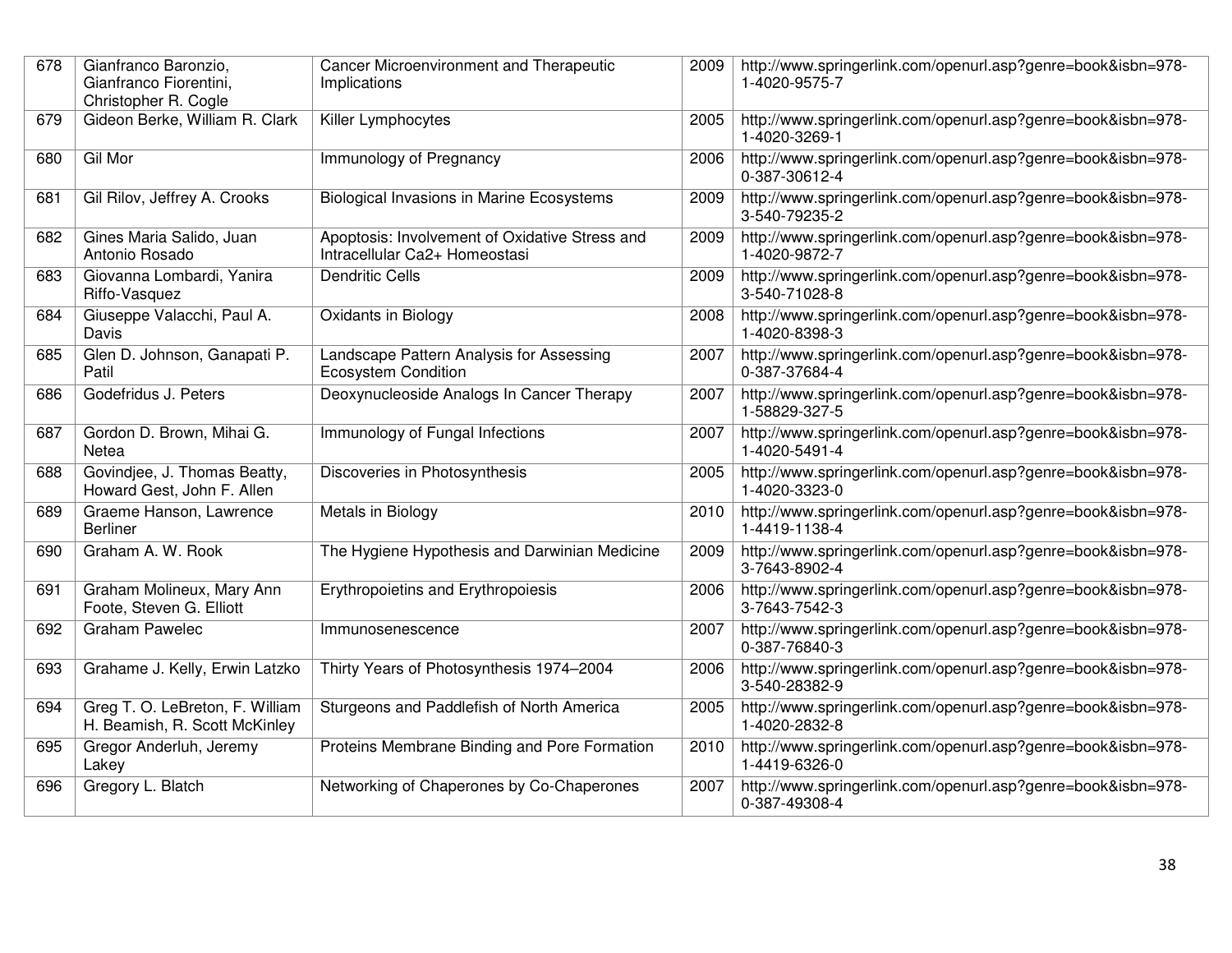| 678 | Gianfranco Baronzio, Gianfranco Fiorentini, Christopher R. Cogle | Cancer Microenvironment and Therapeutic Implications | 2009 | http://www.springerlink.com/openurl.asp?genre=book&isbn=978-1-4020-9575-7 |
|---|---|---|---|---|
| 679 | Gideon Berke, William R. Clark | Killer Lymphocytes | 2005 | http://www.springerlink.com/openurl.asp?genre=book&isbn=978-1-4020-3269-1 |
| 680 | Gil Mor | Immunology of Pregnancy | 2006 | http://www.springerlink.com/openurl.asp?genre=book&isbn=978-0-387-30612-4 |
| 681 | Gil Rilov, Jeffrey A. Crooks | Biological Invasions in Marine Ecosystems | 2009 | http://www.springerlink.com/openurl.asp?genre=book&isbn=978-3-540-79235-2 |
| 682 | Gines Maria Salido, Juan Antonio Rosado | Apoptosis: Involvement of Oxidative Stress and Intracellular Ca2+ Homeostasi | 2009 | http://www.springerlink.com/openurl.asp?genre=book&isbn=978-1-4020-9872-7 |
| 683 | Giovanna Lombardi, Yanira Riffo-Vasquez | Dendritic Cells | 2009 | http://www.springerlink.com/openurl.asp?genre=book&isbn=978-3-540-71028-8 |
| 684 | Giuseppe Valacchi, Paul A. Davis | Oxidants in Biology | 2008 | http://www.springerlink.com/openurl.asp?genre=book&isbn=978-1-4020-8398-3 |
| 685 | Glen D. Johnson, Ganapati P. Patil | Landscape Pattern Analysis for Assessing Ecosystem Condition | 2007 | http://www.springerlink.com/openurl.asp?genre=book&isbn=978-0-387-37684-4 |
| 686 | Godefridus J. Peters | Deoxynucleoside Analogs In Cancer Therapy | 2007 | http://www.springerlink.com/openurl.asp?genre=book&isbn=978-1-58829-327-5 |
| 687 | Gordon D. Brown, Mihai G. Netea | Immunology of Fungal Infections | 2007 | http://www.springerlink.com/openurl.asp?genre=book&isbn=978-1-4020-5491-4 |
| 688 | Govindjee, J. Thomas Beatty, Howard Gest, John F. Allen | Discoveries in Photosynthesis | 2005 | http://www.springerlink.com/openurl.asp?genre=book&isbn=978-1-4020-3323-0 |
| 689 | Graeme Hanson, Lawrence Berliner | Metals in Biology | 2010 | http://www.springerlink.com/openurl.asp?genre=book&isbn=978-1-4419-1138-4 |
| 690 | Graham A. W. Rook | The Hygiene Hypothesis and Darwinian Medicine | 2009 | http://www.springerlink.com/openurl.asp?genre=book&isbn=978-3-7643-8902-4 |
| 691 | Graham Molineux, Mary Ann Foote, Steven G. Elliott | Erythropoietins and Erythropoiesis | 2006 | http://www.springerlink.com/openurl.asp?genre=book&isbn=978-3-7643-7542-3 |
| 692 | Graham Pawelec | Immunosenescence | 2007 | http://www.springerlink.com/openurl.asp?genre=book&isbn=978-0-387-76840-3 |
| 693 | Grahame J. Kelly, Erwin Latzko | Thirty Years of Photosynthesis 1974–2004 | 2006 | http://www.springerlink.com/openurl.asp?genre=book&isbn=978-3-540-28382-9 |
| 694 | Greg T. O. LeBreton, F. William H. Beamish, R. Scott McKinley | Sturgeons and Paddlefish of North America | 2005 | http://www.springerlink.com/openurl.asp?genre=book&isbn=978-1-4020-2832-8 |
| 695 | Gregor Anderluh, Jeremy Lakey | Proteins Membrane Binding and Pore Formation | 2010 | http://www.springerlink.com/openurl.asp?genre=book&isbn=978-1-4419-6326-0 |
| 696 | Gregory L. Blatch | Networking of Chaperones by Co-Chaperones | 2007 | http://www.springerlink.com/openurl.asp?genre=book&isbn=978-0-387-49308-4 |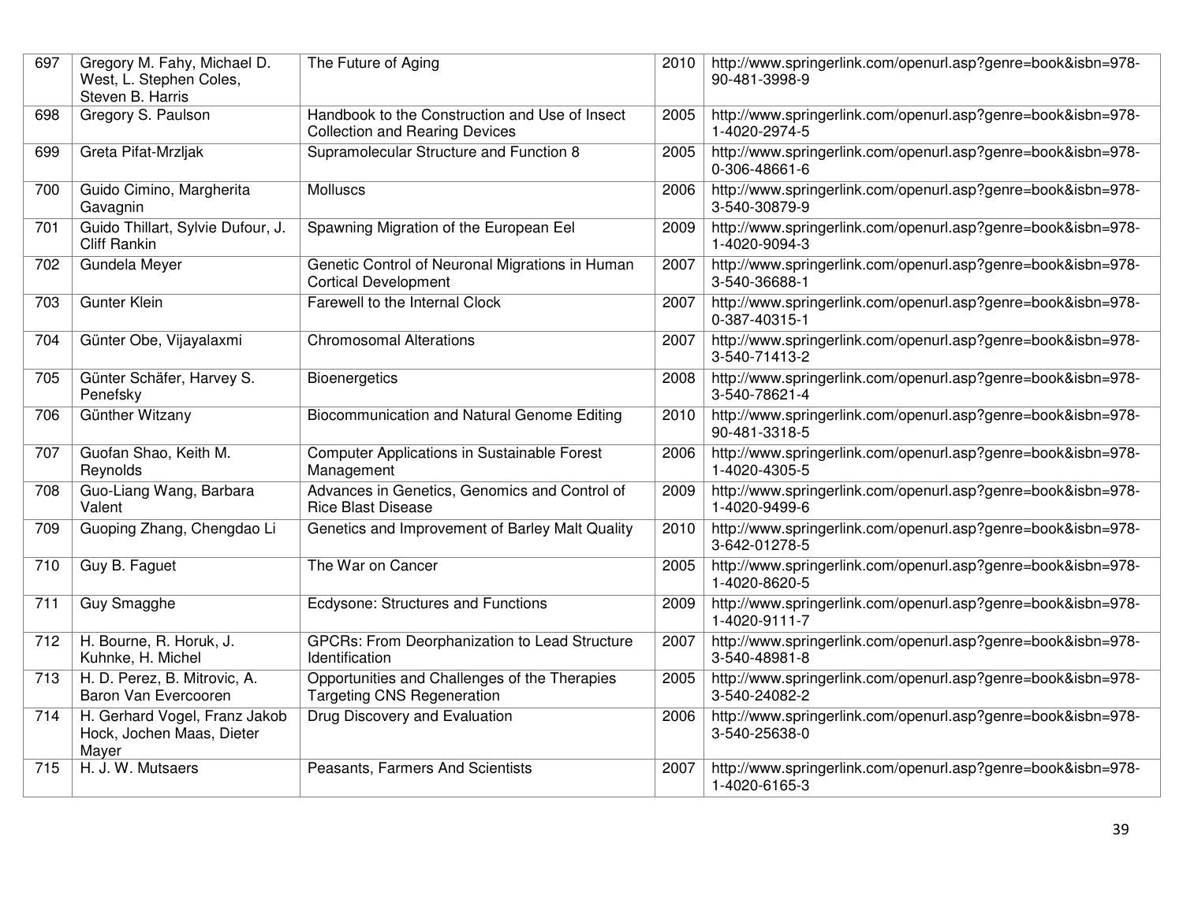| 697 | Gregory M. Fahy, Michael D. West, L. Stephen Coles, Steven B. Harris | The Future of Aging | 2010 | http://www.springerlink.com/openurl.asp?genre=book&isbn=978-90-481-3998-9 |
|---|---|---|---|---|
| 698 | Gregory S. Paulson | Handbook to the Construction and Use of Insect Collection and Rearing Devices | 2005 | http://www.springerlink.com/openurl.asp?genre=book&isbn=978-1-4020-2974-5 |
| 699 | Greta Pifat-Mrzljak | Supramolecular Structure and Function 8 | 2005 | http://www.springerlink.com/openurl.asp?genre=book&isbn=978-0-306-48661-6 |
| 700 | Guido Cimino, Margherita Gavagnin | Molluscs | 2006 | http://www.springerlink.com/openurl.asp?genre=book&isbn=978-3-540-30879-9 |
| 701 | Guido Thillart, Sylvie Dufour, J. Cliff Rankin | Spawning Migration of the European Eel | 2009 | http://www.springerlink.com/openurl.asp?genre=book&isbn=978-1-4020-9094-3 |
| 702 | Gundela Meyer | Genetic Control of Neuronal Migrations in Human Cortical Development | 2007 | http://www.springerlink.com/openurl.asp?genre=book&isbn=978-3-540-36688-1 |
| 703 | Gunter Klein | Farewell to the Internal Clock | 2007 | http://www.springerlink.com/openurl.asp?genre=book&isbn=978-0-387-40315-1 |
| 704 | Günter Obe, Vijayalaxmi | Chromosomal Alterations | 2007 | http://www.springerlink.com/openurl.asp?genre=book&isbn=978-3-540-71413-2 |
| 705 | Günter Schäfer, Harvey S. Penefsky | Bioenergetics | 2008 | http://www.springerlink.com/openurl.asp?genre=book&isbn=978-3-540-78621-4 |
| 706 | Günther Witzany | Biocommunication and Natural Genome Editing | 2010 | http://www.springerlink.com/openurl.asp?genre=book&isbn=978-90-481-3318-5 |
| 707 | Guofan Shao, Keith M. Reynolds | Computer Applications in Sustainable Forest Management | 2006 | http://www.springerlink.com/openurl.asp?genre=book&isbn=978-1-4020-4305-5 |
| 708 | Guo-Liang Wang, Barbara Valent | Advances in Genetics, Genomics and Control of Rice Blast Disease | 2009 | http://www.springerlink.com/openurl.asp?genre=book&isbn=978-1-4020-9499-6 |
| 709 | Guoping Zhang, Chengdao Li | Genetics and Improvement of Barley Malt Quality | 2010 | http://www.springerlink.com/openurl.asp?genre=book&isbn=978-3-642-01278-5 |
| 710 | Guy B. Faguet | The War on Cancer | 2005 | http://www.springerlink.com/openurl.asp?genre=book&isbn=978-1-4020-8620-5 |
| 711 | Guy Smagghe | Ecdysone: Structures and Functions | 2009 | http://www.springerlink.com/openurl.asp?genre=book&isbn=978-1-4020-9111-7 |
| 712 | H. Bourne, R. Horuk, J. Kuhnke, H. Michel | GPCRs: From Deorphanization to Lead Structure Identification | 2007 | http://www.springerlink.com/openurl.asp?genre=book&isbn=978-3-540-48981-8 |
| 713 | H. D. Perez, B. Mitrovic, A. Baron Van Evercooren | Opportunities and Challenges of the Therapies Targeting CNS Regeneration | 2005 | http://www.springerlink.com/openurl.asp?genre=book&isbn=978-3-540-24082-2 |
| 714 | H. Gerhard Vogel, Franz Jakob Hock, Jochen Maas, Dieter Mayer | Drug Discovery and Evaluation | 2006 | http://www.springerlink.com/openurl.asp?genre=book&isbn=978-3-540-25638-0 |
| 715 | H. J. W. Mutsaers | Peasants, Farmers And Scientists | 2007 | http://www.springerlink.com/openurl.asp?genre=book&isbn=978-1-4020-6165-3 |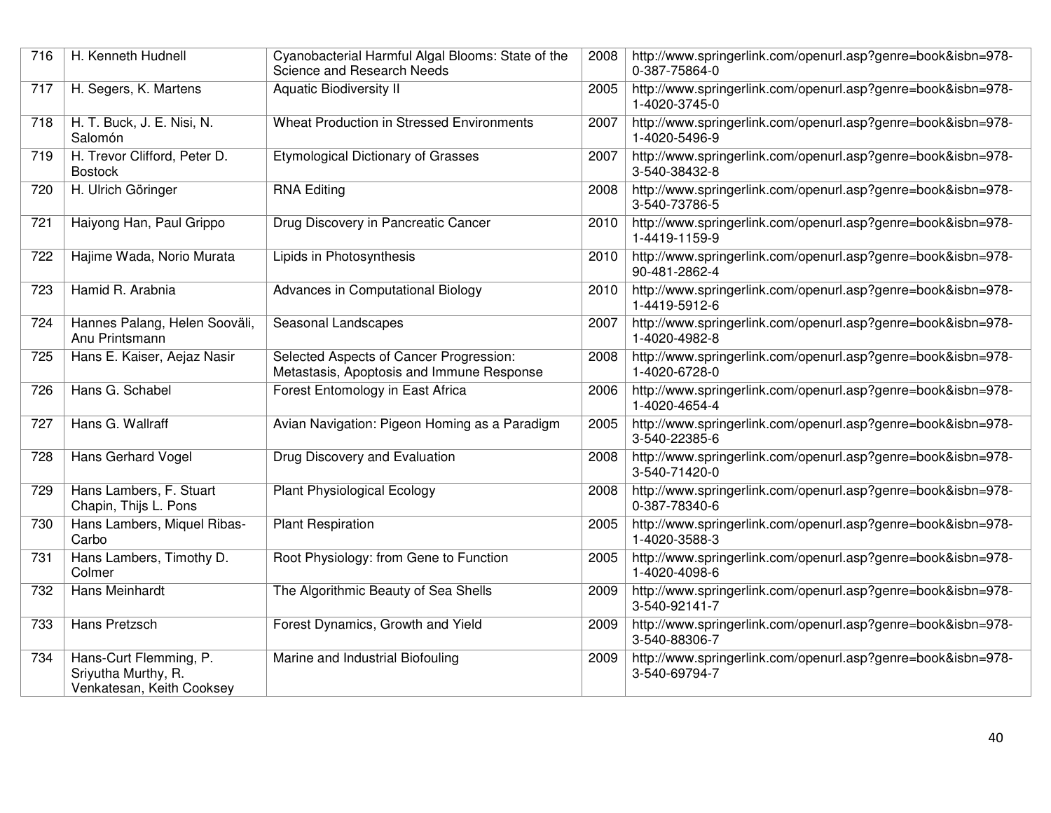| 716 | H. Kenneth Hudnell | Cyanobacterial Harmful Algal Blooms: State of the Science and Research Needs | 2008 | http://www.springerlink.com/openurl.asp?genre=book&isbn=978-0-387-75864-0 |
|---|---|---|---|---|
| 717 | H. Segers, K. Martens | Aquatic Biodiversity II | 2005 | http://www.springerlink.com/openurl.asp?genre=book&isbn=978-1-4020-3745-0 |
| 718 | H. T. Buck, J. E. Nisi, N. Salomón | Wheat Production in Stressed Environments | 2007 | http://www.springerlink.com/openurl.asp?genre=book&isbn=978-1-4020-5496-9 |
| 719 | H. Trevor Clifford, Peter D. Bostock | Etymological Dictionary of Grasses | 2007 | http://www.springerlink.com/openurl.asp?genre=book&isbn=978-3-540-38432-8 |
| 720 | H. Ulrich Göringer | RNA Editing | 2008 | http://www.springerlink.com/openurl.asp?genre=book&isbn=978-3-540-73786-5 |
| 721 | Haiyong Han, Paul Grippo | Drug Discovery in Pancreatic Cancer | 2010 | http://www.springerlink.com/openurl.asp?genre=book&isbn=978-1-4419-1159-9 |
| 722 | Hajime Wada, Norio Murata | Lipids in Photosynthesis | 2010 | http://www.springerlink.com/openurl.asp?genre=book&isbn=978-90-481-2862-4 |
| 723 | Hamid R. Arabnia | Advances in Computational Biology | 2010 | http://www.springerlink.com/openurl.asp?genre=book&isbn=978-1-4419-5912-6 |
| 724 | Hannes Palang, Helen Sooväli, Anu Printsmann | Seasonal Landscapes | 2007 | http://www.springerlink.com/openurl.asp?genre=book&isbn=978-1-4020-4982-8 |
| 725 | Hans E. Kaiser, Aejaz Nasir | Selected Aspects of Cancer Progression: Metastasis, Apoptosis and Immune Response | 2008 | http://www.springerlink.com/openurl.asp?genre=book&isbn=978-1-4020-6728-0 |
| 726 | Hans G. Schabel | Forest Entomology in East Africa | 2006 | http://www.springerlink.com/openurl.asp?genre=book&isbn=978-1-4020-4654-4 |
| 727 | Hans G. Wallraff | Avian Navigation: Pigeon Homing as a Paradigm | 2005 | http://www.springerlink.com/openurl.asp?genre=book&isbn=978-3-540-22385-6 |
| 728 | Hans Gerhard Vogel | Drug Discovery and Evaluation | 2008 | http://www.springerlink.com/openurl.asp?genre=book&isbn=978-3-540-71420-0 |
| 729 | Hans Lambers, F. Stuart Chapin, Thijs L. Pons | Plant Physiological Ecology | 2008 | http://www.springerlink.com/openurl.asp?genre=book&isbn=978-0-387-78340-6 |
| 730 | Hans Lambers, Miquel Ribas-Carbo | Plant Respiration | 2005 | http://www.springerlink.com/openurl.asp?genre=book&isbn=978-1-4020-3588-3 |
| 731 | Hans Lambers, Timothy D. Colmer | Root Physiology: from Gene to Function | 2005 | http://www.springerlink.com/openurl.asp?genre=book&isbn=978-1-4020-4098-6 |
| 732 | Hans Meinhardt | The Algorithmic Beauty of Sea Shells | 2009 | http://www.springerlink.com/openurl.asp?genre=book&isbn=978-3-540-92141-7 |
| 733 | Hans Pretzsch | Forest Dynamics, Growth and Yield | 2009 | http://www.springerlink.com/openurl.asp?genre=book&isbn=978-3-540-88306-7 |
| 734 | Hans-Curt Flemming, P. Sriyutha Murthy, R. Venkatesan, Keith Cooksey | Marine and Industrial Biofouling | 2009 | http://www.springerlink.com/openurl.asp?genre=book&isbn=978-3-540-69794-7 |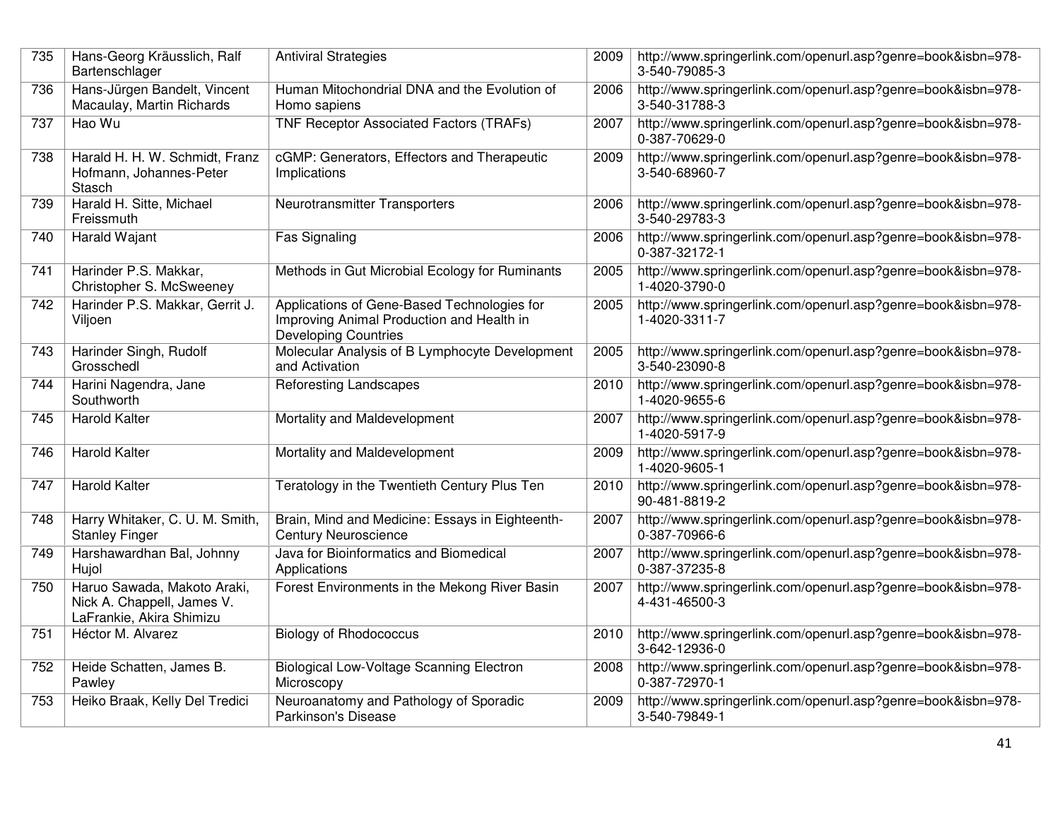| 735 | Hans-Georg Kräusslich, Ralf Bartenschlager | Antiviral Strategies | 2009 | http://www.springerlink.com/openurl.asp?genre=book&isbn=978-3-540-79085-3 |
|---|---|---|---|---|
| 736 | Hans-Jürgen Bandelt, Vincent Macaulay, Martin Richards | Human Mitochondrial DNA and the Evolution of Homo sapiens | 2006 | http://www.springerlink.com/openurl.asp?genre=book&isbn=978-3-540-31788-3 |
| 737 | Hao Wu | TNF Receptor Associated Factors (TRAFs) | 2007 | http://www.springerlink.com/openurl.asp?genre=book&isbn=978-0-387-70629-0 |
| 738 | Harald H. H. W. Schmidt, Franz Hofmann, Johannes-Peter Stasch | cGMP: Generators, Effectors and Therapeutic Implications | 2009 | http://www.springerlink.com/openurl.asp?genre=book&isbn=978-3-540-68960-7 |
| 739 | Harald H. Sitte, Michael Freissmuth | Neurotransmitter Transporters | 2006 | http://www.springerlink.com/openurl.asp?genre=book&isbn=978-3-540-29783-3 |
| 740 | Harald Wajant | Fas Signaling | 2006 | http://www.springerlink.com/openurl.asp?genre=book&isbn=978-0-387-32172-1 |
| 741 | Harinder P.S. Makkar, Christopher S. McSweeney | Methods in Gut Microbial Ecology for Ruminants | 2005 | http://www.springerlink.com/openurl.asp?genre=book&isbn=978-1-4020-3790-0 |
| 742 | Harinder P.S. Makkar, Gerrit J. Viljoen | Applications of Gene-Based Technologies for Improving Animal Production and Health in Developing Countries | 2005 | http://www.springerlink.com/openurl.asp?genre=book&isbn=978-1-4020-3311-7 |
| 743 | Harinder Singh, Rudolf Grosschedl | Molecular Analysis of B Lymphocyte Development and Activation | 2005 | http://www.springerlink.com/openurl.asp?genre=book&isbn=978-3-540-23090-8 |
| 744 | Harini Nagendra, Jane Southworth | Reforesting Landscapes | 2010 | http://www.springerlink.com/openurl.asp?genre=book&isbn=978-1-4020-9655-6 |
| 745 | Harold Kalter | Mortality and Maldevelopment | 2007 | http://www.springerlink.com/openurl.asp?genre=book&isbn=978-1-4020-5917-9 |
| 746 | Harold Kalter | Mortality and Maldevelopment | 2009 | http://www.springerlink.com/openurl.asp?genre=book&isbn=978-1-4020-9605-1 |
| 747 | Harold Kalter | Teratology in the Twentieth Century Plus Ten | 2010 | http://www.springerlink.com/openurl.asp?genre=book&isbn=978-90-481-8819-2 |
| 748 | Harry Whitaker, C. U. M. Smith, Stanley Finger | Brain, Mind and Medicine: Essays in Eighteenth-Century Neuroscience | 2007 | http://www.springerlink.com/openurl.asp?genre=book&isbn=978-0-387-70966-6 |
| 749 | Harshawardhan Bal, Johnny Hujol | Java for Bioinformatics and Biomedical Applications | 2007 | http://www.springerlink.com/openurl.asp?genre=book&isbn=978-0-387-37235-8 |
| 750 | Haruo Sawada, Makoto Araki, Nick A. Chappell, James V. LaFrankie, Akira Shimizu | Forest Environments in the Mekong River Basin | 2007 | http://www.springerlink.com/openurl.asp?genre=book&isbn=978-4-431-46500-3 |
| 751 | Héctor M. Alvarez | Biology of Rhodococcus | 2010 | http://www.springerlink.com/openurl.asp?genre=book&isbn=978-3-642-12936-0 |
| 752 | Heide Schatten, James B. Pawley | Biological Low-Voltage Scanning Electron Microscopy | 2008 | http://www.springerlink.com/openurl.asp?genre=book&isbn=978-0-387-72970-1 |
| 753 | Heiko Braak, Kelly Del Tredici | Neuroanatomy and Pathology of Sporadic Parkinson's Disease | 2009 | http://www.springerlink.com/openurl.asp?genre=book&isbn=978-3-540-79849-1 |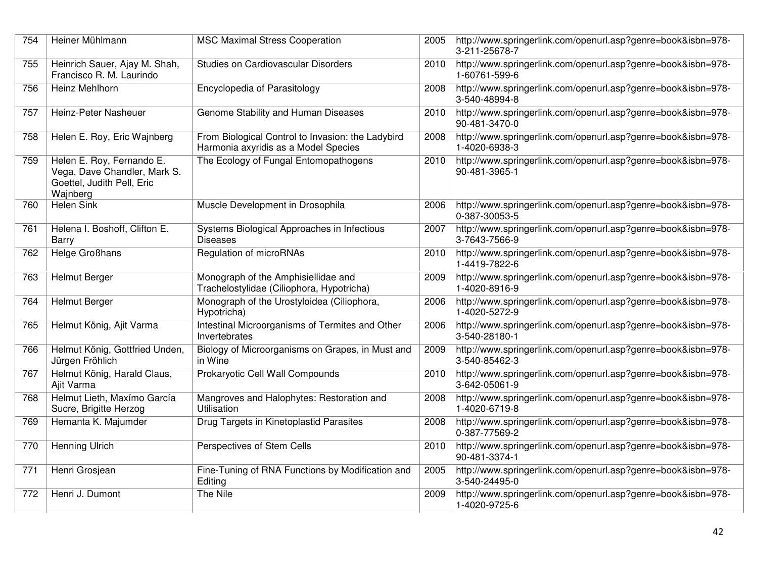| 754 | Heiner Mühlmann | MSC Maximal Stress Cooperation | 2005 | http://www.springerlink.com/openurl.asp?genre=book&isbn=978-3-211-25678-7 |
|---|---|---|---|---|
| 755 | Heinrich Sauer, Ajay M. Shah, Francisco R. M. Laurindo | Studies on Cardiovascular Disorders | 2010 | http://www.springerlink.com/openurl.asp?genre=book&isbn=978-1-60761-599-6 |
| 756 | Heinz Mehlhorn | Encyclopedia of Parasitology | 2008 | http://www.springerlink.com/openurl.asp?genre=book&isbn=978-3-540-48994-8 |
| 757 | Heinz-Peter Nasheuer | Genome Stability and Human Diseases | 2010 | http://www.springerlink.com/openurl.asp?genre=book&isbn=978-90-481-3470-0 |
| 758 | Helen E. Roy, Eric Wajnberg | From Biological Control to Invasion: the Ladybird Harmonia axyridis as a Model Species | 2008 | http://www.springerlink.com/openurl.asp?genre=book&isbn=978-1-4020-6938-3 |
| 759 | Helen E. Roy, Fernando E. Vega, Dave Chandler, Mark S. Goettel, Judith Pell, Eric Wajnberg | The Ecology of Fungal Entomopathogens | 2010 | http://www.springerlink.com/openurl.asp?genre=book&isbn=978-90-481-3965-1 |
| 760 | Helen Sink | Muscle Development in Drosophila | 2006 | http://www.springerlink.com/openurl.asp?genre=book&isbn=978-0-387-30053-5 |
| 761 | Helena I. Boshoff, Clifton E. Barry | Systems Biological Approaches in Infectious Diseases | 2007 | http://www.springerlink.com/openurl.asp?genre=book&isbn=978-3-7643-7566-9 |
| 762 | Helge Großhans | Regulation of microRNAs | 2010 | http://www.springerlink.com/openurl.asp?genre=book&isbn=978-1-4419-7822-6 |
| 763 | Helmut Berger | Monograph of the Amphisiellidae and Trachelostylidae (Ciliophora, Hypotricha) | 2009 | http://www.springerlink.com/openurl.asp?genre=book&isbn=978-1-4020-8916-9 |
| 764 | Helmut Berger | Monograph of the Urostyloidea (Ciliophora, Hypotricha) | 2006 | http://www.springerlink.com/openurl.asp?genre=book&isbn=978-1-4020-5272-9 |
| 765 | Helmut König, Ajit Varma | Intestinal Microorganisms of Termites and Other Invertebrates | 2006 | http://www.springerlink.com/openurl.asp?genre=book&isbn=978-3-540-28180-1 |
| 766 | Helmut König, Gottfried Unden, Jürgen Fröhlich | Biology of Microorganisms on Grapes, in Must and in Wine | 2009 | http://www.springerlink.com/openurl.asp?genre=book&isbn=978-3-540-85462-3 |
| 767 | Helmut König, Harald Claus, Ajit Varma | Prokaryotic Cell Wall Compounds | 2010 | http://www.springerlink.com/openurl.asp?genre=book&isbn=978-3-642-05061-9 |
| 768 | Helmut Lieth, Maxímo García Sucre, Brigitte Herzog | Mangroves and Halophytes: Restoration and Utilisation | 2008 | http://www.springerlink.com/openurl.asp?genre=book&isbn=978-1-4020-6719-8 |
| 769 | Hemanta K. Majumder | Drug Targets in Kinetoplastid Parasites | 2008 | http://www.springerlink.com/openurl.asp?genre=book&isbn=978-0-387-77569-2 |
| 770 | Henning Ulrich | Perspectives of Stem Cells | 2010 | http://www.springerlink.com/openurl.asp?genre=book&isbn=978-90-481-3374-1 |
| 771 | Henri Grosjean | Fine-Tuning of RNA Functions by Modification and Editing | 2005 | http://www.springerlink.com/openurl.asp?genre=book&isbn=978-3-540-24495-0 |
| 772 | Henri J. Dumont | The Nile | 2009 | http://www.springerlink.com/openurl.asp?genre=book&isbn=978-1-4020-9725-6 |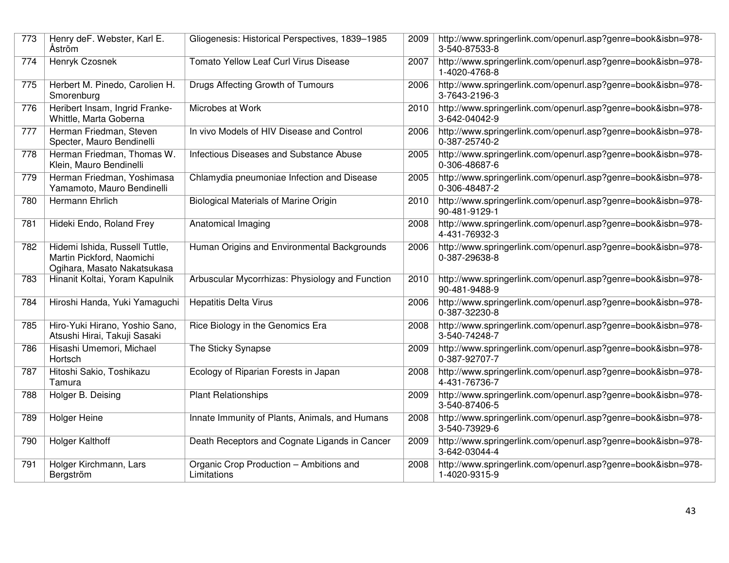| 773 | Henry deF. Webster, Karl E. Åström | Gliogenesis: Historical Perspectives, 1839–1985 | 2009 | http://www.springerlink.com/openurl.asp?genre=book&isbn=978-3-540-87533-8 |
|---|---|---|---|---|
| 774 | Henryk Czosnek | Tomato Yellow Leaf Curl Virus Disease | 2007 | http://www.springerlink.com/openurl.asp?genre=book&isbn=978-1-4020-4768-8 |
| 775 | Herbert M. Pinedo, Carolien H. Smorenburg | Drugs Affecting Growth of Tumours | 2006 | http://www.springerlink.com/openurl.asp?genre=book&isbn=978-3-7643-2196-3 |
| 776 | Heribert Insam, Ingrid Franke-Whittle, Marta Goberna | Microbes at Work | 2010 | http://www.springerlink.com/openurl.asp?genre=book&isbn=978-3-642-04042-9 |
| 777 | Herman Friedman, Steven Specter, Mauro Bendinelli | In vivo Models of HIV Disease and Control | 2006 | http://www.springerlink.com/openurl.asp?genre=book&isbn=978-0-387-25740-2 |
| 778 | Herman Friedman, Thomas W. Klein, Mauro Bendinelli | Infectious Diseases and Substance Abuse | 2005 | http://www.springerlink.com/openurl.asp?genre=book&isbn=978-0-306-48687-6 |
| 779 | Herman Friedman, Yoshimasa Yamamoto, Mauro Bendinelli | Chlamydia pneumoniae Infection and Disease | 2005 | http://www.springerlink.com/openurl.asp?genre=book&isbn=978-0-306-48487-2 |
| 780 | Hermann Ehrlich | Biological Materials of Marine Origin | 2010 | http://www.springerlink.com/openurl.asp?genre=book&isbn=978-90-481-9129-1 |
| 781 | Hideki Endo, Roland Frey | Anatomical Imaging | 2008 | http://www.springerlink.com/openurl.asp?genre=book&isbn=978-4-431-76932-3 |
| 782 | Hidemi Ishida, Russell Tuttle, Martin Pickford, Naomichi Ogihara, Masato Nakatsukasa | Human Origins and Environmental Backgrounds | 2006 | http://www.springerlink.com/openurl.asp?genre=book&isbn=978-0-387-29638-8 |
| 783 | Hinanit Koltai, Yoram Kapulnik | Arbuscular Mycorrhizas: Physiology and Function | 2010 | http://www.springerlink.com/openurl.asp?genre=book&isbn=978-90-481-9488-9 |
| 784 | Hiroshi Handa, Yuki Yamaguchi | Hepatitis Delta Virus | 2006 | http://www.springerlink.com/openurl.asp?genre=book&isbn=978-0-387-32230-8 |
| 785 | Hiro-Yuki Hirano, Yoshio Sano, Atsushi Hirai, Takuji Sasaki | Rice Biology in the Genomics Era | 2008 | http://www.springerlink.com/openurl.asp?genre=book&isbn=978-3-540-74248-7 |
| 786 | Hisashi Umemori, Michael Hortsch | The Sticky Synapse | 2009 | http://www.springerlink.com/openurl.asp?genre=book&isbn=978-0-387-92707-7 |
| 787 | Hitoshi Sakio, Toshikazu Tamura | Ecology of Riparian Forests in Japan | 2008 | http://www.springerlink.com/openurl.asp?genre=book&isbn=978-4-431-76736-7 |
| 788 | Holger B. Deising | Plant Relationships | 2009 | http://www.springerlink.com/openurl.asp?genre=book&isbn=978-3-540-87406-5 |
| 789 | Holger Heine | Innate Immunity of Plants, Animals, and Humans | 2008 | http://www.springerlink.com/openurl.asp?genre=book&isbn=978-3-540-73929-6 |
| 790 | Holger Kalthoff | Death Receptors and Cognate Ligands in Cancer | 2009 | http://www.springerlink.com/openurl.asp?genre=book&isbn=978-3-642-03044-4 |
| 791 | Holger Kirchmann, Lars Bergström | Organic Crop Production – Ambitions and Limitations | 2008 | http://www.springerlink.com/openurl.asp?genre=book&isbn=978-1-4020-9315-9 |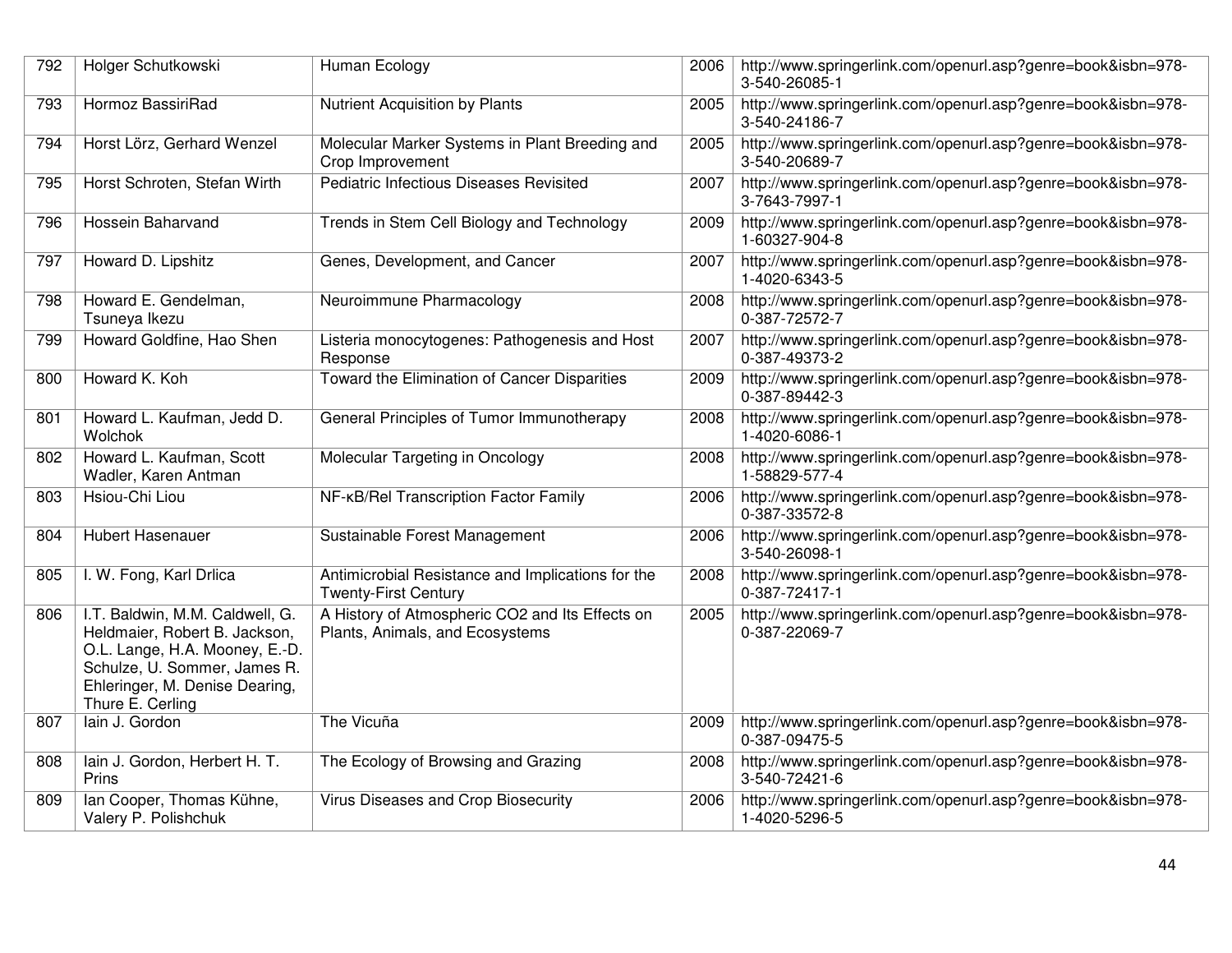| 792 | Holger Schutkowski | Human Ecology | 2006 | http://www.springerlink.com/openurl.asp?genre=book&isbn=978-3-540-26085-1 |
|---|---|---|---|---|
| 793 | Hormoz BassiriRad | Nutrient Acquisition by Plants | 2005 | http://www.springerlink.com/openurl.asp?genre=book&isbn=978-3-540-24186-7 |
| 794 | Horst Lörz, Gerhard Wenzel | Molecular Marker Systems in Plant Breeding and Crop Improvement | 2005 | http://www.springerlink.com/openurl.asp?genre=book&isbn=978-3-540-20689-7 |
| 795 | Horst Schroten, Stefan Wirth | Pediatric Infectious Diseases Revisited | 2007 | http://www.springerlink.com/openurl.asp?genre=book&isbn=978-3-7643-7997-1 |
| 796 | Hossein Baharvand | Trends in Stem Cell Biology and Technology | 2009 | http://www.springerlink.com/openurl.asp?genre=book&isbn=978-1-60327-904-8 |
| 797 | Howard D. Lipshitz | Genes, Development, and Cancer | 2007 | http://www.springerlink.com/openurl.asp?genre=book&isbn=978-1-4020-6343-5 |
| 798 | Howard E. Gendelman, Tsuneya Ikezu | Neuroimmune Pharmacology | 2008 | http://www.springerlink.com/openurl.asp?genre=book&isbn=978-0-387-72572-7 |
| 799 | Howard Goldfine, Hao Shen | Listeria monocytogenes: Pathogenesis and Host Response | 2007 | http://www.springerlink.com/openurl.asp?genre=book&isbn=978-0-387-49373-2 |
| 800 | Howard K. Koh | Toward the Elimination of Cancer Disparities | 2009 | http://www.springerlink.com/openurl.asp?genre=book&isbn=978-0-387-89442-3 |
| 801 | Howard L. Kaufman, Jedd D. Wolchok | General Principles of Tumor Immunotherapy | 2008 | http://www.springerlink.com/openurl.asp?genre=book&isbn=978-1-4020-6086-1 |
| 802 | Howard L. Kaufman, Scott Wadler, Karen Antman | Molecular Targeting in Oncology | 2008 | http://www.springerlink.com/openurl.asp?genre=book&isbn=978-1-58829-577-4 |
| 803 | Hsiou-Chi Liou | NF-κB/Rel Transcription Factor Family | 2006 | http://www.springerlink.com/openurl.asp?genre=book&isbn=978-0-387-33572-8 |
| 804 | Hubert Hasenauer | Sustainable Forest Management | 2006 | http://www.springerlink.com/openurl.asp?genre=book&isbn=978-3-540-26098-1 |
| 805 | I. W. Fong, Karl Drlica | Antimicrobial Resistance and Implications for the Twenty-First Century | 2008 | http://www.springerlink.com/openurl.asp?genre=book&isbn=978-0-387-72417-1 |
| 806 | I.T. Baldwin, M.M. Caldwell, G. Heldmaier, Robert B. Jackson, O.L. Lange, H.A. Mooney, E.-D. Schulze, U. Sommer, James R. Ehleringer, M. Denise Dearing, Thure E. Cerling | A History of Atmospheric CO2 and Its Effects on Plants, Animals, and Ecosystems | 2005 | http://www.springerlink.com/openurl.asp?genre=book&isbn=978-0-387-22069-7 |
| 807 | Iain J. Gordon | The Vicuña | 2009 | http://www.springerlink.com/openurl.asp?genre=book&isbn=978-0-387-09475-5 |
| 808 | Iain J. Gordon, Herbert H. T. Prins | The Ecology of Browsing and Grazing | 2008 | http://www.springerlink.com/openurl.asp?genre=book&isbn=978-3-540-72421-6 |
| 809 | Ian Cooper, Thomas Kühne, Valery P. Polishchuk | Virus Diseases and Crop Biosecurity | 2006 | http://www.springerlink.com/openurl.asp?genre=book&isbn=978-1-4020-5296-5 |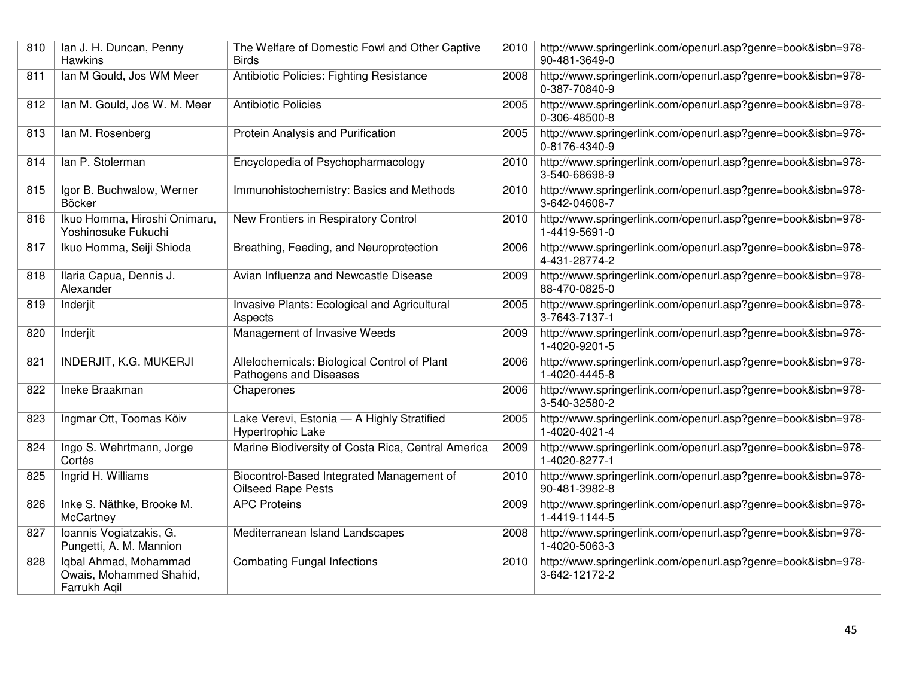| 810 | Ian J. H. Duncan, Penny Hawkins | The Welfare of Domestic Fowl and Other Captive Birds | 2010 | http://www.springerlink.com/openurl.asp?genre=book&isbn=978-90-481-3649-0 |
|---|---|---|---|---|
| 811 | Ian M Gould, Jos WM Meer | Antibiotic Policies: Fighting Resistance | 2008 | http://www.springerlink.com/openurl.asp?genre=book&isbn=978-0-387-70840-9 |
| 812 | Ian M. Gould, Jos W. M. Meer | Antibiotic Policies | 2005 | http://www.springerlink.com/openurl.asp?genre=book&isbn=978-0-306-48500-8 |
| 813 | Ian M. Rosenberg | Protein Analysis and Purification | 2005 | http://www.springerlink.com/openurl.asp?genre=book&isbn=978-0-8176-4340-9 |
| 814 | Ian P. Stolerman | Encyclopedia of Psychopharmacology | 2010 | http://www.springerlink.com/openurl.asp?genre=book&isbn=978-3-540-68698-9 |
| 815 | Igor B. Buchwalow, Werner Böcker | Immunohistochemistry: Basics and Methods | 2010 | http://www.springerlink.com/openurl.asp?genre=book&isbn=978-3-642-04608-7 |
| 816 | Ikuo Homma, Hiroshi Onimaru, Yoshinosuke Fukuchi | New Frontiers in Respiratory Control | 2010 | http://www.springerlink.com/openurl.asp?genre=book&isbn=978-1-4419-5691-0 |
| 817 | Ikuo Homma, Seiji Shioda | Breathing, Feeding, and Neuroprotection | 2006 | http://www.springerlink.com/openurl.asp?genre=book&isbn=978-4-431-28774-2 |
| 818 | Ilaria Capua, Dennis J. Alexander | Avian Influenza and Newcastle Disease | 2009 | http://www.springerlink.com/openurl.asp?genre=book&isbn=978-88-470-0825-0 |
| 819 | Inderjit | Invasive Plants: Ecological and Agricultural Aspects | 2005 | http://www.springerlink.com/openurl.asp?genre=book&isbn=978-3-7643-7137-1 |
| 820 | Inderjit | Management of Invasive Weeds | 2009 | http://www.springerlink.com/openurl.asp?genre=book&isbn=978-1-4020-9201-5 |
| 821 | INDERJIT, K.G. MUKERJI | Allelochemicals: Biological Control of Plant Pathogens and Diseases | 2006 | http://www.springerlink.com/openurl.asp?genre=book&isbn=978-1-4020-4445-8 |
| 822 | Ineke Braakman | Chaperones | 2006 | http://www.springerlink.com/openurl.asp?genre=book&isbn=978-3-540-32580-2 |
| 823 | Ingmar Ott, Toomas Kõiv | Lake Verevi, Estonia — A Highly Stratified Hypertrophic Lake | 2005 | http://www.springerlink.com/openurl.asp?genre=book&isbn=978-1-4020-4021-4 |
| 824 | Ingo S. Wehrtmann, Jorge Cortés | Marine Biodiversity of Costa Rica, Central America | 2009 | http://www.springerlink.com/openurl.asp?genre=book&isbn=978-1-4020-8277-1 |
| 825 | Ingrid H. Williams | Biocontrol-Based Integrated Management of Oilseed Rape Pests | 2010 | http://www.springerlink.com/openurl.asp?genre=book&isbn=978-90-481-3982-8 |
| 826 | Inke S. Näthke, Brooke M. McCartney | APC Proteins | 2009 | http://www.springerlink.com/openurl.asp?genre=book&isbn=978-1-4419-1144-5 |
| 827 | Ioannis Vogiatzakis, G. Pungetti, A. M. Mannion | Mediterranean Island Landscapes | 2008 | http://www.springerlink.com/openurl.asp?genre=book&isbn=978-1-4020-5063-3 |
| 828 | Iqbal Ahmad, Mohammad Owais, Mohammed Shahid, Farrukh Aqil | Combating Fungal Infections | 2010 | http://www.springerlink.com/openurl.asp?genre=book&isbn=978-3-642-12172-2 |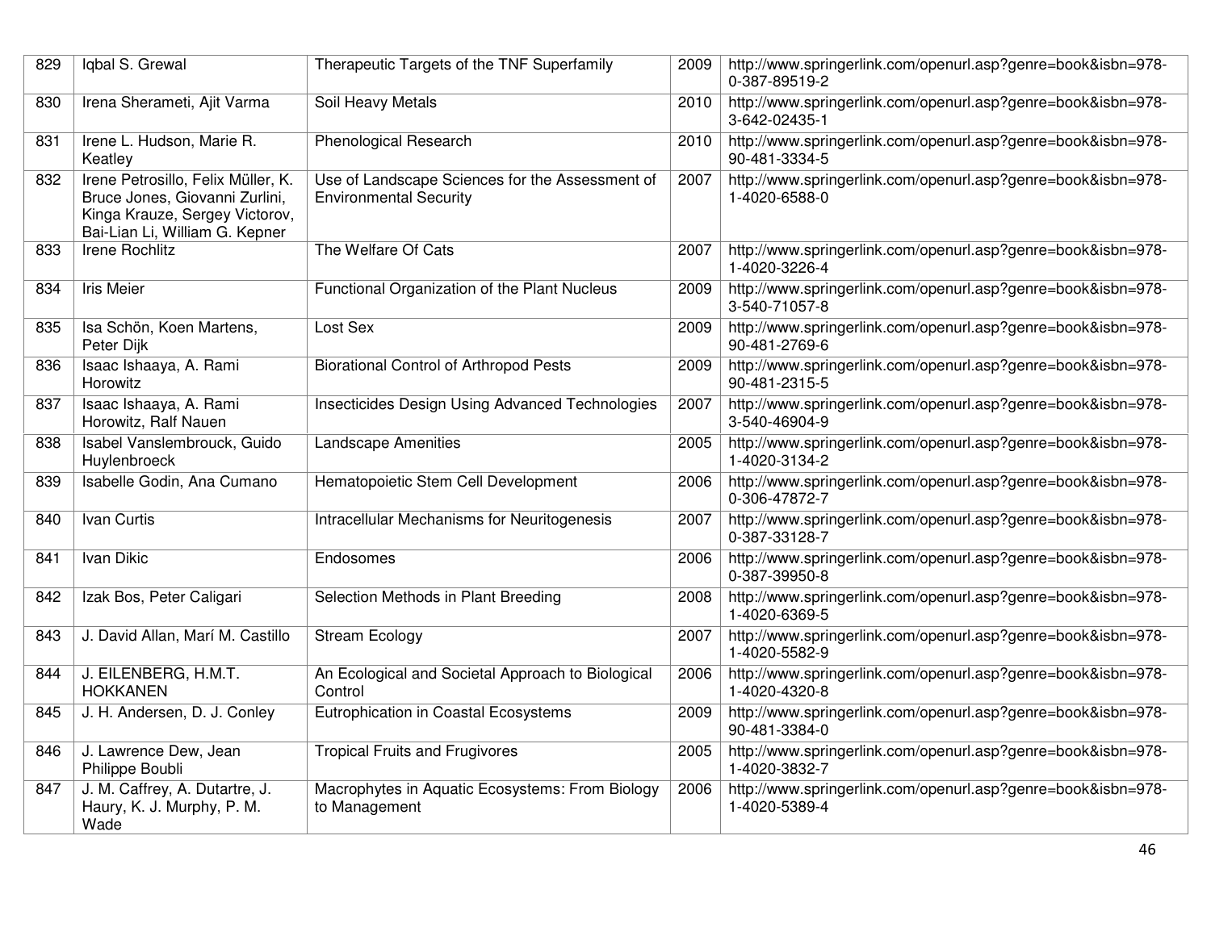| 829 | Iqbal S. Grewal | Therapeutic Targets of the TNF Superfamily | 2009 | http://www.springerlink.com/openurl.asp?genre=book&isbn=978-0-387-89519-2 |
|---|---|---|---|---|
| 830 | Irena Sherameti, Ajit Varma | Soil Heavy Metals | 2010 | http://www.springerlink.com/openurl.asp?genre=book&isbn=978-3-642-02435-1 |
| 831 | Irene L. Hudson, Marie R. Keatley | Phenological Research | 2010 | http://www.springerlink.com/openurl.asp?genre=book&isbn=978-90-481-3334-5 |
| 832 | Irene Petrosillo, Felix Müller, K. Bruce Jones, Giovanni Zurlini, Kinga Krauze, Sergey Victorov, Bai-Lian Li, William G. Kepner | Use of Landscape Sciences for the Assessment of Environmental Security | 2007 | http://www.springerlink.com/openurl.asp?genre=book&isbn=978-1-4020-6588-0 |
| 833 | Irene Rochlitz | The Welfare Of Cats | 2007 | http://www.springerlink.com/openurl.asp?genre=book&isbn=978-1-4020-3226-4 |
| 834 | Iris Meier | Functional Organization of the Plant Nucleus | 2009 | http://www.springerlink.com/openurl.asp?genre=book&isbn=978-3-540-71057-8 |
| 835 | Isa Schön, Koen Martens, Peter Dijk | Lost Sex | 2009 | http://www.springerlink.com/openurl.asp?genre=book&isbn=978-90-481-2769-6 |
| 836 | Isaac Ishaaya, A. Rami Horowitz | Biorational Control of Arthropod Pests | 2009 | http://www.springerlink.com/openurl.asp?genre=book&isbn=978-90-481-2315-5 |
| 837 | Isaac Ishaaya, A. Rami Horowitz, Ralf Nauen | Insecticides Design Using Advanced Technologies | 2007 | http://www.springerlink.com/openurl.asp?genre=book&isbn=978-3-540-46904-9 |
| 838 | Isabel Vanslembrouck, Guido Huylenbroeck | Landscape Amenities | 2005 | http://www.springerlink.com/openurl.asp?genre=book&isbn=978-1-4020-3134-2 |
| 839 | Isabelle Godin, Ana Cumano | Hematopoietic Stem Cell Development | 2006 | http://www.springerlink.com/openurl.asp?genre=book&isbn=978-0-306-47872-7 |
| 840 | Ivan Curtis | Intracellular Mechanisms for Neuritogenesis | 2007 | http://www.springerlink.com/openurl.asp?genre=book&isbn=978-0-387-33128-7 |
| 841 | Ivan Dikic | Endosomes | 2006 | http://www.springerlink.com/openurl.asp?genre=book&isbn=978-0-387-39950-8 |
| 842 | Izak Bos, Peter Caligari | Selection Methods in Plant Breeding | 2008 | http://www.springerlink.com/openurl.asp?genre=book&isbn=978-1-4020-6369-5 |
| 843 | J. David Allan, Marí M. Castillo | Stream Ecology | 2007 | http://www.springerlink.com/openurl.asp?genre=book&isbn=978-1-4020-5582-9 |
| 844 | J. EILENBERG, H.M.T. HOKKANEN | An Ecological and Societal Approach to Biological Control | 2006 | http://www.springerlink.com/openurl.asp?genre=book&isbn=978-1-4020-4320-8 |
| 845 | J. H. Andersen, D. J. Conley | Eutrophication in Coastal Ecosystems | 2009 | http://www.springerlink.com/openurl.asp?genre=book&isbn=978-90-481-3384-0 |
| 846 | J. Lawrence Dew, Jean Philippe Boubli | Tropical Fruits and Frugivores | 2005 | http://www.springerlink.com/openurl.asp?genre=book&isbn=978-1-4020-3832-7 |
| 847 | J. M. Caffrey, A. Dutartre, J. Haury, K. J. Murphy, P. M. Wade | Macrophytes in Aquatic Ecosystems: From Biology to Management | 2006 | http://www.springerlink.com/openurl.asp?genre=book&isbn=978-1-4020-5389-4 |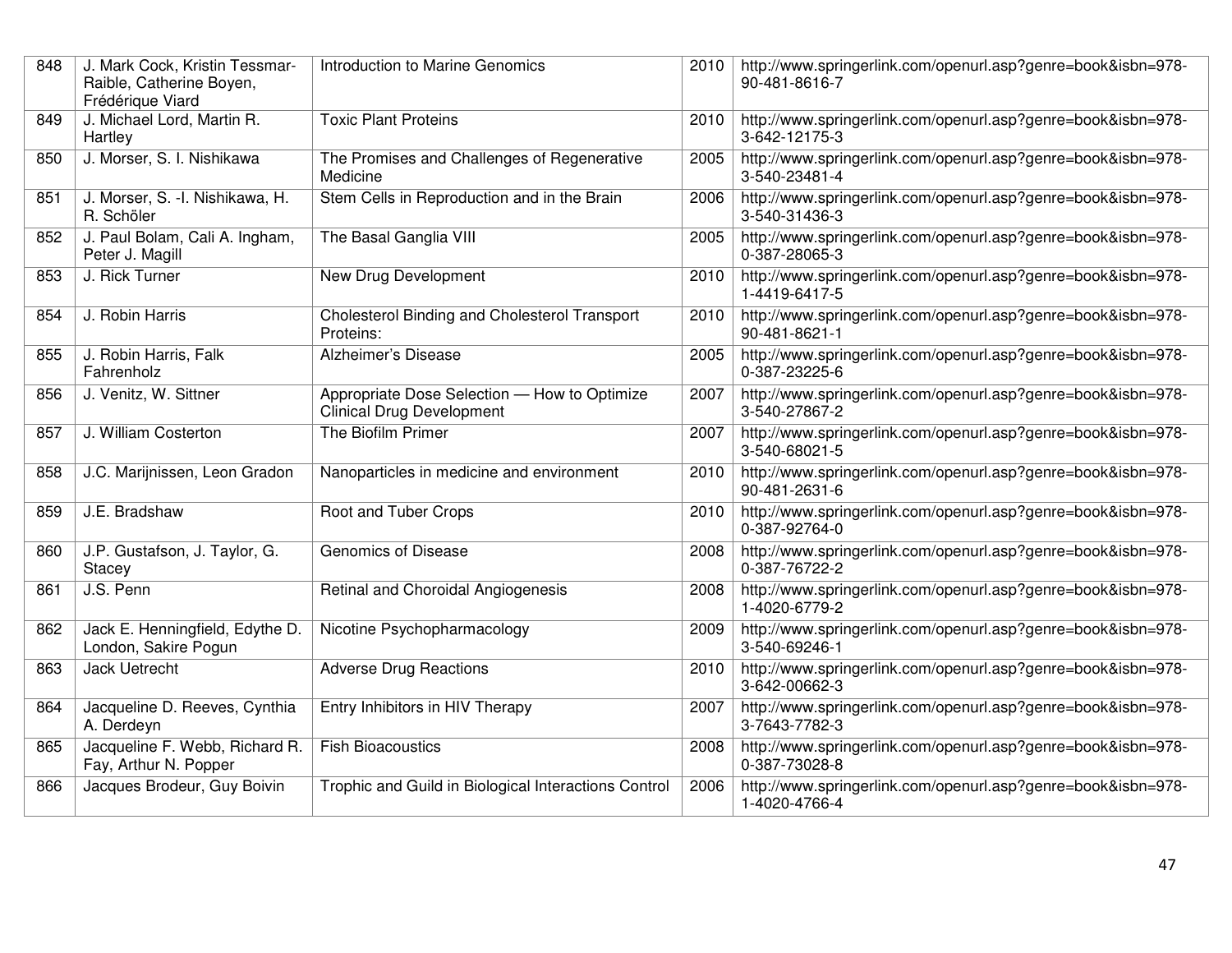| 848 | J. Mark Cock, Kristin Tessmar-Raible, Catherine Boyen, Frédérique Viard | Introduction to Marine Genomics | 2010 | http://www.springerlink.com/openurl.asp?genre=book&isbn=978-90-481-8616-7 |
|---|---|---|---|---|
| 849 | J. Michael Lord, Martin R. Hartley | Toxic Plant Proteins | 2010 | http://www.springerlink.com/openurl.asp?genre=book&isbn=978-3-642-12175-3 |
| 850 | J. Morser, S. I. Nishikawa | The Promises and Challenges of Regenerative Medicine | 2005 | http://www.springerlink.com/openurl.asp?genre=book&isbn=978-3-540-23481-4 |
| 851 | J. Morser, S. -I. Nishikawa, H. R. Schöler | Stem Cells in Reproduction and in the Brain | 2006 | http://www.springerlink.com/openurl.asp?genre=book&isbn=978-3-540-31436-3 |
| 852 | J. Paul Bolam, Cali A. Ingham, Peter J. Magill | The Basal Ganglia VIII | 2005 | http://www.springerlink.com/openurl.asp?genre=book&isbn=978-0-387-28065-3 |
| 853 | J. Rick Turner | New Drug Development | 2010 | http://www.springerlink.com/openurl.asp?genre=book&isbn=978-1-4419-6417-5 |
| 854 | J. Robin Harris | Cholesterol Binding and Cholesterol Transport Proteins: | 2010 | http://www.springerlink.com/openurl.asp?genre=book&isbn=978-90-481-8621-1 |
| 855 | J. Robin Harris, Falk Fahrenholz | Alzheimer's Disease | 2005 | http://www.springerlink.com/openurl.asp?genre=book&isbn=978-0-387-23225-6 |
| 856 | J. Venitz, W. Sittner | Appropriate Dose Selection — How to Optimize Clinical Drug Development | 2007 | http://www.springerlink.com/openurl.asp?genre=book&isbn=978-3-540-27867-2 |
| 857 | J. William Costerton | The Biofilm Primer | 2007 | http://www.springerlink.com/openurl.asp?genre=book&isbn=978-3-540-68021-5 |
| 858 | J.C. Marijnissen, Leon Gradon | Nanoparticles in medicine and environment | 2010 | http://www.springerlink.com/openurl.asp?genre=book&isbn=978-90-481-2631-6 |
| 859 | J.E. Bradshaw | Root and Tuber Crops | 2010 | http://www.springerlink.com/openurl.asp?genre=book&isbn=978-0-387-92764-0 |
| 860 | J.P. Gustafson, J. Taylor, G. Stacey | Genomics of Disease | 2008 | http://www.springerlink.com/openurl.asp?genre=book&isbn=978-0-387-76722-2 |
| 861 | J.S. Penn | Retinal and Choroidal Angiogenesis | 2008 | http://www.springerlink.com/openurl.asp?genre=book&isbn=978-1-4020-6779-2 |
| 862 | Jack E. Henningfield, Edythe D. London, Sakire Pogun | Nicotine Psychopharmacology | 2009 | http://www.springerlink.com/openurl.asp?genre=book&isbn=978-3-540-69246-1 |
| 863 | Jack Uetrecht | Adverse Drug Reactions | 2010 | http://www.springerlink.com/openurl.asp?genre=book&isbn=978-3-642-00662-3 |
| 864 | Jacqueline D. Reeves, Cynthia A. Derdeyn | Entry Inhibitors in HIV Therapy | 2007 | http://www.springerlink.com/openurl.asp?genre=book&isbn=978-3-7643-7782-3 |
| 865 | Jacqueline F. Webb, Richard R. Fay, Arthur N. Popper | Fish Bioacoustics | 2008 | http://www.springerlink.com/openurl.asp?genre=book&isbn=978-0-387-73028-8 |
| 866 | Jacques Brodeur, Guy Boivin | Trophic and Guild in Biological Interactions Control | 2006 | http://www.springerlink.com/openurl.asp?genre=book&isbn=978-1-4020-4766-4 |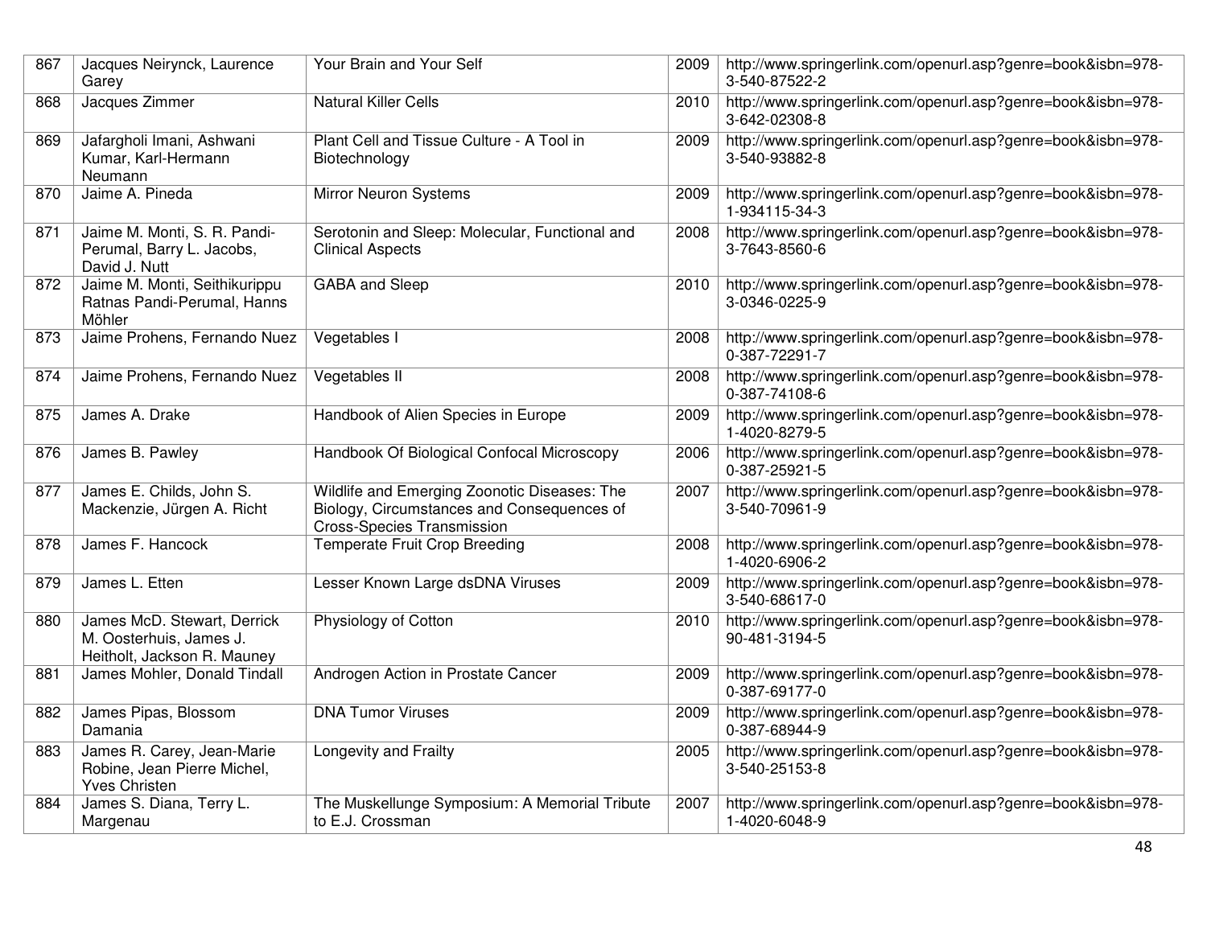| 867 | Jacques Neirynck, Laurence Garey | Your Brain and Your Self | 2009 | http://www.springerlink.com/openurl.asp?genre=book&isbn=978-3-540-87522-2 |
|---|---|---|---|---|
| 868 | Jacques Zimmer | Natural Killer Cells | 2010 | http://www.springerlink.com/openurl.asp?genre=book&isbn=978-3-642-02308-8 |
| 869 | Jafargholi Imani, Ashwani Kumar, Karl-Hermann Neumann | Plant Cell and Tissue Culture - A Tool in Biotechnology | 2009 | http://www.springerlink.com/openurl.asp?genre=book&isbn=978-3-540-93882-8 |
| 870 | Jaime A. Pineda | Mirror Neuron Systems | 2009 | http://www.springerlink.com/openurl.asp?genre=book&isbn=978-1-934115-34-3 |
| 871 | Jaime M. Monti, S. R. Pandi-Perumal, Barry L. Jacobs, David J. Nutt | Serotonin and Sleep: Molecular, Functional and Clinical Aspects | 2008 | http://www.springerlink.com/openurl.asp?genre=book&isbn=978-3-7643-8560-6 |
| 872 | Jaime M. Monti, Seithikurippu Ratnas Pandi-Perumal, Hanns Möhler | GABA and Sleep | 2010 | http://www.springerlink.com/openurl.asp?genre=book&isbn=978-3-0346-0225-9 |
| 873 | Jaime Prohens, Fernando Nuez | Vegetables I | 2008 | http://www.springerlink.com/openurl.asp?genre=book&isbn=978-0-387-72291-7 |
| 874 | Jaime Prohens, Fernando Nuez | Vegetables II | 2008 | http://www.springerlink.com/openurl.asp?genre=book&isbn=978-0-387-74108-6 |
| 875 | James A. Drake | Handbook of Alien Species in Europe | 2009 | http://www.springerlink.com/openurl.asp?genre=book&isbn=978-1-4020-8279-5 |
| 876 | James B. Pawley | Handbook Of Biological Confocal Microscopy | 2006 | http://www.springerlink.com/openurl.asp?genre=book&isbn=978-0-387-25921-5 |
| 877 | James E. Childs, John S. Mackenzie, Jürgen A. Richt | Wildlife and Emerging Zoonotic Diseases: The Biology, Circumstances and Consequences of Cross-Species Transmission | 2007 | http://www.springerlink.com/openurl.asp?genre=book&isbn=978-3-540-70961-9 |
| 878 | James F. Hancock | Temperate Fruit Crop Breeding | 2008 | http://www.springerlink.com/openurl.asp?genre=book&isbn=978-1-4020-6906-2 |
| 879 | James L. Etten | Lesser Known Large dsDNA Viruses | 2009 | http://www.springerlink.com/openurl.asp?genre=book&isbn=978-3-540-68617-0 |
| 880 | James McD. Stewart, Derrick M. Oosterhuis, James J. Heitholt, Jackson R. Mauney | Physiology of Cotton | 2010 | http://www.springerlink.com/openurl.asp?genre=book&isbn=978-90-481-3194-5 |
| 881 | James Mohler, Donald Tindall | Androgen Action in Prostate Cancer | 2009 | http://www.springerlink.com/openurl.asp?genre=book&isbn=978-0-387-69177-0 |
| 882 | James Pipas, Blossom Damania | DNA Tumor Viruses | 2009 | http://www.springerlink.com/openurl.asp?genre=book&isbn=978-0-387-68944-9 |
| 883 | James R. Carey, Jean-Marie Robine, Jean Pierre Michel, Yves Christen | Longevity and Frailty | 2005 | http://www.springerlink.com/openurl.asp?genre=book&isbn=978-3-540-25153-8 |
| 884 | James S. Diana, Terry L. Margenau | The Muskellunge Symposium: A Memorial Tribute to E.J. Crossman | 2007 | http://www.springerlink.com/openurl.asp?genre=book&isbn=978-1-4020-6048-9 |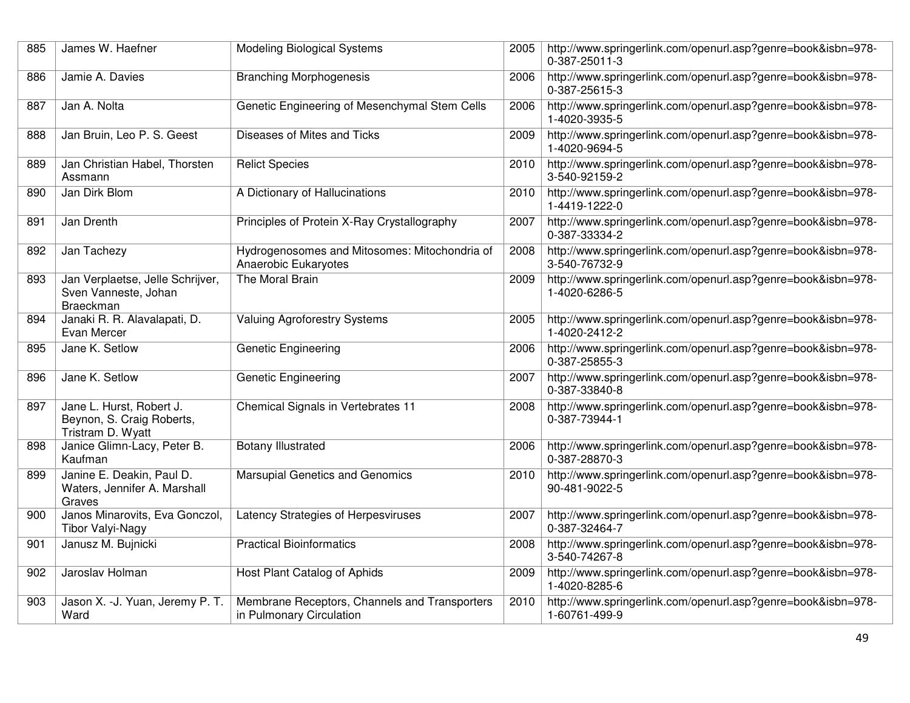| 885 | James W. Haefner | Modeling Biological Systems | 2005 | http://www.springerlink.com/openurl.asp?genre=book&isbn=978-0-387-25011-3 |
|---|---|---|---|---|
| 886 | Jamie A. Davies | Branching Morphogenesis | 2006 | http://www.springerlink.com/openurl.asp?genre=book&isbn=978-0-387-25615-3 |
| 887 | Jan A. Nolta | Genetic Engineering of Mesenchymal Stem Cells | 2006 | http://www.springerlink.com/openurl.asp?genre=book&isbn=978-1-4020-3935-5 |
| 888 | Jan Bruin, Leo P. S. Geest | Diseases of Mites and Ticks | 2009 | http://www.springerlink.com/openurl.asp?genre=book&isbn=978-1-4020-9694-5 |
| 889 | Jan Christian Habel, Thorsten Assmann | Relict Species | 2010 | http://www.springerlink.com/openurl.asp?genre=book&isbn=978-3-540-92159-2 |
| 890 | Jan Dirk Blom | A Dictionary of Hallucinations | 2010 | http://www.springerlink.com/openurl.asp?genre=book&isbn=978-1-4419-1222-0 |
| 891 | Jan Drenth | Principles of Protein X-Ray Crystallography | 2007 | http://www.springerlink.com/openurl.asp?genre=book&isbn=978-0-387-33334-2 |
| 892 | Jan Tachezy | Hydrogenosomes and Mitosomes: Mitochondria of Anaerobic Eukaryotes | 2008 | http://www.springerlink.com/openurl.asp?genre=book&isbn=978-3-540-76732-9 |
| 893 | Jan Verplaetse, Jelle Schrijver, Sven Vanneste, Johan Braeckman | The Moral Brain | 2009 | http://www.springerlink.com/openurl.asp?genre=book&isbn=978-1-4020-6286-5 |
| 894 | Janaki R. R. Alavalapati, D. Evan Mercer | Valuing Agroforestry Systems | 2005 | http://www.springerlink.com/openurl.asp?genre=book&isbn=978-1-4020-2412-2 |
| 895 | Jane K. Setlow | Genetic Engineering | 2006 | http://www.springerlink.com/openurl.asp?genre=book&isbn=978-0-387-25855-3 |
| 896 | Jane K. Setlow | Genetic Engineering | 2007 | http://www.springerlink.com/openurl.asp?genre=book&isbn=978-0-387-33840-8 |
| 897 | Jane L. Hurst, Robert J. Beynon, S. Craig Roberts, Tristram D. Wyatt | Chemical Signals in Vertebrates 11 | 2008 | http://www.springerlink.com/openurl.asp?genre=book&isbn=978-0-387-73944-1 |
| 898 | Janice Glimn-Lacy, Peter B. Kaufman | Botany Illustrated | 2006 | http://www.springerlink.com/openurl.asp?genre=book&isbn=978-0-387-28870-3 |
| 899 | Janine E. Deakin, Paul D. Waters, Jennifer A. Marshall Graves | Marsupial Genetics and Genomics | 2010 | http://www.springerlink.com/openurl.asp?genre=book&isbn=978-90-481-9022-5 |
| 900 | Janos Minarovits, Eva Gonczol, Tibor Valyi-Nagy | Latency Strategies of Herpesviruses | 2007 | http://www.springerlink.com/openurl.asp?genre=book&isbn=978-0-387-32464-7 |
| 901 | Janusz M. Bujnicki | Practical Bioinformatics | 2008 | http://www.springerlink.com/openurl.asp?genre=book&isbn=978-3-540-74267-8 |
| 902 | Jaroslav Holman | Host Plant Catalog of Aphids | 2009 | http://www.springerlink.com/openurl.asp?genre=book&isbn=978-1-4020-8285-6 |
| 903 | Jason X. -J. Yuan, Jeremy P. T. Ward | Membrane Receptors, Channels and Transporters in Pulmonary Circulation | 2010 | http://www.springerlink.com/openurl.asp?genre=book&isbn=978-1-60761-499-9 |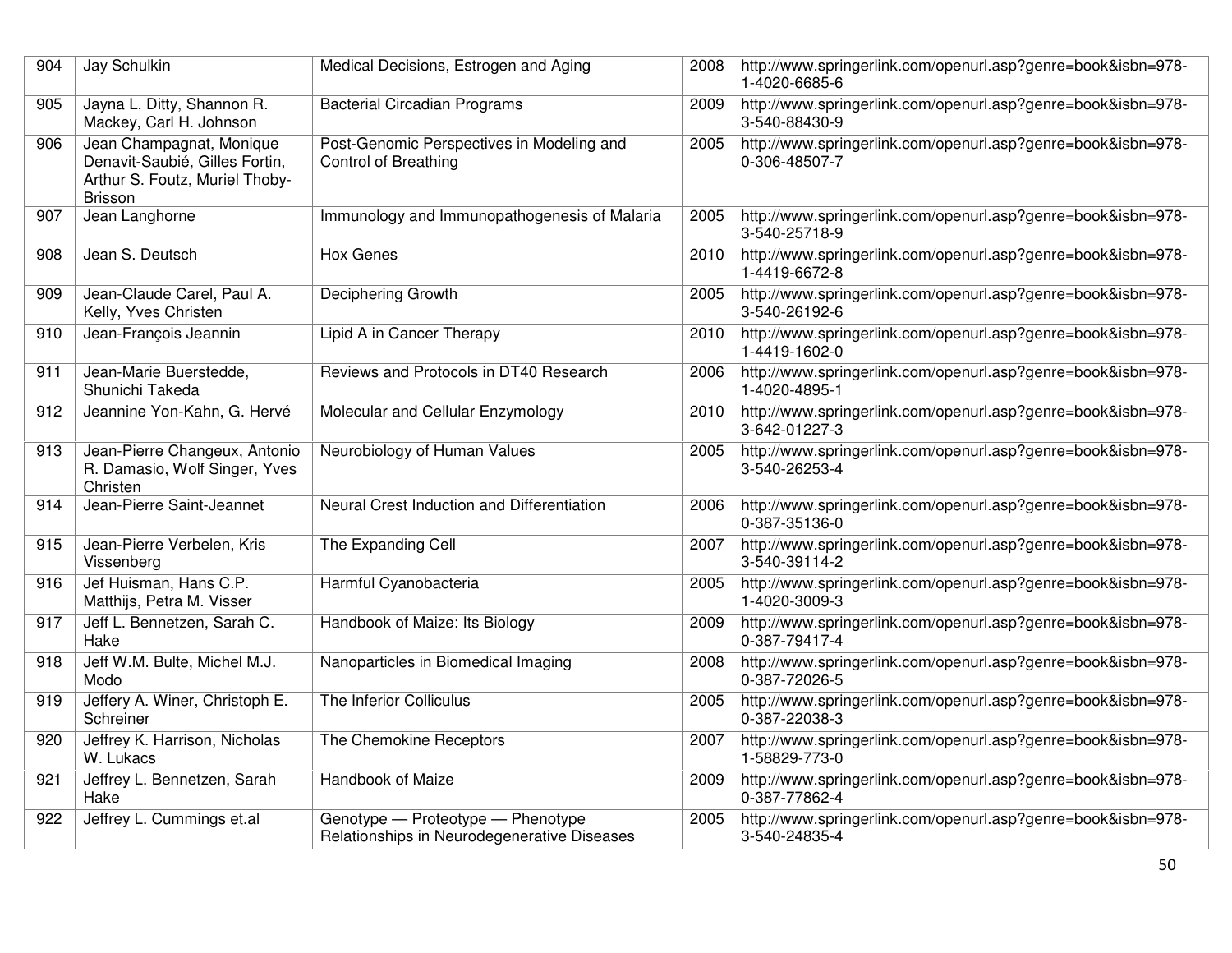| 904 | Jay Schulkin | Medical Decisions, Estrogen and Aging | 2008 | http://www.springerlink.com/openurl.asp?genre=book&isbn=978-1-4020-6685-6 |
|---|---|---|---|---|
| 905 | Jayna L. Ditty, Shannon R. Mackey, Carl H. Johnson | Bacterial Circadian Programs | 2009 | http://www.springerlink.com/openurl.asp?genre=book&isbn=978-3-540-88430-9 |
| 906 | Jean Champagnat, Monique Denavit-Saubié, Gilles Fortin, Arthur S. Foutz, Muriel Thoby-Brisson | Post-Genomic Perspectives in Modeling and Control of Breathing | 2005 | http://www.springerlink.com/openurl.asp?genre=book&isbn=978-0-306-48507-7 |
| 907 | Jean Langhorne | Immunology and Immunopathogenesis of Malaria | 2005 | http://www.springerlink.com/openurl.asp?genre=book&isbn=978-3-540-25718-9 |
| 908 | Jean S. Deutsch | Hox Genes | 2010 | http://www.springerlink.com/openurl.asp?genre=book&isbn=978-1-4419-6672-8 |
| 909 | Jean-Claude Carel, Paul A. Kelly, Yves Christen | Deciphering Growth | 2005 | http://www.springerlink.com/openurl.asp?genre=book&isbn=978-3-540-26192-6 |
| 910 | Jean-François Jeannin | Lipid A in Cancer Therapy | 2010 | http://www.springerlink.com/openurl.asp?genre=book&isbn=978-1-4419-1602-0 |
| 911 | Jean-Marie Buerstedde, Shunichi Takeda | Reviews and Protocols in DT40 Research | 2006 | http://www.springerlink.com/openurl.asp?genre=book&isbn=978-1-4020-4895-1 |
| 912 | Jeannine Yon-Kahn, G. Hervé | Molecular and Cellular Enzymology | 2010 | http://www.springerlink.com/openurl.asp?genre=book&isbn=978-3-642-01227-3 |
| 913 | Jean-Pierre Changeux, Antonio R. Damasio, Wolf Singer, Yves Christen | Neurobiology of Human Values | 2005 | http://www.springerlink.com/openurl.asp?genre=book&isbn=978-3-540-26253-4 |
| 914 | Jean-Pierre Saint-Jeannet | Neural Crest Induction and Differentiation | 2006 | http://www.springerlink.com/openurl.asp?genre=book&isbn=978-0-387-35136-0 |
| 915 | Jean-Pierre Verbelen, Kris Vissenberg | The Expanding Cell | 2007 | http://www.springerlink.com/openurl.asp?genre=book&isbn=978-3-540-39114-2 |
| 916 | Jef Huisman, Hans C.P. Matthijs, Petra M. Visser | Harmful Cyanobacteria | 2005 | http://www.springerlink.com/openurl.asp?genre=book&isbn=978-1-4020-3009-3 |
| 917 | Jeff L. Bennetzen, Sarah C. Hake | Handbook of Maize: Its Biology | 2009 | http://www.springerlink.com/openurl.asp?genre=book&isbn=978-0-387-79417-4 |
| 918 | Jeff W.M. Bulte, Michel M.J. Modo | Nanoparticles in Biomedical Imaging | 2008 | http://www.springerlink.com/openurl.asp?genre=book&isbn=978-0-387-72026-5 |
| 919 | Jeffery A. Winer, Christoph E. Schreiner | The Inferior Colliculus | 2005 | http://www.springerlink.com/openurl.asp?genre=book&isbn=978-0-387-22038-3 |
| 920 | Jeffrey K. Harrison, Nicholas W. Lukacs | The Chemokine Receptors | 2007 | http://www.springerlink.com/openurl.asp?genre=book&isbn=978-1-58829-773-0 |
| 921 | Jeffrey L. Bennetzen, Sarah Hake | Handbook of Maize | 2009 | http://www.springerlink.com/openurl.asp?genre=book&isbn=978-0-387-77862-4 |
| 922 | Jeffrey L. Cummings et.al | Genotype — Proteotype — Phenotype Relationships in Neurodegenerative Diseases | 2005 | http://www.springerlink.com/openurl.asp?genre=book&isbn=978-3-540-24835-4 |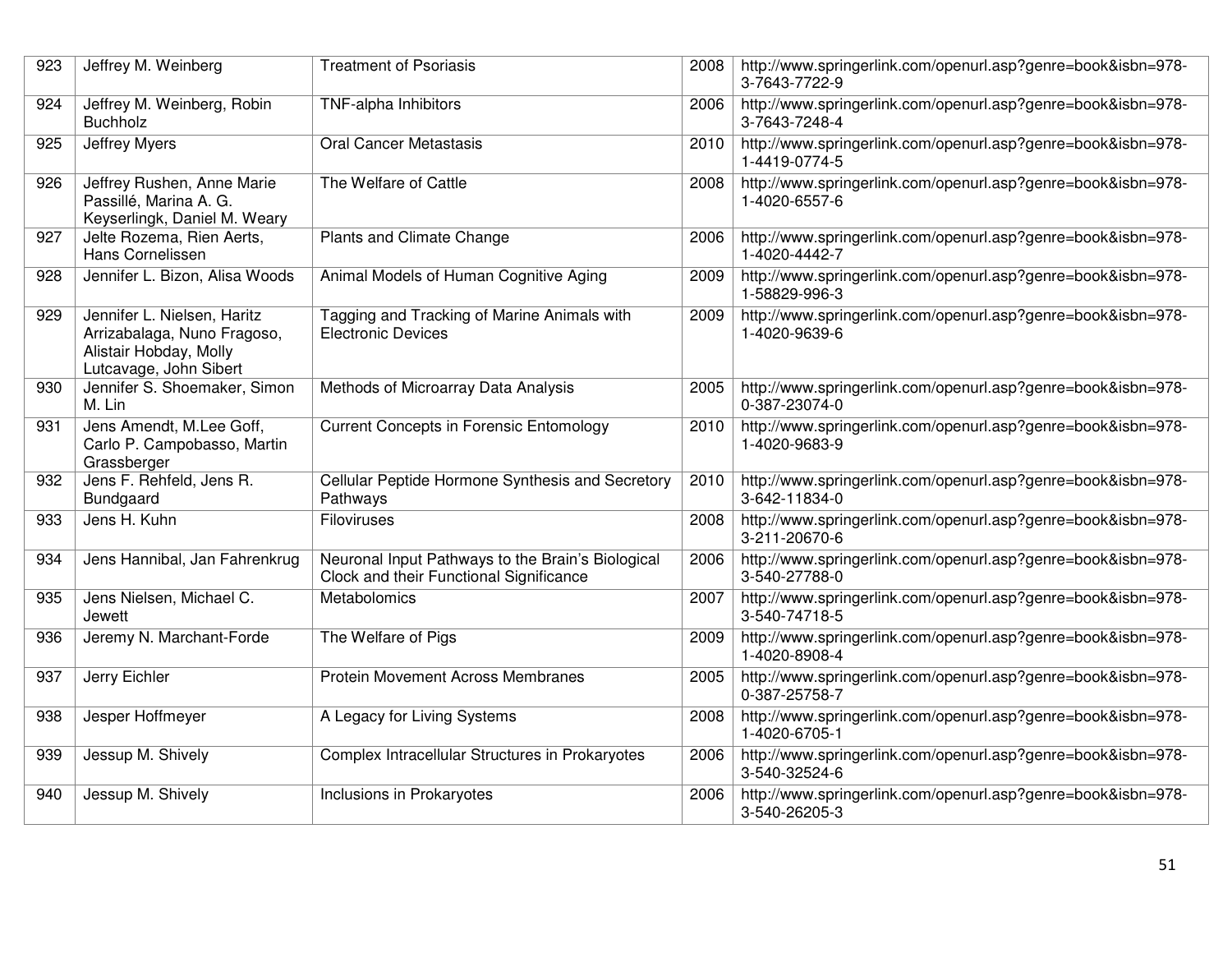| 923 | Jeffrey M. Weinberg | Treatment of Psoriasis | 2008 | http://www.springerlink.com/openurl.asp?genre=book&isbn=978-3-7643-7722-9 |
|---|---|---|---|---|
| 924 | Jeffrey M. Weinberg, Robin Buchholz | TNF-alpha Inhibitors | 2006 | http://www.springerlink.com/openurl.asp?genre=book&isbn=978-3-7643-7248-4 |
| 925 | Jeffrey Myers | Oral Cancer Metastasis | 2010 | http://www.springerlink.com/openurl.asp?genre=book&isbn=978-1-4419-0774-5 |
| 926 | Jeffrey Rushen, Anne Marie Passillé, Marina A. G. Keyserlingk, Daniel M. Weary | The Welfare of Cattle | 2008 | http://www.springerlink.com/openurl.asp?genre=book&isbn=978-1-4020-6557-6 |
| 927 | Jelte Rozema, Rien Aerts, Hans Cornelissen | Plants and Climate Change | 2006 | http://www.springerlink.com/openurl.asp?genre=book&isbn=978-1-4020-4442-7 |
| 928 | Jennifer L. Bizon, Alisa Woods | Animal Models of Human Cognitive Aging | 2009 | http://www.springerlink.com/openurl.asp?genre=book&isbn=978-1-58829-996-3 |
| 929 | Jennifer L. Nielsen, Haritz Arrizabalaga, Nuno Fragoso, Alistair Hobday, Molly Lutcavage, John Sibert | Tagging and Tracking of Marine Animals with Electronic Devices | 2009 | http://www.springerlink.com/openurl.asp?genre=book&isbn=978-1-4020-9639-6 |
| 930 | Jennifer S. Shoemaker, Simon M. Lin | Methods of Microarray Data Analysis | 2005 | http://www.springerlink.com/openurl.asp?genre=book&isbn=978-0-387-23074-0 |
| 931 | Jens Amendt, M.Lee Goff, Carlo P. Campobasso, Martin Grassberger | Current Concepts in Forensic Entomology | 2010 | http://www.springerlink.com/openurl.asp?genre=book&isbn=978-1-4020-9683-9 |
| 932 | Jens F. Rehfeld, Jens R. Bundgaard | Cellular Peptide Hormone Synthesis and Secretory Pathways | 2010 | http://www.springerlink.com/openurl.asp?genre=book&isbn=978-3-642-11834-0 |
| 933 | Jens H. Kuhn | Filoviruses | 2008 | http://www.springerlink.com/openurl.asp?genre=book&isbn=978-3-211-20670-6 |
| 934 | Jens Hannibal, Jan Fahrenkrug | Neuronal Input Pathways to the Brain's Biological Clock and their Functional Significance | 2006 | http://www.springerlink.com/openurl.asp?genre=book&isbn=978-3-540-27788-0 |
| 935 | Jens Nielsen, Michael C. Jewett | Metabolomics | 2007 | http://www.springerlink.com/openurl.asp?genre=book&isbn=978-3-540-74718-5 |
| 936 | Jeremy N. Marchant-Forde | The Welfare of Pigs | 2009 | http://www.springerlink.com/openurl.asp?genre=book&isbn=978-1-4020-8908-4 |
| 937 | Jerry Eichler | Protein Movement Across Membranes | 2005 | http://www.springerlink.com/openurl.asp?genre=book&isbn=978-0-387-25758-7 |
| 938 | Jesper Hoffmeyer | A Legacy for Living Systems | 2008 | http://www.springerlink.com/openurl.asp?genre=book&isbn=978-1-4020-6705-1 |
| 939 | Jessup M. Shively | Complex Intracellular Structures in Prokaryotes | 2006 | http://www.springerlink.com/openurl.asp?genre=book&isbn=978-3-540-32524-6 |
| 940 | Jessup M. Shively | Inclusions in Prokaryotes | 2006 | http://www.springerlink.com/openurl.asp?genre=book&isbn=978-3-540-26205-3 |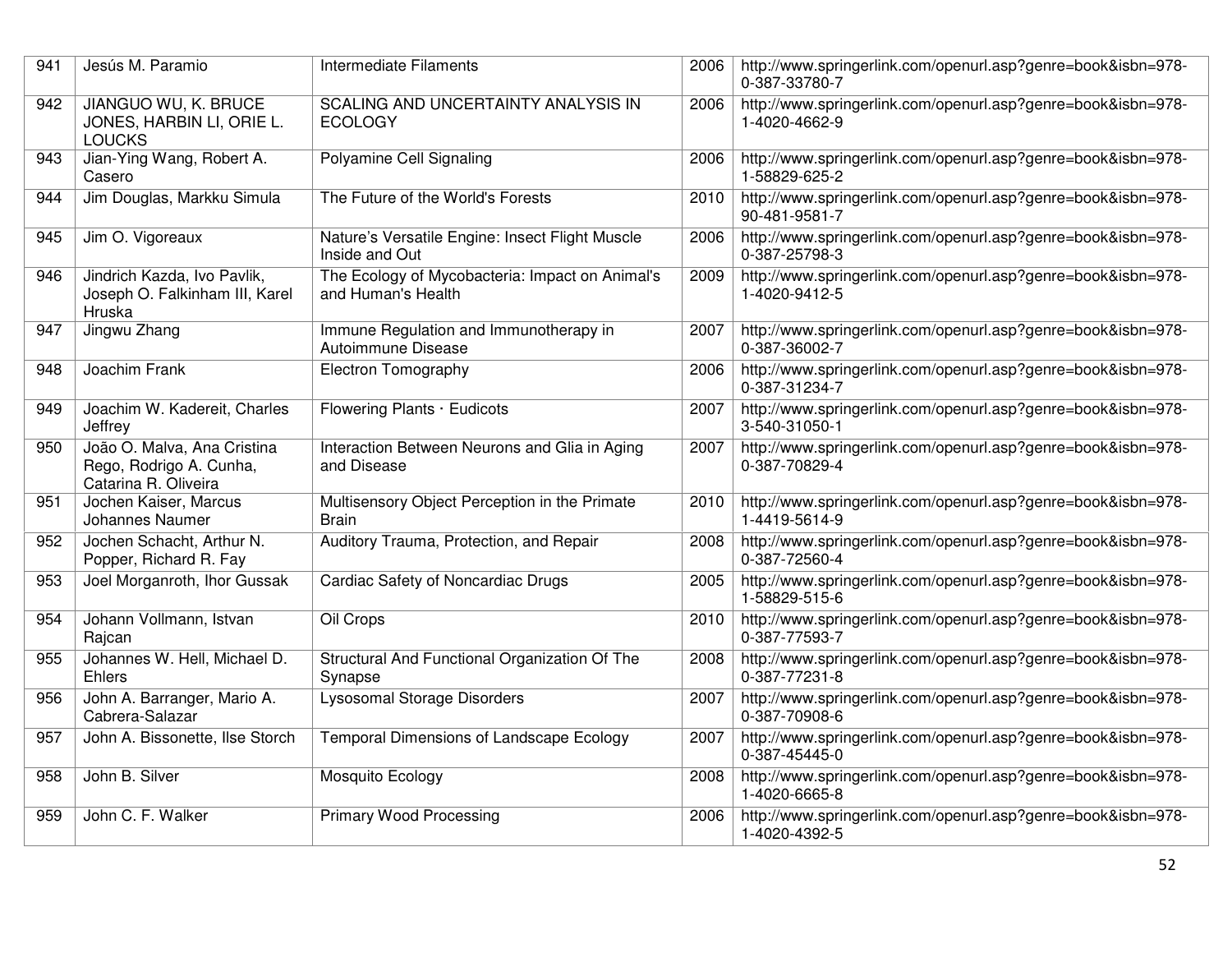| 941 | Jesús M. Paramio | Intermediate Filaments | 2006 | http://www.springerlink.com/openurl.asp?genre=book&isbn=978-0-387-33780-7 |
|---|---|---|---|---|
| 942 | JIANGUO WU, K. BRUCE JONES, HARBIN LI, ORIE L. LOUCKS | SCALING AND UNCERTAINTY ANALYSIS IN ECOLOGY | 2006 | http://www.springerlink.com/openurl.asp?genre=book&isbn=978-1-4020-4662-9 |
| 943 | Jian-Ying Wang, Robert A. Casero | Polyamine Cell Signaling | 2006 | http://www.springerlink.com/openurl.asp?genre=book&isbn=978-1-58829-625-2 |
| 944 | Jim Douglas, Markku Simula | The Future of the World's Forests | 2010 | http://www.springerlink.com/openurl.asp?genre=book&isbn=978-90-481-9581-7 |
| 945 | Jim O. Vigoreaux | Nature's Versatile Engine: Insect Flight Muscle Inside and Out | 2006 | http://www.springerlink.com/openurl.asp?genre=book&isbn=978-0-387-25798-3 |
| 946 | Jindrich Kazda, Ivo Pavlik, Joseph O. Falkinham III, Karel Hruska | The Ecology of Mycobacteria: Impact on Animal's and Human's Health | 2009 | http://www.springerlink.com/openurl.asp?genre=book&isbn=978-1-4020-9412-5 |
| 947 | Jingwu Zhang | Immune Regulation and Immunotherapy in Autoimmune Disease | 2007 | http://www.springerlink.com/openurl.asp?genre=book&isbn=978-0-387-36002-7 |
| 948 | Joachim Frank | Electron Tomography | 2006 | http://www.springerlink.com/openurl.asp?genre=book&isbn=978-0-387-31234-7 |
| 949 | Joachim W. Kadereit, Charles Jeffrey | Flowering Plants · Eudicots | 2007 | http://www.springerlink.com/openurl.asp?genre=book&isbn=978-3-540-31050-1 |
| 950 | João O. Malva, Ana Cristina Rego, Rodrigo A. Cunha, Catarina R. Oliveira | Interaction Between Neurons and Glia in Aging and Disease | 2007 | http://www.springerlink.com/openurl.asp?genre=book&isbn=978-0-387-70829-4 |
| 951 | Jochen Kaiser, Marcus Johannes Naumer | Multisensory Object Perception in the Primate Brain | 2010 | http://www.springerlink.com/openurl.asp?genre=book&isbn=978-1-4419-5614-9 |
| 952 | Jochen Schacht, Arthur N. Popper, Richard R. Fay | Auditory Trauma, Protection, and Repair | 2008 | http://www.springerlink.com/openurl.asp?genre=book&isbn=978-0-387-72560-4 |
| 953 | Joel Morganroth, Ihor Gussak | Cardiac Safety of Noncardiac Drugs | 2005 | http://www.springerlink.com/openurl.asp?genre=book&isbn=978-1-58829-515-6 |
| 954 | Johann Vollmann, Istvan Rajcan | Oil Crops | 2010 | http://www.springerlink.com/openurl.asp?genre=book&isbn=978-0-387-77593-7 |
| 955 | Johannes W. Hell, Michael D. Ehlers | Structural And Functional Organization Of The Synapse | 2008 | http://www.springerlink.com/openurl.asp?genre=book&isbn=978-0-387-77231-8 |
| 956 | John A. Barranger, Mario A. Cabrera-Salazar | Lysosomal Storage Disorders | 2007 | http://www.springerlink.com/openurl.asp?genre=book&isbn=978-0-387-70908-6 |
| 957 | John A. Bissonette, Ilse Storch | Temporal Dimensions of Landscape Ecology | 2007 | http://www.springerlink.com/openurl.asp?genre=book&isbn=978-0-387-45445-0 |
| 958 | John B. Silver | Mosquito Ecology | 2008 | http://www.springerlink.com/openurl.asp?genre=book&isbn=978-1-4020-6665-8 |
| 959 | John C. F. Walker | Primary Wood Processing | 2006 | http://www.springerlink.com/openurl.asp?genre=book&isbn=978-1-4020-4392-5 |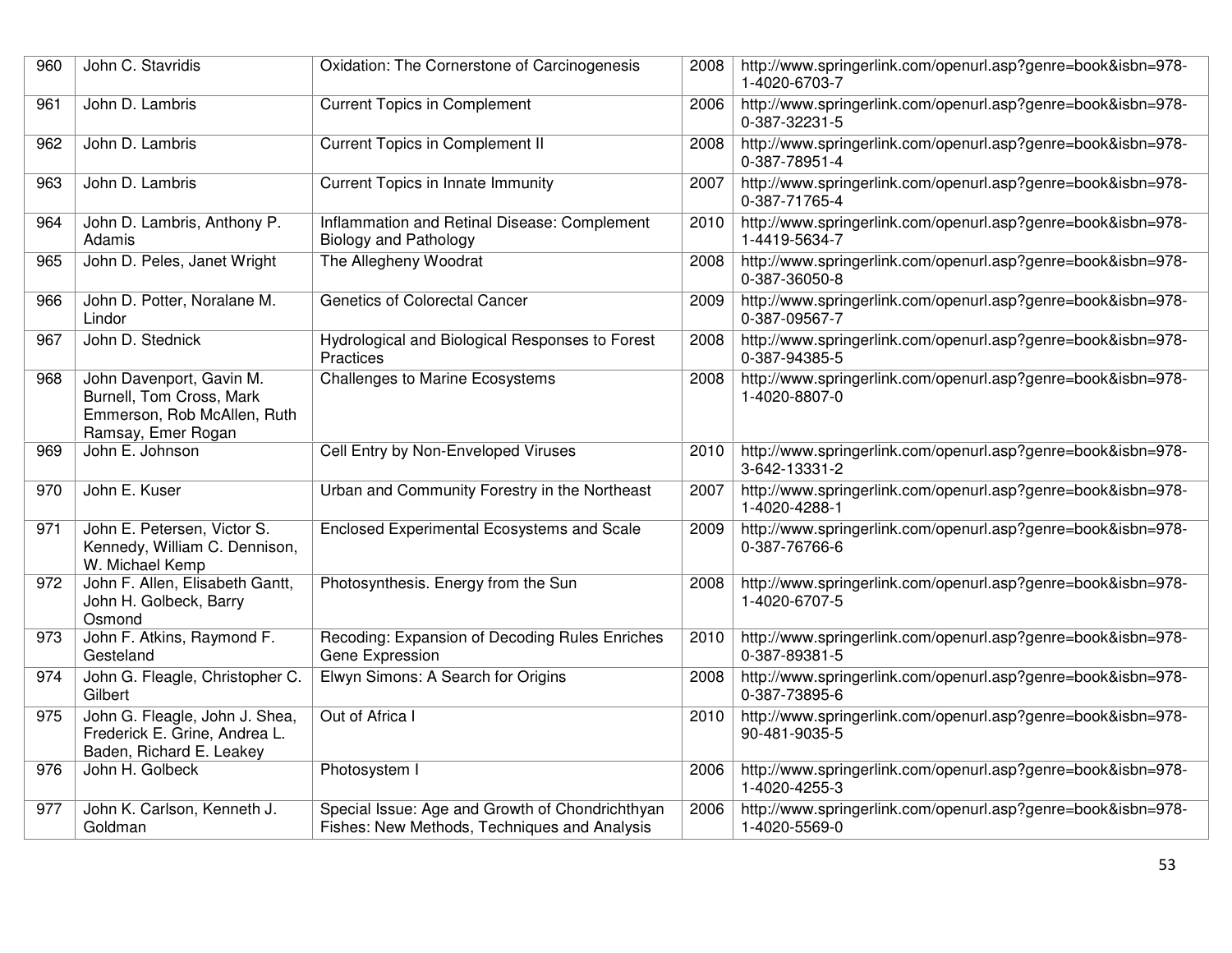| 960 | John C. Stavridis | Oxidation: The Cornerstone of Carcinogenesis | 2008 | http://www.springerlink.com/openurl.asp?genre=book&isbn=978-1-4020-6703-7 |
|---|---|---|---|---|
| 961 | John D. Lambris | Current Topics in Complement | 2006 | http://www.springerlink.com/openurl.asp?genre=book&isbn=978-0-387-32231-5 |
| 962 | John D. Lambris | Current Topics in Complement II | 2008 | http://www.springerlink.com/openurl.asp?genre=book&isbn=978-0-387-78951-4 |
| 963 | John D. Lambris | Current Topics in Innate Immunity | 2007 | http://www.springerlink.com/openurl.asp?genre=book&isbn=978-0-387-71765-4 |
| 964 | John D. Lambris, Anthony P. Adamis | Inflammation and Retinal Disease: Complement Biology and Pathology | 2010 | http://www.springerlink.com/openurl.asp?genre=book&isbn=978-1-4419-5634-7 |
| 965 | John D. Peles, Janet Wright | The Allegheny Woodrat | 2008 | http://www.springerlink.com/openurl.asp?genre=book&isbn=978-0-387-36050-8 |
| 966 | John D. Potter, Noralane M. Lindor | Genetics of Colorectal Cancer | 2009 | http://www.springerlink.com/openurl.asp?genre=book&isbn=978-0-387-09567-7 |
| 967 | John D. Stednick | Hydrological and Biological Responses to Forest Practices | 2008 | http://www.springerlink.com/openurl.asp?genre=book&isbn=978-0-387-94385-5 |
| 968 | John Davenport, Gavin M. Burnell, Tom Cross, Mark Emmerson, Rob McAllen, Ruth Ramsay, Emer Rogan | Challenges to Marine Ecosystems | 2008 | http://www.springerlink.com/openurl.asp?genre=book&isbn=978-1-4020-8807-0 |
| 969 | John E. Johnson | Cell Entry by Non-Enveloped Viruses | 2010 | http://www.springerlink.com/openurl.asp?genre=book&isbn=978-3-642-13331-2 |
| 970 | John E. Kuser | Urban and Community Forestry in the Northeast | 2007 | http://www.springerlink.com/openurl.asp?genre=book&isbn=978-1-4020-4288-1 |
| 971 | John E. Petersen, Victor S. Kennedy, William C. Dennison, W. Michael Kemp | Enclosed Experimental Ecosystems and Scale | 2009 | http://www.springerlink.com/openurl.asp?genre=book&isbn=978-0-387-76766-6 |
| 972 | John F. Allen, Elisabeth Gantt, John H. Golbeck, Barry Osmond | Photosynthesis. Energy from the Sun | 2008 | http://www.springerlink.com/openurl.asp?genre=book&isbn=978-1-4020-6707-5 |
| 973 | John F. Atkins, Raymond F. Gesteland | Recoding: Expansion of Decoding Rules Enriches Gene Expression | 2010 | http://www.springerlink.com/openurl.asp?genre=book&isbn=978-0-387-89381-5 |
| 974 | John G. Fleagle, Christopher C. Gilbert | Elwyn Simons: A Search for Origins | 2008 | http://www.springerlink.com/openurl.asp?genre=book&isbn=978-0-387-73895-6 |
| 975 | John G. Fleagle, John J. Shea, Frederick E. Grine, Andrea L. Baden, Richard E. Leakey | Out of Africa I | 2010 | http://www.springerlink.com/openurl.asp?genre=book&isbn=978-90-481-9035-5 |
| 976 | John H. Golbeck | Photosystem I | 2006 | http://www.springerlink.com/openurl.asp?genre=book&isbn=978-1-4020-4255-3 |
| 977 | John K. Carlson, Kenneth J. Goldman | Special Issue: Age and Growth of Chondrichthyan Fishes: New Methods, Techniques and Analysis | 2006 | http://www.springerlink.com/openurl.asp?genre=book&isbn=978-1-4020-5569-0 |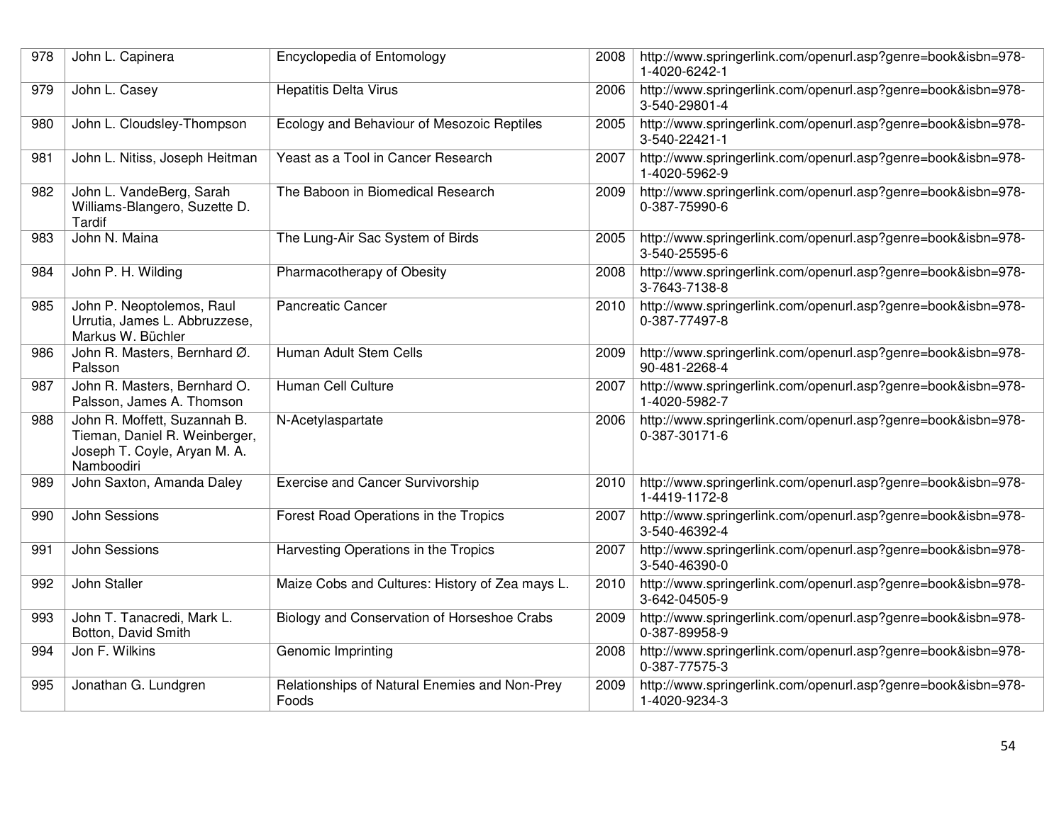| 978 | John L. Capinera | Encyclopedia of Entomology | 2008 | http://www.springerlink.com/openurl.asp?genre=book&isbn=978-1-4020-6242-1 |
|---|---|---|---|---|
| 979 | John L. Casey | Hepatitis Delta Virus | 2006 | http://www.springerlink.com/openurl.asp?genre=book&isbn=978-3-540-29801-4 |
| 980 | John L. Cloudsley-Thompson | Ecology and Behaviour of Mesozoic Reptiles | 2005 | http://www.springerlink.com/openurl.asp?genre=book&isbn=978-3-540-22421-1 |
| 981 | John L. Nitiss, Joseph Heitman | Yeast as a Tool in Cancer Research | 2007 | http://www.springerlink.com/openurl.asp?genre=book&isbn=978-1-4020-5962-9 |
| 982 | John L. VandeBerg, Sarah Williams-Blangero, Suzette D. Tardif | The Baboon in Biomedical Research | 2009 | http://www.springerlink.com/openurl.asp?genre=book&isbn=978-0-387-75990-6 |
| 983 | John N. Maina | The Lung-Air Sac System of Birds | 2005 | http://www.springerlink.com/openurl.asp?genre=book&isbn=978-3-540-25595-6 |
| 984 | John P. H. Wilding | Pharmacotherapy of Obesity | 2008 | http://www.springerlink.com/openurl.asp?genre=book&isbn=978-3-7643-7138-8 |
| 985 | John P. Neoptolemos, Raul Urrutia, James L. Abbruzzese, Markus W. Büchler | Pancreatic Cancer | 2010 | http://www.springerlink.com/openurl.asp?genre=book&isbn=978-0-387-77497-8 |
| 986 | John R. Masters, Bernhard Ø. Palsson | Human Adult Stem Cells | 2009 | http://www.springerlink.com/openurl.asp?genre=book&isbn=978-90-481-2268-4 |
| 987 | John R. Masters, Bernhard O. Palsson, James A. Thomson | Human Cell Culture | 2007 | http://www.springerlink.com/openurl.asp?genre=book&isbn=978-1-4020-5982-7 |
| 988 | John R. Moffett, Suzannah B. Tieman, Daniel R. Weinberger, Joseph T. Coyle, Aryan M. A. Namboodiri | N-Acetylaspartate | 2006 | http://www.springerlink.com/openurl.asp?genre=book&isbn=978-0-387-30171-6 |
| 989 | John Saxton, Amanda Daley | Exercise and Cancer Survivorship | 2010 | http://www.springerlink.com/openurl.asp?genre=book&isbn=978-1-4419-1172-8 |
| 990 | John Sessions | Forest Road Operations in the Tropics | 2007 | http://www.springerlink.com/openurl.asp?genre=book&isbn=978-3-540-46392-4 |
| 991 | John Sessions | Harvesting Operations in the Tropics | 2007 | http://www.springerlink.com/openurl.asp?genre=book&isbn=978-3-540-46390-0 |
| 992 | John Staller | Maize Cobs and Cultures: History of Zea mays L. | 2010 | http://www.springerlink.com/openurl.asp?genre=book&isbn=978-3-642-04505-9 |
| 993 | John T. Tanacredi, Mark L. Botton, David Smith | Biology and Conservation of Horseshoe Crabs | 2009 | http://www.springerlink.com/openurl.asp?genre=book&isbn=978-0-387-89958-9 |
| 994 | Jon F. Wilkins | Genomic Imprinting | 2008 | http://www.springerlink.com/openurl.asp?genre=book&isbn=978-0-387-77575-3 |
| 995 | Jonathan G. Lundgren | Relationships of Natural Enemies and Non-Prey Foods | 2009 | http://www.springerlink.com/openurl.asp?genre=book&isbn=978-1-4020-9234-3 |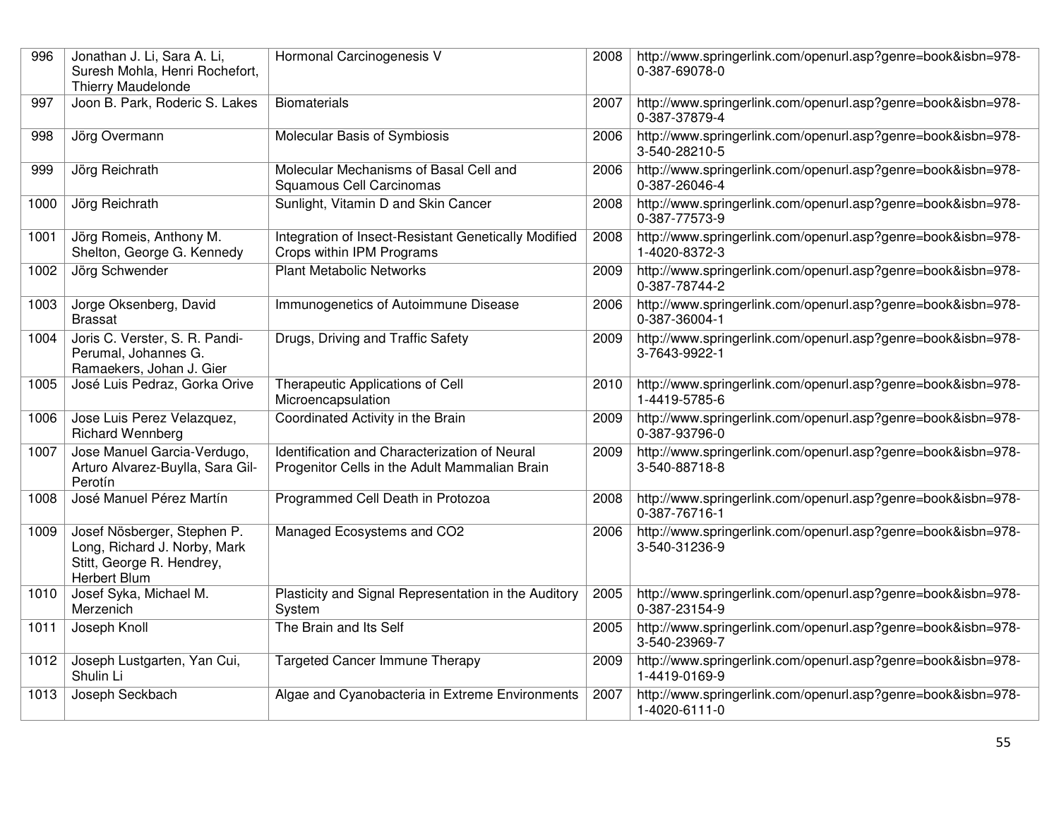| 996 | Jonathan J. Li, Sara A. Li, Suresh Mohla, Henri Rochefort, Thierry Maudelonde | Hormonal Carcinogenesis V | 2008 | http://www.springerlink.com/openurl.asp?genre=book&isbn=978-0-387-69078-0 |
|---|---|---|---|---|
| 997 | Joon B. Park, Roderic S. Lakes | Biomaterials | 2007 | http://www.springerlink.com/openurl.asp?genre=book&isbn=978-0-387-37879-4 |
| 998 | Jörg Overmann | Molecular Basis of Symbiosis | 2006 | http://www.springerlink.com/openurl.asp?genre=book&isbn=978-3-540-28210-5 |
| 999 | Jörg Reichrath | Molecular Mechanisms of Basal Cell and Squamous Cell Carcinomas | 2006 | http://www.springerlink.com/openurl.asp?genre=book&isbn=978-0-387-26046-4 |
| 1000 | Jörg Reichrath | Sunlight, Vitamin D and Skin Cancer | 2008 | http://www.springerlink.com/openurl.asp?genre=book&isbn=978-0-387-77573-9 |
| 1001 | Jörg Romeis, Anthony M. Shelton, George G. Kennedy | Integration of Insect-Resistant Genetically Modified Crops within IPM Programs | 2008 | http://www.springerlink.com/openurl.asp?genre=book&isbn=978-1-4020-8372-3 |
| 1002 | Jörg Schwender | Plant Metabolic Networks | 2009 | http://www.springerlink.com/openurl.asp?genre=book&isbn=978-0-387-78744-2 |
| 1003 | Jorge Oksenberg, David Brassat | Immunogenetics of Autoimmune Disease | 2006 | http://www.springerlink.com/openurl.asp?genre=book&isbn=978-0-387-36004-1 |
| 1004 | Joris C. Verster, S. R. Pandi-Perumal, Johannes G. Ramaekers, Johan J. Gier | Drugs, Driving and Traffic Safety | 2009 | http://www.springerlink.com/openurl.asp?genre=book&isbn=978-3-7643-9922-1 |
| 1005 | José Luis Pedraz, Gorka Orive | Therapeutic Applications of Cell Microencapsulation | 2010 | http://www.springerlink.com/openurl.asp?genre=book&isbn=978-1-4419-5785-6 |
| 1006 | Jose Luis Perez Velazquez, Richard Wennberg | Coordinated Activity in the Brain | 2009 | http://www.springerlink.com/openurl.asp?genre=book&isbn=978-0-387-93796-0 |
| 1007 | Jose Manuel Garcia-Verdugo, Arturo Alvarez-Buylla, Sara Gil-Perotín | Identification and Characterization of Neural Progenitor Cells in the Adult Mammalian Brain | 2009 | http://www.springerlink.com/openurl.asp?genre=book&isbn=978-3-540-88718-8 |
| 1008 | José Manuel Pérez Martín | Programmed Cell Death in Protozoa | 2008 | http://www.springerlink.com/openurl.asp?genre=book&isbn=978-0-387-76716-1 |
| 1009 | Josef Nösberger, Stephen P. Long, Richard J. Norby, Mark Stitt, George R. Hendrey, Herbert Blum | Managed Ecosystems and CO2 | 2006 | http://www.springerlink.com/openurl.asp?genre=book&isbn=978-3-540-31236-9 |
| 1010 | Josef Syka, Michael M. Merzenich | Plasticity and Signal Representation in the Auditory System | 2005 | http://www.springerlink.com/openurl.asp?genre=book&isbn=978-0-387-23154-9 |
| 1011 | Joseph Knoll | The Brain and Its Self | 2005 | http://www.springerlink.com/openurl.asp?genre=book&isbn=978-3-540-23969-7 |
| 1012 | Joseph Lustgarten, Yan Cui, Shulin Li | Targeted Cancer Immune Therapy | 2009 | http://www.springerlink.com/openurl.asp?genre=book&isbn=978-1-4419-0169-9 |
| 1013 | Joseph Seckbach | Algae and Cyanobacteria in Extreme Environments | 2007 | http://www.springerlink.com/openurl.asp?genre=book&isbn=978-1-4020-6111-0 |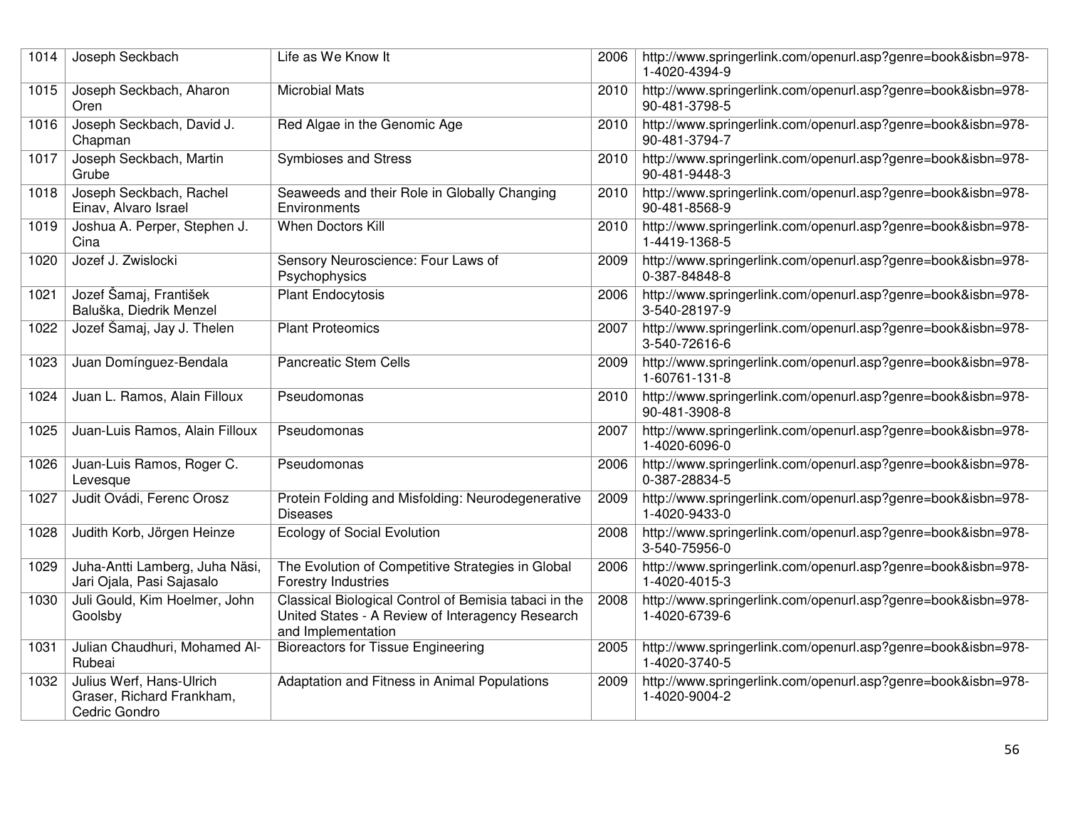| 1014 | Joseph Seckbach | Life as We Know It | 2006 | http://www.springerlink.com/openurl.asp?genre=book&isbn=978-1-4020-4394-9 |
|---|---|---|---|---|
| 1015 | Joseph Seckbach, Aharon Oren | Microbial Mats | 2010 | http://www.springerlink.com/openurl.asp?genre=book&isbn=978-90-481-3798-5 |
| 1016 | Joseph Seckbach, David J. Chapman | Red Algae in the Genomic Age | 2010 | http://www.springerlink.com/openurl.asp?genre=book&isbn=978-90-481-3794-7 |
| 1017 | Joseph Seckbach, Martin Grube | Symbioses and Stress | 2010 | http://www.springerlink.com/openurl.asp?genre=book&isbn=978-90-481-9448-3 |
| 1018 | Joseph Seckbach, Rachel Einav, Alvaro Israel | Seaweeds and their Role in Globally Changing Environments | 2010 | http://www.springerlink.com/openurl.asp?genre=book&isbn=978-90-481-8568-9 |
| 1019 | Joshua A. Perper, Stephen J. Cina | When Doctors Kill | 2010 | http://www.springerlink.com/openurl.asp?genre=book&isbn=978-1-4419-1368-5 |
| 1020 | Jozef J. Zwislocki | Sensory Neuroscience: Four Laws of Psychophysics | 2009 | http://www.springerlink.com/openurl.asp?genre=book&isbn=978-0-387-84848-8 |
| 1021 | Jozef Šamaj, František Baluška, Diedrik Menzel | Plant Endocytosis | 2006 | http://www.springerlink.com/openurl.asp?genre=book&isbn=978-3-540-28197-9 |
| 1022 | Jozef Šamaj, Jay J. Thelen | Plant Proteomics | 2007 | http://www.springerlink.com/openurl.asp?genre=book&isbn=978-3-540-72616-6 |
| 1023 | Juan Domínguez-Bendala | Pancreatic Stem Cells | 2009 | http://www.springerlink.com/openurl.asp?genre=book&isbn=978-1-60761-131-8 |
| 1024 | Juan L. Ramos, Alain Filloux | Pseudomonas | 2010 | http://www.springerlink.com/openurl.asp?genre=book&isbn=978-90-481-3908-8 |
| 1025 | Juan-Luis Ramos, Alain Filloux | Pseudomonas | 2007 | http://www.springerlink.com/openurl.asp?genre=book&isbn=978-1-4020-6096-0 |
| 1026 | Juan-Luis Ramos, Roger C. Levesque | Pseudomonas | 2006 | http://www.springerlink.com/openurl.asp?genre=book&isbn=978-0-387-28834-5 |
| 1027 | Judit Ovádi, Ferenc Orosz | Protein Folding and Misfolding: Neurodegenerative Diseases | 2009 | http://www.springerlink.com/openurl.asp?genre=book&isbn=978-1-4020-9433-0 |
| 1028 | Judith Korb, Jörgen Heinze | Ecology of Social Evolution | 2008 | http://www.springerlink.com/openurl.asp?genre=book&isbn=978-3-540-75956-0 |
| 1029 | Juha-Antti Lamberg, Juha Näsi, Jari Ojala, Pasi Sajasalo | The Evolution of Competitive Strategies in Global Forestry Industries | 2006 | http://www.springerlink.com/openurl.asp?genre=book&isbn=978-1-4020-4015-3 |
| 1030 | Juli Gould, Kim Hoelmer, John Goolsby | Classical Biological Control of Bemisia tabaci in the United States - A Review of Interagency Research and Implementation | 2008 | http://www.springerlink.com/openurl.asp?genre=book&isbn=978-1-4020-6739-6 |
| 1031 | Julian Chaudhuri, Mohamed Al-Rubeai | Bioreactors for Tissue Engineering | 2005 | http://www.springerlink.com/openurl.asp?genre=book&isbn=978-1-4020-3740-5 |
| 1032 | Julius Werf, Hans-Ulrich Graser, Richard Frankham, Cedric Gondro | Adaptation and Fitness in Animal Populations | 2009 | http://www.springerlink.com/openurl.asp?genre=book&isbn=978-1-4020-9004-2 |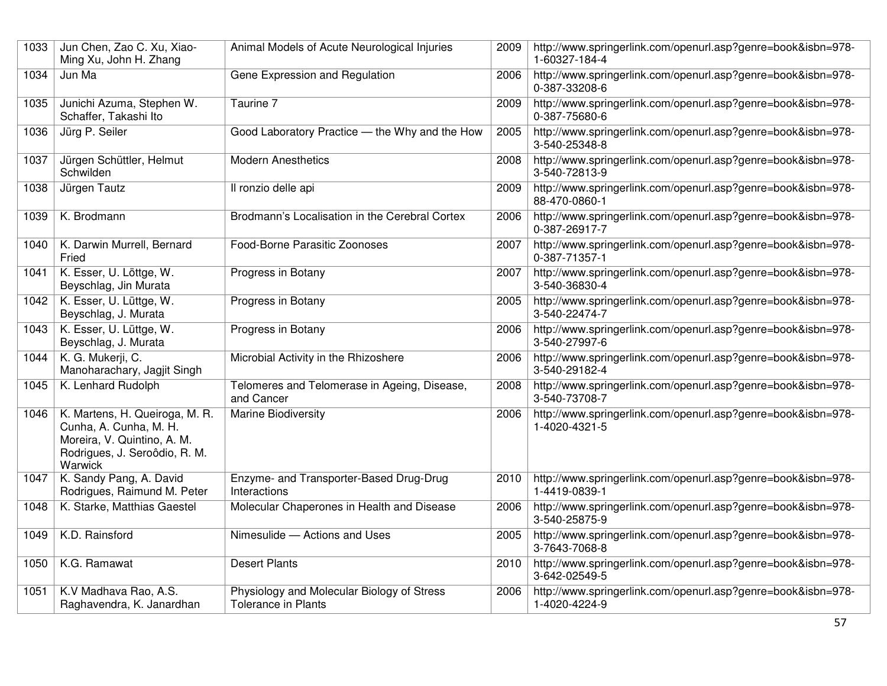| | | | | |
|---|---|---|---|---|
| 1033 | Jun Chen, Zao C. Xu, Xiao-Ming Xu, John H. Zhang | Animal Models of Acute Neurological Injuries | 2009 | http://www.springerlink.com/openurl.asp?genre=book&isbn=978-1-60327-184-4 |
| 1034 | Jun Ma | Gene Expression and Regulation | 2006 | http://www.springerlink.com/openurl.asp?genre=book&isbn=978-0-387-33208-6 |
| 1035 | Junichi Azuma, Stephen W. Schaffer, Takashi Ito | Taurine 7 | 2009 | http://www.springerlink.com/openurl.asp?genre=book&isbn=978-0-387-75680-6 |
| 1036 | Jürg P. Seiler | Good Laboratory Practice — the Why and the How | 2005 | http://www.springerlink.com/openurl.asp?genre=book&isbn=978-3-540-25348-8 |
| 1037 | Jürgen Schüttler, Helmut Schwilden | Modern Anesthetics | 2008 | http://www.springerlink.com/openurl.asp?genre=book&isbn=978-3-540-72813-9 |
| 1038 | Jürgen Tautz | Il ronzio delle api | 2009 | http://www.springerlink.com/openurl.asp?genre=book&isbn=978-88-470-0860-1 |
| 1039 | K. Brodmann | Brodmann's Localisation in the Cerebral Cortex | 2006 | http://www.springerlink.com/openurl.asp?genre=book&isbn=978-0-387-26917-7 |
| 1040 | K. Darwin Murrell, Bernard Fried | Food-Borne Parasitic Zoonoses | 2007 | http://www.springerlink.com/openurl.asp?genre=book&isbn=978-0-387-71357-1 |
| 1041 | K. Esser, U. Löttge, W. Beyschlag, Jin Murata | Progress in Botany | 2007 | http://www.springerlink.com/openurl.asp?genre=book&isbn=978-3-540-36830-4 |
| 1042 | K. Esser, U. Lüttge, W. Beyschlag, J. Murata | Progress in Botany | 2005 | http://www.springerlink.com/openurl.asp?genre=book&isbn=978-3-540-22474-7 |
| 1043 | K. Esser, U. Lüttge, W. Beyschlag, J. Murata | Progress in Botany | 2006 | http://www.springerlink.com/openurl.asp?genre=book&isbn=978-3-540-27997-6 |
| 1044 | K. G. Mukerji, C. Manoharachary, Jagjit Singh | Microbial Activity in the Rhizoshere | 2006 | http://www.springerlink.com/openurl.asp?genre=book&isbn=978-3-540-29182-4 |
| 1045 | K. Lenhard Rudolph | Telomeres and Telomerase in Ageing, Disease, and Cancer | 2008 | http://www.springerlink.com/openurl.asp?genre=book&isbn=978-3-540-73708-7 |
| 1046 | K. Martens, H. Queiroga, M. R. Cunha, A. Cunha, M. H. Moreira, V. Quintino, A. M. Rodrigues, J. Seroôdio, R. M. Warwick | Marine Biodiversity | 2006 | http://www.springerlink.com/openurl.asp?genre=book&isbn=978-1-4020-4321-5 |
| 1047 | K. Sandy Pang, A. David Rodrigues, Raimund M. Peter | Enzyme- and Transporter-Based Drug-Drug Interactions | 2010 | http://www.springerlink.com/openurl.asp?genre=book&isbn=978-1-4419-0839-1 |
| 1048 | K. Starke, Matthias Gaestel | Molecular Chaperones in Health and Disease | 2006 | http://www.springerlink.com/openurl.asp?genre=book&isbn=978-3-540-25875-9 |
| 1049 | K.D. Rainsford | Nimesulide — Actions and Uses | 2005 | http://www.springerlink.com/openurl.asp?genre=book&isbn=978-3-7643-7068-8 |
| 1050 | K.G. Ramawat | Desert Plants | 2010 | http://www.springerlink.com/openurl.asp?genre=book&isbn=978-3-642-02549-5 |
| 1051 | K.V Madhava Rao, A.S. Raghavendra, K. Janardhan | Physiology and Molecular Biology of Stress Tolerance in Plants | 2006 | http://www.springerlink.com/openurl.asp?genre=book&isbn=978-1-4020-4224-9 |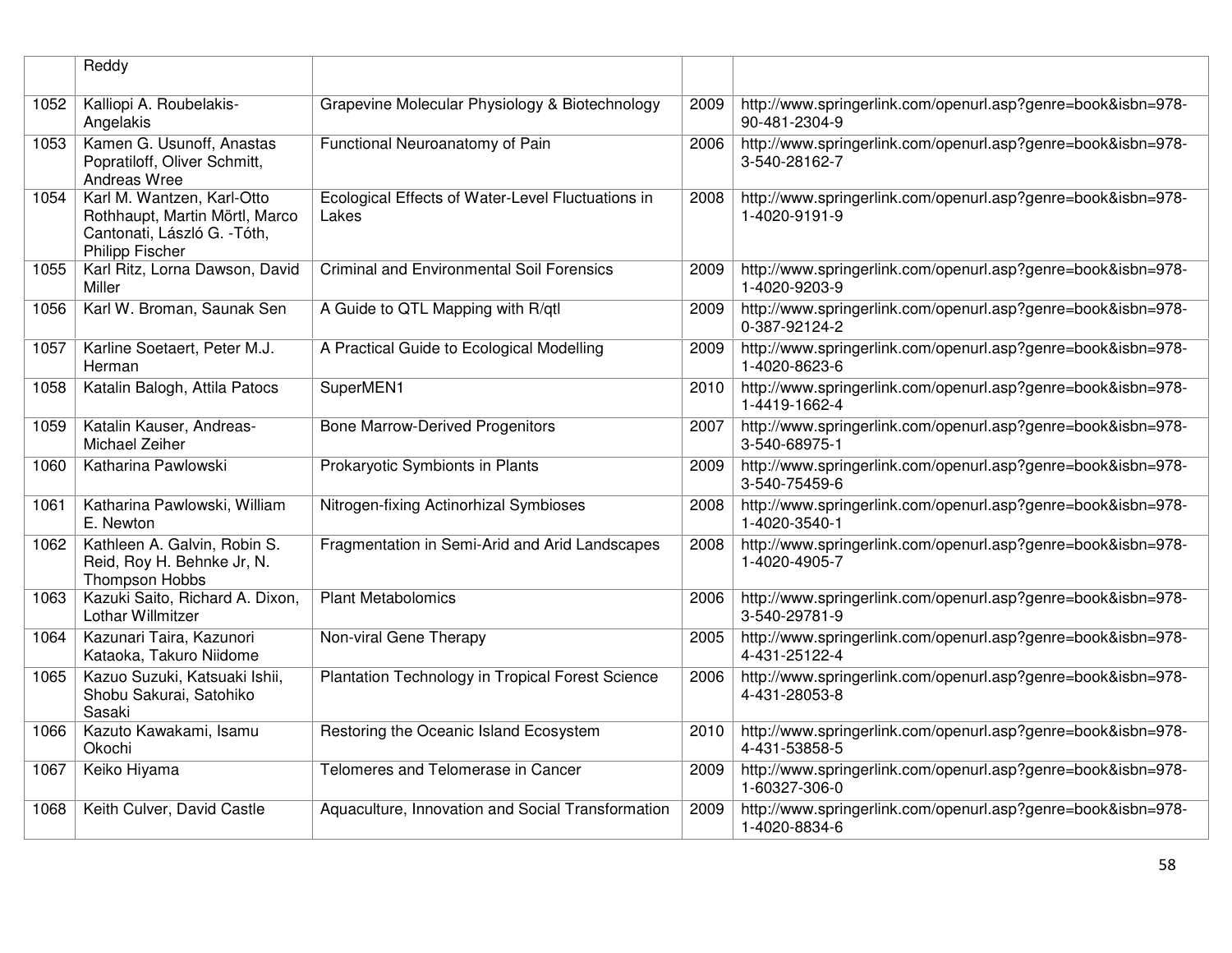| | Reddy | | | |
|---|---|---|---|---|
| 1052 | Kalliopi A. Roubelakis-Angelakis | Grapevine Molecular Physiology & Biotechnology | 2009 | http://www.springerlink.com/openurl.asp?genre=book&isbn=978-90-481-2304-9 |
| 1053 | Kamen G. Usunoff, Anastas Popratiloff, Oliver Schmitt, Andreas Wree | Functional Neuroanatomy of Pain | 2006 | http://www.springerlink.com/openurl.asp?genre=book&isbn=978-3-540-28162-7 |
| 1054 | Karl M. Wantzen, Karl-Otto Rothhaupt, Martin Mörtl, Marco Cantonati, László G. -Tóth, Philipp Fischer | Ecological Effects of Water-Level Fluctuations in Lakes | 2008 | http://www.springerlink.com/openurl.asp?genre=book&isbn=978-1-4020-9191-9 |
| 1055 | Karl Ritz, Lorna Dawson, David Miller | Criminal and Environmental Soil Forensics | 2009 | http://www.springerlink.com/openurl.asp?genre=book&isbn=978-1-4020-9203-9 |
| 1056 | Karl W. Broman, Saunak Sen | A Guide to QTL Mapping with R/qtl | 2009 | http://www.springerlink.com/openurl.asp?genre=book&isbn=978-0-387-92124-2 |
| 1057 | Karline Soetaert, Peter M.J. Herman | A Practical Guide to Ecological Modelling | 2009 | http://www.springerlink.com/openurl.asp?genre=book&isbn=978-1-4020-8623-6 |
| 1058 | Katalin Balogh, Attila Patocs | SuperMEN1 | 2010 | http://www.springerlink.com/openurl.asp?genre=book&isbn=978-1-4419-1662-4 |
| 1059 | Katalin Kauser, Andreas-Michael Zeiher | Bone Marrow-Derived Progenitors | 2007 | http://www.springerlink.com/openurl.asp?genre=book&isbn=978-3-540-68975-1 |
| 1060 | Katharina Pawlowski | Prokaryotic Symbionts in Plants | 2009 | http://www.springerlink.com/openurl.asp?genre=book&isbn=978-3-540-75459-6 |
| 1061 | Katharina Pawlowski, William E. Newton | Nitrogen-fixing Actinorhizal Symbioses | 2008 | http://www.springerlink.com/openurl.asp?genre=book&isbn=978-1-4020-3540-1 |
| 1062 | Kathleen A. Galvin, Robin S. Reid, Roy H. Behnke Jr, N. Thompson Hobbs | Fragmentation in Semi-Arid and Arid Landscapes | 2008 | http://www.springerlink.com/openurl.asp?genre=book&isbn=978-1-4020-4905-7 |
| 1063 | Kazuki Saito, Richard A. Dixon, Lothar Willmitzer | Plant Metabolomics | 2006 | http://www.springerlink.com/openurl.asp?genre=book&isbn=978-3-540-29781-9 |
| 1064 | Kazunari Taira, Kazunori Kataoka, Takuro Niidome | Non-viral Gene Therapy | 2005 | http://www.springerlink.com/openurl.asp?genre=book&isbn=978-4-431-25122-4 |
| 1065 | Kazuo Suzuki, Katsuaki Ishii, Shobu Sakurai, Satohiko Sasaki | Plantation Technology in Tropical Forest Science | 2006 | http://www.springerlink.com/openurl.asp?genre=book&isbn=978-4-431-28053-8 |
| 1066 | Kazuto Kawakami, Isamu Okochi | Restoring the Oceanic Island Ecosystem | 2010 | http://www.springerlink.com/openurl.asp?genre=book&isbn=978-4-431-53858-5 |
| 1067 | Keiko Hiyama | Telomeres and Telomerase in Cancer | 2009 | http://www.springerlink.com/openurl.asp?genre=book&isbn=978-1-60327-306-0 |
| 1068 | Keith Culver, David Castle | Aquaculture, Innovation and Social Transformation | 2009 | http://www.springerlink.com/openurl.asp?genre=book&isbn=978-1-4020-8834-6 |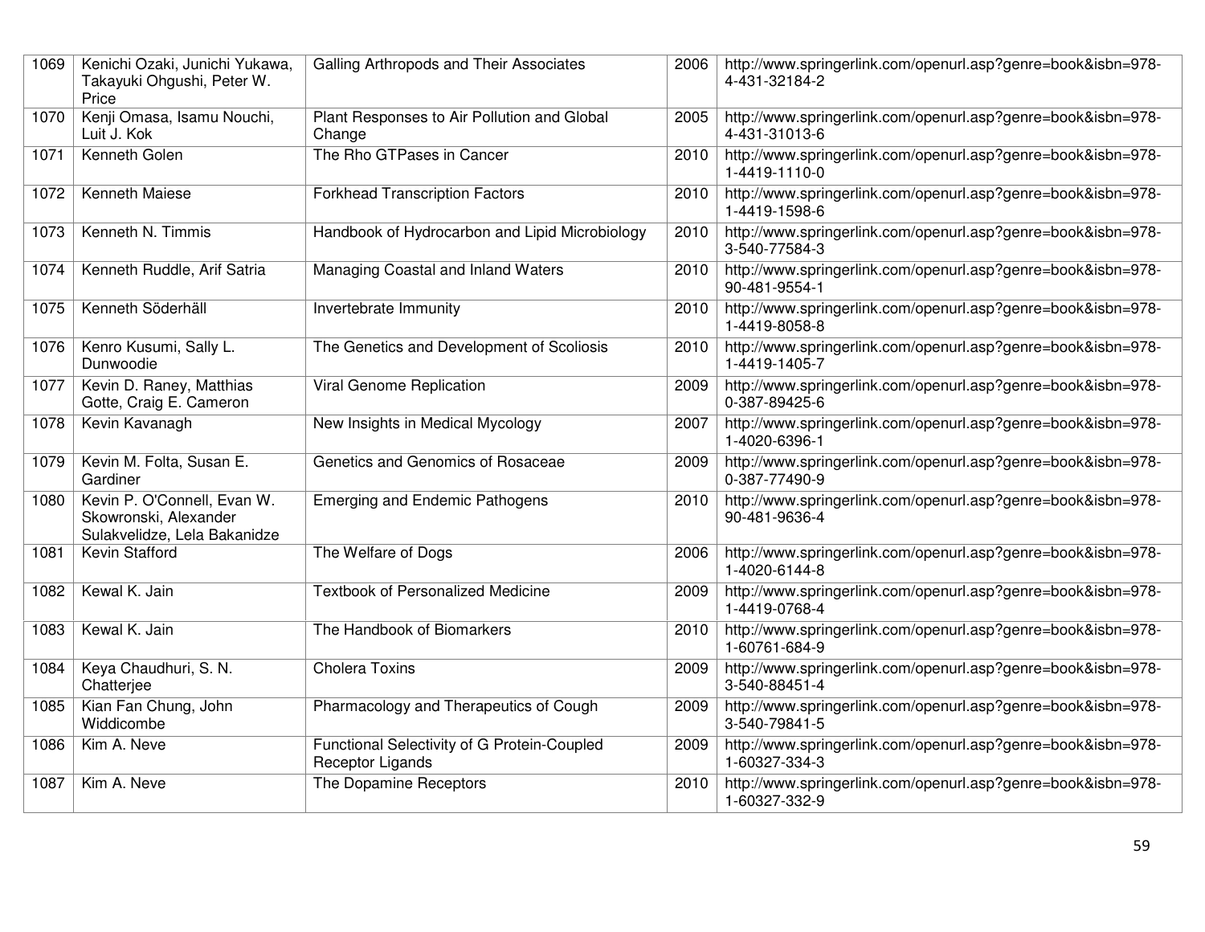| 1069 | Kenichi Ozaki, Junichi Yukawa, Takayuki Ohgushi, Peter W. Price | Galling Arthropods and Their Associates | 2006 | http://www.springerlink.com/openurl.asp?genre=book&isbn=978-4-431-32184-2 |
|---|---|---|---|---|
| 1070 | Kenji Omasa, Isamu Nouchi, Luit J. Kok | Plant Responses to Air Pollution and Global Change | 2005 | http://www.springerlink.com/openurl.asp?genre=book&isbn=978-4-431-31013-6 |
| 1071 | Kenneth Golen | The Rho GTPases in Cancer | 2010 | http://www.springerlink.com/openurl.asp?genre=book&isbn=978-1-4419-1110-0 |
| 1072 | Kenneth Maiese | Forkhead Transcription Factors | 2010 | http://www.springerlink.com/openurl.asp?genre=book&isbn=978-1-4419-1598-6 |
| 1073 | Kenneth N. Timmis | Handbook of Hydrocarbon and Lipid Microbiology | 2010 | http://www.springerlink.com/openurl.asp?genre=book&isbn=978-3-540-77584-3 |
| 1074 | Kenneth Ruddle, Arif Satria | Managing Coastal and Inland Waters | 2010 | http://www.springerlink.com/openurl.asp?genre=book&isbn=978-90-481-9554-1 |
| 1075 | Kenneth Söderhäll | Invertebrate Immunity | 2010 | http://www.springerlink.com/openurl.asp?genre=book&isbn=978-1-4419-8058-8 |
| 1076 | Kenro Kusumi, Sally L. Dunwoodie | The Genetics and Development of Scoliosis | 2010 | http://www.springerlink.com/openurl.asp?genre=book&isbn=978-1-4419-1405-7 |
| 1077 | Kevin D. Raney, Matthias Gotte, Craig E. Cameron | Viral Genome Replication | 2009 | http://www.springerlink.com/openurl.asp?genre=book&isbn=978-0-387-89425-6 |
| 1078 | Kevin Kavanagh | New Insights in Medical Mycology | 2007 | http://www.springerlink.com/openurl.asp?genre=book&isbn=978-1-4020-6396-1 |
| 1079 | Kevin M. Folta, Susan E. Gardiner | Genetics and Genomics of Rosaceae | 2009 | http://www.springerlink.com/openurl.asp?genre=book&isbn=978-0-387-77490-9 |
| 1080 | Kevin P. O'Connell, Evan W. Skowronski, Alexander Sulakvelidze, Lela Bakanidze | Emerging and Endemic Pathogens | 2010 | http://www.springerlink.com/openurl.asp?genre=book&isbn=978-90-481-9636-4 |
| 1081 | Kevin Stafford | The Welfare of Dogs | 2006 | http://www.springerlink.com/openurl.asp?genre=book&isbn=978-1-4020-6144-8 |
| 1082 | Kewal K. Jain | Textbook of Personalized Medicine | 2009 | http://www.springerlink.com/openurl.asp?genre=book&isbn=978-1-4419-0768-4 |
| 1083 | Kewal K. Jain | The Handbook of Biomarkers | 2010 | http://www.springerlink.com/openurl.asp?genre=book&isbn=978-1-60761-684-9 |
| 1084 | Keya Chaudhuri, S. N. Chatterjee | Cholera Toxins | 2009 | http://www.springerlink.com/openurl.asp?genre=book&isbn=978-3-540-88451-4 |
| 1085 | Kian Fan Chung, John Widdicombe | Pharmacology and Therapeutics of Cough | 2009 | http://www.springerlink.com/openurl.asp?genre=book&isbn=978-3-540-79841-5 |
| 1086 | Kim A. Neve | Functional Selectivity of G Protein-Coupled Receptor Ligands | 2009 | http://www.springerlink.com/openurl.asp?genre=book&isbn=978-1-60327-334-3 |
| 1087 | Kim A. Neve | The Dopamine Receptors | 2010 | http://www.springerlink.com/openurl.asp?genre=book&isbn=978-1-60327-332-9 |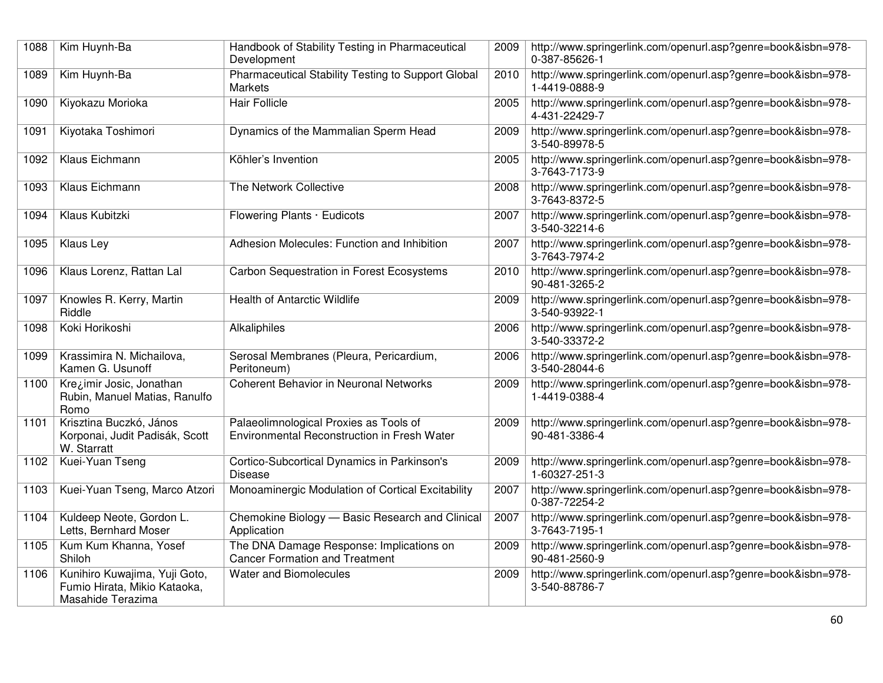| | | | | |
|---|---|---|---|---|
| 1088 | Kim Huynh-Ba | Handbook of Stability Testing in Pharmaceutical Development | 2009 | http://www.springerlink.com/openurl.asp?genre=book&isbn=978-0-387-85626-1 |
| 1089 | Kim Huynh-Ba | Pharmaceutical Stability Testing to Support Global Markets | 2010 | http://www.springerlink.com/openurl.asp?genre=book&isbn=978-1-4419-0888-9 |
| 1090 | Kiyokazu Morioka | Hair Follicle | 2005 | http://www.springerlink.com/openurl.asp?genre=book&isbn=978-4-431-22429-7 |
| 1091 | Kiyotaka Toshimori | Dynamics of the Mammalian Sperm Head | 2009 | http://www.springerlink.com/openurl.asp?genre=book&isbn=978-3-540-89978-5 |
| 1092 | Klaus Eichmann | Köhler's Invention | 2005 | http://www.springerlink.com/openurl.asp?genre=book&isbn=978-3-7643-7173-9 |
| 1093 | Klaus Eichmann | The Network Collective | 2008 | http://www.springerlink.com/openurl.asp?genre=book&isbn=978-3-7643-8372-5 |
| 1094 | Klaus Kubitzki | Flowering Plants · Eudicots | 2007 | http://www.springerlink.com/openurl.asp?genre=book&isbn=978-3-540-32214-6 |
| 1095 | Klaus Ley | Adhesion Molecules: Function and Inhibition | 2007 | http://www.springerlink.com/openurl.asp?genre=book&isbn=978-3-7643-7974-2 |
| 1096 | Klaus Lorenz, Rattan Lal | Carbon Sequestration in Forest Ecosystems | 2010 | http://www.springerlink.com/openurl.asp?genre=book&isbn=978-90-481-3265-2 |
| 1097 | Knowles R. Kerry, Martin Riddle | Health of Antarctic Wildlife | 2009 | http://www.springerlink.com/openurl.asp?genre=book&isbn=978-3-540-93922-1 |
| 1098 | Koki Horikoshi | Alkaliphiles | 2006 | http://www.springerlink.com/openurl.asp?genre=book&isbn=978-3-540-33372-2 |
| 1099 | Krassimira N. Michailova, Kamen G. Usunoff | Serosal Membranes (Pleura, Pericardium, Peritoneum) | 2006 | http://www.springerlink.com/openurl.asp?genre=book&isbn=978-3-540-28044-6 |
| 1100 | Kre¿imir Josic, Jonathan Rubin, Manuel Matias, Ranulfo Romo | Coherent Behavior in Neuronal Networks | 2009 | http://www.springerlink.com/openurl.asp?genre=book&isbn=978-1-4419-0388-4 |
| 1101 | Krisztina Buczkó, János Korponai, Judit Padisák, Scott W. Starratt | Palaeolimnological Proxies as Tools of Environmental Reconstruction in Fresh Water | 2009 | http://www.springerlink.com/openurl.asp?genre=book&isbn=978-90-481-3386-4 |
| 1102 | Kuei-Yuan Tseng | Cortico-Subcortical Dynamics in Parkinson's Disease | 2009 | http://www.springerlink.com/openurl.asp?genre=book&isbn=978-1-60327-251-3 |
| 1103 | Kuei-Yuan Tseng, Marco Atzori | Monoaminergic Modulation of Cortical Excitability | 2007 | http://www.springerlink.com/openurl.asp?genre=book&isbn=978-0-387-72254-2 |
| 1104 | Kuldeep Neote, Gordon L. Letts, Bernhard Moser | Chemokine Biology — Basic Research and Clinical Application | 2007 | http://www.springerlink.com/openurl.asp?genre=book&isbn=978-3-7643-7195-1 |
| 1105 | Kum Kum Khanna, Yosef Shiloh | The DNA Damage Response: Implications on Cancer Formation and Treatment | 2009 | http://www.springerlink.com/openurl.asp?genre=book&isbn=978-90-481-2560-9 |
| 1106 | Kunihiro Kuwajima, Yuji Goto, Fumio Hirata, Mikio Kataoka, Masahide Terazima | Water and Biomolecules | 2009 | http://www.springerlink.com/openurl.asp?genre=book&isbn=978-3-540-88786-7 |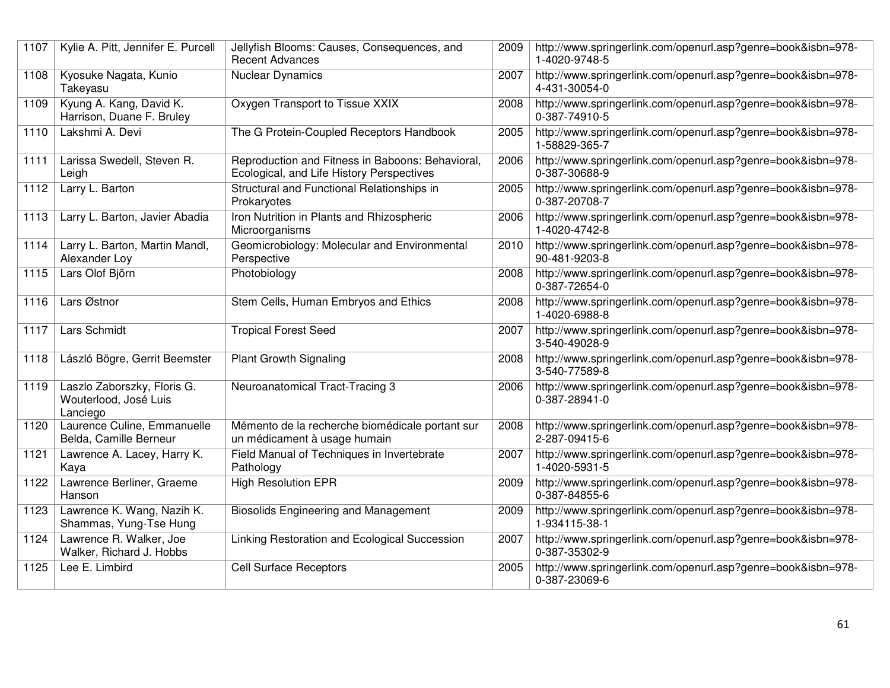| 1107 | Kylie A. Pitt, Jennifer E. Purcell | Jellyfish Blooms: Causes, Consequences, and Recent Advances | 2009 | http://www.springerlink.com/openurl.asp?genre=book&isbn=978-1-4020-9748-5 |
|---|---|---|---|---|
| 1108 | Kyosuke Nagata, Kunio Takeyasu | Nuclear Dynamics | 2007 | http://www.springerlink.com/openurl.asp?genre=book&isbn=978-4-431-30054-0 |
| 1109 | Kyung A. Kang, David K. Harrison, Duane F. Bruley | Oxygen Transport to Tissue XXIX | 2008 | http://www.springerlink.com/openurl.asp?genre=book&isbn=978-0-387-74910-5 |
| 1110 | Lakshmi A. Devi | The G Protein-Coupled Receptors Handbook | 2005 | http://www.springerlink.com/openurl.asp?genre=book&isbn=978-1-58829-365-7 |
| 1111 | Larissa Swedell, Steven R. Leigh | Reproduction and Fitness in Baboons: Behavioral, Ecological, and Life History Perspectives | 2006 | http://www.springerlink.com/openurl.asp?genre=book&isbn=978-0-387-30688-9 |
| 1112 | Larry L. Barton | Structural and Functional Relationships in Prokaryotes | 2005 | http://www.springerlink.com/openurl.asp?genre=book&isbn=978-0-387-20708-7 |
| 1113 | Larry L. Barton, Javier Abadia | Iron Nutrition in Plants and Rhizospheric Microorganisms | 2006 | http://www.springerlink.com/openurl.asp?genre=book&isbn=978-1-4020-4742-8 |
| 1114 | Larry L. Barton, Martin Mandl, Alexander Loy | Geomicrobiology: Molecular and Environmental Perspective | 2010 | http://www.springerlink.com/openurl.asp?genre=book&isbn=978-90-481-9203-8 |
| 1115 | Lars Olof Björn | Photobiology | 2008 | http://www.springerlink.com/openurl.asp?genre=book&isbn=978-0-387-72654-0 |
| 1116 | Lars Østnor | Stem Cells, Human Embryos and Ethics | 2008 | http://www.springerlink.com/openurl.asp?genre=book&isbn=978-1-4020-6988-8 |
| 1117 | Lars Schmidt | Tropical Forest Seed | 2007 | http://www.springerlink.com/openurl.asp?genre=book&isbn=978-3-540-49028-9 |
| 1118 | László Bögre, Gerrit Beemster | Plant Growth Signaling | 2008 | http://www.springerlink.com/openurl.asp?genre=book&isbn=978-3-540-77589-8 |
| 1119 | Laszlo Zaborszky, Floris G. Wouterlood, José Luis Lanciego | Neuroanatomical Tract-Tracing 3 | 2006 | http://www.springerlink.com/openurl.asp?genre=book&isbn=978-0-387-28941-0 |
| 1120 | Laurence Culine, Emmanuelle Belda, Camille Berneur | Mémento de la recherche biomédicale portant sur un médicament à usage humain | 2008 | http://www.springerlink.com/openurl.asp?genre=book&isbn=978-2-287-09415-6 |
| 1121 | Lawrence A. Lacey, Harry K. Kaya | Field Manual of Techniques in Invertebrate Pathology | 2007 | http://www.springerlink.com/openurl.asp?genre=book&isbn=978-1-4020-5931-5 |
| 1122 | Lawrence Berliner, Graeme Hanson | High Resolution EPR | 2009 | http://www.springerlink.com/openurl.asp?genre=book&isbn=978-0-387-84855-6 |
| 1123 | Lawrence K. Wang, Nazih K. Shammas, Yung-Tse Hung | Biosolids Engineering and Management | 2009 | http://www.springerlink.com/openurl.asp?genre=book&isbn=978-1-934115-38-1 |
| 1124 | Lawrence R. Walker, Joe Walker, Richard J. Hobbs | Linking Restoration and Ecological Succession | 2007 | http://www.springerlink.com/openurl.asp?genre=book&isbn=978-0-387-35302-9 |
| 1125 | Lee E. Limbird | Cell Surface Receptors | 2005 | http://www.springerlink.com/openurl.asp?genre=book&isbn=978-0-387-23069-6 |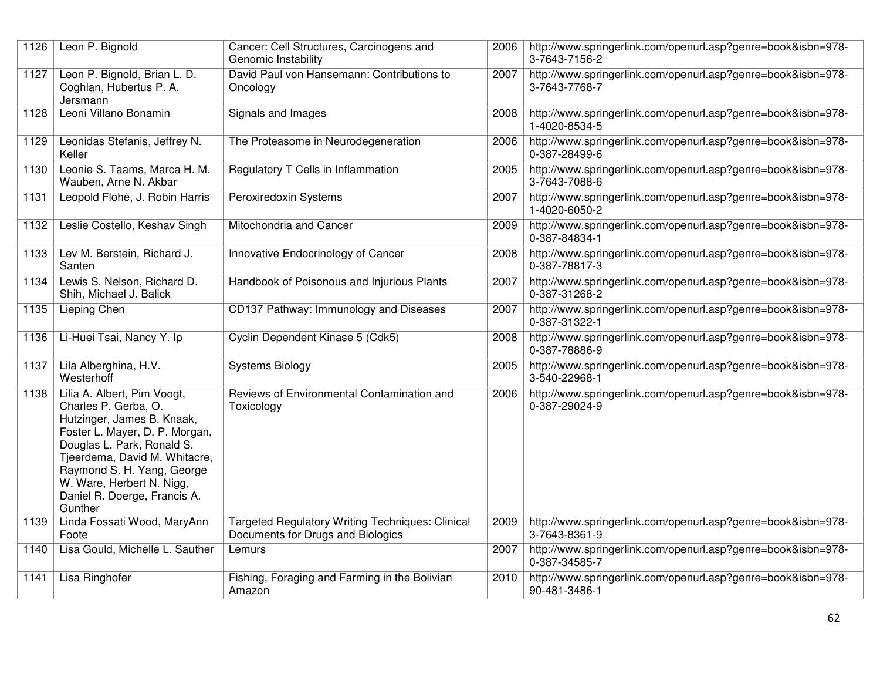| 1126 | Leon P. Bignold | Cancer: Cell Structures, Carcinogens and Genomic Instability | 2006 | http://www.springerlink.com/openurl.asp?genre=book&isbn=978-3-7643-7156-2 |
|---|---|---|---|---|
| 1127 | Leon P. Bignold, Brian L. D. Coghlan, Hubertus P. A. Jersmann | David Paul von Hansemann: Contributions to Oncology | 2007 | http://www.springerlink.com/openurl.asp?genre=book&isbn=978-3-7643-7768-7 |
| 1128 | Leoni Villano Bonamin | Signals and Images | 2008 | http://www.springerlink.com/openurl.asp?genre=book&isbn=978-1-4020-8534-5 |
| 1129 | Leonidas Stefanis, Jeffrey N. Keller | The Proteasome in Neurodegeneration | 2006 | http://www.springerlink.com/openurl.asp?genre=book&isbn=978-0-387-28499-6 |
| 1130 | Leonie S. Taams, Marca H. M. Wauben, Arne N. Akbar | Regulatory T Cells in Inflammation | 2005 | http://www.springerlink.com/openurl.asp?genre=book&isbn=978-3-7643-7088-6 |
| 1131 | Leopold Flohé, J. Robin Harris | Peroxiredoxin Systems | 2007 | http://www.springerlink.com/openurl.asp?genre=book&isbn=978-1-4020-6050-2 |
| 1132 | Leslie Costello, Keshav Singh | Mitochondria and Cancer | 2009 | http://www.springerlink.com/openurl.asp?genre=book&isbn=978-0-387-84834-1 |
| 1133 | Lev M. Berstein, Richard J. Santen | Innovative Endocrinology of Cancer | 2008 | http://www.springerlink.com/openurl.asp?genre=book&isbn=978-0-387-78817-3 |
| 1134 | Lewis S. Nelson, Richard D. Shih, Michael J. Balick | Handbook of Poisonous and Injurious Plants | 2007 | http://www.springerlink.com/openurl.asp?genre=book&isbn=978-0-387-31268-2 |
| 1135 | Lieping Chen | CD137 Pathway: Immunology and Diseases | 2007 | http://www.springerlink.com/openurl.asp?genre=book&isbn=978-0-387-31322-1 |
| 1136 | Li-Huei Tsai, Nancy Y. Ip | Cyclin Dependent Kinase 5 (Cdk5) | 2008 | http://www.springerlink.com/openurl.asp?genre=book&isbn=978-0-387-78886-9 |
| 1137 | Lila Alberghina, H.V. Westerhoff | Systems Biology | 2005 | http://www.springerlink.com/openurl.asp?genre=book&isbn=978-3-540-22968-1 |
| 1138 | Lilia A. Albert, Pim Voogt, Charles P. Gerba, O. Hutzinger, James B. Knaak, Foster L. Mayer, D. P. Morgan, Douglas L. Park, Ronald S. Tjeerdema, David M. Whitacre, Raymond S. H. Yang, George W. Ware, Herbert N. Nigg, Daniel R. Doerge, Francis A. Gunther | Reviews of Environmental Contamination and Toxicology | 2006 | http://www.springerlink.com/openurl.asp?genre=book&isbn=978-0-387-29024-9 |
| 1139 | Linda Fossati Wood, MaryAnn Foote | Targeted Regulatory Writing Techniques: Clinical Documents for Drugs and Biologics | 2009 | http://www.springerlink.com/openurl.asp?genre=book&isbn=978-3-7643-8361-9 |
| 1140 | Lisa Gould, Michelle L. Sauther | Lemurs | 2007 | http://www.springerlink.com/openurl.asp?genre=book&isbn=978-0-387-34585-7 |
| 1141 | Lisa Ringhofer | Fishing, Foraging and Farming in the Bolivian Amazon | 2010 | http://www.springerlink.com/openurl.asp?genre=book&isbn=978-90-481-3486-1 |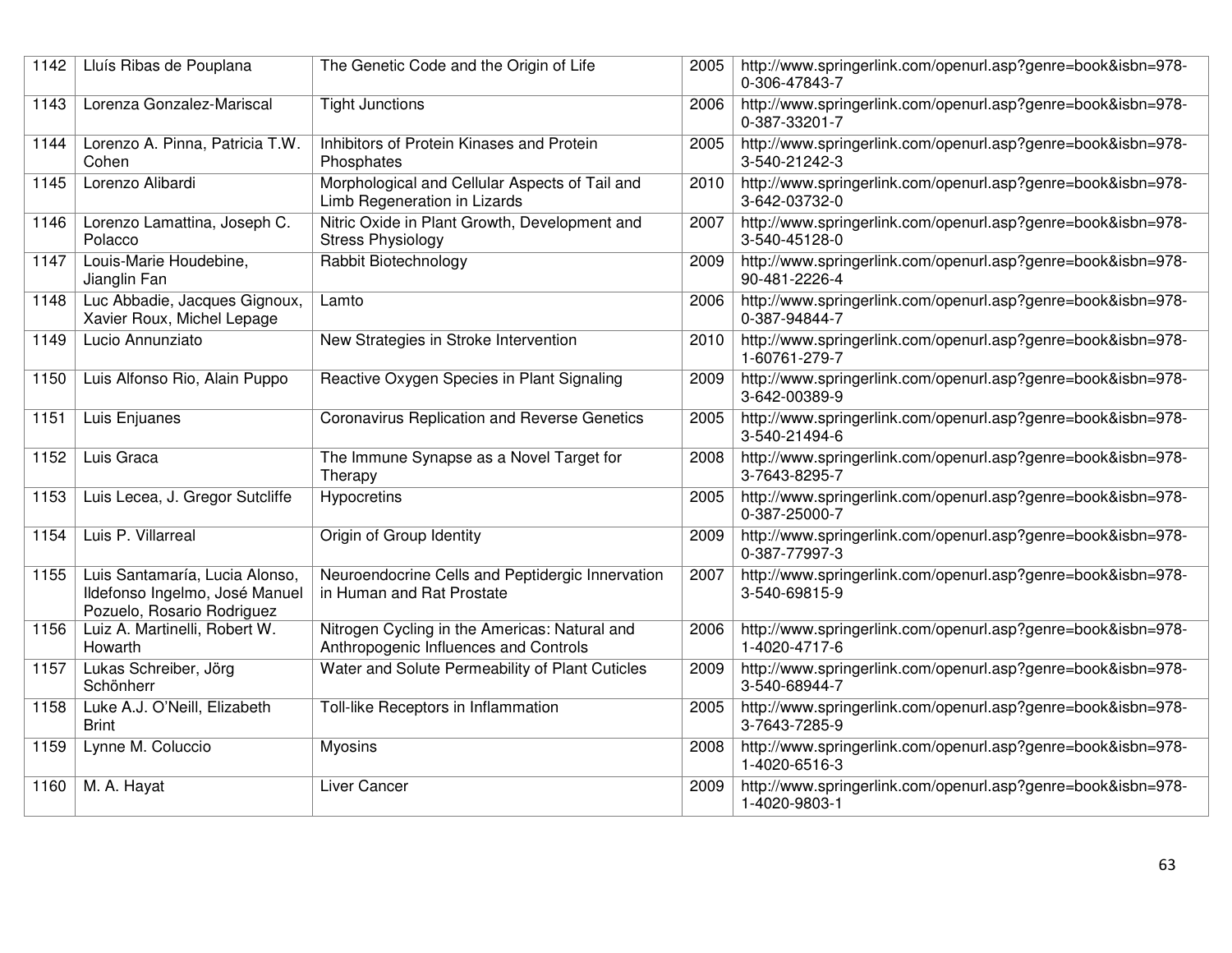| 1142 | Lluís Ribas de Pouplana | The Genetic Code and the Origin of Life | 2005 | http://www.springerlink.com/openurl.asp?genre=book&isbn=978-0-306-47843-7 |
|---|---|---|---|---|
| 1143 | Lorenza Gonzalez-Mariscal | Tight Junctions | 2006 | http://www.springerlink.com/openurl.asp?genre=book&isbn=978-0-387-33201-7 |
| 1144 | Lorenzo A. Pinna, Patricia T.W. Cohen | Inhibitors of Protein Kinases and Protein Phosphates | 2005 | http://www.springerlink.com/openurl.asp?genre=book&isbn=978-3-540-21242-3 |
| 1145 | Lorenzo Alibardi | Morphological and Cellular Aspects of Tail and Limb Regeneration in Lizards | 2010 | http://www.springerlink.com/openurl.asp?genre=book&isbn=978-3-642-03732-0 |
| 1146 | Lorenzo Lamattina, Joseph C. Polacco | Nitric Oxide in Plant Growth, Development and Stress Physiology | 2007 | http://www.springerlink.com/openurl.asp?genre=book&isbn=978-3-540-45128-0 |
| 1147 | Louis-Marie Houdebine, Jianglin Fan | Rabbit Biotechnology | 2009 | http://www.springerlink.com/openurl.asp?genre=book&isbn=978-90-481-2226-4 |
| 1148 | Luc Abbadie, Jacques Gignoux, Xavier Roux, Michel Lepage | Lamto | 2006 | http://www.springerlink.com/openurl.asp?genre=book&isbn=978-0-387-94844-7 |
| 1149 | Lucio Annunziato | New Strategies in Stroke Intervention | 2010 | http://www.springerlink.com/openurl.asp?genre=book&isbn=978-1-60761-279-7 |
| 1150 | Luis Alfonso Rio, Alain Puppo | Reactive Oxygen Species in Plant Signaling | 2009 | http://www.springerlink.com/openurl.asp?genre=book&isbn=978-3-642-00389-9 |
| 1151 | Luis Enjuanes | Coronavirus Replication and Reverse Genetics | 2005 | http://www.springerlink.com/openurl.asp?genre=book&isbn=978-3-540-21494-6 |
| 1152 | Luis Graca | The Immune Synapse as a Novel Target for Therapy | 2008 | http://www.springerlink.com/openurl.asp?genre=book&isbn=978-3-7643-8295-7 |
| 1153 | Luis Lecea, J. Gregor Sutcliffe | Hypocretins | 2005 | http://www.springerlink.com/openurl.asp?genre=book&isbn=978-0-387-25000-7 |
| 1154 | Luis P. Villarreal | Origin of Group Identity | 2009 | http://www.springerlink.com/openurl.asp?genre=book&isbn=978-0-387-77997-3 |
| 1155 | Luis Santamaría, Lucia Alonso, Ildefonso Ingelmo, José Manuel Pozuelo, Rosario Rodriguez | Neuroendocrine Cells and Peptidergic Innervation in Human and Rat Prostate | 2007 | http://www.springerlink.com/openurl.asp?genre=book&isbn=978-3-540-69815-9 |
| 1156 | Luiz A. Martinelli, Robert W. Howarth | Nitrogen Cycling in the Americas: Natural and Anthropogenic Influences and Controls | 2006 | http://www.springerlink.com/openurl.asp?genre=book&isbn=978-1-4020-4717-6 |
| 1157 | Lukas Schreiber, Jörg Schönherr | Water and Solute Permeability of Plant Cuticles | 2009 | http://www.springerlink.com/openurl.asp?genre=book&isbn=978-3-540-68944-7 |
| 1158 | Luke A.J. O'Neill, Elizabeth Brint | Toll-like Receptors in Inflammation | 2005 | http://www.springerlink.com/openurl.asp?genre=book&isbn=978-3-7643-7285-9 |
| 1159 | Lynne M. Coluccio | Myosins | 2008 | http://www.springerlink.com/openurl.asp?genre=book&isbn=978-1-4020-6516-3 |
| 1160 | M. A. Hayat | Liver Cancer | 2009 | http://www.springerlink.com/openurl.asp?genre=book&isbn=978-1-4020-9803-1 |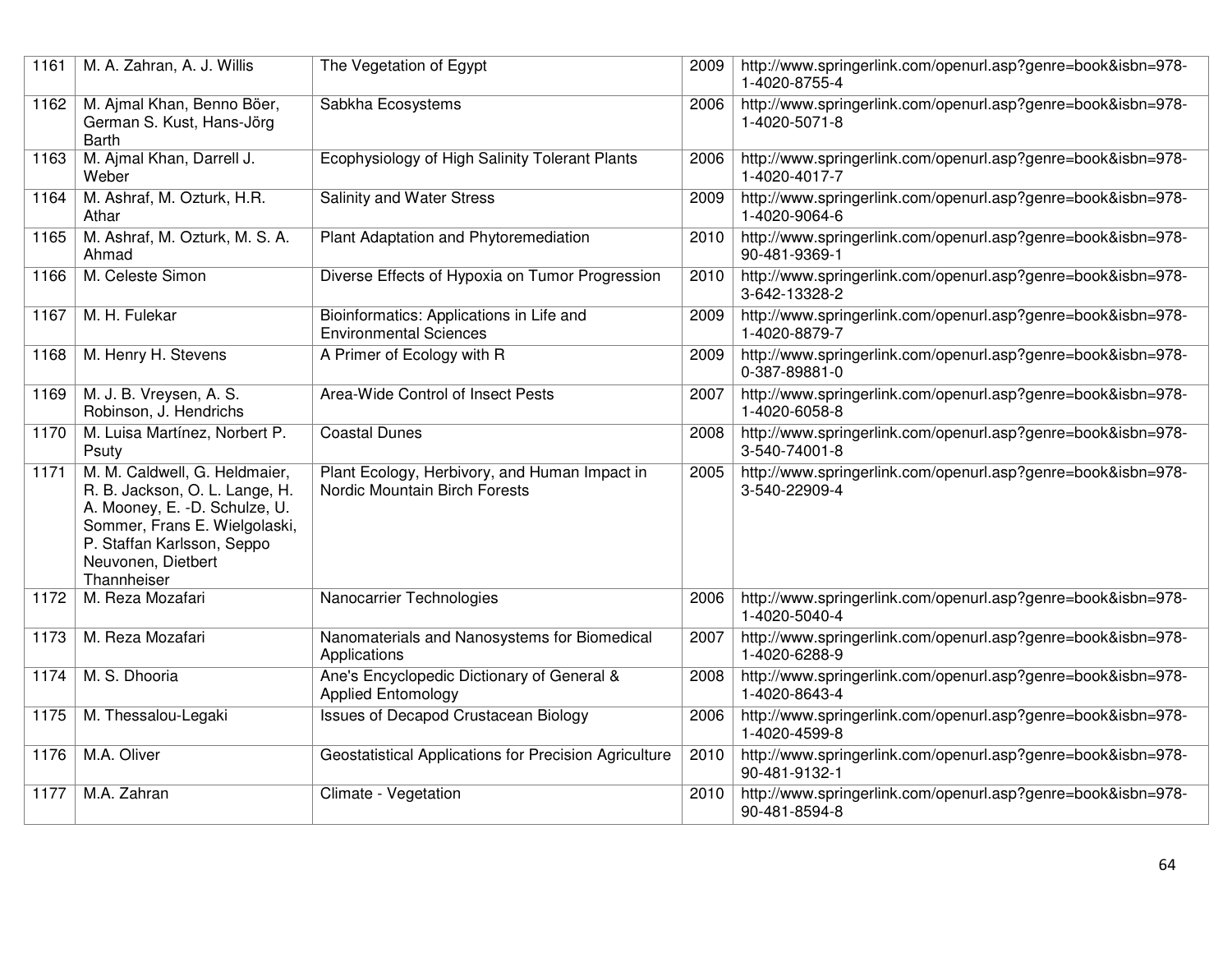| 1161 | M. A. Zahran, A. J. Willis | The Vegetation of Egypt | 2009 | http://www.springerlink.com/openurl.asp?genre=book&isbn=978-1-4020-8755-4 |
|---|---|---|---|---|
| 1162 | M. Ajmal Khan, Benno Böer, German S. Kust, Hans-Jörg Barth | Sabkha Ecosystems | 2006 | http://www.springerlink.com/openurl.asp?genre=book&isbn=978-1-4020-5071-8 |
| 1163 | M. Ajmal Khan, Darrell J. Weber | Ecophysiology of High Salinity Tolerant Plants | 2006 | http://www.springerlink.com/openurl.asp?genre=book&isbn=978-1-4020-4017-7 |
| 1164 | M. Ashraf, M. Ozturk, H.R. Athar | Salinity and Water Stress | 2009 | http://www.springerlink.com/openurl.asp?genre=book&isbn=978-1-4020-9064-6 |
| 1165 | M. Ashraf, M. Ozturk, M. S. A. Ahmad | Plant Adaptation and Phytoremediation | 2010 | http://www.springerlink.com/openurl.asp?genre=book&isbn=978-90-481-9369-1 |
| 1166 | M. Celeste Simon | Diverse Effects of Hypoxia on Tumor Progression | 2010 | http://www.springerlink.com/openurl.asp?genre=book&isbn=978-3-642-13328-2 |
| 1167 | M. H. Fulekar | Bioinformatics: Applications in Life and Environmental Sciences | 2009 | http://www.springerlink.com/openurl.asp?genre=book&isbn=978-1-4020-8879-7 |
| 1168 | M. Henry H. Stevens | A Primer of Ecology with R | 2009 | http://www.springerlink.com/openurl.asp?genre=book&isbn=978-0-387-89881-0 |
| 1169 | M. J. B. Vreysen, A. S. Robinson, J. Hendrichs | Area-Wide Control of Insect Pests | 2007 | http://www.springerlink.com/openurl.asp?genre=book&isbn=978-1-4020-6058-8 |
| 1170 | M. Luisa Martínez, Norbert P. Psuty | Coastal Dunes | 2008 | http://www.springerlink.com/openurl.asp?genre=book&isbn=978-3-540-74001-8 |
| 1171 | M. M. Caldwell, G. Heldmaier, R. B. Jackson, O. L. Lange, H. A. Mooney, E. -D. Schulze, U. Sommer, Frans E. Wielgolaski, P. Staffan Karlsson, Seppo Neuvonen, Dietbert Thannheiser | Plant Ecology, Herbivory, and Human Impact in Nordic Mountain Birch Forests | 2005 | http://www.springerlink.com/openurl.asp?genre=book&isbn=978-3-540-22909-4 |
| 1172 | M. Reza Mozafari | Nanocarrier Technologies | 2006 | http://www.springerlink.com/openurl.asp?genre=book&isbn=978-1-4020-5040-4 |
| 1173 | M. Reza Mozafari | Nanomaterials and Nanosystems for Biomedical Applications | 2007 | http://www.springerlink.com/openurl.asp?genre=book&isbn=978-1-4020-6288-9 |
| 1174 | M. S. Dhooria | Ane's Encyclopedic Dictionary of General & Applied Entomology | 2008 | http://www.springerlink.com/openurl.asp?genre=book&isbn=978-1-4020-8643-4 |
| 1175 | M. Thessalou-Legaki | Issues of Decapod Crustacean Biology | 2006 | http://www.springerlink.com/openurl.asp?genre=book&isbn=978-1-4020-4599-8 |
| 1176 | M.A. Oliver | Geostatistical Applications for Precision Agriculture | 2010 | http://www.springerlink.com/openurl.asp?genre=book&isbn=978-90-481-9132-1 |
| 1177 | M.A. Zahran | Climate - Vegetation | 2010 | http://www.springerlink.com/openurl.asp?genre=book&isbn=978-90-481-8594-8 |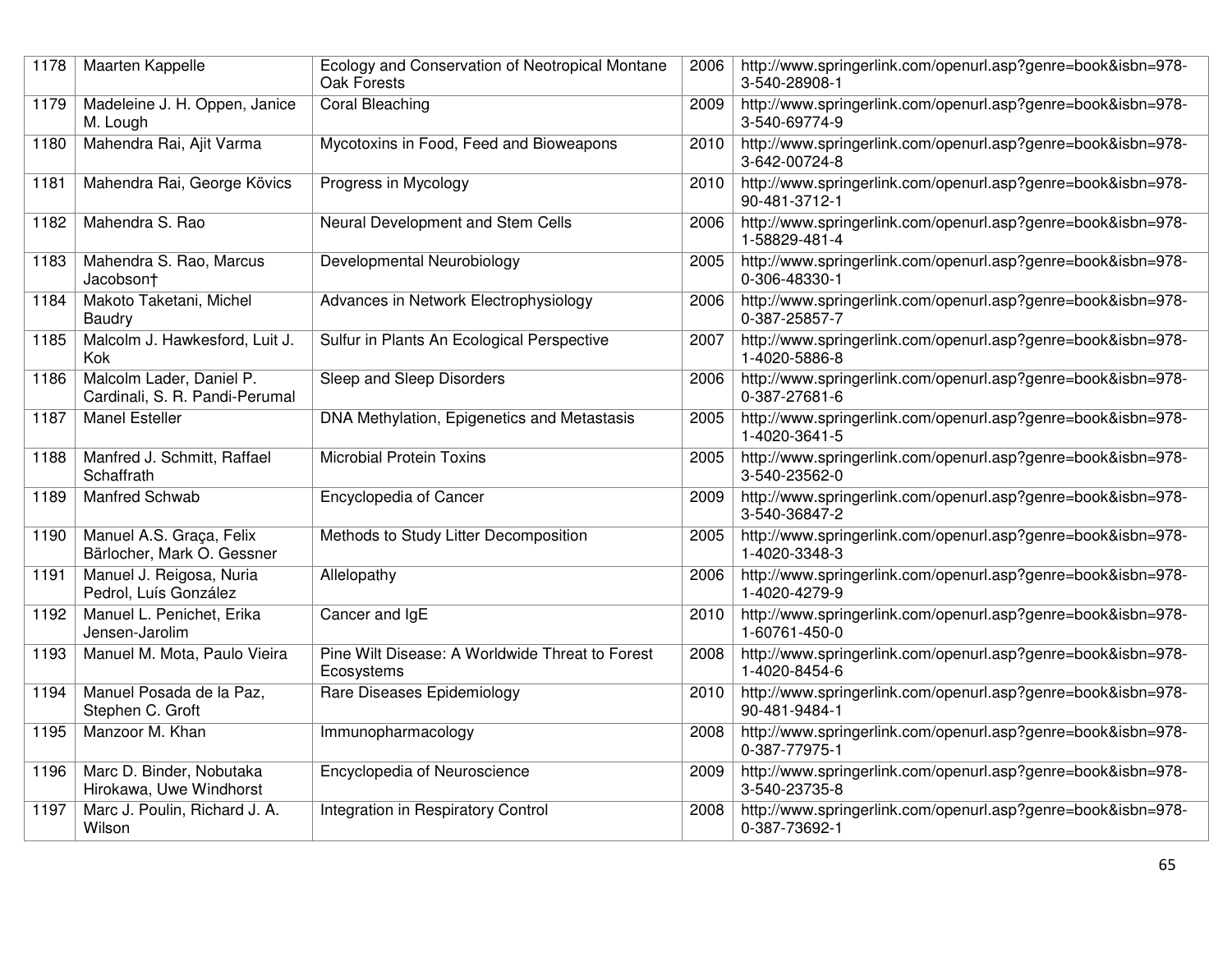| 1178 | Maarten Kappelle | Ecology and Conservation of Neotropical Montane Oak Forests | 2006 | http://www.springerlink.com/openurl.asp?genre=book&isbn=978-3-540-28908-1 |
|---|---|---|---|---|
| 1179 | Madeleine J. H. Oppen, Janice M. Lough | Coral Bleaching | 2009 | http://www.springerlink.com/openurl.asp?genre=book&isbn=978-3-540-69774-9 |
| 1180 | Mahendra Rai, Ajit Varma | Mycotoxins in Food, Feed and Bioweapons | 2010 | http://www.springerlink.com/openurl.asp?genre=book&isbn=978-3-642-00724-8 |
| 1181 | Mahendra Rai, George Kövics | Progress in Mycology | 2010 | http://www.springerlink.com/openurl.asp?genre=book&isbn=978-90-481-3712-1 |
| 1182 | Mahendra S. Rao | Neural Development and Stem Cells | 2006 | http://www.springerlink.com/openurl.asp?genre=book&isbn=978-1-58829-481-4 |
| 1183 | Mahendra S. Rao, Marcus Jacobson† | Developmental Neurobiology | 2005 | http://www.springerlink.com/openurl.asp?genre=book&isbn=978-0-306-48330-1 |
| 1184 | Makoto Taketani, Michel Baudry | Advances in Network Electrophysiology | 2006 | http://www.springerlink.com/openurl.asp?genre=book&isbn=978-0-387-25857-7 |
| 1185 | Malcolm J. Hawkesford, Luit J. Kok | Sulfur in Plants An Ecological Perspective | 2007 | http://www.springerlink.com/openurl.asp?genre=book&isbn=978-1-4020-5886-8 |
| 1186 | Malcolm Lader, Daniel P. Cardinali, S. R. Pandi-Perumal | Sleep and Sleep Disorders | 2006 | http://www.springerlink.com/openurl.asp?genre=book&isbn=978-0-387-27681-6 |
| 1187 | Manel Esteller | DNA Methylation, Epigenetics and Metastasis | 2005 | http://www.springerlink.com/openurl.asp?genre=book&isbn=978-1-4020-3641-5 |
| 1188 | Manfred J. Schmitt, Raffael Schaffrath | Microbial Protein Toxins | 2005 | http://www.springerlink.com/openurl.asp?genre=book&isbn=978-3-540-23562-0 |
| 1189 | Manfred Schwab | Encyclopedia of Cancer | 2009 | http://www.springerlink.com/openurl.asp?genre=book&isbn=978-3-540-36847-2 |
| 1190 | Manuel A.S. Graça, Felix Bärlocher, Mark O. Gessner | Methods to Study Litter Decomposition | 2005 | http://www.springerlink.com/openurl.asp?genre=book&isbn=978-1-4020-3348-3 |
| 1191 | Manuel J. Reigosa, Nuria Pedrol, Luís González | Allelopathy | 2006 | http://www.springerlink.com/openurl.asp?genre=book&isbn=978-1-4020-4279-9 |
| 1192 | Manuel L. Penichet, Erika Jensen-Jarolim | Cancer and IgE | 2010 | http://www.springerlink.com/openurl.asp?genre=book&isbn=978-1-60761-450-0 |
| 1193 | Manuel M. Mota, Paulo Vieira | Pine Wilt Disease: A Worldwide Threat to Forest Ecosystems | 2008 | http://www.springerlink.com/openurl.asp?genre=book&isbn=978-1-4020-8454-6 |
| 1194 | Manuel Posada de la Paz, Stephen C. Groft | Rare Diseases Epidemiology | 2010 | http://www.springerlink.com/openurl.asp?genre=book&isbn=978-90-481-9484-1 |
| 1195 | Manzoor M. Khan | Immunopharmacology | 2008 | http://www.springerlink.com/openurl.asp?genre=book&isbn=978-0-387-77975-1 |
| 1196 | Marc D. Binder, Nobutaka Hirokawa, Uwe Windhorst | Encyclopedia of Neuroscience | 2009 | http://www.springerlink.com/openurl.asp?genre=book&isbn=978-3-540-23735-8 |
| 1197 | Marc J. Poulin, Richard J. A. Wilson | Integration in Respiratory Control | 2008 | http://www.springerlink.com/openurl.asp?genre=book&isbn=978-0-387-73692-1 |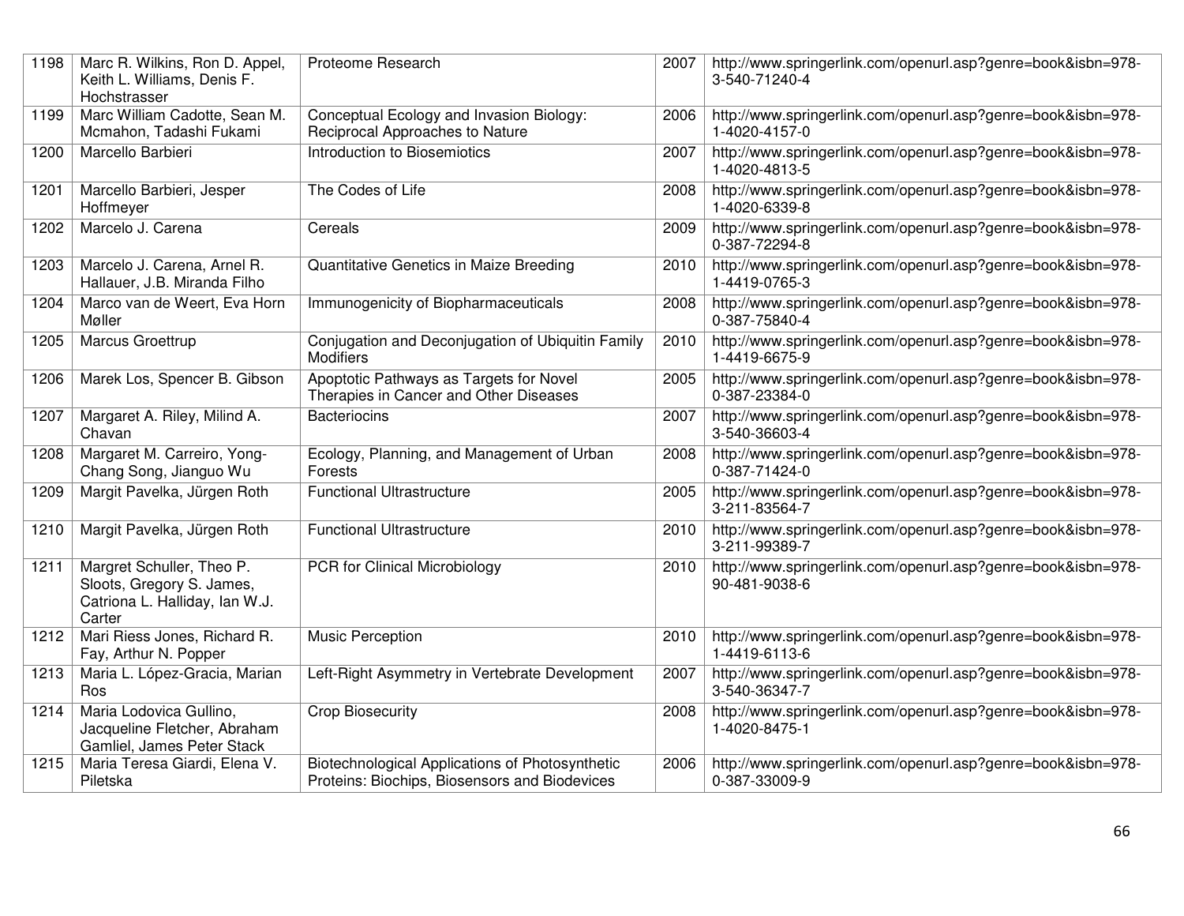| 1198 | Marc R. Wilkins, Ron D. Appel, Keith L. Williams, Denis F. Hochstrasser | Proteome Research | 2007 | http://www.springerlink.com/openurl.asp?genre=book&isbn=978-3-540-71240-4 |
|---|---|---|---|---|
| 1199 | Marc William Cadotte, Sean M. Mcmahon, Tadashi Fukami | Conceptual Ecology and Invasion Biology: Reciprocal Approaches to Nature | 2006 | http://www.springerlink.com/openurl.asp?genre=book&isbn=978-1-4020-4157-0 |
| 1200 | Marcello Barbieri | Introduction to Biosemiotics | 2007 | http://www.springerlink.com/openurl.asp?genre=book&isbn=978-1-4020-4813-5 |
| 1201 | Marcello Barbieri, Jesper Hoffmeyer | The Codes of Life | 2008 | http://www.springerlink.com/openurl.asp?genre=book&isbn=978-1-4020-6339-8 |
| 1202 | Marcelo J. Carena | Cereals | 2009 | http://www.springerlink.com/openurl.asp?genre=book&isbn=978-0-387-72294-8 |
| 1203 | Marcelo J. Carena, Arnel R. Hallauer, J.B. Miranda Filho | Quantitative Genetics in Maize Breeding | 2010 | http://www.springerlink.com/openurl.asp?genre=book&isbn=978-1-4419-0765-3 |
| 1204 | Marco van de Weert, Eva Horn Møller | Immunogenicity of Biopharmaceuticals | 2008 | http://www.springerlink.com/openurl.asp?genre=book&isbn=978-0-387-75840-4 |
| 1205 | Marcus Groettrup | Conjugation and Deconjugation of Ubiquitin Family Modifiers | 2010 | http://www.springerlink.com/openurl.asp?genre=book&isbn=978-1-4419-6675-9 |
| 1206 | Marek Los, Spencer B. Gibson | Apoptotic Pathways as Targets for Novel Therapies in Cancer and Other Diseases | 2005 | http://www.springerlink.com/openurl.asp?genre=book&isbn=978-0-387-23384-0 |
| 1207 | Margaret A. Riley, Milind A. Chavan | Bacteriocins | 2007 | http://www.springerlink.com/openurl.asp?genre=book&isbn=978-3-540-36603-4 |
| 1208 | Margaret M. Carreiro, Yong-Chang Song, Jianguo Wu | Ecology, Planning, and Management of Urban Forests | 2008 | http://www.springerlink.com/openurl.asp?genre=book&isbn=978-0-387-71424-0 |
| 1209 | Margit Pavelka, Jürgen Roth | Functional Ultrastructure | 2005 | http://www.springerlink.com/openurl.asp?genre=book&isbn=978-3-211-83564-7 |
| 1210 | Margit Pavelka, Jürgen Roth | Functional Ultrastructure | 2010 | http://www.springerlink.com/openurl.asp?genre=book&isbn=978-3-211-99389-7 |
| 1211 | Margret Schuller, Theo P. Sloots, Gregory S. James, Catriona L. Halliday, Ian W.J. Carter | PCR for Clinical Microbiology | 2010 | http://www.springerlink.com/openurl.asp?genre=book&isbn=978-90-481-9038-6 |
| 1212 | Mari Riess Jones, Richard R. Fay, Arthur N. Popper | Music Perception | 2010 | http://www.springerlink.com/openurl.asp?genre=book&isbn=978-1-4419-6113-6 |
| 1213 | Maria L. López-Gracia, Marian Ros | Left-Right Asymmetry in Vertebrate Development | 2007 | http://www.springerlink.com/openurl.asp?genre=book&isbn=978-3-540-36347-7 |
| 1214 | Maria Lodovica Gullino, Jacqueline Fletcher, Abraham Gamliel, James Peter Stack | Crop Biosecurity | 2008 | http://www.springerlink.com/openurl.asp?genre=book&isbn=978-1-4020-8475-1 |
| 1215 | Maria Teresa Giardi, Elena V. Piletska | Biotechnological Applications of Photosynthetic Proteins: Biochips, Biosensors and Biodevices | 2006 | http://www.springerlink.com/openurl.asp?genre=book&isbn=978-0-387-33009-9 |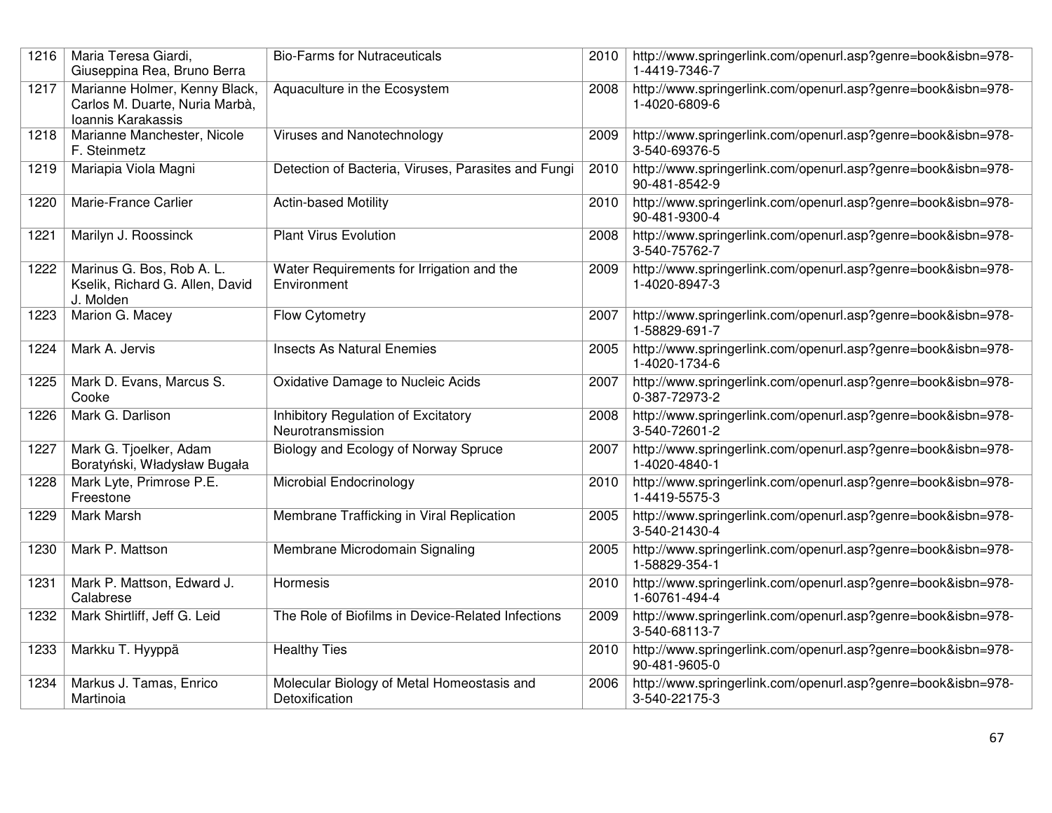| 1216 | Maria Teresa Giardi, Giuseppina Rea, Bruno Berra | Bio-Farms for Nutraceuticals | 2010 | http://www.springerlink.com/openurl.asp?genre=book&isbn=978-1-4419-7346-7 |
|---|---|---|---|---|
| 1217 | Marianne Holmer, Kenny Black, Carlos M. Duarte, Nuria Marbà, Ioannis Karakassis | Aquaculture in the Ecosystem | 2008 | http://www.springerlink.com/openurl.asp?genre=book&isbn=978-1-4020-6809-6 |
| 1218 | Marianne Manchester, Nicole F. Steinmetz | Viruses and Nanotechnology | 2009 | http://www.springerlink.com/openurl.asp?genre=book&isbn=978-3-540-69376-5 |
| 1219 | Mariapia Viola Magni | Detection of Bacteria, Viruses, Parasites and Fungi | 2010 | http://www.springerlink.com/openurl.asp?genre=book&isbn=978-90-481-8542-9 |
| 1220 | Marie-France Carlier | Actin-based Motility | 2010 | http://www.springerlink.com/openurl.asp?genre=book&isbn=978-90-481-9300-4 |
| 1221 | Marilyn J. Roossinck | Plant Virus Evolution | 2008 | http://www.springerlink.com/openurl.asp?genre=book&isbn=978-3-540-75762-7 |
| 1222 | Marinus G. Bos, Rob A. L. Kselik, Richard G. Allen, David J. Molden | Water Requirements for Irrigation and the Environment | 2009 | http://www.springerlink.com/openurl.asp?genre=book&isbn=978-1-4020-8947-3 |
| 1223 | Marion G. Macey | Flow Cytometry | 2007 | http://www.springerlink.com/openurl.asp?genre=book&isbn=978-1-58829-691-7 |
| 1224 | Mark A. Jervis | Insects As Natural Enemies | 2005 | http://www.springerlink.com/openurl.asp?genre=book&isbn=978-1-4020-1734-6 |
| 1225 | Mark D. Evans, Marcus S. Cooke | Oxidative Damage to Nucleic Acids | 2007 | http://www.springerlink.com/openurl.asp?genre=book&isbn=978-0-387-72973-2 |
| 1226 | Mark G. Darlison | Inhibitory Regulation of Excitatory Neurotransmission | 2008 | http://www.springerlink.com/openurl.asp?genre=book&isbn=978-3-540-72601-2 |
| 1227 | Mark G. Tjoelker, Adam Boratyński, Władysław Bugała | Biology and Ecology of Norway Spruce | 2007 | http://www.springerlink.com/openurl.asp?genre=book&isbn=978-1-4020-4840-1 |
| 1228 | Mark Lyte, Primrose P.E. Freestone | Microbial Endocrinology | 2010 | http://www.springerlink.com/openurl.asp?genre=book&isbn=978-1-4419-5575-3 |
| 1229 | Mark Marsh | Membrane Trafficking in Viral Replication | 2005 | http://www.springerlink.com/openurl.asp?genre=book&isbn=978-3-540-21430-4 |
| 1230 | Mark P. Mattson | Membrane Microdomain Signaling | 2005 | http://www.springerlink.com/openurl.asp?genre=book&isbn=978-1-58829-354-1 |
| 1231 | Mark P. Mattson, Edward J. Calabrese | Hormesis | 2010 | http://www.springerlink.com/openurl.asp?genre=book&isbn=978-1-60761-494-4 |
| 1232 | Mark Shirtliff, Jeff G. Leid | The Role of Biofilms in Device-Related Infections | 2009 | http://www.springerlink.com/openurl.asp?genre=book&isbn=978-3-540-68113-7 |
| 1233 | Markku T. Hyyppä | Healthy Ties | 2010 | http://www.springerlink.com/openurl.asp?genre=book&isbn=978-90-481-9605-0 |
| 1234 | Markus J. Tamas, Enrico Martinoia | Molecular Biology of Metal Homeostasis and Detoxification | 2006 | http://www.springerlink.com/openurl.asp?genre=book&isbn=978-3-540-22175-3 |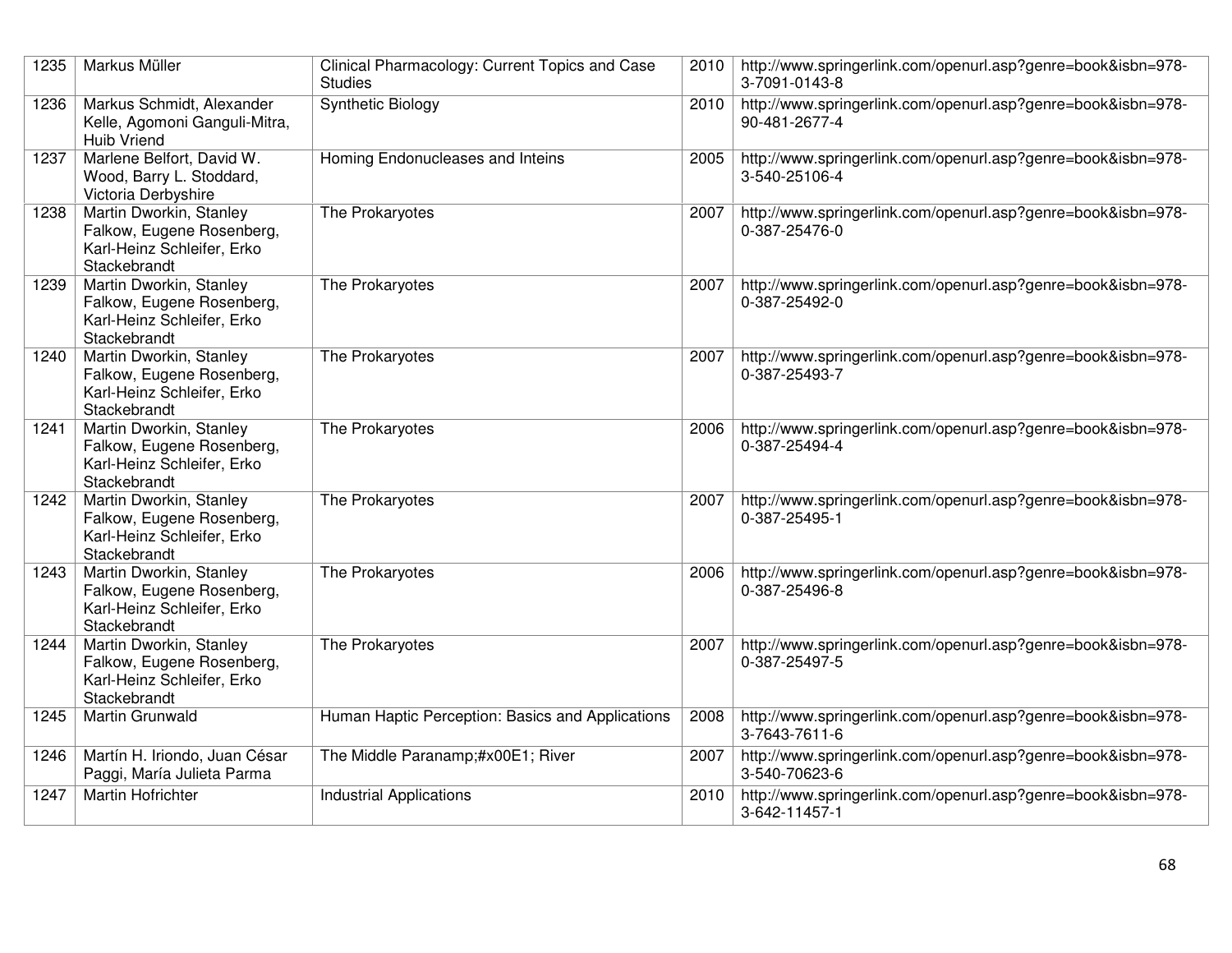| 1235 | Markus Müller | Clinical Pharmacology: Current Topics and Case Studies | 2010 | http://www.springerlink.com/openurl.asp?genre=book&isbn=978-3-7091-0143-8 |
|---|---|---|---|---|
| 1236 | Markus Schmidt, Alexander Kelle, Agomoni Ganguli-Mitra, Huib Vriend | Synthetic Biology | 2010 | http://www.springerlink.com/openurl.asp?genre=book&isbn=978-90-481-2677-4 |
| 1237 | Marlene Belfort, David W. Wood, Barry L. Stoddard, Victoria Derbyshire | Homing Endonucleases and Inteins | 2005 | http://www.springerlink.com/openurl.asp?genre=book&isbn=978-3-540-25106-4 |
| 1238 | Martin Dworkin, Stanley Falkow, Eugene Rosenberg, Karl-Heinz Schleifer, Erko Stackebrandt | The Prokaryotes | 2007 | http://www.springerlink.com/openurl.asp?genre=book&isbn=978-0-387-25476-0 |
| 1239 | Martin Dworkin, Stanley Falkow, Eugene Rosenberg, Karl-Heinz Schleifer, Erko Stackebrandt | The Prokaryotes | 2007 | http://www.springerlink.com/openurl.asp?genre=book&isbn=978-0-387-25492-0 |
| 1240 | Martin Dworkin, Stanley Falkow, Eugene Rosenberg, Karl-Heinz Schleifer, Erko Stackebrandt | The Prokaryotes | 2007 | http://www.springerlink.com/openurl.asp?genre=book&isbn=978-0-387-25493-7 |
| 1241 | Martin Dworkin, Stanley Falkow, Eugene Rosenberg, Karl-Heinz Schleifer, Erko Stackebrandt | The Prokaryotes | 2006 | http://www.springerlink.com/openurl.asp?genre=book&isbn=978-0-387-25494-4 |
| 1242 | Martin Dworkin, Stanley Falkow, Eugene Rosenberg, Karl-Heinz Schleifer, Erko Stackebrandt | The Prokaryotes | 2007 | http://www.springerlink.com/openurl.asp?genre=book&isbn=978-0-387-25495-1 |
| 1243 | Martin Dworkin, Stanley Falkow, Eugene Rosenberg, Karl-Heinz Schleifer, Erko Stackebrandt | The Prokaryotes | 2006 | http://www.springerlink.com/openurl.asp?genre=book&isbn=978-0-387-25496-8 |
| 1244 | Martin Dworkin, Stanley Falkow, Eugene Rosenberg, Karl-Heinz Schleifer, Erko Stackebrandt | The Prokaryotes | 2007 | http://www.springerlink.com/openurl.asp?genre=book&isbn=978-0-387-25497-5 |
| 1245 | Martin Grunwald | Human Haptic Perception: Basics and Applications | 2008 | http://www.springerlink.com/openurl.asp?genre=book&isbn=978-3-7643-7611-6 |
| 1246 | Martín H. Iriondo, Juan César Paggi, María Julieta Parma | The Middle Paranamp;#x00E1; River | 2007 | http://www.springerlink.com/openurl.asp?genre=book&isbn=978-3-540-70623-6 |
| 1247 | Martin Hofrichter | Industrial Applications | 2010 | http://www.springerlink.com/openurl.asp?genre=book&isbn=978-3-642-11457-1 |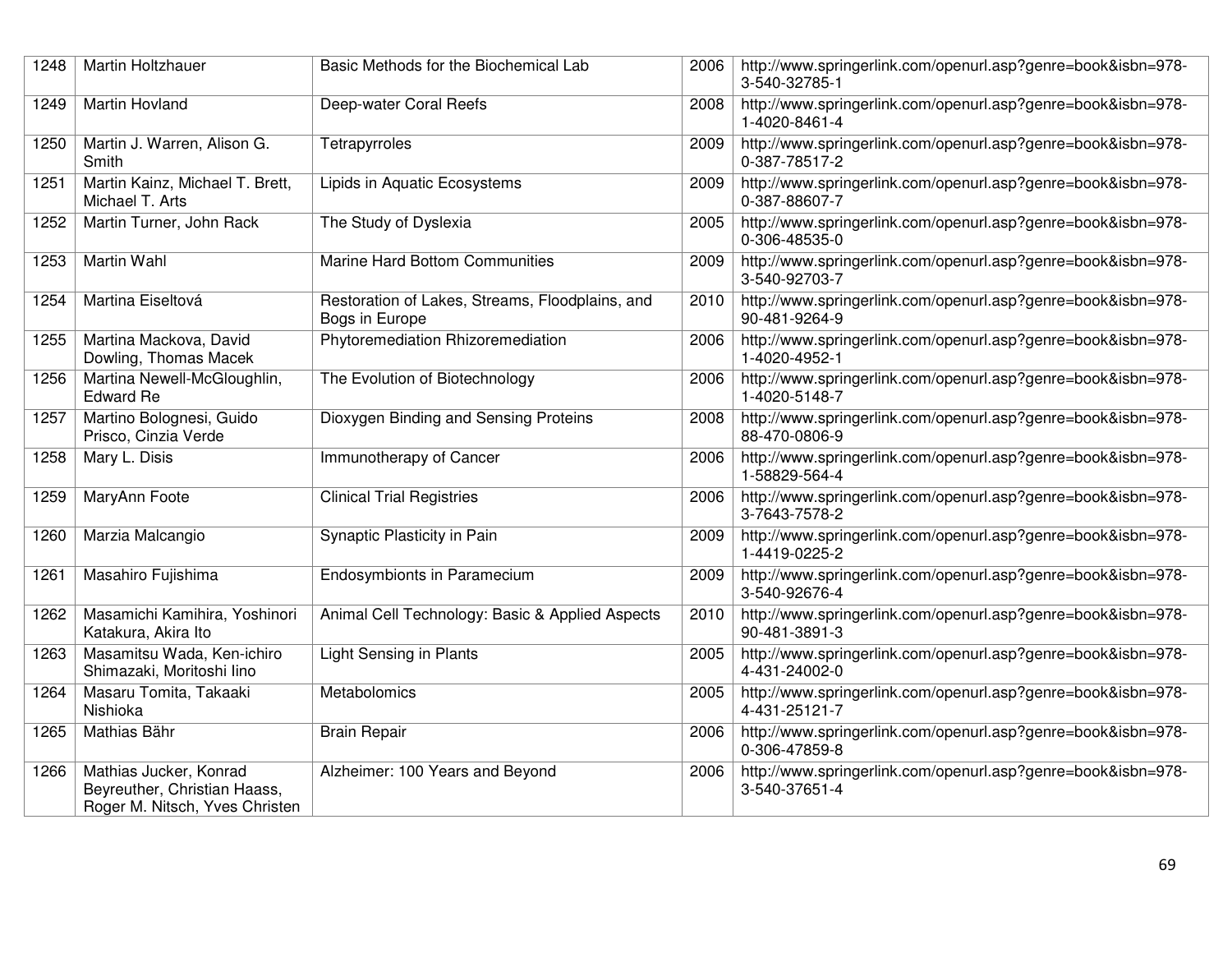| 1248 | Martin Holtzhauer | Basic Methods for the Biochemical Lab | 2006 | http://www.springerlink.com/openurl.asp?genre=book&isbn=978-3-540-32785-1 |
|---|---|---|---|---|
| 1249 | Martin Hovland | Deep-water Coral Reefs | 2008 | http://www.springerlink.com/openurl.asp?genre=book&isbn=978-1-4020-8461-4 |
| 1250 | Martin J. Warren, Alison G. Smith | Tetrapyrroles | 2009 | http://www.springerlink.com/openurl.asp?genre=book&isbn=978-0-387-78517-2 |
| 1251 | Martin Kainz, Michael T. Brett, Michael T. Arts | Lipids in Aquatic Ecosystems | 2009 | http://www.springerlink.com/openurl.asp?genre=book&isbn=978-0-387-88607-7 |
| 1252 | Martin Turner, John Rack | The Study of Dyslexia | 2005 | http://www.springerlink.com/openurl.asp?genre=book&isbn=978-0-306-48535-0 |
| 1253 | Martin Wahl | Marine Hard Bottom Communities | 2009 | http://www.springerlink.com/openurl.asp?genre=book&isbn=978-3-540-92703-7 |
| 1254 | Martina Eiseltová | Restoration of Lakes, Streams, Floodplains, and Bogs in Europe | 2010 | http://www.springerlink.com/openurl.asp?genre=book&isbn=978-90-481-9264-9 |
| 1255 | Martina Mackova, David Dowling, Thomas Macek | Phytoremediation Rhizoremediation | 2006 | http://www.springerlink.com/openurl.asp?genre=book&isbn=978-1-4020-4952-1 |
| 1256 | Martina Newell-McGloughlin, Edward Re | The Evolution of Biotechnology | 2006 | http://www.springerlink.com/openurl.asp?genre=book&isbn=978-1-4020-5148-7 |
| 1257 | Martino Bolognesi, Guido Prisco, Cinzia Verde | Dioxygen Binding and Sensing Proteins | 2008 | http://www.springerlink.com/openurl.asp?genre=book&isbn=978-88-470-0806-9 |
| 1258 | Mary L. Disis | Immunotherapy of Cancer | 2006 | http://www.springerlink.com/openurl.asp?genre=book&isbn=978-1-58829-564-4 |
| 1259 | MaryAnn Foote | Clinical Trial Registries | 2006 | http://www.springerlink.com/openurl.asp?genre=book&isbn=978-3-7643-7578-2 |
| 1260 | Marzia Malcangio | Synaptic Plasticity in Pain | 2009 | http://www.springerlink.com/openurl.asp?genre=book&isbn=978-1-4419-0225-2 |
| 1261 | Masahiro Fujishima | Endosymbionts in Paramecium | 2009 | http://www.springerlink.com/openurl.asp?genre=book&isbn=978-3-540-92676-4 |
| 1262 | Masamichi Kamihira, Yoshinori Katakura, Akira Ito | Animal Cell Technology: Basic & Applied Aspects | 2010 | http://www.springerlink.com/openurl.asp?genre=book&isbn=978-90-481-3891-3 |
| 1263 | Masamitsu Wada, Ken-ichiro Shimazaki, Moritoshi Iino | Light Sensing in Plants | 2005 | http://www.springerlink.com/openurl.asp?genre=book&isbn=978-4-431-24002-0 |
| 1264 | Masaru Tomita, Takaaki Nishioka | Metabolomics | 2005 | http://www.springerlink.com/openurl.asp?genre=book&isbn=978-4-431-25121-7 |
| 1265 | Mathias Bähr | Brain Repair | 2006 | http://www.springerlink.com/openurl.asp?genre=book&isbn=978-0-306-47859-8 |
| 1266 | Mathias Jucker, Konrad Beyreuther, Christian Haass, Roger M. Nitsch, Yves Christen | Alzheimer: 100 Years and Beyond | 2006 | http://www.springerlink.com/openurl.asp?genre=book&isbn=978-3-540-37651-4 |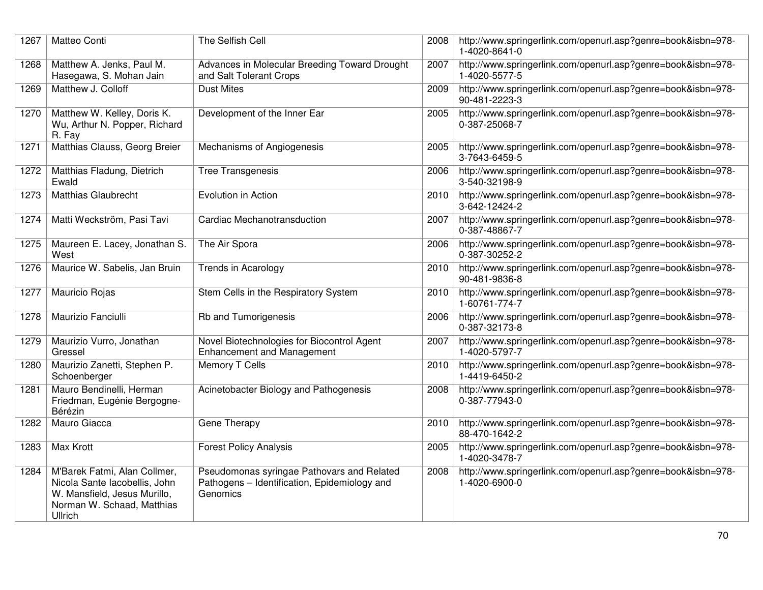| 1267 | Matteo Conti | The Selfish Cell | 2008 | http://www.springerlink.com/openurl.asp?genre=book&isbn=978-1-4020-8641-0 |
|---|---|---|---|---|
| 1268 | Matthew A. Jenks, Paul M. Hasegawa, S. Mohan Jain | Advances in Molecular Breeding Toward Drought and Salt Tolerant Crops | 2007 | http://www.springerlink.com/openurl.asp?genre=book&isbn=978-1-4020-5577-5 |
| 1269 | Matthew J. Colloff | Dust Mites | 2009 | http://www.springerlink.com/openurl.asp?genre=book&isbn=978-90-481-2223-3 |
| 1270 | Matthew W. Kelley, Doris K. Wu, Arthur N. Popper, Richard R. Fay | Development of the Inner Ear | 2005 | http://www.springerlink.com/openurl.asp?genre=book&isbn=978-0-387-25068-7 |
| 1271 | Matthias Clauss, Georg Breier | Mechanisms of Angiogenesis | 2005 | http://www.springerlink.com/openurl.asp?genre=book&isbn=978-3-7643-6459-5 |
| 1272 | Matthias Fladung, Dietrich Ewald | Tree Transgenesis | 2006 | http://www.springerlink.com/openurl.asp?genre=book&isbn=978-3-540-32198-9 |
| 1273 | Matthias Glaubrecht | Evolution in Action | 2010 | http://www.springerlink.com/openurl.asp?genre=book&isbn=978-3-642-12424-2 |
| 1274 | Matti Weckström, Pasi Tavi | Cardiac Mechanotransduction | 2007 | http://www.springerlink.com/openurl.asp?genre=book&isbn=978-0-387-48867-7 |
| 1275 | Maureen E. Lacey, Jonathan S. West | The Air Spora | 2006 | http://www.springerlink.com/openurl.asp?genre=book&isbn=978-0-387-30252-2 |
| 1276 | Maurice W. Sabelis, Jan Bruin | Trends in Acarology | 2010 | http://www.springerlink.com/openurl.asp?genre=book&isbn=978-90-481-9836-8 |
| 1277 | Mauricio Rojas | Stem Cells in the Respiratory System | 2010 | http://www.springerlink.com/openurl.asp?genre=book&isbn=978-1-60761-774-7 |
| 1278 | Maurizio Fanciulli | Rb and Tumorigenesis | 2006 | http://www.springerlink.com/openurl.asp?genre=book&isbn=978-0-387-32173-8 |
| 1279 | Maurizio Vurro, Jonathan Gressel | Novel Biotechnologies for Biocontrol Agent Enhancement and Management | 2007 | http://www.springerlink.com/openurl.asp?genre=book&isbn=978-1-4020-5797-7 |
| 1280 | Maurizio Zanetti, Stephen P. Schoenberger | Memory T Cells | 2010 | http://www.springerlink.com/openurl.asp?genre=book&isbn=978-1-4419-6450-2 |
| 1281 | Mauro Bendinelli, Herman Friedman, Eugénie Bergogne-Bérézin | Acinetobacter Biology and Pathogenesis | 2008 | http://www.springerlink.com/openurl.asp?genre=book&isbn=978-0-387-77943-0 |
| 1282 | Mauro Giacca | Gene Therapy | 2010 | http://www.springerlink.com/openurl.asp?genre=book&isbn=978-88-470-1642-2 |
| 1283 | Max Krott | Forest Policy Analysis | 2005 | http://www.springerlink.com/openurl.asp?genre=book&isbn=978-1-4020-3478-7 |
| 1284 | M'Barek Fatmi, Alan Collmer, Nicola Sante Iacobellis, John W. Mansfield, Jesus Murillo, Norman W. Schaad, Matthias Ullrich | Pseudomonas syringae Pathovars and Related Pathogens – Identification, Epidemiology and Genomics | 2008 | http://www.springerlink.com/openurl.asp?genre=book&isbn=978-1-4020-6900-0 |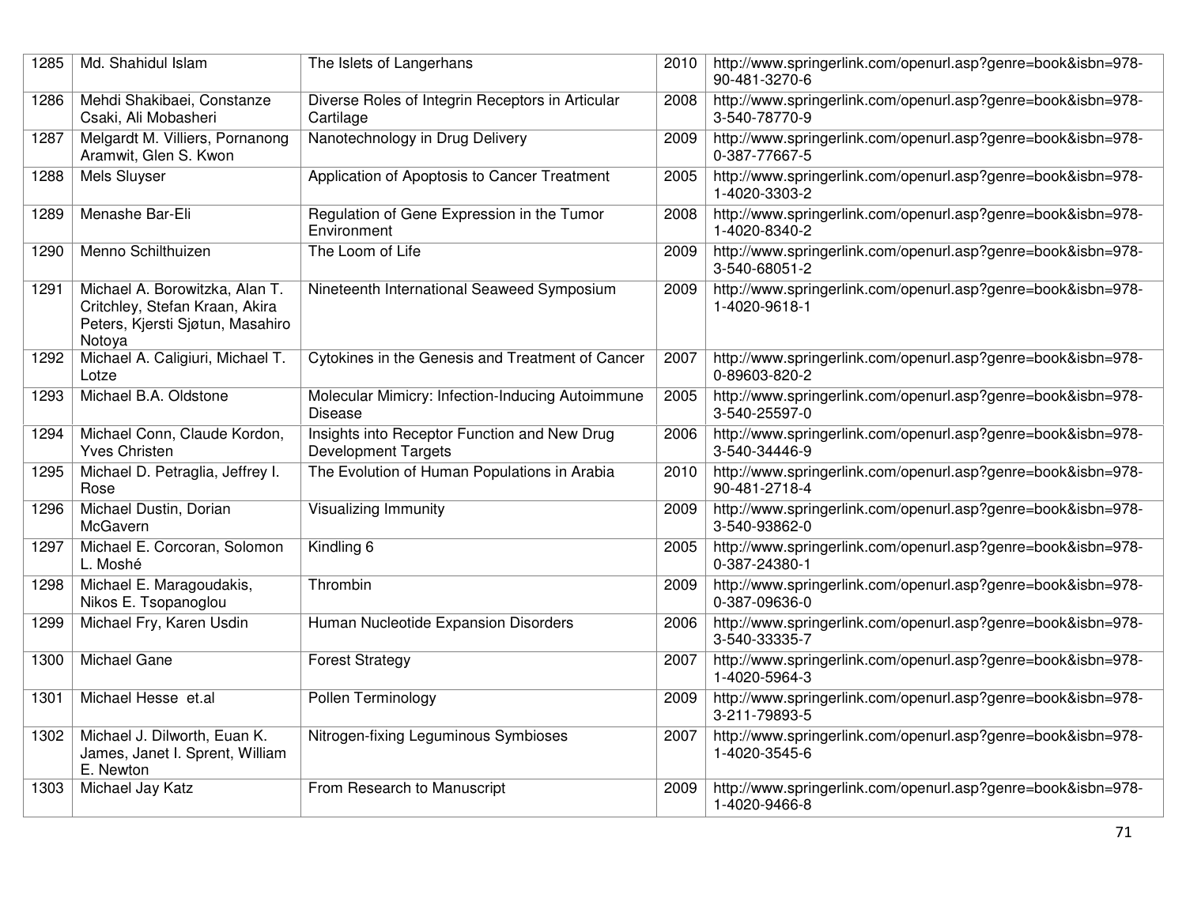| 1285 | Md. Shahidul Islam | The Islets of Langerhans | 2010 | http://www.springerlink.com/openurl.asp?genre=book&isbn=978-90-481-3270-6 |
|---|---|---|---|---|
| 1286 | Mehdi Shakibaei, Constanze Csaki, Ali Mobasheri | Diverse Roles of Integrin Receptors in Articular Cartilage | 2008 | http://www.springerlink.com/openurl.asp?genre=book&isbn=978-3-540-78770-9 |
| 1287 | Melgardt M. Villiers, Pornanong Aramwit, Glen S. Kwon | Nanotechnology in Drug Delivery | 2009 | http://www.springerlink.com/openurl.asp?genre=book&isbn=978-0-387-77667-5 |
| 1288 | Mels Sluyser | Application of Apoptosis to Cancer Treatment | 2005 | http://www.springerlink.com/openurl.asp?genre=book&isbn=978-1-4020-3303-2 |
| 1289 | Menashe Bar-Eli | Regulation of Gene Expression in the Tumor Environment | 2008 | http://www.springerlink.com/openurl.asp?genre=book&isbn=978-1-4020-8340-2 |
| 1290 | Menno Schilthuizen | The Loom of Life | 2009 | http://www.springerlink.com/openurl.asp?genre=book&isbn=978-3-540-68051-2 |
| 1291 | Michael A. Borowitzka, Alan T. Critchley, Stefan Kraan, Akira Peters, Kjersti Sjøtun, Masahiro Notoya | Nineteenth International Seaweed Symposium | 2009 | http://www.springerlink.com/openurl.asp?genre=book&isbn=978-1-4020-9618-1 |
| 1292 | Michael A. Caligiuri, Michael T. Lotze | Cytokines in the Genesis and Treatment of Cancer | 2007 | http://www.springerlink.com/openurl.asp?genre=book&isbn=978-0-89603-820-2 |
| 1293 | Michael B.A. Oldstone | Molecular Mimicry: Infection-Inducing Autoimmune Disease | 2005 | http://www.springerlink.com/openurl.asp?genre=book&isbn=978-3-540-25597-0 |
| 1294 | Michael Conn, Claude Kordon, Yves Christen | Insights into Receptor Function and New Drug Development Targets | 2006 | http://www.springerlink.com/openurl.asp?genre=book&isbn=978-3-540-34446-9 |
| 1295 | Michael D. Petraglia, Jeffrey I. Rose | The Evolution of Human Populations in Arabia | 2010 | http://www.springerlink.com/openurl.asp?genre=book&isbn=978-90-481-2718-4 |
| 1296 | Michael Dustin, Dorian McGavern | Visualizing Immunity | 2009 | http://www.springerlink.com/openurl.asp?genre=book&isbn=978-3-540-93862-0 |
| 1297 | Michael E. Corcoran, Solomon L. Moshé | Kindling 6 | 2005 | http://www.springerlink.com/openurl.asp?genre=book&isbn=978-0-387-24380-1 |
| 1298 | Michael E. Maragoudakis, Nikos E. Tsopanoglou | Thrombin | 2009 | http://www.springerlink.com/openurl.asp?genre=book&isbn=978-0-387-09636-0 |
| 1299 | Michael Fry, Karen Usdin | Human Nucleotide Expansion Disorders | 2006 | http://www.springerlink.com/openurl.asp?genre=book&isbn=978-3-540-33335-7 |
| 1300 | Michael Gane | Forest Strategy | 2007 | http://www.springerlink.com/openurl.asp?genre=book&isbn=978-1-4020-5964-3 |
| 1301 | Michael Hesse et.al | Pollen Terminology | 2009 | http://www.springerlink.com/openurl.asp?genre=book&isbn=978-3-211-79893-5 |
| 1302 | Michael J. Dilworth, Euan K. James, Janet I. Sprent, William E. Newton | Nitrogen-fixing Leguminous Symbioses | 2007 | http://www.springerlink.com/openurl.asp?genre=book&isbn=978-1-4020-3545-6 |
| 1303 | Michael Jay Katz | From Research to Manuscript | 2009 | http://www.springerlink.com/openurl.asp?genre=book&isbn=978-1-4020-9466-8 |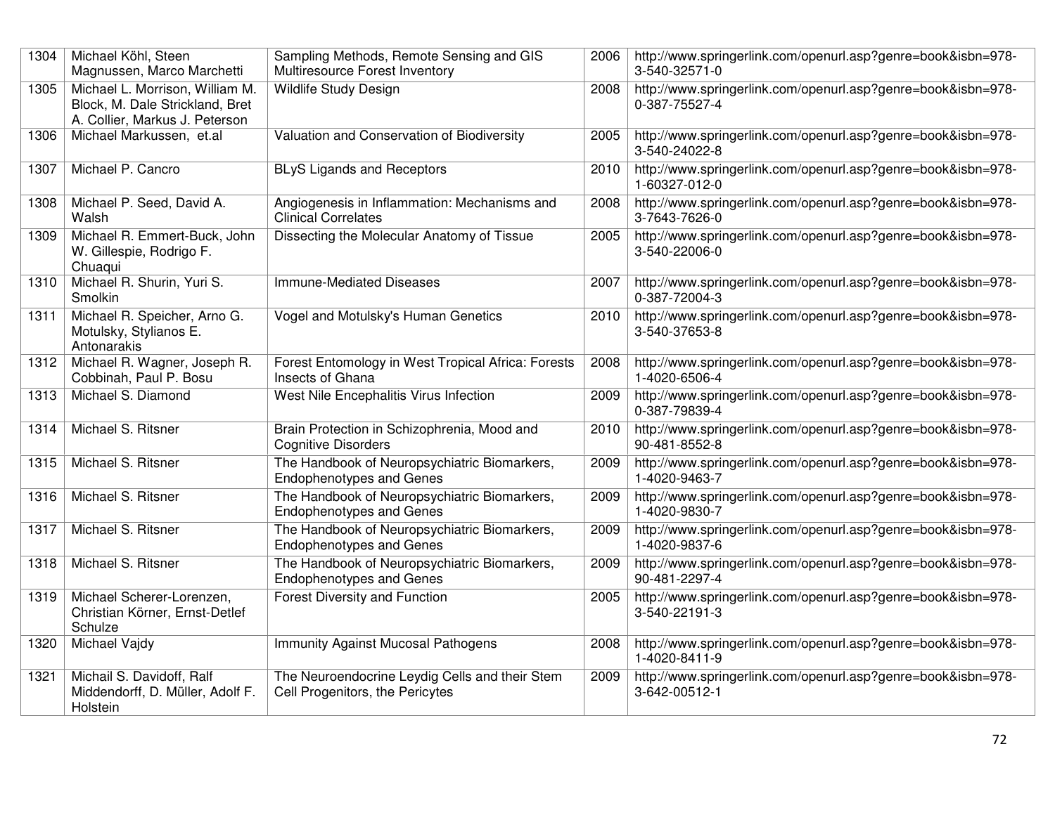| 1304 | Michael Köhl, Steen Magnussen, Marco Marchetti | Sampling Methods, Remote Sensing and GIS Multiresource Forest Inventory | 2006 | http://www.springerlink.com/openurl.asp?genre=book&isbn=978-3-540-32571-0 |
|---|---|---|---|---|
| 1305 | Michael L. Morrison, William M. Block, M. Dale Strickland, Bret A. Collier, Markus J. Peterson | Wildlife Study Design | 2008 | http://www.springerlink.com/openurl.asp?genre=book&isbn=978-0-387-75527-4 |
| 1306 | Michael Markussen, et.al | Valuation and Conservation of Biodiversity | 2005 | http://www.springerlink.com/openurl.asp?genre=book&isbn=978-3-540-24022-8 |
| 1307 | Michael P. Cancro | BLyS Ligands and Receptors | 2010 | http://www.springerlink.com/openurl.asp?genre=book&isbn=978-1-60327-012-0 |
| 1308 | Michael P. Seed, David A. Walsh | Angiogenesis in Inflammation: Mechanisms and Clinical Correlates | 2008 | http://www.springerlink.com/openurl.asp?genre=book&isbn=978-3-7643-7626-0 |
| 1309 | Michael R. Emmert-Buck, John W. Gillespie, Rodrigo F. Chuaqui | Dissecting the Molecular Anatomy of Tissue | 2005 | http://www.springerlink.com/openurl.asp?genre=book&isbn=978-3-540-22006-0 |
| 1310 | Michael R. Shurin, Yuri S. Smolkin | Immune-Mediated Diseases | 2007 | http://www.springerlink.com/openurl.asp?genre=book&isbn=978-0-387-72004-3 |
| 1311 | Michael R. Speicher, Arno G. Motulsky, Stylianos E. Antonarakis | Vogel and Motulsky's Human Genetics | 2010 | http://www.springerlink.com/openurl.asp?genre=book&isbn=978-3-540-37653-8 |
| 1312 | Michael R. Wagner, Joseph R. Cobbinah, Paul P. Bosu | Forest Entomology in West Tropical Africa: Forests Insects of Ghana | 2008 | http://www.springerlink.com/openurl.asp?genre=book&isbn=978-1-4020-6506-4 |
| 1313 | Michael S. Diamond | West Nile Encephalitis Virus Infection | 2009 | http://www.springerlink.com/openurl.asp?genre=book&isbn=978-0-387-79839-4 |
| 1314 | Michael S. Ritsner | Brain Protection in Schizophrenia, Mood and Cognitive Disorders | 2010 | http://www.springerlink.com/openurl.asp?genre=book&isbn=978-90-481-8552-8 |
| 1315 | Michael S. Ritsner | The Handbook of Neuropsychiatric Biomarkers, Endophenotypes and Genes | 2009 | http://www.springerlink.com/openurl.asp?genre=book&isbn=978-1-4020-9463-7 |
| 1316 | Michael S. Ritsner | The Handbook of Neuropsychiatric Biomarkers, Endophenotypes and Genes | 2009 | http://www.springerlink.com/openurl.asp?genre=book&isbn=978-1-4020-9830-7 |
| 1317 | Michael S. Ritsner | The Handbook of Neuropsychiatric Biomarkers, Endophenotypes and Genes | 2009 | http://www.springerlink.com/openurl.asp?genre=book&isbn=978-1-4020-9837-6 |
| 1318 | Michael S. Ritsner | The Handbook of Neuropsychiatric Biomarkers, Endophenotypes and Genes | 2009 | http://www.springerlink.com/openurl.asp?genre=book&isbn=978-90-481-2297-4 |
| 1319 | Michael Scherer-Lorenzen, Christian Körner, Ernst-Detlef Schulze | Forest Diversity and Function | 2005 | http://www.springerlink.com/openurl.asp?genre=book&isbn=978-3-540-22191-3 |
| 1320 | Michael Vajdy | Immunity Against Mucosal Pathogens | 2008 | http://www.springerlink.com/openurl.asp?genre=book&isbn=978-1-4020-8411-9 |
| 1321 | Michail S. Davidoff, Ralf Middendorff, D. Müller, Adolf F. Holstein | The Neuroendocrine Leydig Cells and their Stem Cell Progenitors, the Pericytes | 2009 | http://www.springerlink.com/openurl.asp?genre=book&isbn=978-3-642-00512-1 |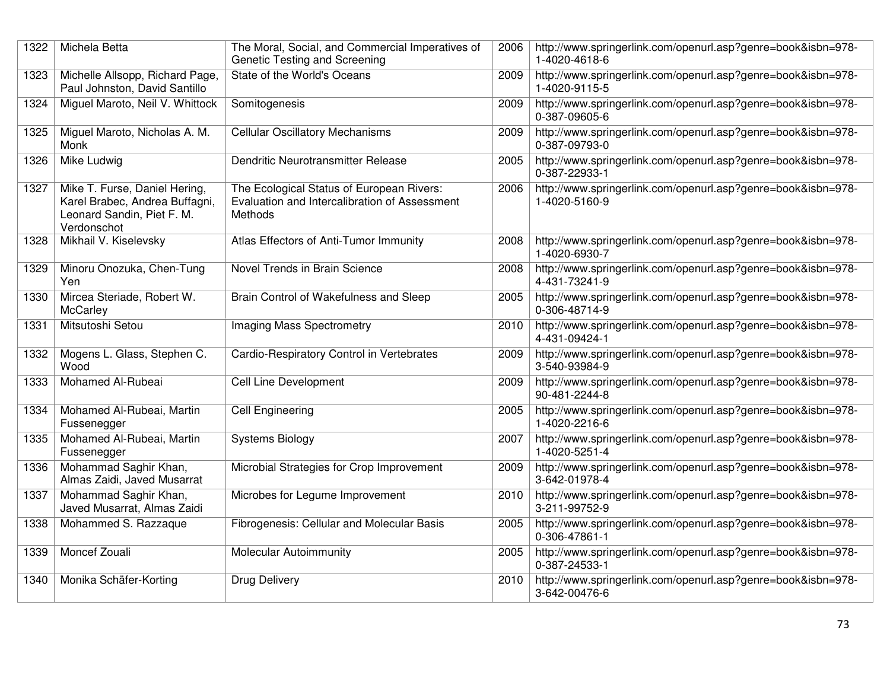| 1322 | Michela Betta | The Moral, Social, and Commercial Imperatives of Genetic Testing and Screening | 2006 | http://www.springerlink.com/openurl.asp?genre=book&isbn=978-1-4020-4618-6 |
|---|---|---|---|---|
| 1323 | Michelle Allsopp, Richard Page, Paul Johnston, David Santillo | State of the World's Oceans | 2009 | http://www.springerlink.com/openurl.asp?genre=book&isbn=978-1-4020-9115-5 |
| 1324 | Miguel Maroto, Neil V. Whittock | Somitogenesis | 2009 | http://www.springerlink.com/openurl.asp?genre=book&isbn=978-0-387-09605-6 |
| 1325 | Miguel Maroto, Nicholas A. M. Monk | Cellular Oscillatory Mechanisms | 2009 | http://www.springerlink.com/openurl.asp?genre=book&isbn=978-0-387-09793-0 |
| 1326 | Mike Ludwig | Dendritic Neurotransmitter Release | 2005 | http://www.springerlink.com/openurl.asp?genre=book&isbn=978-0-387-22933-1 |
| 1327 | Mike T. Furse, Daniel Hering, Karel Brabec, Andrea Buffagni, Leonard Sandin, Piet F. M. Verdonschot | The Ecological Status of European Rivers: Evaluation and Intercalibration of Assessment Methods | 2006 | http://www.springerlink.com/openurl.asp?genre=book&isbn=978-1-4020-5160-9 |
| 1328 | Mikhail V. Kiselevsky | Atlas Effectors of Anti-Tumor Immunity | 2008 | http://www.springerlink.com/openurl.asp?genre=book&isbn=978-1-4020-6930-7 |
| 1329 | Minoru Onozuka, Chen-Tung Yen | Novel Trends in Brain Science | 2008 | http://www.springerlink.com/openurl.asp?genre=book&isbn=978-4-431-73241-9 |
| 1330 | Mircea Steriade, Robert W. McCarley | Brain Control of Wakefulness and Sleep | 2005 | http://www.springerlink.com/openurl.asp?genre=book&isbn=978-0-306-48714-9 |
| 1331 | Mitsutoshi Setou | Imaging Mass Spectrometry | 2010 | http://www.springerlink.com/openurl.asp?genre=book&isbn=978-4-431-09424-1 |
| 1332 | Mogens L. Glass, Stephen C. Wood | Cardio-Respiratory Control in Vertebrates | 2009 | http://www.springerlink.com/openurl.asp?genre=book&isbn=978-3-540-93984-9 |
| 1333 | Mohamed Al-Rubeai | Cell Line Development | 2009 | http://www.springerlink.com/openurl.asp?genre=book&isbn=978-90-481-2244-8 |
| 1334 | Mohamed Al-Rubeai, Martin Fussenegger | Cell Engineering | 2005 | http://www.springerlink.com/openurl.asp?genre=book&isbn=978-1-4020-2216-6 |
| 1335 | Mohamed Al-Rubeai, Martin Fussenegger | Systems Biology | 2007 | http://www.springerlink.com/openurl.asp?genre=book&isbn=978-1-4020-5251-4 |
| 1336 | Mohammad Saghir Khan, Almas Zaidi, Javed Musarrat | Microbial Strategies for Crop Improvement | 2009 | http://www.springerlink.com/openurl.asp?genre=book&isbn=978-3-642-01978-4 |
| 1337 | Mohammad Saghir Khan, Javed Musarrat, Almas Zaidi | Microbes for Legume Improvement | 2010 | http://www.springerlink.com/openurl.asp?genre=book&isbn=978-3-211-99752-9 |
| 1338 | Mohammed S. Razzaque | Fibrogenesis: Cellular and Molecular Basis | 2005 | http://www.springerlink.com/openurl.asp?genre=book&isbn=978-0-306-47861-1 |
| 1339 | Moncef Zouali | Molecular Autoimmunity | 2005 | http://www.springerlink.com/openurl.asp?genre=book&isbn=978-0-387-24533-1 |
| 1340 | Monika Schäfer-Korting | Drug Delivery | 2010 | http://www.springerlink.com/openurl.asp?genre=book&isbn=978-3-642-00476-6 |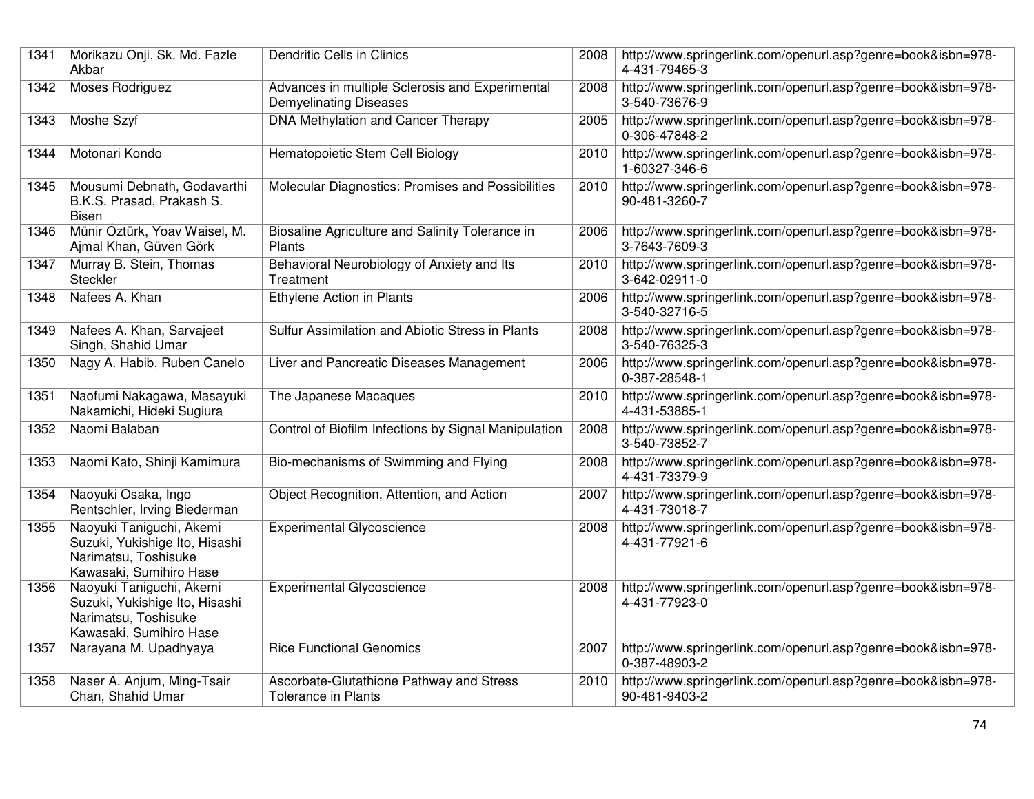| | | | | |
|---|---|---|---|---|
| 1341 | Morikazu Onji, Sk. Md. Fazle Akbar | Dendritic Cells in Clinics | 2008 | http://www.springerlink.com/openurl.asp?genre=book&isbn=978-4-431-79465-3 |
| 1342 | Moses Rodriguez | Advances in multiple Sclerosis and Experimental Demyelinating Diseases | 2008 | http://www.springerlink.com/openurl.asp?genre=book&isbn=978-3-540-73676-9 |
| 1343 | Moshe Szyf | DNA Methylation and Cancer Therapy | 2005 | http://www.springerlink.com/openurl.asp?genre=book&isbn=978-0-306-47848-2 |
| 1344 | Motonari Kondo | Hematopoietic Stem Cell Biology | 2010 | http://www.springerlink.com/openurl.asp?genre=book&isbn=978-1-60327-346-6 |
| 1345 | Mousumi Debnath, Godavarthi B.K.S. Prasad, Prakash S. Bisen | Molecular Diagnostics: Promises and Possibilities | 2010 | http://www.springerlink.com/openurl.asp?genre=book&isbn=978-90-481-3260-7 |
| 1346 | Münir Öztürk, Yoav Waisel, M. Ajmal Khan, Güven Görk | Biosaline Agriculture and Salinity Tolerance in Plants | 2006 | http://www.springerlink.com/openurl.asp?genre=book&isbn=978-3-7643-7609-3 |
| 1347 | Murray B. Stein, Thomas Steckler | Behavioral Neurobiology of Anxiety and Its Treatment | 2010 | http://www.springerlink.com/openurl.asp?genre=book&isbn=978-3-642-02911-0 |
| 1348 | Nafees A. Khan | Ethylene Action in Plants | 2006 | http://www.springerlink.com/openurl.asp?genre=book&isbn=978-3-540-32716-5 |
| 1349 | Nafees A. Khan, Sarvajeet Singh, Shahid Umar | Sulfur Assimilation and Abiotic Stress in Plants | 2008 | http://www.springerlink.com/openurl.asp?genre=book&isbn=978-3-540-76325-3 |
| 1350 | Nagy A. Habib, Ruben Canelo | Liver and Pancreatic Diseases Management | 2006 | http://www.springerlink.com/openurl.asp?genre=book&isbn=978-0-387-28548-1 |
| 1351 | Naofumi Nakagawa, Masayuki Nakamichi, Hideki Sugiura | The Japanese Macaques | 2010 | http://www.springerlink.com/openurl.asp?genre=book&isbn=978-4-431-53885-1 |
| 1352 | Naomi Balaban | Control of Biofilm Infections by Signal Manipulation | 2008 | http://www.springerlink.com/openurl.asp?genre=book&isbn=978-3-540-73852-7 |
| 1353 | Naomi Kato, Shinji Kamimura | Bio-mechanisms of Swimming and Flying | 2008 | http://www.springerlink.com/openurl.asp?genre=book&isbn=978-4-431-73379-9 |
| 1354 | Naoyuki Osaka, Ingo Rentschler, Irving Biederman | Object Recognition, Attention, and Action | 2007 | http://www.springerlink.com/openurl.asp?genre=book&isbn=978-4-431-73018-7 |
| 1355 | Naoyuki Taniguchi, Akemi Suzuki, Yukishige Ito, Hisashi Narimatsu, Toshisuke Kawasaki, Sumihiro Hase | Experimental Glycoscience | 2008 | http://www.springerlink.com/openurl.asp?genre=book&isbn=978-4-431-77921-6 |
| 1356 | Naoyuki Taniguchi, Akemi Suzuki, Yukishige Ito, Hisashi Narimatsu, Toshisuke Kawasaki, Sumihiro Hase | Experimental Glycoscience | 2008 | http://www.springerlink.com/openurl.asp?genre=book&isbn=978-4-431-77923-0 |
| 1357 | Narayana M. Upadhyaya | Rice Functional Genomics | 2007 | http://www.springerlink.com/openurl.asp?genre=book&isbn=978-0-387-48903-2 |
| 1358 | Naser A. Anjum, Ming-Tsair Chan, Shahid Umar | Ascorbate-Glutathione Pathway and Stress Tolerance in Plants | 2010 | http://www.springerlink.com/openurl.asp?genre=book&isbn=978-90-481-9403-2 |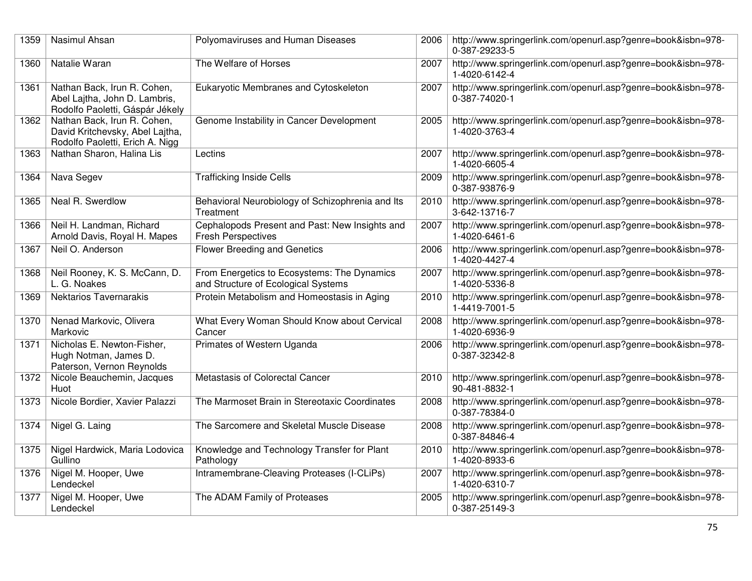| 1359 | Nasimul Ahsan | Polyomaviruses and Human Diseases | 2006 | http://www.springerlink.com/openurl.asp?genre=book&isbn=978-0-387-29233-5 |
|---|---|---|---|---|
| 1360 | Natalie Waran | The Welfare of Horses | 2007 | http://www.springerlink.com/openurl.asp?genre=book&isbn=978-1-4020-6142-4 |
| 1361 | Nathan Back, Irun R. Cohen, Abel Lajtha, John D. Lambris, Rodolfo Paoletti, Gáspár Jékely | Eukaryotic Membranes and Cytoskeleton | 2007 | http://www.springerlink.com/openurl.asp?genre=book&isbn=978-0-387-74020-1 |
| 1362 | Nathan Back, Irun R. Cohen, David Kritchevsky, Abel Lajtha, Rodolfo Paoletti, Erich A. Nigg | Genome Instability in Cancer Development | 2005 | http://www.springerlink.com/openurl.asp?genre=book&isbn=978-1-4020-3763-4 |
| 1363 | Nathan Sharon, Halina Lis | Lectins | 2007 | http://www.springerlink.com/openurl.asp?genre=book&isbn=978-1-4020-6605-4 |
| 1364 | Nava Segev | Trafficking Inside Cells | 2009 | http://www.springerlink.com/openurl.asp?genre=book&isbn=978-0-387-93876-9 |
| 1365 | Neal R. Swerdlow | Behavioral Neurobiology of Schizophrenia and Its Treatment | 2010 | http://www.springerlink.com/openurl.asp?genre=book&isbn=978-3-642-13716-7 |
| 1366 | Neil H. Landman, Richard Arnold Davis, Royal H. Mapes | Cephalopods Present and Past: New Insights and Fresh Perspectives | 2007 | http://www.springerlink.com/openurl.asp?genre=book&isbn=978-1-4020-6461-6 |
| 1367 | Neil O. Anderson | Flower Breeding and Genetics | 2006 | http://www.springerlink.com/openurl.asp?genre=book&isbn=978-1-4020-4427-4 |
| 1368 | Neil Rooney, K. S. McCann, D. L. G. Noakes | From Energetics to Ecosystems: The Dynamics and Structure of Ecological Systems | 2007 | http://www.springerlink.com/openurl.asp?genre=book&isbn=978-1-4020-5336-8 |
| 1369 | Nektarios Tavernarakis | Protein Metabolism and Homeostasis in Aging | 2010 | http://www.springerlink.com/openurl.asp?genre=book&isbn=978-1-4419-7001-5 |
| 1370 | Nenad Markovic, Olivera Markovic | What Every Woman Should Know about Cervical Cancer | 2008 | http://www.springerlink.com/openurl.asp?genre=book&isbn=978-1-4020-6936-9 |
| 1371 | Nicholas E. Newton-Fisher, Hugh Notman, James D. Paterson, Vernon Reynolds | Primates of Western Uganda | 2006 | http://www.springerlink.com/openurl.asp?genre=book&isbn=978-0-387-32342-8 |
| 1372 | Nicole Beauchemin, Jacques Huot | Metastasis of Colorectal Cancer | 2010 | http://www.springerlink.com/openurl.asp?genre=book&isbn=978-90-481-8832-1 |
| 1373 | Nicole Bordier, Xavier Palazzi | The Marmoset Brain in Stereotaxic Coordinates | 2008 | http://www.springerlink.com/openurl.asp?genre=book&isbn=978-0-387-78384-0 |
| 1374 | Nigel G. Laing | The Sarcomere and Skeletal Muscle Disease | 2008 | http://www.springerlink.com/openurl.asp?genre=book&isbn=978-0-387-84846-4 |
| 1375 | Nigel Hardwick, Maria Lodovica Gullino | Knowledge and Technology Transfer for Plant Pathology | 2010 | http://www.springerlink.com/openurl.asp?genre=book&isbn=978-1-4020-8933-6 |
| 1376 | Nigel M. Hooper, Uwe Lendeckel | Intramembrane-Cleaving Proteases (I-CLiPs) | 2007 | http://www.springerlink.com/openurl.asp?genre=book&isbn=978-1-4020-6310-7 |
| 1377 | Nigel M. Hooper, Uwe Lendeckel | The ADAM Family of Proteases | 2005 | http://www.springerlink.com/openurl.asp?genre=book&isbn=978-0-387-25149-3 |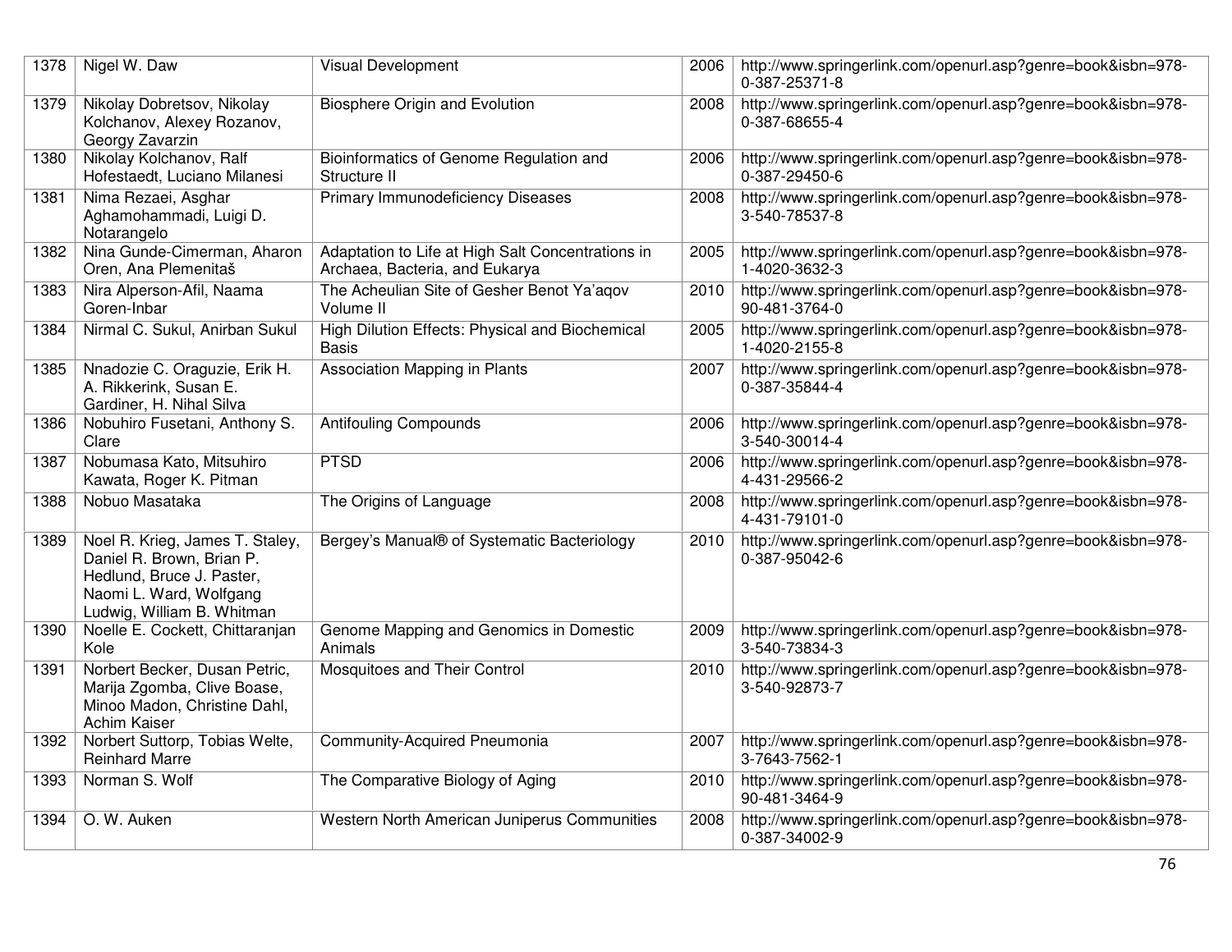| 1378 | Nigel W. Daw | Visual Development | 2006 | http://www.springerlink.com/openurl.asp?genre=book&isbn=978-0-387-25371-8 |
|---|---|---|---|---|
| 1379 | Nikolay Dobretsov, Nikolay Kolchanov, Alexey Rozanov, Georgy Zavarzin | Biosphere Origin and Evolution | 2008 | http://www.springerlink.com/openurl.asp?genre=book&isbn=978-0-387-68655-4 |
| 1380 | Nikolay Kolchanov, Ralf Hofestaedt, Luciano Milanesi | Bioinformatics of Genome Regulation and Structure II | 2006 | http://www.springerlink.com/openurl.asp?genre=book&isbn=978-0-387-29450-6 |
| 1381 | Nima Rezaei, Asghar Aghamohammadi, Luigi D. Notarangelo | Primary Immunodeficiency Diseases | 2008 | http://www.springerlink.com/openurl.asp?genre=book&isbn=978-3-540-78537-8 |
| 1382 | Nina Gunde-Cimerman, Aharon Oren, Ana Plemenitaš | Adaptation to Life at High Salt Concentrations in Archaea, Bacteria, and Eukarya | 2005 | http://www.springerlink.com/openurl.asp?genre=book&isbn=978-1-4020-3632-3 |
| 1383 | Nira Alperson-Afil, Naama Goren-Inbar | The Acheulian Site of Gesher Benot Ya'aqov Volume II | 2010 | http://www.springerlink.com/openurl.asp?genre=book&isbn=978-90-481-3764-0 |
| 1384 | Nirmal C. Sukul, Anirban Sukul | High Dilution Effects: Physical and Biochemical Basis | 2005 | http://www.springerlink.com/openurl.asp?genre=book&isbn=978-1-4020-2155-8 |
| 1385 | Nnadozie C. Oraguzie, Erik H. A. Rikkerink, Susan E. Gardiner, H. Nihal Silva | Association Mapping in Plants | 2007 | http://www.springerlink.com/openurl.asp?genre=book&isbn=978-0-387-35844-4 |
| 1386 | Nobuhiro Fusetani, Anthony S. Clare | Antifouling Compounds | 2006 | http://www.springerlink.com/openurl.asp?genre=book&isbn=978-3-540-30014-4 |
| 1387 | Nobumasa Kato, Mitsuhiro Kawata, Roger K. Pitman | PTSD | 2006 | http://www.springerlink.com/openurl.asp?genre=book&isbn=978-4-431-29566-2 |
| 1388 | Nobuo Masataka | The Origins of Language | 2008 | http://www.springerlink.com/openurl.asp?genre=book&isbn=978-4-431-79101-0 |
| 1389 | Noel R. Krieg, James T. Staley, Daniel R. Brown, Brian P. Hedlund, Bruce J. Paster, Naomi L. Ward, Wolfgang Ludwig, William B. Whitman | Bergey's Manual® of Systematic Bacteriology | 2010 | http://www.springerlink.com/openurl.asp?genre=book&isbn=978-0-387-95042-6 |
| 1390 | Noelle E. Cockett, Chittaranjan Kole | Genome Mapping and Genomics in Domestic Animals | 2009 | http://www.springerlink.com/openurl.asp?genre=book&isbn=978-3-540-73834-3 |
| 1391 | Norbert Becker, Dusan Petric, Marija Zgomba, Clive Boase, Minoo Madon, Christine Dahl, Achim Kaiser | Mosquitoes and Their Control | 2010 | http://www.springerlink.com/openurl.asp?genre=book&isbn=978-3-540-92873-7 |
| 1392 | Norbert Suttorp, Tobias Welte, Reinhard Marre | Community-Acquired Pneumonia | 2007 | http://www.springerlink.com/openurl.asp?genre=book&isbn=978-3-7643-7562-1 |
| 1393 | Norman S. Wolf | The Comparative Biology of Aging | 2010 | http://www.springerlink.com/openurl.asp?genre=book&isbn=978-90-481-3464-9 |
| 1394 | O. W. Auken | Western North American Juniperus Communities | 2008 | http://www.springerlink.com/openurl.asp?genre=book&isbn=978-0-387-34002-9 |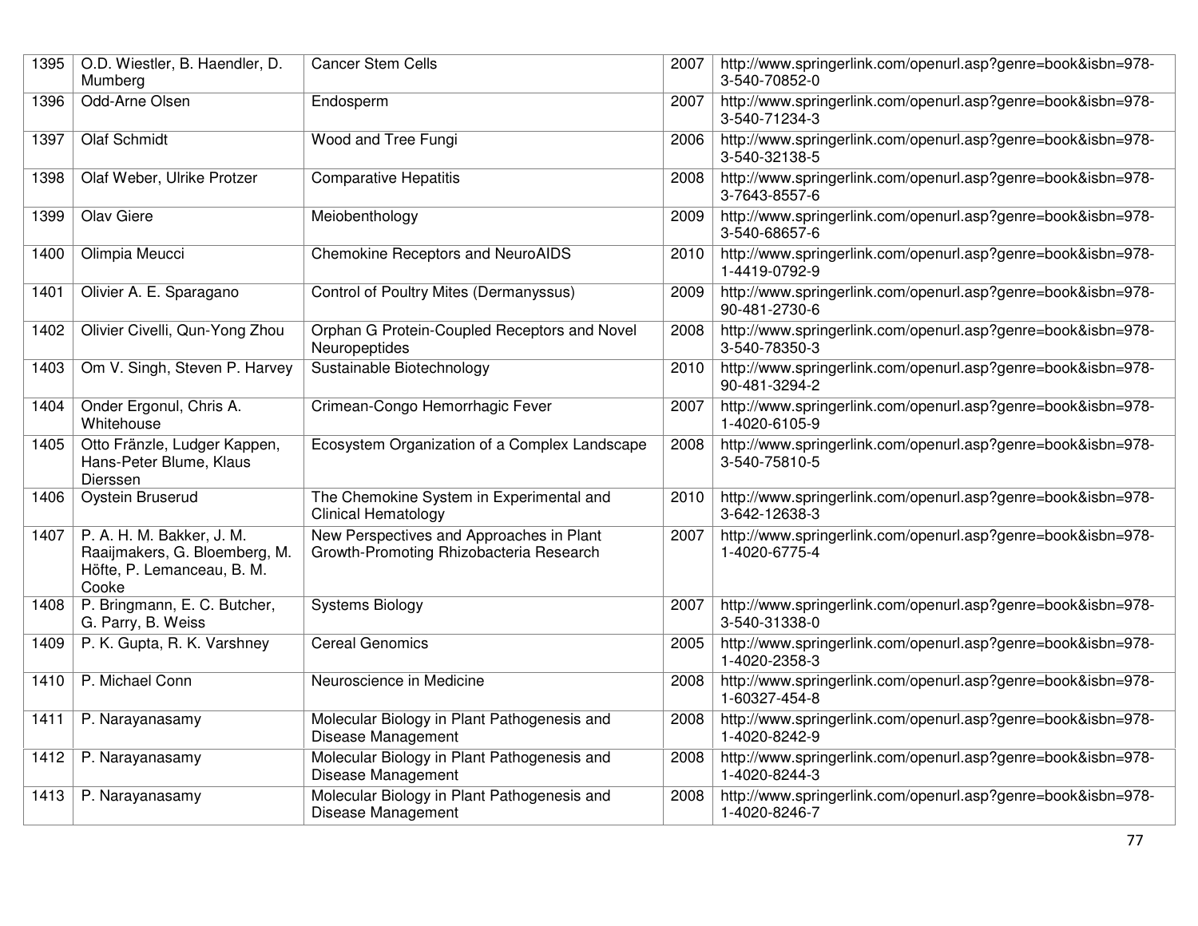| 1395 | O.D. Wiestler, B. Haendler, D. Mumberg | Cancer Stem Cells | 2007 | http://www.springerlink.com/openurl.asp?genre=book&isbn=978-3-540-70852-0 |
|---|---|---|---|---|
| 1396 | Odd-Arne Olsen | Endosperm | 2007 | http://www.springerlink.com/openurl.asp?genre=book&isbn=978-3-540-71234-3 |
| 1397 | Olaf Schmidt | Wood and Tree Fungi | 2006 | http://www.springerlink.com/openurl.asp?genre=book&isbn=978-3-540-32138-5 |
| 1398 | Olaf Weber, Ulrike Protzer | Comparative Hepatitis | 2008 | http://www.springerlink.com/openurl.asp?genre=book&isbn=978-3-7643-8557-6 |
| 1399 | Olav Giere | Meiobenthology | 2009 | http://www.springerlink.com/openurl.asp?genre=book&isbn=978-3-540-68657-6 |
| 1400 | Olimpia Meucci | Chemokine Receptors and NeuroAIDS | 2010 | http://www.springerlink.com/openurl.asp?genre=book&isbn=978-1-4419-0792-9 |
| 1401 | Olivier A. E. Sparagano | Control of Poultry Mites (Dermanyssus) | 2009 | http://www.springerlink.com/openurl.asp?genre=book&isbn=978-90-481-2730-6 |
| 1402 | Olivier Civelli, Qun-Yong Zhou | Orphan G Protein-Coupled Receptors and Novel Neuropeptides | 2008 | http://www.springerlink.com/openurl.asp?genre=book&isbn=978-3-540-78350-3 |
| 1403 | Om V. Singh, Steven P. Harvey | Sustainable Biotechnology | 2010 | http://www.springerlink.com/openurl.asp?genre=book&isbn=978-90-481-3294-2 |
| 1404 | Onder Ergonul, Chris A. Whitehouse | Crimean-Congo Hemorrhagic Fever | 2007 | http://www.springerlink.com/openurl.asp?genre=book&isbn=978-1-4020-6105-9 |
| 1405 | Otto Fränzle, Ludger Kappen, Hans-Peter Blume, Klaus Dierssen | Ecosystem Organization of a Complex Landscape | 2008 | http://www.springerlink.com/openurl.asp?genre=book&isbn=978-3-540-75810-5 |
| 1406 | Oystein Bruserud | The Chemokine System in Experimental and Clinical Hematology | 2010 | http://www.springerlink.com/openurl.asp?genre=book&isbn=978-3-642-12638-3 |
| 1407 | P. A. H. M. Bakker, J. M. Raaijmakers, G. Bloemberg, M. Höfte, P. Lemanceau, B. M. Cooke | New Perspectives and Approaches in Plant Growth-Promoting Rhizobacteria Research | 2007 | http://www.springerlink.com/openurl.asp?genre=book&isbn=978-1-4020-6775-4 |
| 1408 | P. Bringmann, E. C. Butcher, G. Parry, B. Weiss | Systems Biology | 2007 | http://www.springerlink.com/openurl.asp?genre=book&isbn=978-3-540-31338-0 |
| 1409 | P. K. Gupta, R. K. Varshney | Cereal Genomics | 2005 | http://www.springerlink.com/openurl.asp?genre=book&isbn=978-1-4020-2358-3 |
| 1410 | P. Michael Conn | Neuroscience in Medicine | 2008 | http://www.springerlink.com/openurl.asp?genre=book&isbn=978-1-60327-454-8 |
| 1411 | P. Narayanasamy | Molecular Biology in Plant Pathogenesis and Disease Management | 2008 | http://www.springerlink.com/openurl.asp?genre=book&isbn=978-1-4020-8242-9 |
| 1412 | P. Narayanasamy | Molecular Biology in Plant Pathogenesis and Disease Management | 2008 | http://www.springerlink.com/openurl.asp?genre=book&isbn=978-1-4020-8244-3 |
| 1413 | P. Narayanasamy | Molecular Biology in Plant Pathogenesis and Disease Management | 2008 | http://www.springerlink.com/openurl.asp?genre=book&isbn=978-1-4020-8246-7 |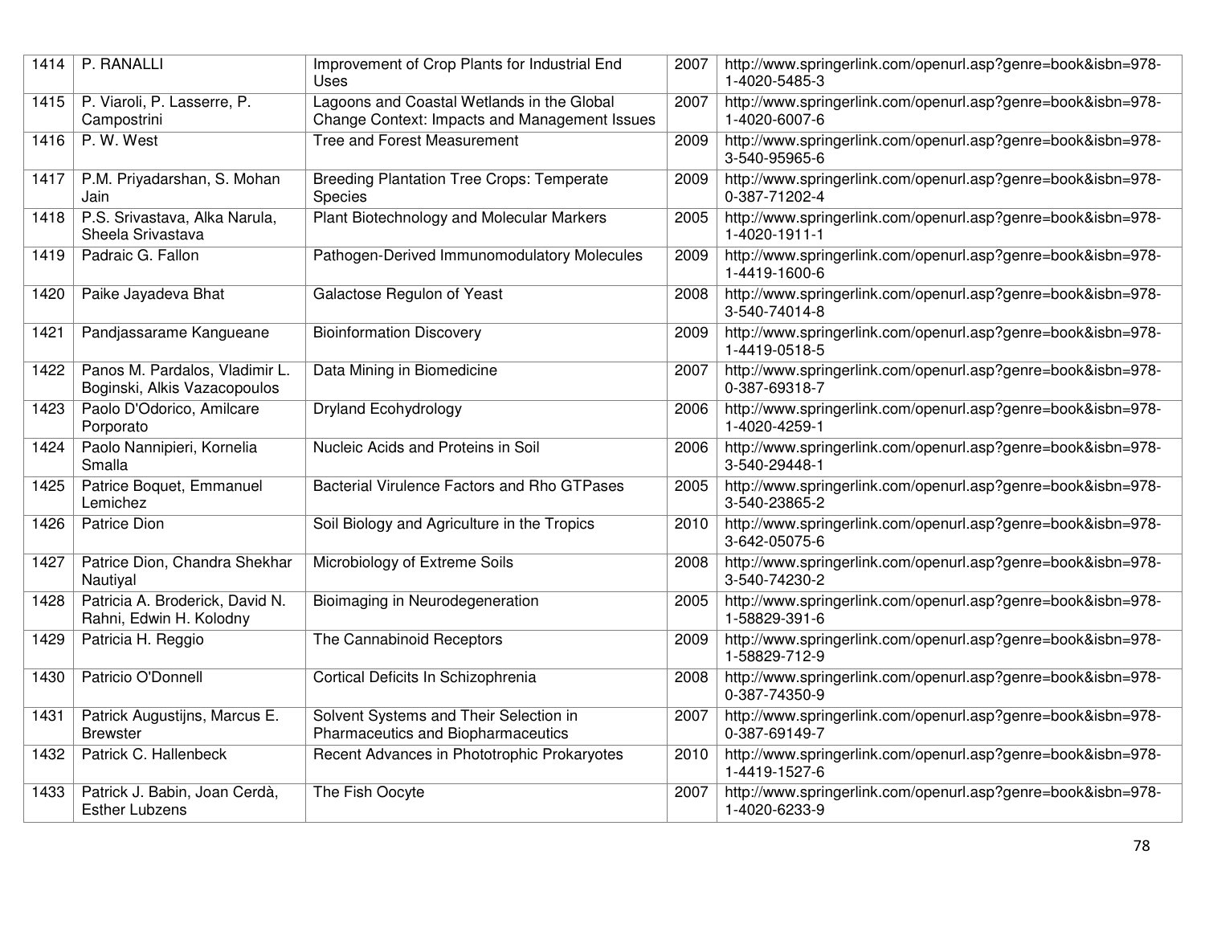| 1414 | P. RANALLI | Improvement of Crop Plants for Industrial End Uses | 2007 | http://www.springerlink.com/openurl.asp?genre=book&isbn=978-1-4020-5485-3 |
|---|---|---|---|---|
| 1415 | P. Viaroli, P. Lasserre, P. Campostrini | Lagoons and Coastal Wetlands in the Global Change Context: Impacts and Management Issues | 2007 | http://www.springerlink.com/openurl.asp?genre=book&isbn=978-1-4020-6007-6 |
| 1416 | P. W. West | Tree and Forest Measurement | 2009 | http://www.springerlink.com/openurl.asp?genre=book&isbn=978-3-540-95965-6 |
| 1417 | P.M. Priyadarshan, S. Mohan Jain | Breeding Plantation Tree Crops: Temperate Species | 2009 | http://www.springerlink.com/openurl.asp?genre=book&isbn=978-0-387-71202-4 |
| 1418 | P.S. Srivastava, Alka Narula, Sheela Srivastava | Plant Biotechnology and Molecular Markers | 2005 | http://www.springerlink.com/openurl.asp?genre=book&isbn=978-1-4020-1911-1 |
| 1419 | Padraic G. Fallon | Pathogen-Derived Immunomodulatory Molecules | 2009 | http://www.springerlink.com/openurl.asp?genre=book&isbn=978-1-4419-1600-6 |
| 1420 | Paike Jayadeva Bhat | Galactose Regulon of Yeast | 2008 | http://www.springerlink.com/openurl.asp?genre=book&isbn=978-3-540-74014-8 |
| 1421 | Pandjassarame Kangueane | Bioinformation Discovery | 2009 | http://www.springerlink.com/openurl.asp?genre=book&isbn=978-1-4419-0518-5 |
| 1422 | Panos M. Pardalos, Vladimir L. Boginski, Alkis Vazacopoulos | Data Mining in Biomedicine | 2007 | http://www.springerlink.com/openurl.asp?genre=book&isbn=978-0-387-69318-7 |
| 1423 | Paolo D'Odorico, Amilcare Porporato | Dryland Ecohydrology | 2006 | http://www.springerlink.com/openurl.asp?genre=book&isbn=978-1-4020-4259-1 |
| 1424 | Paolo Nannipieri, Kornelia Smalla | Nucleic Acids and Proteins in Soil | 2006 | http://www.springerlink.com/openurl.asp?genre=book&isbn=978-3-540-29448-1 |
| 1425 | Patrice Boquet, Emmanuel Lemichez | Bacterial Virulence Factors and Rho GTPases | 2005 | http://www.springerlink.com/openurl.asp?genre=book&isbn=978-3-540-23865-2 |
| 1426 | Patrice Dion | Soil Biology and Agriculture in the Tropics | 2010 | http://www.springerlink.com/openurl.asp?genre=book&isbn=978-3-642-05075-6 |
| 1427 | Patrice Dion, Chandra Shekhar Nautiyal | Microbiology of Extreme Soils | 2008 | http://www.springerlink.com/openurl.asp?genre=book&isbn=978-3-540-74230-2 |
| 1428 | Patricia A. Broderick, David N. Rahni, Edwin H. Kolodny | Bioimaging in Neurodegeneration | 2005 | http://www.springerlink.com/openurl.asp?genre=book&isbn=978-1-58829-391-6 |
| 1429 | Patricia H. Reggio | The Cannabinoid Receptors | 2009 | http://www.springerlink.com/openurl.asp?genre=book&isbn=978-1-58829-712-9 |
| 1430 | Patricio O'Donnell | Cortical Deficits In Schizophrenia | 2008 | http://www.springerlink.com/openurl.asp?genre=book&isbn=978-0-387-74350-9 |
| 1431 | Patrick Augustijns, Marcus E. Brewster | Solvent Systems and Their Selection in Pharmaceutics and Biopharmaceutics | 2007 | http://www.springerlink.com/openurl.asp?genre=book&isbn=978-0-387-69149-7 |
| 1432 | Patrick C. Hallenbeck | Recent Advances in Phototrophic Prokaryotes | 2010 | http://www.springerlink.com/openurl.asp?genre=book&isbn=978-1-4419-1527-6 |
| 1433 | Patrick J. Babin, Joan Cerdà, Esther Lubzens | The Fish Oocyte | 2007 | http://www.springerlink.com/openurl.asp?genre=book&isbn=978-1-4020-6233-9 |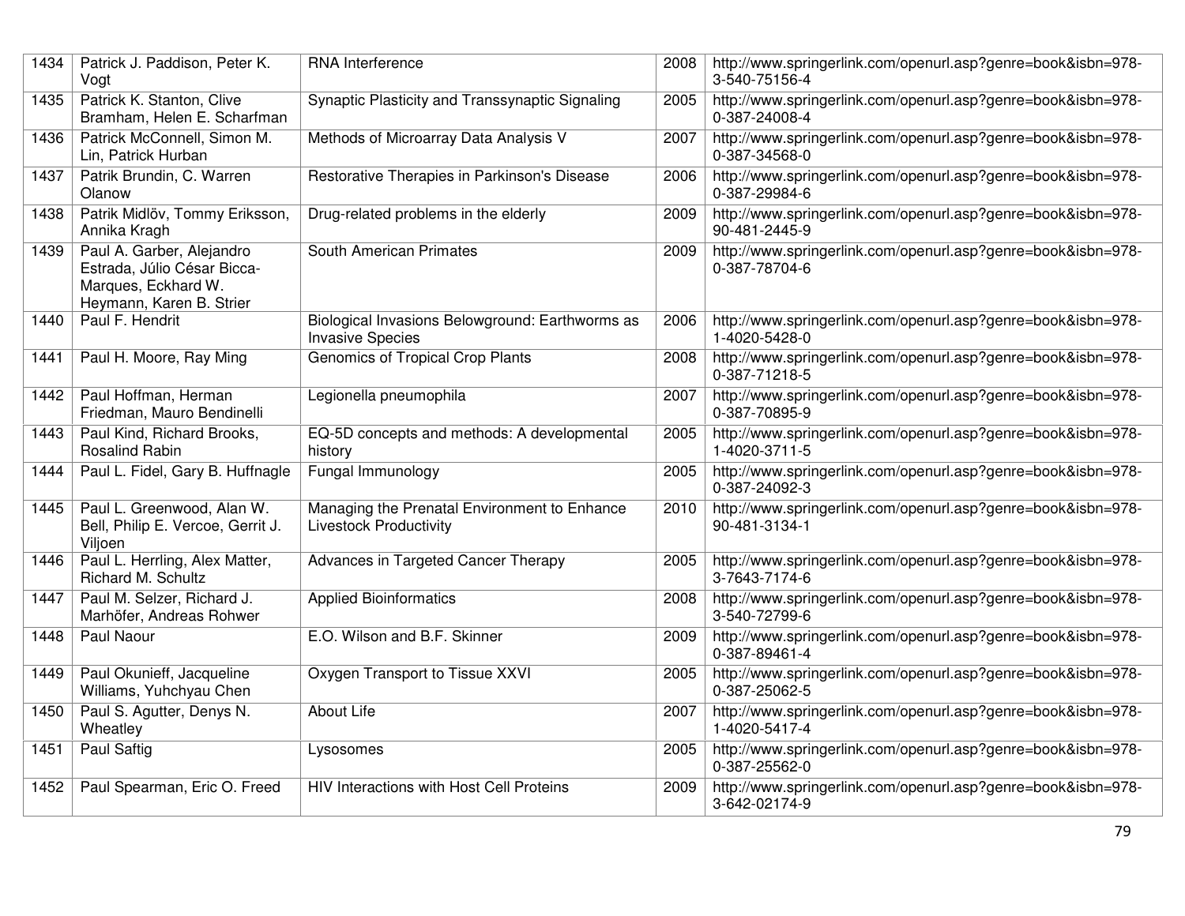| 1434 | Patrick J. Paddison, Peter K. Vogt | RNA Interference | 2008 | http://www.springerlink.com/openurl.asp?genre=book&isbn=978-3-540-75156-4 |
|---|---|---|---|---|
| 1435 | Patrick K. Stanton, Clive Bramham, Helen E. Scharfman | Synaptic Plasticity and Transsynaptic Signaling | 2005 | http://www.springerlink.com/openurl.asp?genre=book&isbn=978-0-387-24008-4 |
| 1436 | Patrick McConnell, Simon M. Lin, Patrick Hurban | Methods of Microarray Data Analysis V | 2007 | http://www.springerlink.com/openurl.asp?genre=book&isbn=978-0-387-34568-0 |
| 1437 | Patrik Brundin, C. Warren Olanow | Restorative Therapies in Parkinson's Disease | 2006 | http://www.springerlink.com/openurl.asp?genre=book&isbn=978-0-387-29984-6 |
| 1438 | Patrik Midlöv, Tommy Eriksson, Annika Kragh | Drug-related problems in the elderly | 2009 | http://www.springerlink.com/openurl.asp?genre=book&isbn=978-90-481-2445-9 |
| 1439 | Paul A. Garber, Alejandro Estrada, Júlio César Bicca-Marques, Eckhard W. Heymann, Karen B. Strier | South American Primates | 2009 | http://www.springerlink.com/openurl.asp?genre=book&isbn=978-0-387-78704-6 |
| 1440 | Paul F. Hendrit | Biological Invasions Belowground: Earthworms as Invasive Species | 2006 | http://www.springerlink.com/openurl.asp?genre=book&isbn=978-1-4020-5428-0 |
| 1441 | Paul H. Moore, Ray Ming | Genomics of Tropical Crop Plants | 2008 | http://www.springerlink.com/openurl.asp?genre=book&isbn=978-0-387-71218-5 |
| 1442 | Paul Hoffman, Herman Friedman, Mauro Bendinelli | Legionella pneumophila | 2007 | http://www.springerlink.com/openurl.asp?genre=book&isbn=978-0-387-70895-9 |
| 1443 | Paul Kind, Richard Brooks, Rosalind Rabin | EQ-5D concepts and methods: A developmental history | 2005 | http://www.springerlink.com/openurl.asp?genre=book&isbn=978-1-4020-3711-5 |
| 1444 | Paul L. Fidel, Gary B. Huffnagle | Fungal Immunology | 2005 | http://www.springerlink.com/openurl.asp?genre=book&isbn=978-0-387-24092-3 |
| 1445 | Paul L. Greenwood, Alan W. Bell, Philip E. Vercoe, Gerrit J. Viljoen | Managing the Prenatal Environment to Enhance Livestock Productivity | 2010 | http://www.springerlink.com/openurl.asp?genre=book&isbn=978-90-481-3134-1 |
| 1446 | Paul L. Herrling, Alex Matter, Richard M. Schultz | Advances in Targeted Cancer Therapy | 2005 | http://www.springerlink.com/openurl.asp?genre=book&isbn=978-3-7643-7174-6 |
| 1447 | Paul M. Selzer, Richard J. Marhöfer, Andreas Rohwer | Applied Bioinformatics | 2008 | http://www.springerlink.com/openurl.asp?genre=book&isbn=978-3-540-72799-6 |
| 1448 | Paul Naour | E.O. Wilson and B.F. Skinner | 2009 | http://www.springerlink.com/openurl.asp?genre=book&isbn=978-0-387-89461-4 |
| 1449 | Paul Okunieff, Jacqueline Williams, Yuhchyau Chen | Oxygen Transport to Tissue XXVI | 2005 | http://www.springerlink.com/openurl.asp?genre=book&isbn=978-0-387-25062-5 |
| 1450 | Paul S. Agutter, Denys N. Wheatley | About Life | 2007 | http://www.springerlink.com/openurl.asp?genre=book&isbn=978-1-4020-5417-4 |
| 1451 | Paul Saftig | Lysosomes | 2005 | http://www.springerlink.com/openurl.asp?genre=book&isbn=978-0-387-25562-0 |
| 1452 | Paul Spearman, Eric O. Freed | HIV Interactions with Host Cell Proteins | 2009 | http://www.springerlink.com/openurl.asp?genre=book&isbn=978-3-642-02174-9 |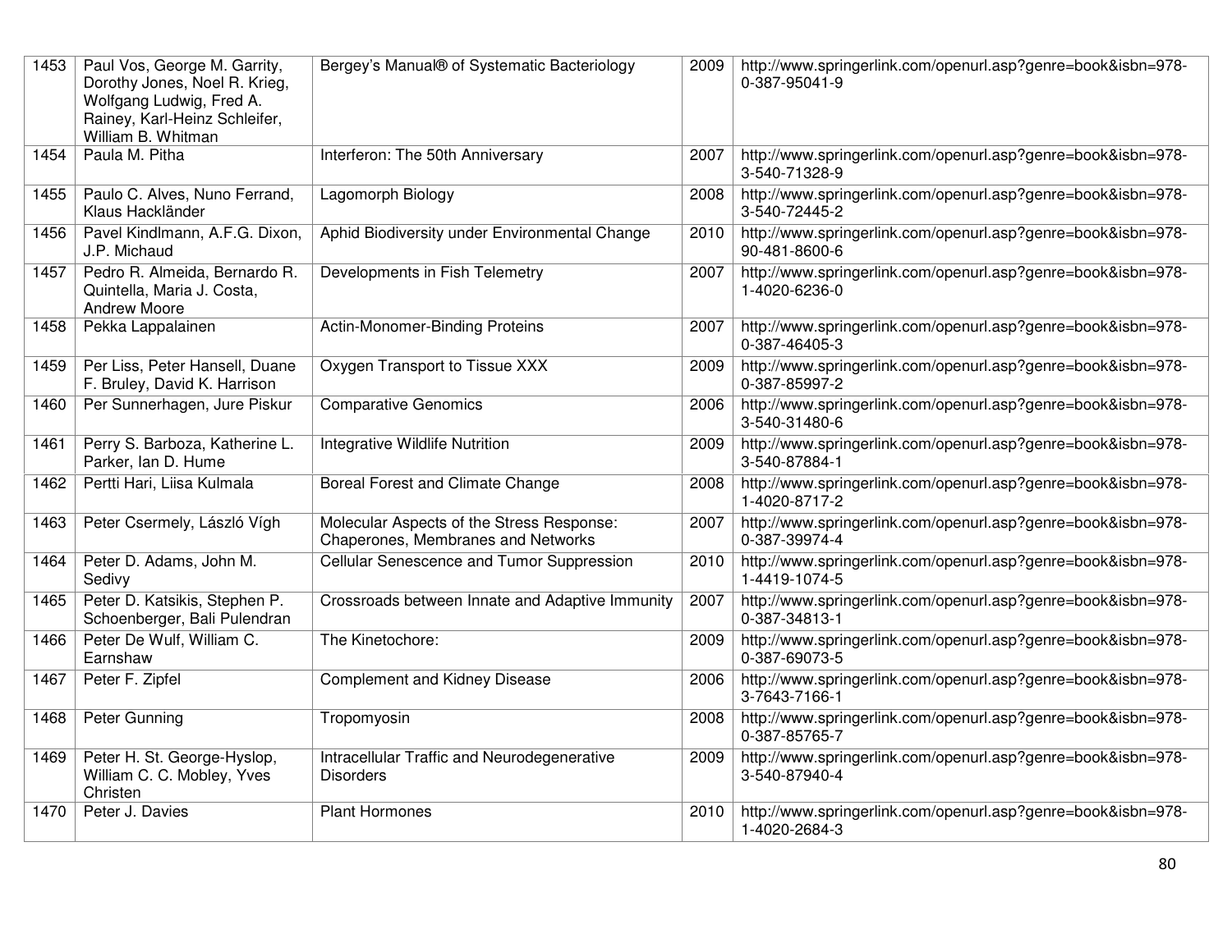| 1453 | Paul Vos, George M. Garrity, Dorothy Jones, Noel R. Krieg, Wolfgang Ludwig, Fred A. Rainey, Karl-Heinz Schleifer, William B. Whitman | Bergey's Manual® of Systematic Bacteriology | 2009 | http://www.springerlink.com/openurl.asp?genre=book&isbn=978-0-387-95041-9 |
|---|---|---|---|---|
| 1454 | Paula M. Pitha | Interferon: The 50th Anniversary | 2007 | http://www.springerlink.com/openurl.asp?genre=book&isbn=978-3-540-71328-9 |
| 1455 | Paulo C. Alves, Nuno Ferrand, Klaus Hackländer | Lagomorph Biology | 2008 | http://www.springerlink.com/openurl.asp?genre=book&isbn=978-3-540-72445-2 |
| 1456 | Pavel Kindlmann, A.F.G. Dixon, J.P. Michaud | Aphid Biodiversity under Environmental Change | 2010 | http://www.springerlink.com/openurl.asp?genre=book&isbn=978-90-481-8600-6 |
| 1457 | Pedro R. Almeida, Bernardo R. Quintella, Maria J. Costa, Andrew Moore | Developments in Fish Telemetry | 2007 | http://www.springerlink.com/openurl.asp?genre=book&isbn=978-1-4020-6236-0 |
| 1458 | Pekka Lappalainen | Actin-Monomer-Binding Proteins | 2007 | http://www.springerlink.com/openurl.asp?genre=book&isbn=978-0-387-46405-3 |
| 1459 | Per Liss, Peter Hansell, Duane F. Bruley, David K. Harrison | Oxygen Transport to Tissue XXX | 2009 | http://www.springerlink.com/openurl.asp?genre=book&isbn=978-0-387-85997-2 |
| 1460 | Per Sunnerhagen, Jure Piskur | Comparative Genomics | 2006 | http://www.springerlink.com/openurl.asp?genre=book&isbn=978-3-540-31480-6 |
| 1461 | Perry S. Barboza, Katherine L. Parker, Ian D. Hume | Integrative Wildlife Nutrition | 2009 | http://www.springerlink.com/openurl.asp?genre=book&isbn=978-3-540-87884-1 |
| 1462 | Pertti Hari, Liisa Kulmala | Boreal Forest and Climate Change | 2008 | http://www.springerlink.com/openurl.asp?genre=book&isbn=978-1-4020-8717-2 |
| 1463 | Peter Csermely, László Vígh | Molecular Aspects of the Stress Response: Chaperones, Membranes and Networks | 2007 | http://www.springerlink.com/openurl.asp?genre=book&isbn=978-0-387-39974-4 |
| 1464 | Peter D. Adams, John M. Sedivy | Cellular Senescence and Tumor Suppression | 2010 | http://www.springerlink.com/openurl.asp?genre=book&isbn=978-1-4419-1074-5 |
| 1465 | Peter D. Katsikis, Stephen P. Schoenberger, Bali Pulendran | Crossroads between Innate and Adaptive Immunity | 2007 | http://www.springerlink.com/openurl.asp?genre=book&isbn=978-0-387-34813-1 |
| 1466 | Peter De Wulf, William C. Earnshaw | The Kinetochore: | 2009 | http://www.springerlink.com/openurl.asp?genre=book&isbn=978-0-387-69073-5 |
| 1467 | Peter F. Zipfel | Complement and Kidney Disease | 2006 | http://www.springerlink.com/openurl.asp?genre=book&isbn=978-3-7643-7166-1 |
| 1468 | Peter Gunning | Tropomyosin | 2008 | http://www.springerlink.com/openurl.asp?genre=book&isbn=978-0-387-85765-7 |
| 1469 | Peter H. St. George-Hyslop, William C. C. Mobley, Yves Christen | Intracellular Traffic and Neurodegenerative Disorders | 2009 | http://www.springerlink.com/openurl.asp?genre=book&isbn=978-3-540-87940-4 |
| 1470 | Peter J. Davies | Plant Hormones | 2010 | http://www.springerlink.com/openurl.asp?genre=book&isbn=978-1-4020-2684-3 |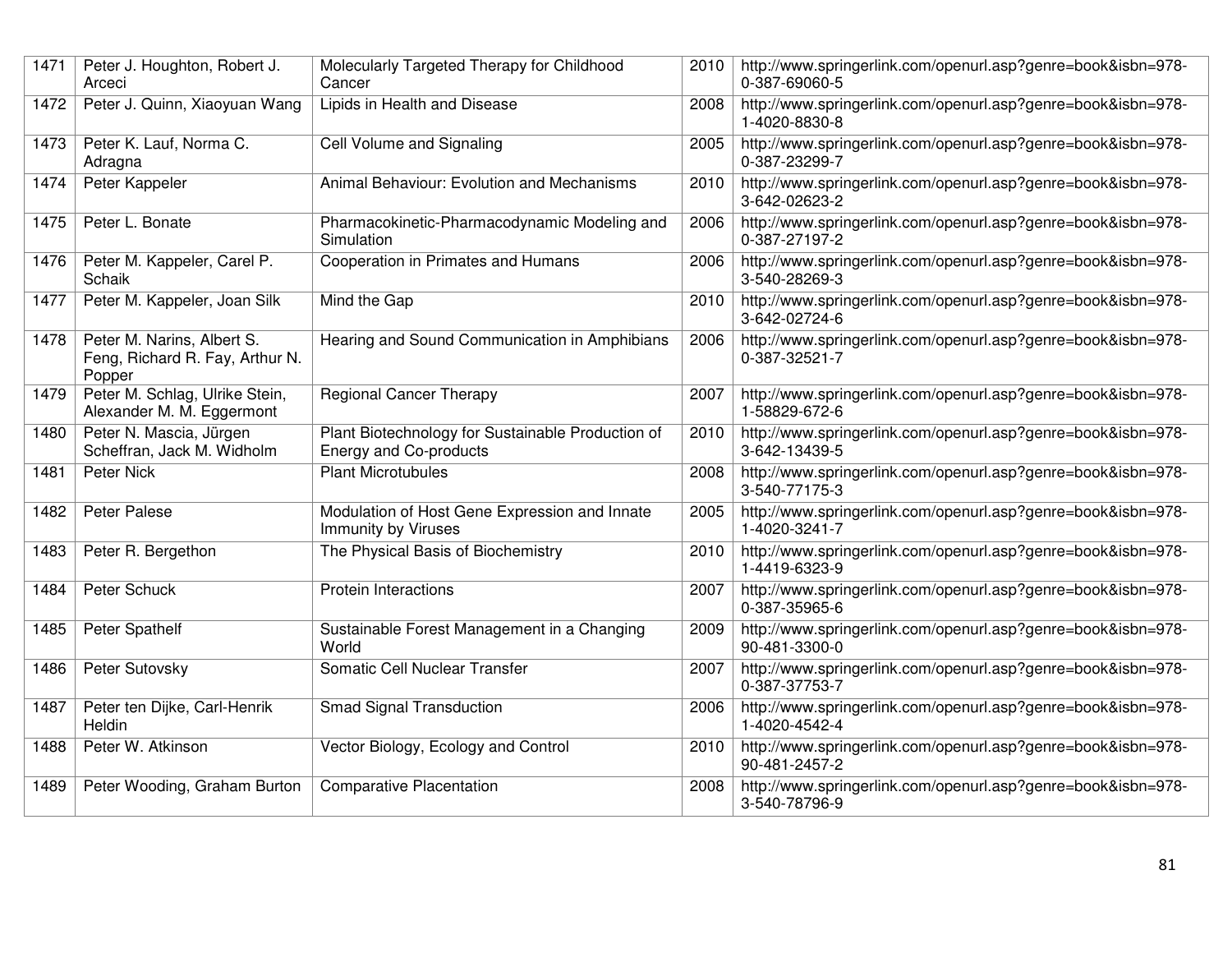| 1471 | Peter J. Houghton, Robert J. Arceci | Molecularly Targeted Therapy for Childhood Cancer | 2010 | http://www.springerlink.com/openurl.asp?genre=book&isbn=978-0-387-69060-5 |
|---|---|---|---|---|
| 1472 | Peter J. Quinn, Xiaoyuan Wang | Lipids in Health and Disease | 2008 | http://www.springerlink.com/openurl.asp?genre=book&isbn=978-1-4020-8830-8 |
| 1473 | Peter K. Lauf, Norma C. Adragna | Cell Volume and Signaling | 2005 | http://www.springerlink.com/openurl.asp?genre=book&isbn=978-0-387-23299-7 |
| 1474 | Peter Kappeler | Animal Behaviour: Evolution and Mechanisms | 2010 | http://www.springerlink.com/openurl.asp?genre=book&isbn=978-3-642-02623-2 |
| 1475 | Peter L. Bonate | Pharmacokinetic-Pharmacodynamic Modeling and Simulation | 2006 | http://www.springerlink.com/openurl.asp?genre=book&isbn=978-0-387-27197-2 |
| 1476 | Peter M. Kappeler, Carel P. Schaik | Cooperation in Primates and Humans | 2006 | http://www.springerlink.com/openurl.asp?genre=book&isbn=978-3-540-28269-3 |
| 1477 | Peter M. Kappeler, Joan Silk | Mind the Gap | 2010 | http://www.springerlink.com/openurl.asp?genre=book&isbn=978-3-642-02724-6 |
| 1478 | Peter M. Narins, Albert S. Feng, Richard R. Fay, Arthur N. Popper | Hearing and Sound Communication in Amphibians | 2006 | http://www.springerlink.com/openurl.asp?genre=book&isbn=978-0-387-32521-7 |
| 1479 | Peter M. Schlag, Ulrike Stein, Alexander M. M. Eggermont | Regional Cancer Therapy | 2007 | http://www.springerlink.com/openurl.asp?genre=book&isbn=978-1-58829-672-6 |
| 1480 | Peter N. Mascia, Jürgen Scheffran, Jack M. Widholm | Plant Biotechnology for Sustainable Production of Energy and Co-products | 2010 | http://www.springerlink.com/openurl.asp?genre=book&isbn=978-3-642-13439-5 |
| 1481 | Peter Nick | Plant Microtubules | 2008 | http://www.springerlink.com/openurl.asp?genre=book&isbn=978-3-540-77175-3 |
| 1482 | Peter Palese | Modulation of Host Gene Expression and Innate Immunity by Viruses | 2005 | http://www.springerlink.com/openurl.asp?genre=book&isbn=978-1-4020-3241-7 |
| 1483 | Peter R. Bergethon | The Physical Basis of Biochemistry | 2010 | http://www.springerlink.com/openurl.asp?genre=book&isbn=978-1-4419-6323-9 |
| 1484 | Peter Schuck | Protein Interactions | 2007 | http://www.springerlink.com/openurl.asp?genre=book&isbn=978-0-387-35965-6 |
| 1485 | Peter Spathelf | Sustainable Forest Management in a Changing World | 2009 | http://www.springerlink.com/openurl.asp?genre=book&isbn=978-90-481-3300-0 |
| 1486 | Peter Sutovsky | Somatic Cell Nuclear Transfer | 2007 | http://www.springerlink.com/openurl.asp?genre=book&isbn=978-0-387-37753-7 |
| 1487 | Peter ten Dijke, Carl-Henrik Heldin | Smad Signal Transduction | 2006 | http://www.springerlink.com/openurl.asp?genre=book&isbn=978-1-4020-4542-4 |
| 1488 | Peter W. Atkinson | Vector Biology, Ecology and Control | 2010 | http://www.springerlink.com/openurl.asp?genre=book&isbn=978-90-481-2457-2 |
| 1489 | Peter Wooding, Graham Burton | Comparative Placentation | 2008 | http://www.springerlink.com/openurl.asp?genre=book&isbn=978-3-540-78796-9 |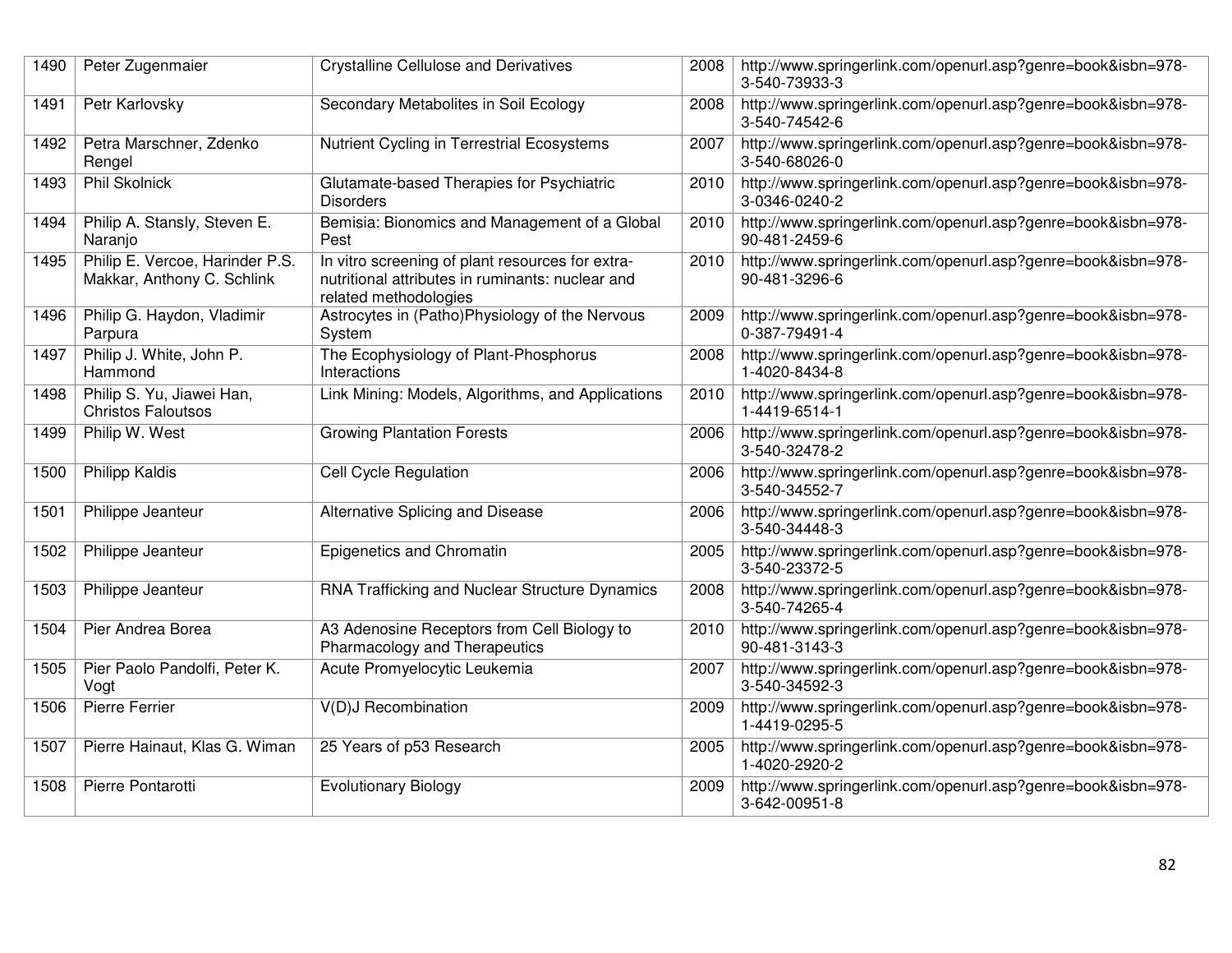| 1490 | Peter Zugenmaier | Crystalline Cellulose and Derivatives | 2008 | http://www.springerlink.com/openurl.asp?genre=book&isbn=978-3-540-73933-3 |
|---|---|---|---|---|
| 1491 | Petr Karlovsky | Secondary Metabolites in Soil Ecology | 2008 | http://www.springerlink.com/openurl.asp?genre=book&isbn=978-3-540-74542-6 |
| 1492 | Petra Marschner, Zdenko Rengel | Nutrient Cycling in Terrestrial Ecosystems | 2007 | http://www.springerlink.com/openurl.asp?genre=book&isbn=978-3-540-68026-0 |
| 1493 | Phil Skolnick | Glutamate-based Therapies for Psychiatric Disorders | 2010 | http://www.springerlink.com/openurl.asp?genre=book&isbn=978-3-0346-0240-2 |
| 1494 | Philip A. Stansly, Steven E. Naranjo | Bemisia: Bionomics and Management of a Global Pest | 2010 | http://www.springerlink.com/openurl.asp?genre=book&isbn=978-90-481-2459-6 |
| 1495 | Philip E. Vercoe, Harinder P.S. Makkar, Anthony C. Schlink | In vitro screening of plant resources for extra-nutritional attributes in ruminants: nuclear and related methodologies | 2010 | http://www.springerlink.com/openurl.asp?genre=book&isbn=978-90-481-3296-6 |
| 1496 | Philip G. Haydon, Vladimir Parpura | Astrocytes in (Patho)Physiology of the Nervous System | 2009 | http://www.springerlink.com/openurl.asp?genre=book&isbn=978-0-387-79491-4 |
| 1497 | Philip J. White, John P. Hammond | The Ecophysiology of Plant-Phosphorus Interactions | 2008 | http://www.springerlink.com/openurl.asp?genre=book&isbn=978-1-4020-8434-8 |
| 1498 | Philip S. Yu, Jiawei Han, Christos Faloutsos | Link Mining: Models, Algorithms, and Applications | 2010 | http://www.springerlink.com/openurl.asp?genre=book&isbn=978-1-4419-6514-1 |
| 1499 | Philip W. West | Growing Plantation Forests | 2006 | http://www.springerlink.com/openurl.asp?genre=book&isbn=978-3-540-32478-2 |
| 1500 | Philipp Kaldis | Cell Cycle Regulation | 2006 | http://www.springerlink.com/openurl.asp?genre=book&isbn=978-3-540-34552-7 |
| 1501 | Philippe Jeanteur | Alternative Splicing and Disease | 2006 | http://www.springerlink.com/openurl.asp?genre=book&isbn=978-3-540-34448-3 |
| 1502 | Philippe Jeanteur | Epigenetics and Chromatin | 2005 | http://www.springerlink.com/openurl.asp?genre=book&isbn=978-3-540-23372-5 |
| 1503 | Philippe Jeanteur | RNA Trafficking and Nuclear Structure Dynamics | 2008 | http://www.springerlink.com/openurl.asp?genre=book&isbn=978-3-540-74265-4 |
| 1504 | Pier Andrea Borea | A3 Adenosine Receptors from Cell Biology to Pharmacology and Therapeutics | 2010 | http://www.springerlink.com/openurl.asp?genre=book&isbn=978-90-481-3143-3 |
| 1505 | Pier Paolo Pandolfi, Peter K. Vogt | Acute Promyelocytic Leukemia | 2007 | http://www.springerlink.com/openurl.asp?genre=book&isbn=978-3-540-34592-3 |
| 1506 | Pierre Ferrier | V(D)J Recombination | 2009 | http://www.springerlink.com/openurl.asp?genre=book&isbn=978-1-4419-0295-5 |
| 1507 | Pierre Hainaut, Klas G. Wiman | 25 Years of p53 Research | 2005 | http://www.springerlink.com/openurl.asp?genre=book&isbn=978-1-4020-2920-2 |
| 1508 | Pierre Pontarotti | Evolutionary Biology | 2009 | http://www.springerlink.com/openurl.asp?genre=book&isbn=978-3-642-00951-8 |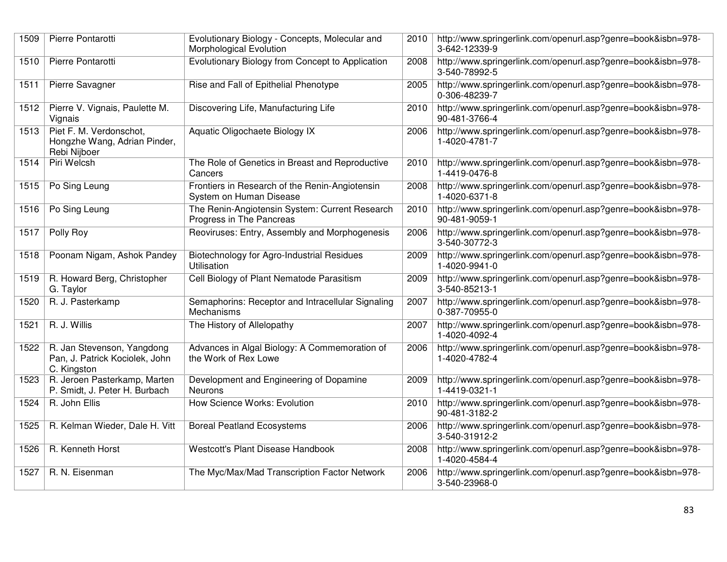| 1509 | Pierre Pontarotti | Evolutionary Biology - Concepts, Molecular and Morphological Evolution | 2010 | http://www.springerlink.com/openurl.asp?genre=book&isbn=978-3-642-12339-9 |
|---|---|---|---|---|
| 1510 | Pierre Pontarotti | Evolutionary Biology from Concept to Application | 2008 | http://www.springerlink.com/openurl.asp?genre=book&isbn=978-3-540-78992-5 |
| 1511 | Pierre Savagner | Rise and Fall of Epithelial Phenotype | 2005 | http://www.springerlink.com/openurl.asp?genre=book&isbn=978-0-306-48239-7 |
| 1512 | Pierre V. Vignais, Paulette M. Vignais | Discovering Life, Manufacturing Life | 2010 | http://www.springerlink.com/openurl.asp?genre=book&isbn=978-90-481-3766-4 |
| 1513 | Piet F. M. Verdonschot, Hongzhe Wang, Adrian Pinder, Rebi Nijboer | Aquatic Oligochaete Biology IX | 2006 | http://www.springerlink.com/openurl.asp?genre=book&isbn=978-1-4020-4781-7 |
| 1514 | Piri Welcsh | The Role of Genetics in Breast and Reproductive Cancers | 2010 | http://www.springerlink.com/openurl.asp?genre=book&isbn=978-1-4419-0476-8 |
| 1515 | Po Sing Leung | Frontiers in Research of the Renin-Angiotensin System on Human Disease | 2008 | http://www.springerlink.com/openurl.asp?genre=book&isbn=978-1-4020-6371-8 |
| 1516 | Po Sing Leung | The Renin-Angiotensin System: Current Research Progress in The Pancreas | 2010 | http://www.springerlink.com/openurl.asp?genre=book&isbn=978-90-481-9059-1 |
| 1517 | Polly Roy | Reoviruses: Entry, Assembly and Morphogenesis | 2006 | http://www.springerlink.com/openurl.asp?genre=book&isbn=978-3-540-30772-3 |
| 1518 | Poonam Nigam, Ashok Pandey | Biotechnology for Agro-Industrial Residues Utilisation | 2009 | http://www.springerlink.com/openurl.asp?genre=book&isbn=978-1-4020-9941-0 |
| 1519 | R. Howard Berg, Christopher G. Taylor | Cell Biology of Plant Nematode Parasitism | 2009 | http://www.springerlink.com/openurl.asp?genre=book&isbn=978-3-540-85213-1 |
| 1520 | R. J. Pasterkamp | Semaphorins: Receptor and Intracellular Signaling Mechanisms | 2007 | http://www.springerlink.com/openurl.asp?genre=book&isbn=978-0-387-70955-0 |
| 1521 | R. J. Willis | The History of Allelopathy | 2007 | http://www.springerlink.com/openurl.asp?genre=book&isbn=978-1-4020-4092-4 |
| 1522 | R. Jan Stevenson, Yangdong Pan, J. Patrick Kociolek, John C. Kingston | Advances in Algal Biology: A Commemoration of the Work of Rex Lowe | 2006 | http://www.springerlink.com/openurl.asp?genre=book&isbn=978-1-4020-4782-4 |
| 1523 | R. Jeroen Pasterkamp, Marten P. Smidt, J. Peter H. Burbach | Development and Engineering of Dopamine Neurons | 2009 | http://www.springerlink.com/openurl.asp?genre=book&isbn=978-1-4419-0321-1 |
| 1524 | R. John Ellis | How Science Works: Evolution | 2010 | http://www.springerlink.com/openurl.asp?genre=book&isbn=978-90-481-3182-2 |
| 1525 | R. Kelman Wieder, Dale H. Vitt | Boreal Peatland Ecosystems | 2006 | http://www.springerlink.com/openurl.asp?genre=book&isbn=978-3-540-31912-2 |
| 1526 | R. Kenneth Horst | Westcott's Plant Disease Handbook | 2008 | http://www.springerlink.com/openurl.asp?genre=book&isbn=978-1-4020-4584-4 |
| 1527 | R. N. Eisenman | The Myc/Max/Mad Transcription Factor Network | 2006 | http://www.springerlink.com/openurl.asp?genre=book&isbn=978-3-540-23968-0 |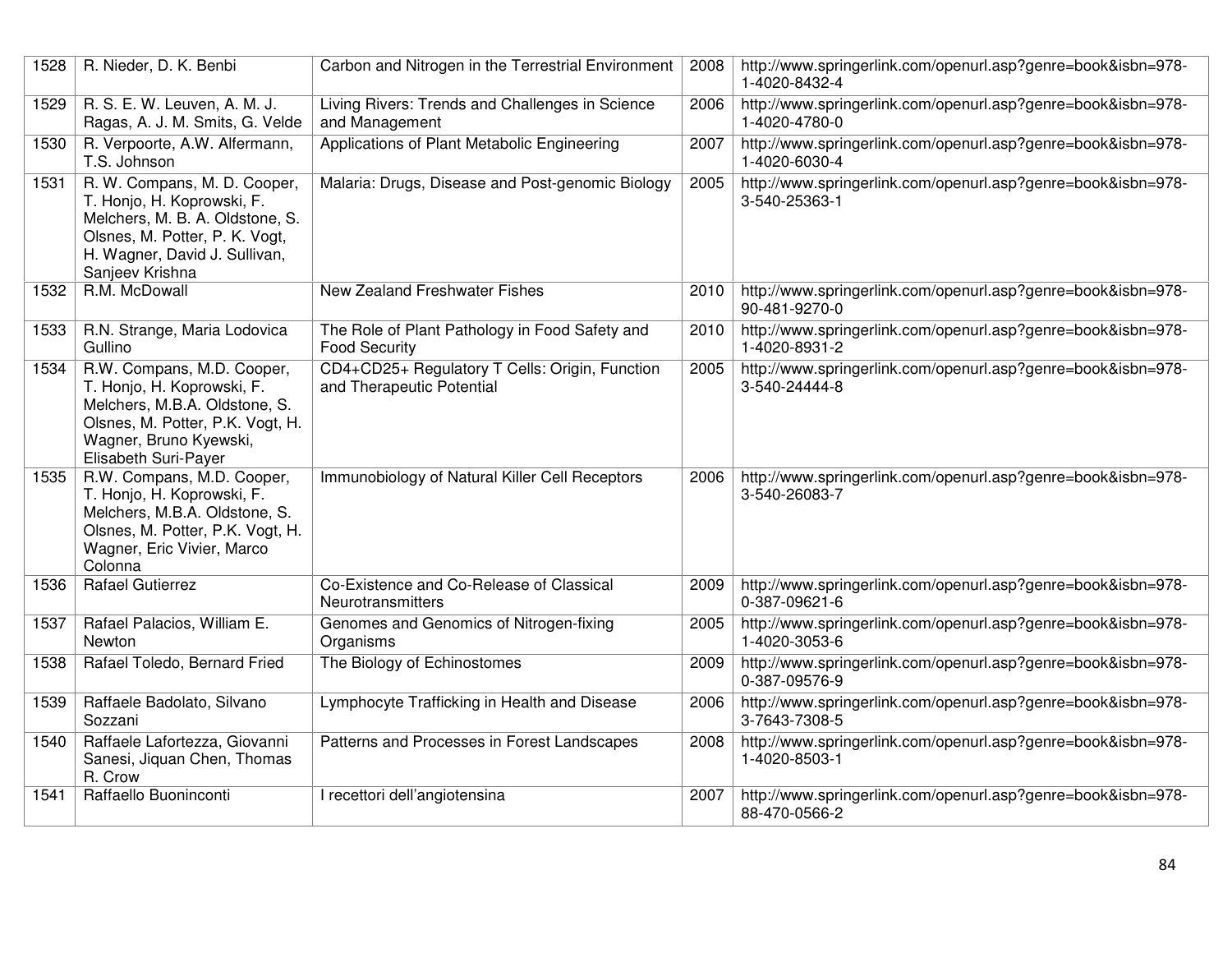| 1528 | R. Nieder, D. K. Benbi | Carbon and Nitrogen in the Terrestrial Environment | 2008 | http://www.springerlink.com/openurl.asp?genre=book&isbn=978-1-4020-8432-4 |
|---|---|---|---|---|
| 1529 | R. S. E. W. Leuven, A. M. J. Ragas, A. J. M. Smits, G. Velde | Living Rivers: Trends and Challenges in Science and Management | 2006 | http://www.springerlink.com/openurl.asp?genre=book&isbn=978-1-4020-4780-0 |
| 1530 | R. Verpoorte, A.W. Alfermann, T.S. Johnson | Applications of Plant Metabolic Engineering | 2007 | http://www.springerlink.com/openurl.asp?genre=book&isbn=978-1-4020-6030-4 |
| 1531 | R. W. Compans, M. D. Cooper, T. Honjo, H. Koprowski, F. Melchers, M. B. A. Oldstone, S. Olsnes, M. Potter, P. K. Vogt, H. Wagner, David J. Sullivan, Sanjeev Krishna | Malaria: Drugs, Disease and Post-genomic Biology | 2005 | http://www.springerlink.com/openurl.asp?genre=book&isbn=978-3-540-25363-1 |
| 1532 | R.M. McDowall | New Zealand Freshwater Fishes | 2010 | http://www.springerlink.com/openurl.asp?genre=book&isbn=978-90-481-9270-0 |
| 1533 | R.N. Strange, Maria Lodovica Gullino | The Role of Plant Pathology in Food Safety and Food Security | 2010 | http://www.springerlink.com/openurl.asp?genre=book&isbn=978-1-4020-8931-2 |
| 1534 | R.W. Compans, M.D. Cooper, T. Honjo, H. Koprowski, F. Melchers, M.B.A. Oldstone, S. Olsnes, M. Potter, P.K. Vogt, H. Wagner, Bruno Kyewski, Elisabeth Suri-Payer | CD4+CD25+ Regulatory T Cells: Origin, Function and Therapeutic Potential | 2005 | http://www.springerlink.com/openurl.asp?genre=book&isbn=978-3-540-24444-8 |
| 1535 | R.W. Compans, M.D. Cooper, T. Honjo, H. Koprowski, F. Melchers, M.B.A. Oldstone, S. Olsnes, M. Potter, P.K. Vogt, H. Wagner, Eric Vivier, Marco Colonna | Immunobiology of Natural Killer Cell Receptors | 2006 | http://www.springerlink.com/openurl.asp?genre=book&isbn=978-3-540-26083-7 |
| 1536 | Rafael Gutierrez | Co-Existence and Co-Release of Classical Neurotransmitters | 2009 | http://www.springerlink.com/openurl.asp?genre=book&isbn=978-0-387-09621-6 |
| 1537 | Rafael Palacios, William E. Newton | Genomes and Genomics of Nitrogen-fixing Organisms | 2005 | http://www.springerlink.com/openurl.asp?genre=book&isbn=978-1-4020-3053-6 |
| 1538 | Rafael Toledo, Bernard Fried | The Biology of Echinostomes | 2009 | http://www.springerlink.com/openurl.asp?genre=book&isbn=978-0-387-09576-9 |
| 1539 | Raffaele Badolato, Silvano Sozzani | Lymphocyte Trafficking in Health and Disease | 2006 | http://www.springerlink.com/openurl.asp?genre=book&isbn=978-3-7643-7308-5 |
| 1540 | Raffaele Lafortezza, Giovanni Sanesi, Jiquan Chen, Thomas R. Crow | Patterns and Processes in Forest Landscapes | 2008 | http://www.springerlink.com/openurl.asp?genre=book&isbn=978-1-4020-8503-1 |
| 1541 | Raffaello Buoninconti | I recettori dell'angiotensina | 2007 | http://www.springerlink.com/openurl.asp?genre=book&isbn=978-88-470-0566-2 |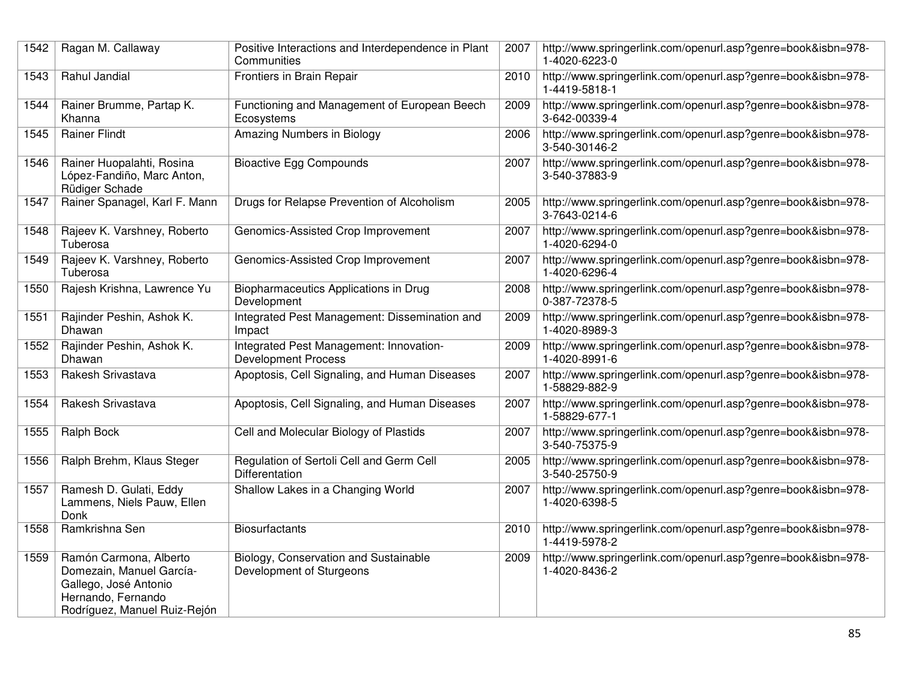| 1542 | Ragan M. Callaway | Positive Interactions and Interdependence in Plant Communities | 2007 | http://www.springerlink.com/openurl.asp?genre=book&isbn=978-1-4020-6223-0 |
|---|---|---|---|---|
| 1543 | Rahul Jandial | Frontiers in Brain Repair | 2010 | http://www.springerlink.com/openurl.asp?genre=book&isbn=978-1-4419-5818-1 |
| 1544 | Rainer Brumme, Partap K. Khanna | Functioning and Management of European Beech Ecosystems | 2009 | http://www.springerlink.com/openurl.asp?genre=book&isbn=978-3-642-00339-4 |
| 1545 | Rainer Flindt | Amazing Numbers in Biology | 2006 | http://www.springerlink.com/openurl.asp?genre=book&isbn=978-3-540-30146-2 |
| 1546 | Rainer Huopalahti, Rosina López-Fandiño, Marc Anton, Rüdiger Schade | Bioactive Egg Compounds | 2007 | http://www.springerlink.com/openurl.asp?genre=book&isbn=978-3-540-37883-9 |
| 1547 | Rainer Spanagel, Karl F. Mann | Drugs for Relapse Prevention of Alcoholism | 2005 | http://www.springerlink.com/openurl.asp?genre=book&isbn=978-3-7643-0214-6 |
| 1548 | Rajeev K. Varshney, Roberto Tuberosa | Genomics-Assisted Crop Improvement | 2007 | http://www.springerlink.com/openurl.asp?genre=book&isbn=978-1-4020-6294-0 |
| 1549 | Rajeev K. Varshney, Roberto Tuberosa | Genomics-Assisted Crop Improvement | 2007 | http://www.springerlink.com/openurl.asp?genre=book&isbn=978-1-4020-6296-4 |
| 1550 | Rajesh Krishna, Lawrence Yu | Biopharmaceutics Applications in Drug Development | 2008 | http://www.springerlink.com/openurl.asp?genre=book&isbn=978-0-387-72378-5 |
| 1551 | Rajinder Peshin, Ashok K. Dhawan | Integrated Pest Management: Dissemination and Impact | 2009 | http://www.springerlink.com/openurl.asp?genre=book&isbn=978-1-4020-8989-3 |
| 1552 | Rajinder Peshin, Ashok K. Dhawan | Integrated Pest Management: Innovation-Development Process | 2009 | http://www.springerlink.com/openurl.asp?genre=book&isbn=978-1-4020-8991-6 |
| 1553 | Rakesh Srivastava | Apoptosis, Cell Signaling, and Human Diseases | 2007 | http://www.springerlink.com/openurl.asp?genre=book&isbn=978-1-58829-882-9 |
| 1554 | Rakesh Srivastava | Apoptosis, Cell Signaling, and Human Diseases | 2007 | http://www.springerlink.com/openurl.asp?genre=book&isbn=978-1-58829-677-1 |
| 1555 | Ralph Bock | Cell and Molecular Biology of Plastids | 2007 | http://www.springerlink.com/openurl.asp?genre=book&isbn=978-3-540-75375-9 |
| 1556 | Ralph Brehm, Klaus Steger | Regulation of Sertoli Cell and Germ Cell Differentiation | 2005 | http://www.springerlink.com/openurl.asp?genre=book&isbn=978-3-540-25750-9 |
| 1557 | Ramesh D. Gulati, Eddy Lammens, Niels Pauw, Ellen Donk | Shallow Lakes in a Changing World | 2007 | http://www.springerlink.com/openurl.asp?genre=book&isbn=978-1-4020-6398-5 |
| 1558 | Ramkrishna Sen | Biosurfactants | 2010 | http://www.springerlink.com/openurl.asp?genre=book&isbn=978-1-4419-5978-2 |
| 1559 | Ramón Carmona, Alberto Domezain, Manuel García-Gallego, José Antonio Hernando, Fernando Rodríguez, Manuel Ruiz-Rejón | Biology, Conservation and Sustainable Development of Sturgeons | 2009 | http://www.springerlink.com/openurl.asp?genre=book&isbn=978-1-4020-8436-2 |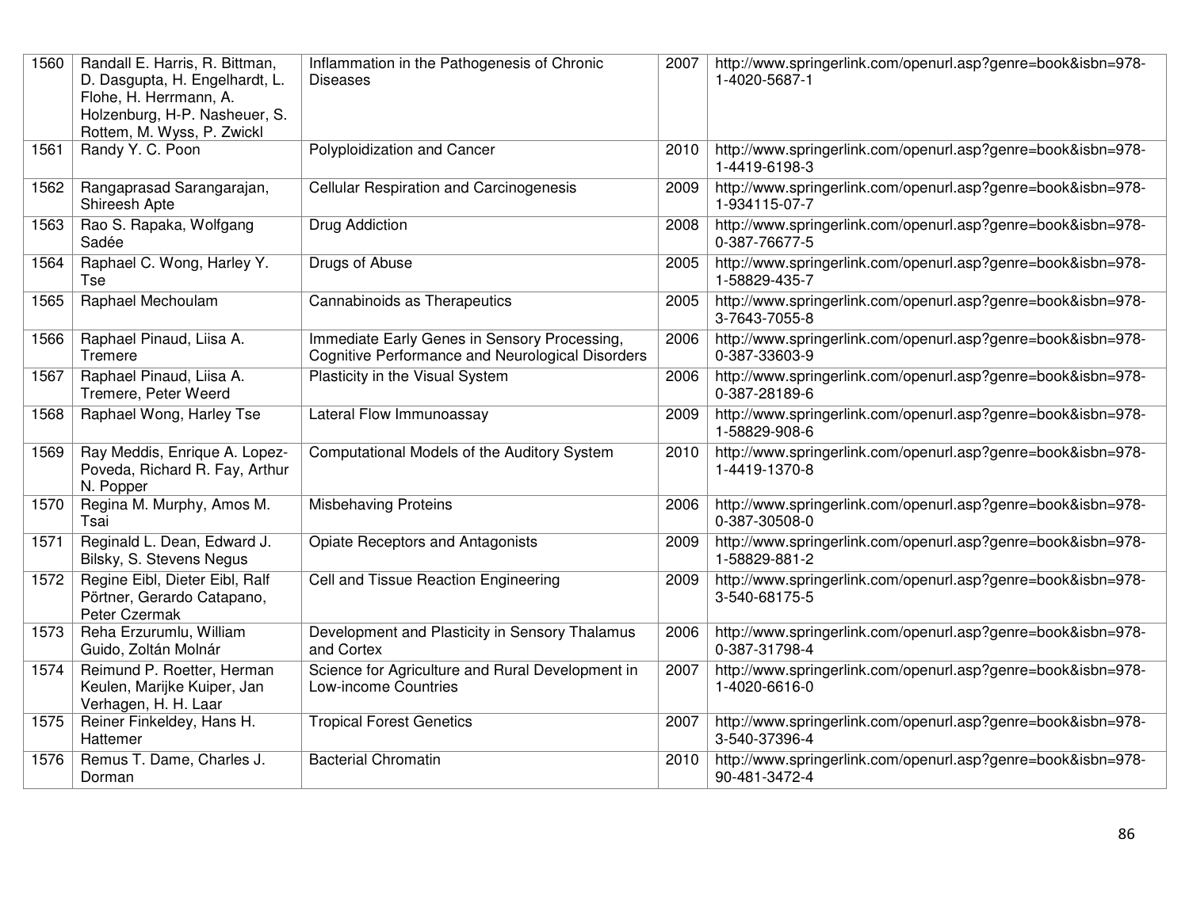| 1560 | Randall E. Harris, R. Bittman, D. Dasgupta, H. Engelhardt, L. Flohe, H. Herrmann, A. Holzenburg, H-P. Nasheuer, S. Rottem, M. Wyss, P. Zwickl | Inflammation in the Pathogenesis of Chronic Diseases | 2007 | http://www.springerlink.com/openurl.asp?genre=book&isbn=978-1-4020-5687-1 |
|---|---|---|---|---|
| 1561 | Randy Y. C. Poon | Polyploidization and Cancer | 2010 | http://www.springerlink.com/openurl.asp?genre=book&isbn=978-1-4419-6198-3 |
| 1562 | Rangaprasad Sarangarajan, Shireesh Apte | Cellular Respiration and Carcinogenesis | 2009 | http://www.springerlink.com/openurl.asp?genre=book&isbn=978-1-934115-07-7 |
| 1563 | Rao S. Rapaka, Wolfgang Sadée | Drug Addiction | 2008 | http://www.springerlink.com/openurl.asp?genre=book&isbn=978-0-387-76677-5 |
| 1564 | Raphael C. Wong, Harley Y. Tse | Drugs of Abuse | 2005 | http://www.springerlink.com/openurl.asp?genre=book&isbn=978-1-58829-435-7 |
| 1565 | Raphael Mechoulam | Cannabinoids as Therapeutics | 2005 | http://www.springerlink.com/openurl.asp?genre=book&isbn=978-3-7643-7055-8 |
| 1566 | Raphael Pinaud, Liisa A. Tremere | Immediate Early Genes in Sensory Processing, Cognitive Performance and Neurological Disorders | 2006 | http://www.springerlink.com/openurl.asp?genre=book&isbn=978-0-387-33603-9 |
| 1567 | Raphael Pinaud, Liisa A. Tremere, Peter Weerd | Plasticity in the Visual System | 2006 | http://www.springerlink.com/openurl.asp?genre=book&isbn=978-0-387-28189-6 |
| 1568 | Raphael Wong, Harley Tse | Lateral Flow Immunoassay | 2009 | http://www.springerlink.com/openurl.asp?genre=book&isbn=978-1-58829-908-6 |
| 1569 | Ray Meddis, Enrique A. Lopez-Poveda, Richard R. Fay, Arthur N. Popper | Computational Models of the Auditory System | 2010 | http://www.springerlink.com/openurl.asp?genre=book&isbn=978-1-4419-1370-8 |
| 1570 | Regina M. Murphy, Amos M. Tsai | Misbehaving Proteins | 2006 | http://www.springerlink.com/openurl.asp?genre=book&isbn=978-0-387-30508-0 |
| 1571 | Reginald L. Dean, Edward J. Bilsky, S. Stevens Negus | Opiate Receptors and Antagonists | 2009 | http://www.springerlink.com/openurl.asp?genre=book&isbn=978-1-58829-881-2 |
| 1572 | Regine Eibl, Dieter Eibl, Ralf Pörtner, Gerardo Catapano, Peter Czermak | Cell and Tissue Reaction Engineering | 2009 | http://www.springerlink.com/openurl.asp?genre=book&isbn=978-3-540-68175-5 |
| 1573 | Reha Erzurumlu, William Guido, Zoltán Molnár | Development and Plasticity in Sensory Thalamus and Cortex | 2006 | http://www.springerlink.com/openurl.asp?genre=book&isbn=978-0-387-31798-4 |
| 1574 | Reimund P. Roetter, Herman Keulen, Marijke Kuiper, Jan Verhagen, H. H. Laar | Science for Agriculture and Rural Development in Low-income Countries | 2007 | http://www.springerlink.com/openurl.asp?genre=book&isbn=978-1-4020-6616-0 |
| 1575 | Reiner Finkeldey, Hans H. Hattemer | Tropical Forest Genetics | 2007 | http://www.springerlink.com/openurl.asp?genre=book&isbn=978-3-540-37396-4 |
| 1576 | Remus T. Dame, Charles J. Dorman | Bacterial Chromatin | 2010 | http://www.springerlink.com/openurl.asp?genre=book&isbn=978-90-481-3472-4 |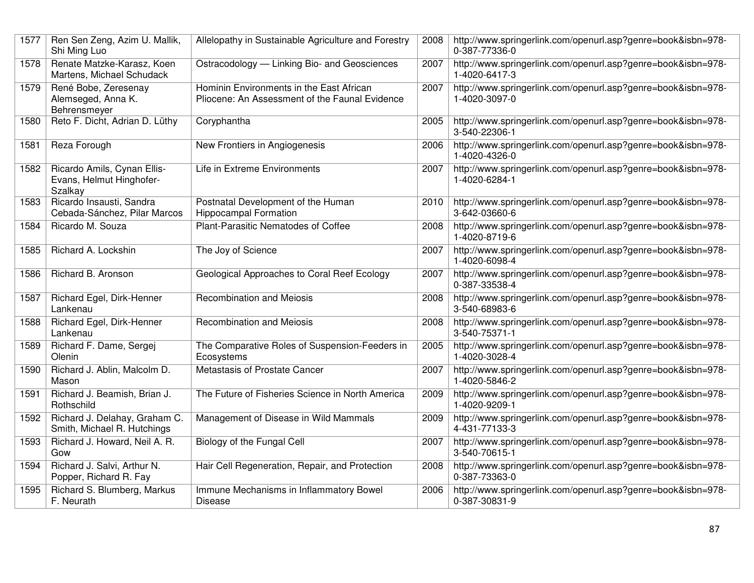| 1577 | Ren Sen Zeng, Azim U. Mallik, Shi Ming Luo | Allelopathy in Sustainable Agriculture and Forestry | 2008 | http://www.springerlink.com/openurl.asp?genre=book&isbn=978-0-387-77336-0 |
|---|---|---|---|---|
| 1578 | Renate Matzke-Karasz, Koen Martens, Michael Schudack | Ostracodology — Linking Bio- and Geosciences | 2007 | http://www.springerlink.com/openurl.asp?genre=book&isbn=978-1-4020-6417-3 |
| 1579 | René Bobe, Zeresenay Alemseged, Anna K. Behrensmeyer | Hominin Environments in the East African Pliocene: An Assessment of the Faunal Evidence | 2007 | http://www.springerlink.com/openurl.asp?genre=book&isbn=978-1-4020-3097-0 |
| 1580 | Reto F. Dicht, Adrian D. Lüthy | Coryphantha | 2005 | http://www.springerlink.com/openurl.asp?genre=book&isbn=978-3-540-22306-1 |
| 1581 | Reza Forough | New Frontiers in Angiogenesis | 2006 | http://www.springerlink.com/openurl.asp?genre=book&isbn=978-1-4020-4326-0 |
| 1582 | Ricardo Amils, Cynan Ellis-Evans, Helmut Hinghofer-Szalkay | Life in Extreme Environments | 2007 | http://www.springerlink.com/openurl.asp?genre=book&isbn=978-1-4020-6284-1 |
| 1583 | Ricardo Insausti, Sandra Cebada-Sánchez, Pilar Marcos | Postnatal Development of the Human Hippocampal Formation | 2010 | http://www.springerlink.com/openurl.asp?genre=book&isbn=978-3-642-03660-6 |
| 1584 | Ricardo M. Souza | Plant-Parasitic Nematodes of Coffee | 2008 | http://www.springerlink.com/openurl.asp?genre=book&isbn=978-1-4020-8719-6 |
| 1585 | Richard A. Lockshin | The Joy of Science | 2007 | http://www.springerlink.com/openurl.asp?genre=book&isbn=978-1-4020-6098-4 |
| 1586 | Richard B. Aronson | Geological Approaches to Coral Reef Ecology | 2007 | http://www.springerlink.com/openurl.asp?genre=book&isbn=978-0-387-33538-4 |
| 1587 | Richard Egel, Dirk-Henner Lankenau | Recombination and Meiosis | 2008 | http://www.springerlink.com/openurl.asp?genre=book&isbn=978-3-540-68983-6 |
| 1588 | Richard Egel, Dirk-Henner Lankenau | Recombination and Meiosis | 2008 | http://www.springerlink.com/openurl.asp?genre=book&isbn=978-3-540-75371-1 |
| 1589 | Richard F. Dame, Sergej Olenin | The Comparative Roles of Suspension-Feeders in Ecosystems | 2005 | http://www.springerlink.com/openurl.asp?genre=book&isbn=978-1-4020-3028-4 |
| 1590 | Richard J. Ablin, Malcolm D. Mason | Metastasis of Prostate Cancer | 2007 | http://www.springerlink.com/openurl.asp?genre=book&isbn=978-1-4020-5846-2 |
| 1591 | Richard J. Beamish, Brian J. Rothschild | The Future of Fisheries Science in North America | 2009 | http://www.springerlink.com/openurl.asp?genre=book&isbn=978-1-4020-9209-1 |
| 1592 | Richard J. Delahay, Graham C. Smith, Michael R. Hutchings | Management of Disease in Wild Mammals | 2009 | http://www.springerlink.com/openurl.asp?genre=book&isbn=978-4-431-77133-3 |
| 1593 | Richard J. Howard, Neil A. R. Gow | Biology of the Fungal Cell | 2007 | http://www.springerlink.com/openurl.asp?genre=book&isbn=978-3-540-70615-1 |
| 1594 | Richard J. Salvi, Arthur N. Popper, Richard R. Fay | Hair Cell Regeneration, Repair, and Protection | 2008 | http://www.springerlink.com/openurl.asp?genre=book&isbn=978-0-387-73363-0 |
| 1595 | Richard S. Blumberg, Markus F. Neurath | Immune Mechanisms in Inflammatory Bowel Disease | 2006 | http://www.springerlink.com/openurl.asp?genre=book&isbn=978-0-387-30831-9 |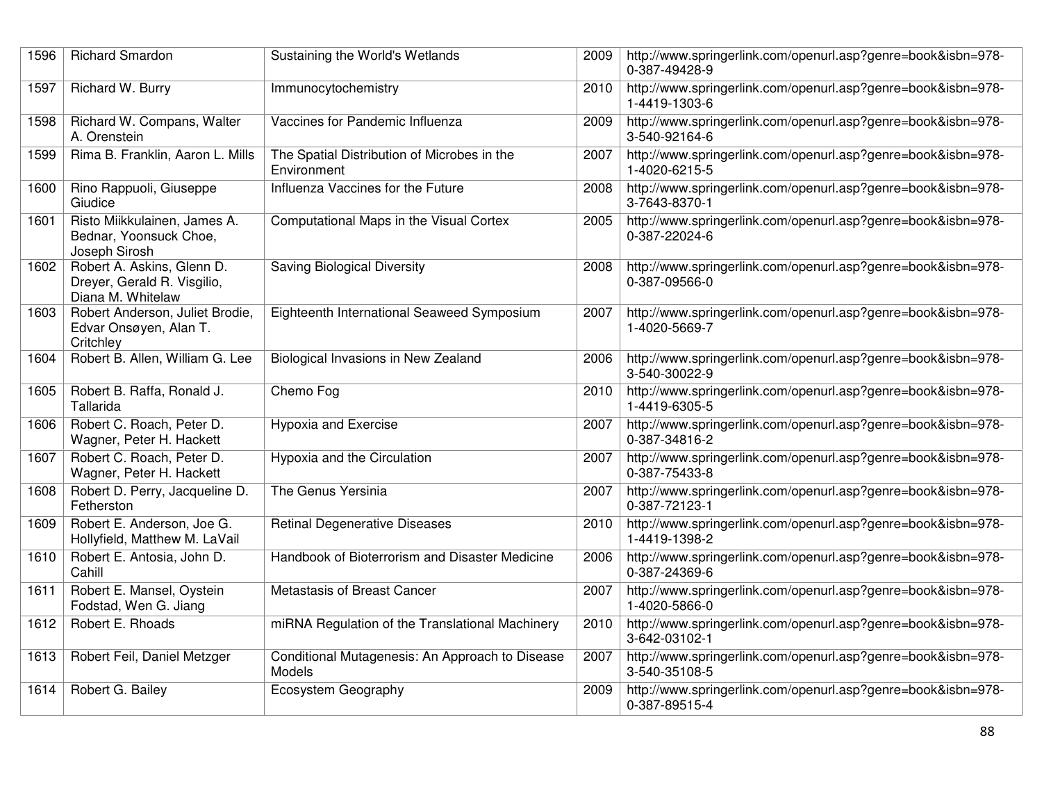| 1596 | Richard Smardon | Sustaining the World's Wetlands | 2009 | http://www.springerlink.com/openurl.asp?genre=book&isbn=978-0-387-49428-9 |
|---|---|---|---|---|
| 1597 | Richard W. Burry | Immunocytochemistry | 2010 | http://www.springerlink.com/openurl.asp?genre=book&isbn=978-1-4419-1303-6 |
| 1598 | Richard W. Compans, Walter A. Orenstein | Vaccines for Pandemic Influenza | 2009 | http://www.springerlink.com/openurl.asp?genre=book&isbn=978-3-540-92164-6 |
| 1599 | Rima B. Franklin, Aaron L. Mills | The Spatial Distribution of Microbes in the Environment | 2007 | http://www.springerlink.com/openurl.asp?genre=book&isbn=978-1-4020-6215-5 |
| 1600 | Rino Rappuoli, Giuseppe Giudice | Influenza Vaccines for the Future | 2008 | http://www.springerlink.com/openurl.asp?genre=book&isbn=978-3-7643-8370-1 |
| 1601 | Risto Miikkulainen, James A. Bednar, Yoonsuck Choe, Joseph Sirosh | Computational Maps in the Visual Cortex | 2005 | http://www.springerlink.com/openurl.asp?genre=book&isbn=978-0-387-22024-6 |
| 1602 | Robert A. Askins, Glenn D. Dreyer, Gerald R. Visgilio, Diana M. Whitelaw | Saving Biological Diversity | 2008 | http://www.springerlink.com/openurl.asp?genre=book&isbn=978-0-387-09566-0 |
| 1603 | Robert Anderson, Juliet Brodie, Edvar Onsøyen, Alan T. Critchley | Eighteenth International Seaweed Symposium | 2007 | http://www.springerlink.com/openurl.asp?genre=book&isbn=978-1-4020-5669-7 |
| 1604 | Robert B. Allen, William G. Lee | Biological Invasions in New Zealand | 2006 | http://www.springerlink.com/openurl.asp?genre=book&isbn=978-3-540-30022-9 |
| 1605 | Robert B. Raffa, Ronald J. Tallarida | Chemo Fog | 2010 | http://www.springerlink.com/openurl.asp?genre=book&isbn=978-1-4419-6305-5 |
| 1606 | Robert C. Roach, Peter D. Wagner, Peter H. Hackett | Hypoxia and Exercise | 2007 | http://www.springerlink.com/openurl.asp?genre=book&isbn=978-0-387-34816-2 |
| 1607 | Robert C. Roach, Peter D. Wagner, Peter H. Hackett | Hypoxia and the Circulation | 2007 | http://www.springerlink.com/openurl.asp?genre=book&isbn=978-0-387-75433-8 |
| 1608 | Robert D. Perry, Jacqueline D. Fetherston | The Genus Yersinia | 2007 | http://www.springerlink.com/openurl.asp?genre=book&isbn=978-0-387-72123-1 |
| 1609 | Robert E. Anderson, Joe G. Hollyfield, Matthew M. LaVail | Retinal Degenerative Diseases | 2010 | http://www.springerlink.com/openurl.asp?genre=book&isbn=978-1-4419-1398-2 |
| 1610 | Robert E. Antosia, John D. Cahill | Handbook of Bioterrorism and Disaster Medicine | 2006 | http://www.springerlink.com/openurl.asp?genre=book&isbn=978-0-387-24369-6 |
| 1611 | Robert E. Mansel, Oystein Fodstad, Wen G. Jiang | Metastasis of Breast Cancer | 2007 | http://www.springerlink.com/openurl.asp?genre=book&isbn=978-1-4020-5866-0 |
| 1612 | Robert E. Rhoads | miRNA Regulation of the Translational Machinery | 2010 | http://www.springerlink.com/openurl.asp?genre=book&isbn=978-3-642-03102-1 |
| 1613 | Robert Feil, Daniel Metzger | Conditional Mutagenesis: An Approach to Disease Models | 2007 | http://www.springerlink.com/openurl.asp?genre=book&isbn=978-3-540-35108-5 |
| 1614 | Robert G. Bailey | Ecosystem Geography | 2009 | http://www.springerlink.com/openurl.asp?genre=book&isbn=978-0-387-89515-4 |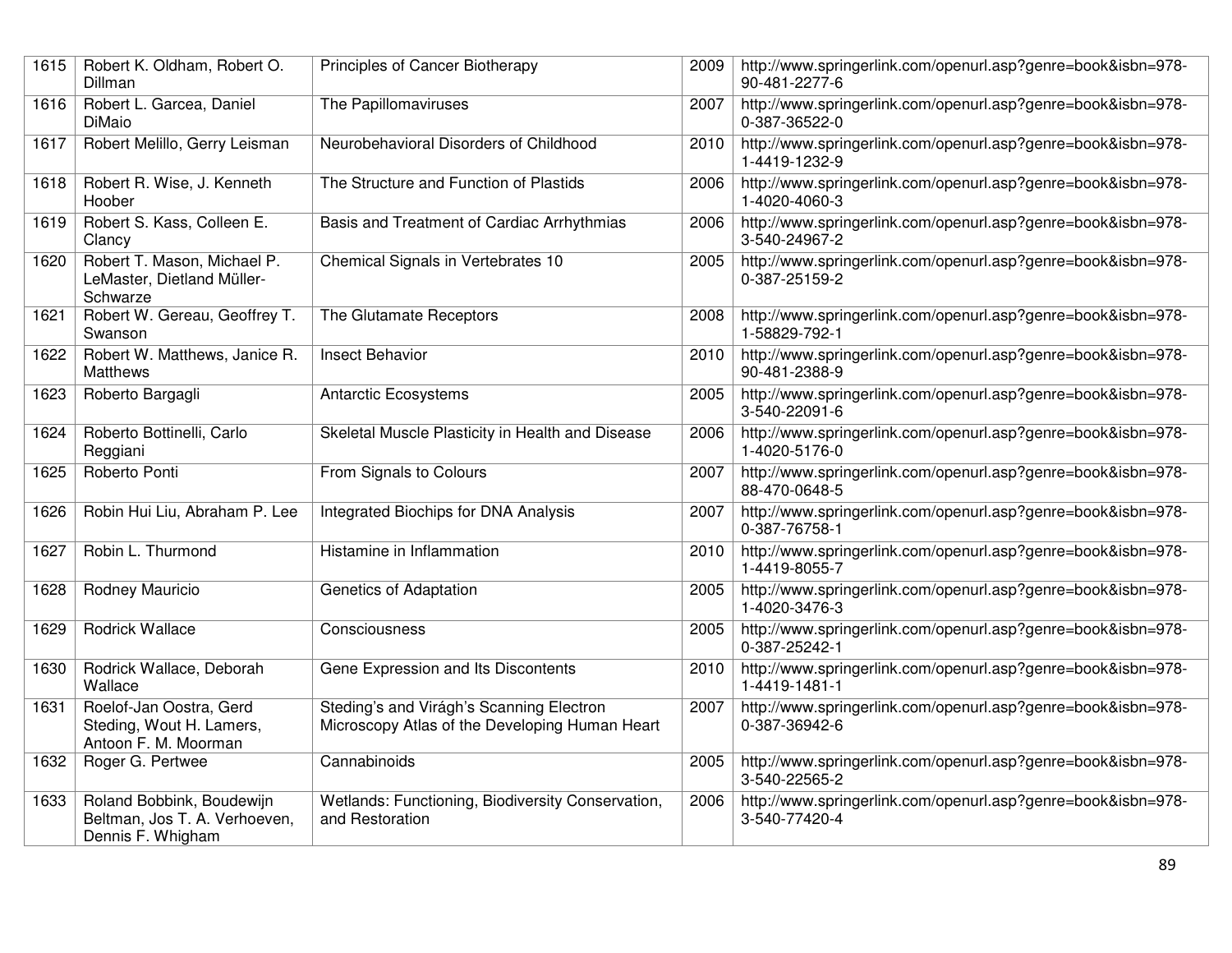| 1615 | Robert K. Oldham, Robert O. Dillman | Principles of Cancer Biotherapy | 2009 | http://www.springerlink.com/openurl.asp?genre=book&isbn=978-90-481-2277-6 |
|---|---|---|---|---|
| 1616 | Robert L. Garcea, Daniel DiMaio | The Papillomaviruses | 2007 | http://www.springerlink.com/openurl.asp?genre=book&isbn=978-0-387-36522-0 |
| 1617 | Robert Melillo, Gerry Leisman | Neurobehavioral Disorders of Childhood | 2010 | http://www.springerlink.com/openurl.asp?genre=book&isbn=978-1-4419-1232-9 |
| 1618 | Robert R. Wise, J. Kenneth Hoober | The Structure and Function of Plastids | 2006 | http://www.springerlink.com/openurl.asp?genre=book&isbn=978-1-4020-4060-3 |
| 1619 | Robert S. Kass, Colleen E. Clancy | Basis and Treatment of Cardiac Arrhythmias | 2006 | http://www.springerlink.com/openurl.asp?genre=book&isbn=978-3-540-24967-2 |
| 1620 | Robert T. Mason, Michael P. LeMaster, Dietland Müller-Schwarze | Chemical Signals in Vertebrates 10 | 2005 | http://www.springerlink.com/openurl.asp?genre=book&isbn=978-0-387-25159-2 |
| 1621 | Robert W. Gereau, Geoffrey T. Swanson | The Glutamate Receptors | 2008 | http://www.springerlink.com/openurl.asp?genre=book&isbn=978-1-58829-792-1 |
| 1622 | Robert W. Matthews, Janice R. Matthews | Insect Behavior | 2010 | http://www.springerlink.com/openurl.asp?genre=book&isbn=978-90-481-2388-9 |
| 1623 | Roberto Bargagli | Antarctic Ecosystems | 2005 | http://www.springerlink.com/openurl.asp?genre=book&isbn=978-3-540-22091-6 |
| 1624 | Roberto Bottinelli, Carlo Reggiani | Skeletal Muscle Plasticity in Health and Disease | 2006 | http://www.springerlink.com/openurl.asp?genre=book&isbn=978-1-4020-5176-0 |
| 1625 | Roberto Ponti | From Signals to Colours | 2007 | http://www.springerlink.com/openurl.asp?genre=book&isbn=978-88-470-0648-5 |
| 1626 | Robin Hui Liu, Abraham P. Lee | Integrated Biochips for DNA Analysis | 2007 | http://www.springerlink.com/openurl.asp?genre=book&isbn=978-0-387-76758-1 |
| 1627 | Robin L. Thurmond | Histamine in Inflammation | 2010 | http://www.springerlink.com/openurl.asp?genre=book&isbn=978-1-4419-8055-7 |
| 1628 | Rodney Mauricio | Genetics of Adaptation | 2005 | http://www.springerlink.com/openurl.asp?genre=book&isbn=978-1-4020-3476-3 |
| 1629 | Rodrick Wallace | Consciousness | 2005 | http://www.springerlink.com/openurl.asp?genre=book&isbn=978-0-387-25242-1 |
| 1630 | Rodrick Wallace, Deborah Wallace | Gene Expression and Its Discontents | 2010 | http://www.springerlink.com/openurl.asp?genre=book&isbn=978-1-4419-1481-1 |
| 1631 | Roelof-Jan Oostra, Gerd Steding, Wout H. Lamers, Antoon F. M. Moorman | Steding's and Virágh's Scanning Electron Microscopy Atlas of the Developing Human Heart | 2007 | http://www.springerlink.com/openurl.asp?genre=book&isbn=978-0-387-36942-6 |
| 1632 | Roger G. Pertwee | Cannabinoids | 2005 | http://www.springerlink.com/openurl.asp?genre=book&isbn=978-3-540-22565-2 |
| 1633 | Roland Bobbink, Boudewijn Beltman, Jos T. A. Verhoeven, Dennis F. Whigham | Wetlands: Functioning, Biodiversity Conservation, and Restoration | 2006 | http://www.springerlink.com/openurl.asp?genre=book&isbn=978-3-540-77420-4 |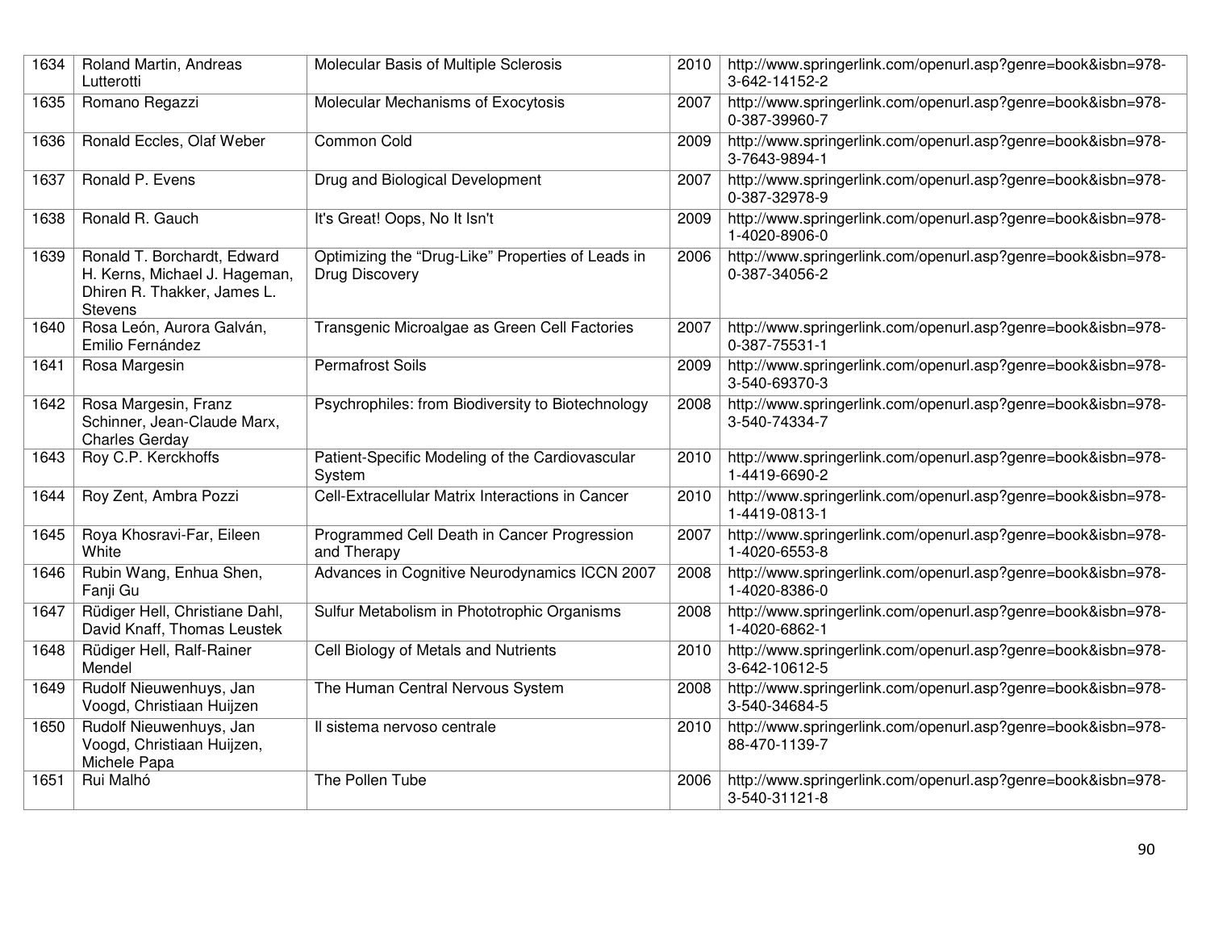| 1634 | Roland Martin, Andreas Lutterotti | Molecular Basis of Multiple Sclerosis | 2010 | http://www.springerlink.com/openurl.asp?genre=book&isbn=978-3-642-14152-2 |
|---|---|---|---|---|
| 1635 | Romano Regazzi | Molecular Mechanisms of Exocytosis | 2007 | http://www.springerlink.com/openurl.asp?genre=book&isbn=978-0-387-39960-7 |
| 1636 | Ronald Eccles, Olaf Weber | Common Cold | 2009 | http://www.springerlink.com/openurl.asp?genre=book&isbn=978-3-7643-9894-1 |
| 1637 | Ronald P. Evens | Drug and Biological Development | 2007 | http://www.springerlink.com/openurl.asp?genre=book&isbn=978-0-387-32978-9 |
| 1638 | Ronald R. Gauch | It's Great! Oops, No It Isn't | 2009 | http://www.springerlink.com/openurl.asp?genre=book&isbn=978-1-4020-8906-0 |
| 1639 | Ronald T. Borchardt, Edward H. Kerns, Michael J. Hageman, Dhiren R. Thakker, James L. Stevens | Optimizing the "Drug-Like" Properties of Leads in Drug Discovery | 2006 | http://www.springerlink.com/openurl.asp?genre=book&isbn=978-0-387-34056-2 |
| 1640 | Rosa León, Aurora Galván, Emilio Fernández | Transgenic Microalgae as Green Cell Factories | 2007 | http://www.springerlink.com/openurl.asp?genre=book&isbn=978-0-387-75531-1 |
| 1641 | Rosa Margesin | Permafrost Soils | 2009 | http://www.springerlink.com/openurl.asp?genre=book&isbn=978-3-540-69370-3 |
| 1642 | Rosa Margesin, Franz Schinner, Jean-Claude Marx, Charles Gerday | Psychrophiles: from Biodiversity to Biotechnology | 2008 | http://www.springerlink.com/openurl.asp?genre=book&isbn=978-3-540-74334-7 |
| 1643 | Roy C.P. Kerckhoffs | Patient-Specific Modeling of the Cardiovascular System | 2010 | http://www.springerlink.com/openurl.asp?genre=book&isbn=978-1-4419-6690-2 |
| 1644 | Roy Zent, Ambra Pozzi | Cell-Extracellular Matrix Interactions in Cancer | 2010 | http://www.springerlink.com/openurl.asp?genre=book&isbn=978-1-4419-0813-1 |
| 1645 | Roya Khosravi-Far, Eileen White | Programmed Cell Death in Cancer Progression and Therapy | 2007 | http://www.springerlink.com/openurl.asp?genre=book&isbn=978-1-4020-6553-8 |
| 1646 | Rubin Wang, Enhua Shen, Fanji Gu | Advances in Cognitive Neurodynamics ICCN 2007 | 2008 | http://www.springerlink.com/openurl.asp?genre=book&isbn=978-1-4020-8386-0 |
| 1647 | Rüdiger Hell, Christiane Dahl, David Knaff, Thomas Leustek | Sulfur Metabolism in Phototrophic Organisms | 2008 | http://www.springerlink.com/openurl.asp?genre=book&isbn=978-1-4020-6862-1 |
| 1648 | Rüdiger Hell, Ralf-Rainer Mendel | Cell Biology of Metals and Nutrients | 2010 | http://www.springerlink.com/openurl.asp?genre=book&isbn=978-3-642-10612-5 |
| 1649 | Rudolf Nieuwenhuys, Jan Voogd, Christiaan Huijzen | The Human Central Nervous System | 2008 | http://www.springerlink.com/openurl.asp?genre=book&isbn=978-3-540-34684-5 |
| 1650 | Rudolf Nieuwenhuys, Jan Voogd, Christiaan Huijzen, Michele Papa | Il sistema nervoso centrale | 2010 | http://www.springerlink.com/openurl.asp?genre=book&isbn=978-88-470-1139-7 |
| 1651 | Rui Malhó | The Pollen Tube | 2006 | http://www.springerlink.com/openurl.asp?genre=book&isbn=978-3-540-31121-8 |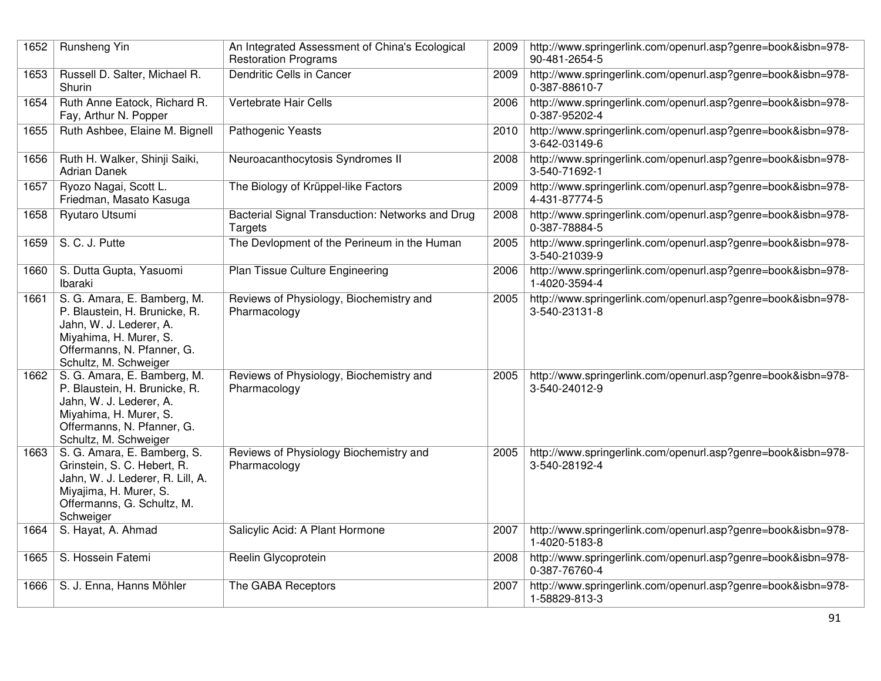| 1652 | Runsheng Yin | An Integrated Assessment of China's Ecological Restoration Programs | 2009 | http://www.springerlink.com/openurl.asp?genre=book&isbn=978-90-481-2654-5 |
|---|---|---|---|---|
| 1653 | Russell D. Salter, Michael R. Shurin | Dendritic Cells in Cancer | 2009 | http://www.springerlink.com/openurl.asp?genre=book&isbn=978-0-387-88610-7 |
| 1654 | Ruth Anne Eatock, Richard R. Fay, Arthur N. Popper | Vertebrate Hair Cells | 2006 | http://www.springerlink.com/openurl.asp?genre=book&isbn=978-0-387-95202-4 |
| 1655 | Ruth Ashbee, Elaine M. Bignell | Pathogenic Yeasts | 2010 | http://www.springerlink.com/openurl.asp?genre=book&isbn=978-3-642-03149-6 |
| 1656 | Ruth H. Walker, Shinji Saiki, Adrian Danek | Neuroacanthocytosis Syndromes II | 2008 | http://www.springerlink.com/openurl.asp?genre=book&isbn=978-3-540-71692-1 |
| 1657 | Ryozo Nagai, Scott L. Friedman, Masato Kasuga | The Biology of Krüppel-like Factors | 2009 | http://www.springerlink.com/openurl.asp?genre=book&isbn=978-4-431-87774-5 |
| 1658 | Ryutaro Utsumi | Bacterial Signal Transduction: Networks and Drug Targets | 2008 | http://www.springerlink.com/openurl.asp?genre=book&isbn=978-0-387-78884-5 |
| 1659 | S. C. J. Putte | The Devlopment of the Perineum in the Human | 2005 | http://www.springerlink.com/openurl.asp?genre=book&isbn=978-3-540-21039-9 |
| 1660 | S. Dutta Gupta, Yasuomi Ibaraki | Plan Tissue Culture Engineering | 2006 | http://www.springerlink.com/openurl.asp?genre=book&isbn=978-1-4020-3594-4 |
| 1661 | S. G. Amara, E. Bamberg, M. P. Blaustein, H. Brunicke, R. Jahn, W. J. Lederer, A. Miyahima, H. Murer, S. Offermanns, N. Pfanner, G. Schultz, M. Schweiger | Reviews of Physiology, Biochemistry and Pharmacology | 2005 | http://www.springerlink.com/openurl.asp?genre=book&isbn=978-3-540-23131-8 |
| 1662 | S. G. Amara, E. Bamberg, M. P. Blaustein, H. Brunicke, R. Jahn, W. J. Lederer, A. Miyahima, H. Murer, S. Offermanns, N. Pfanner, G. Schultz, M. Schweiger | Reviews of Physiology, Biochemistry and Pharmacology | 2005 | http://www.springerlink.com/openurl.asp?genre=book&isbn=978-3-540-24012-9 |
| 1663 | S. G. Amara, E. Bamberg, S. Grinstein, S. C. Hebert, R. Jahn, W. J. Lederer, R. Lill, A. Miyajima, H. Murer, S. Offermanns, G. Schultz, M. Schweiger | Reviews of Physiology Biochemistry and Pharmacology | 2005 | http://www.springerlink.com/openurl.asp?genre=book&isbn=978-3-540-28192-4 |
| 1664 | S. Hayat, A. Ahmad | Salicylic Acid: A Plant Hormone | 2007 | http://www.springerlink.com/openurl.asp?genre=book&isbn=978-1-4020-5183-8 |
| 1665 | S. Hossein Fatemi | Reelin Glycoprotein | 2008 | http://www.springerlink.com/openurl.asp?genre=book&isbn=978-0-387-76760-4 |
| 1666 | S. J. Enna, Hanns Möhler | The GABA Receptors | 2007 | http://www.springerlink.com/openurl.asp?genre=book&isbn=978-1-58829-813-3 |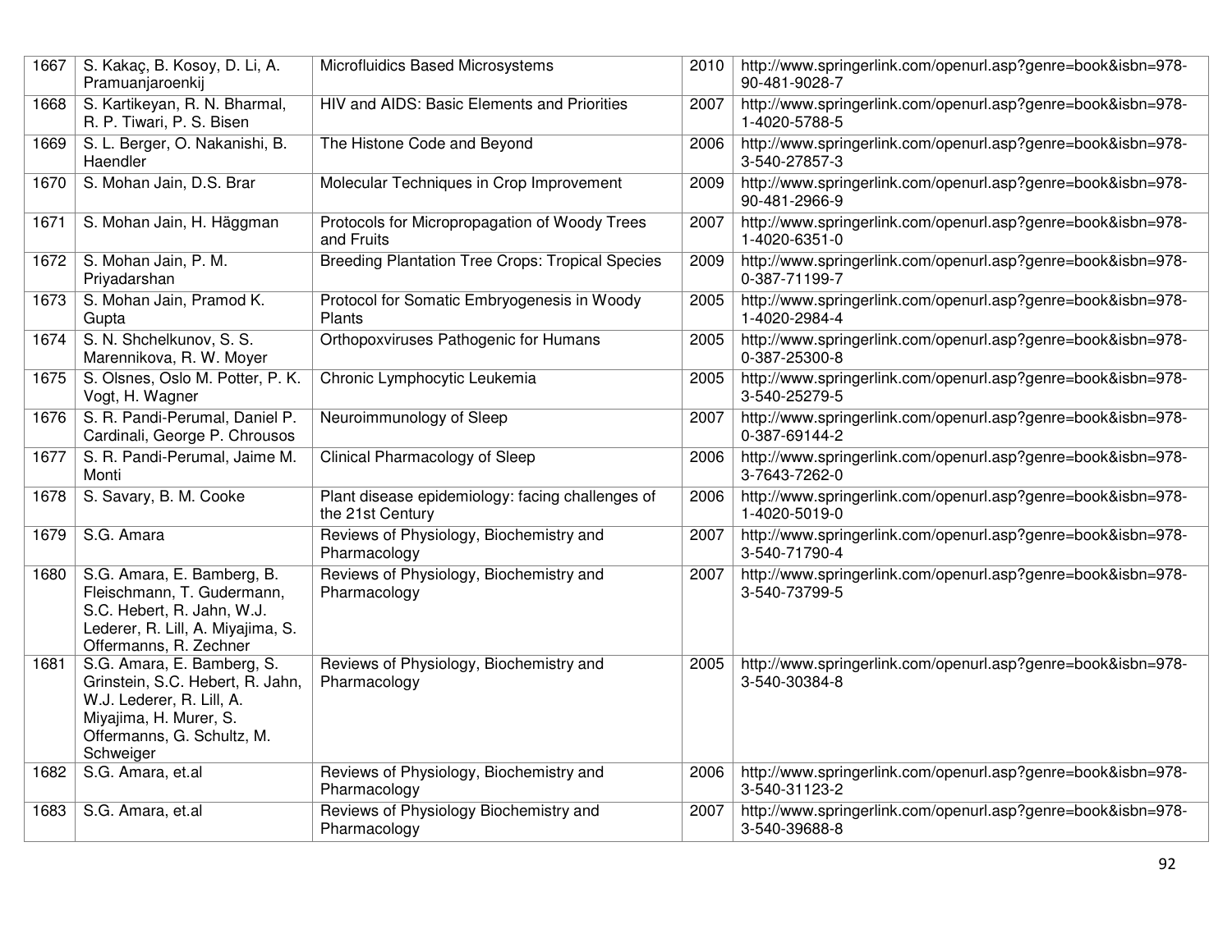| 1667 | S. Kakaç, B. Kosoy, D. Li, A. Pramuanjaroenkij | Microfluidics Based Microsystems | 2010 | http://www.springerlink.com/openurl.asp?genre=book&isbn=978-90-481-9028-7 |
|---|---|---|---|---|
| 1668 | S. Kartikeyan, R. N. Bharmal, R. P. Tiwari, P. S. Bisen | HIV and AIDS: Basic Elements and Priorities | 2007 | http://www.springerlink.com/openurl.asp?genre=book&isbn=978-1-4020-5788-5 |
| 1669 | S. L. Berger, O. Nakanishi, B. Haendler | The Histone Code and Beyond | 2006 | http://www.springerlink.com/openurl.asp?genre=book&isbn=978-3-540-27857-3 |
| 1670 | S. Mohan Jain, D.S. Brar | Molecular Techniques in Crop Improvement | 2009 | http://www.springerlink.com/openurl.asp?genre=book&isbn=978-90-481-2966-9 |
| 1671 | S. Mohan Jain, H. Häggman | Protocols for Micropropagation of Woody Trees and Fruits | 2007 | http://www.springerlink.com/openurl.asp?genre=book&isbn=978-1-4020-6351-0 |
| 1672 | S. Mohan Jain, P. M. Priyadarshan | Breeding Plantation Tree Crops: Tropical Species | 2009 | http://www.springerlink.com/openurl.asp?genre=book&isbn=978-0-387-71199-7 |
| 1673 | S. Mohan Jain, Pramod K. Gupta | Protocol for Somatic Embryogenesis in Woody Plants | 2005 | http://www.springerlink.com/openurl.asp?genre=book&isbn=978-1-4020-2984-4 |
| 1674 | S. N. Shchelkunov, S. S. Marennikova, R. W. Moyer | Orthopoxviruses Pathogenic for Humans | 2005 | http://www.springerlink.com/openurl.asp?genre=book&isbn=978-0-387-25300-8 |
| 1675 | S. Olsnes, Oslo M. Potter, P. K. Vogt, H. Wagner | Chronic Lymphocytic Leukemia | 2005 | http://www.springerlink.com/openurl.asp?genre=book&isbn=978-3-540-25279-5 |
| 1676 | S. R. Pandi-Perumal, Daniel P. Cardinali, George P. Chrousos | Neuroimmunology of Sleep | 2007 | http://www.springerlink.com/openurl.asp?genre=book&isbn=978-0-387-69144-2 |
| 1677 | S. R. Pandi-Perumal, Jaime M. Monti | Clinical Pharmacology of Sleep | 2006 | http://www.springerlink.com/openurl.asp?genre=book&isbn=978-3-7643-7262-0 |
| 1678 | S. Savary, B. M. Cooke | Plant disease epidemiology: facing challenges of the 21st Century | 2006 | http://www.springerlink.com/openurl.asp?genre=book&isbn=978-1-4020-5019-0 |
| 1679 | S.G. Amara | Reviews of Physiology, Biochemistry and Pharmacology | 2007 | http://www.springerlink.com/openurl.asp?genre=book&isbn=978-3-540-71790-4 |
| 1680 | S.G. Amara, E. Bamberg, B. Fleischmann, T. Gudermann, S.C. Hebert, R. Jahn, W.J. Lederer, R. Lill, A. Miyajima, S. Offermanns, R. Zechner | Reviews of Physiology, Biochemistry and Pharmacology | 2007 | http://www.springerlink.com/openurl.asp?genre=book&isbn=978-3-540-73799-5 |
| 1681 | S.G. Amara, E. Bamberg, S. Grinstein, S.C. Hebert, R. Jahn, W.J. Lederer, R. Lill, A. Miyajima, H. Murer, S. Offermanns, G. Schultz, M. Schweiger | Reviews of Physiology, Biochemistry and Pharmacology | 2005 | http://www.springerlink.com/openurl.asp?genre=book&isbn=978-3-540-30384-8 |
| 1682 | S.G. Amara, et.al | Reviews of Physiology, Biochemistry and Pharmacology | 2006 | http://www.springerlink.com/openurl.asp?genre=book&isbn=978-3-540-31123-2 |
| 1683 | S.G. Amara, et.al | Reviews of Physiology Biochemistry and Pharmacology | 2007 | http://www.springerlink.com/openurl.asp?genre=book&isbn=978-3-540-39688-8 |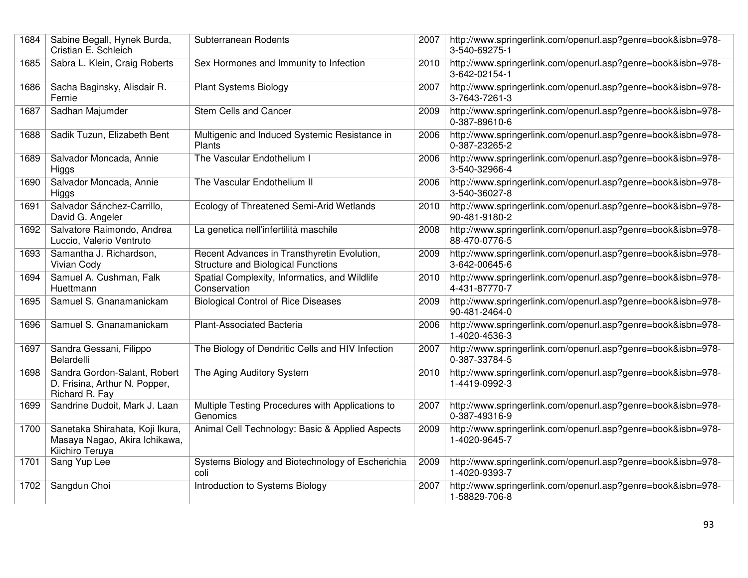| 1684 | Sabine Begall, Hynek Burda, Cristian E. Schleich | Subterranean Rodents | 2007 | http://www.springerlink.com/openurl.asp?genre=book&isbn=978-3-540-69275-1 |
|---|---|---|---|---|
| 1685 | Sabra L. Klein, Craig Roberts | Sex Hormones and Immunity to Infection | 2010 | http://www.springerlink.com/openurl.asp?genre=book&isbn=978-3-642-02154-1 |
| 1686 | Sacha Baginsky, Alisdair R. Fernie | Plant Systems Biology | 2007 | http://www.springerlink.com/openurl.asp?genre=book&isbn=978-3-7643-7261-3 |
| 1687 | Sadhan Majumder | Stem Cells and Cancer | 2009 | http://www.springerlink.com/openurl.asp?genre=book&isbn=978-0-387-89610-6 |
| 1688 | Sadik Tuzun, Elizabeth Bent | Multigenic and Induced Systemic Resistance in Plants | 2006 | http://www.springerlink.com/openurl.asp?genre=book&isbn=978-0-387-23265-2 |
| 1689 | Salvador Moncada, Annie Higgs | The Vascular Endothelium I | 2006 | http://www.springerlink.com/openurl.asp?genre=book&isbn=978-3-540-32966-4 |
| 1690 | Salvador Moncada, Annie Higgs | The Vascular Endothelium II | 2006 | http://www.springerlink.com/openurl.asp?genre=book&isbn=978-3-540-36027-8 |
| 1691 | Salvador Sánchez-Carrillo, David G. Angeler | Ecology of Threatened Semi-Arid Wetlands | 2010 | http://www.springerlink.com/openurl.asp?genre=book&isbn=978-90-481-9180-2 |
| 1692 | Salvatore Raimondo, Andrea Luccio, Valerio Ventruto | La genetica nell'infertilità maschile | 2008 | http://www.springerlink.com/openurl.asp?genre=book&isbn=978-88-470-0776-5 |
| 1693 | Samantha J. Richardson, Vivian Cody | Recent Advances in Transthyretin Evolution, Structure and Biological Functions | 2009 | http://www.springerlink.com/openurl.asp?genre=book&isbn=978-3-642-00645-6 |
| 1694 | Samuel A. Cushman, Falk Huettmann | Spatial Complexity, Informatics, and Wildlife Conservation | 2010 | http://www.springerlink.com/openurl.asp?genre=book&isbn=978-4-431-87770-7 |
| 1695 | Samuel S. Gnanamanickam | Biological Control of Rice Diseases | 2009 | http://www.springerlink.com/openurl.asp?genre=book&isbn=978-90-481-2464-0 |
| 1696 | Samuel S. Gnanamanickam | Plant-Associated Bacteria | 2006 | http://www.springerlink.com/openurl.asp?genre=book&isbn=978-1-4020-4536-3 |
| 1697 | Sandra Gessani, Filippo Belardelli | The Biology of Dendritic Cells and HIV Infection | 2007 | http://www.springerlink.com/openurl.asp?genre=book&isbn=978-0-387-33784-5 |
| 1698 | Sandra Gordon-Salant, Robert D. Frisina, Arthur N. Popper, Richard R. Fay | The Aging Auditory System | 2010 | http://www.springerlink.com/openurl.asp?genre=book&isbn=978-1-4419-0992-3 |
| 1699 | Sandrine Dudoit, Mark J. Laan | Multiple Testing Procedures with Applications to Genomics | 2007 | http://www.springerlink.com/openurl.asp?genre=book&isbn=978-0-387-49316-9 |
| 1700 | Sanetaka Shirahata, Koji Ikura, Masaya Nagao, Akira Ichikawa, Kiichiro Teruya | Animal Cell Technology: Basic & Applied Aspects | 2009 | http://www.springerlink.com/openurl.asp?genre=book&isbn=978-1-4020-9645-7 |
| 1701 | Sang Yup Lee | Systems Biology and Biotechnology of Escherichia coli | 2009 | http://www.springerlink.com/openurl.asp?genre=book&isbn=978-1-4020-9393-7 |
| 1702 | Sangdun Choi | Introduction to Systems Biology | 2007 | http://www.springerlink.com/openurl.asp?genre=book&isbn=978-1-58829-706-8 |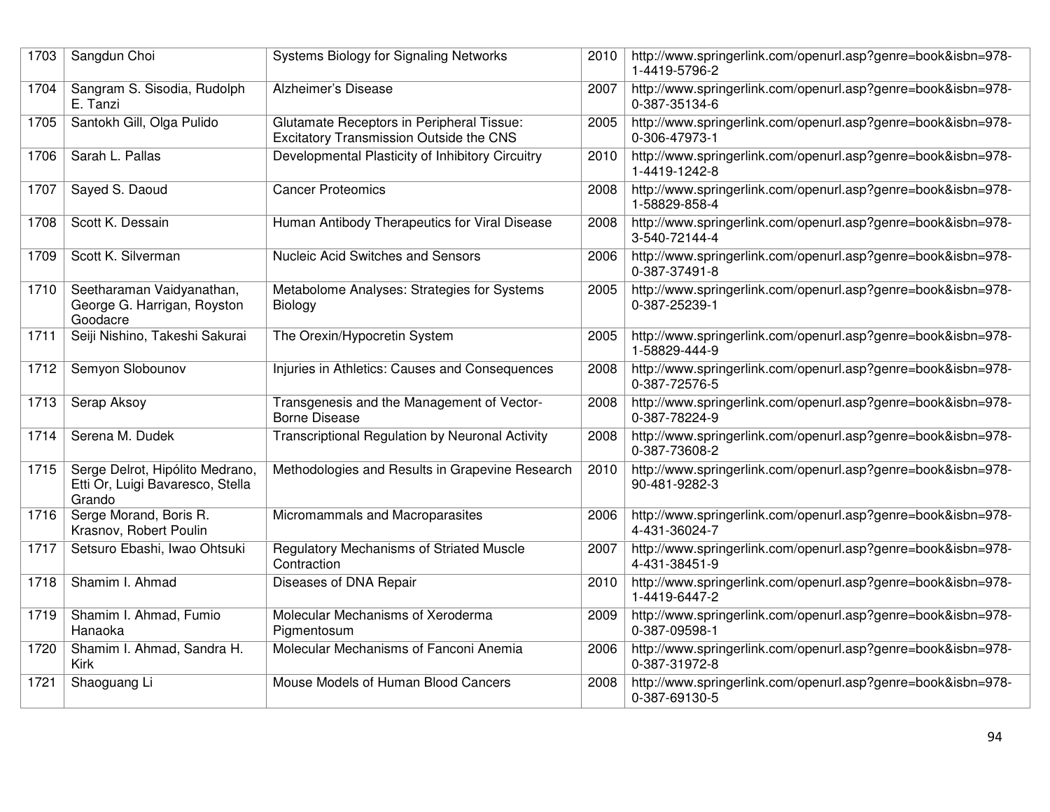| 1703 | Sangdun Choi | Systems Biology for Signaling Networks | 2010 | http://www.springerlink.com/openurl.asp?genre=book&isbn=978-1-4419-5796-2 |
|---|---|---|---|---|
| 1704 | Sangram S. Sisodia, Rudolph E. Tanzi | Alzheimer's Disease | 2007 | http://www.springerlink.com/openurl.asp?genre=book&isbn=978-0-387-35134-6 |
| 1705 | Santokh Gill, Olga Pulido | Glutamate Receptors in Peripheral Tissue: Excitatory Transmission Outside the CNS | 2005 | http://www.springerlink.com/openurl.asp?genre=book&isbn=978-0-306-47973-1 |
| 1706 | Sarah L. Pallas | Developmental Plasticity of Inhibitory Circuitry | 2010 | http://www.springerlink.com/openurl.asp?genre=book&isbn=978-1-4419-1242-8 |
| 1707 | Sayed S. Daoud | Cancer Proteomics | 2008 | http://www.springerlink.com/openurl.asp?genre=book&isbn=978-1-58829-858-4 |
| 1708 | Scott K. Dessain | Human Antibody Therapeutics for Viral Disease | 2008 | http://www.springerlink.com/openurl.asp?genre=book&isbn=978-3-540-72144-4 |
| 1709 | Scott K. Silverman | Nucleic Acid Switches and Sensors | 2006 | http://www.springerlink.com/openurl.asp?genre=book&isbn=978-0-387-37491-8 |
| 1710 | Seetharaman Vaidyanathan, George G. Harrigan, Royston Goodacre | Metabolome Analyses: Strategies for Systems Biology | 2005 | http://www.springerlink.com/openurl.asp?genre=book&isbn=978-0-387-25239-1 |
| 1711 | Seiji Nishino, Takeshi Sakurai | The Orexin/Hypocretin System | 2005 | http://www.springerlink.com/openurl.asp?genre=book&isbn=978-1-58829-444-9 |
| 1712 | Semyon Slobounov | Injuries in Athletics: Causes and Consequences | 2008 | http://www.springerlink.com/openurl.asp?genre=book&isbn=978-0-387-72576-5 |
| 1713 | Serap Aksoy | Transgenesis and the Management of Vector-Borne Disease | 2008 | http://www.springerlink.com/openurl.asp?genre=book&isbn=978-0-387-78224-9 |
| 1714 | Serena M. Dudek | Transcriptional Regulation by Neuronal Activity | 2008 | http://www.springerlink.com/openurl.asp?genre=book&isbn=978-0-387-73608-2 |
| 1715 | Serge Delrot, Hipólito Medrano, Etti Or, Luigi Bavaresco, Stella Grando | Methodologies and Results in Grapevine Research | 2010 | http://www.springerlink.com/openurl.asp?genre=book&isbn=978-90-481-9282-3 |
| 1716 | Serge Morand, Boris R. Krasnov, Robert Poulin | Micromammals and Macroparasites | 2006 | http://www.springerlink.com/openurl.asp?genre=book&isbn=978-4-431-36024-7 |
| 1717 | Setsuro Ebashi, Iwao Ohtsuki | Regulatory Mechanisms of Striated Muscle Contraction | 2007 | http://www.springerlink.com/openurl.asp?genre=book&isbn=978-4-431-38451-9 |
| 1718 | Shamim I. Ahmad | Diseases of DNA Repair | 2010 | http://www.springerlink.com/openurl.asp?genre=book&isbn=978-1-4419-6447-2 |
| 1719 | Shamim I. Ahmad, Fumio Hanaoka | Molecular Mechanisms of Xeroderma Pigmentosum | 2009 | http://www.springerlink.com/openurl.asp?genre=book&isbn=978-0-387-09598-1 |
| 1720 | Shamim I. Ahmad, Sandra H. Kirk | Molecular Mechanisms of Fanconi Anemia | 2006 | http://www.springerlink.com/openurl.asp?genre=book&isbn=978-0-387-31972-8 |
| 1721 | Shaoguang Li | Mouse Models of Human Blood Cancers | 2008 | http://www.springerlink.com/openurl.asp?genre=book&isbn=978-0-387-69130-5 |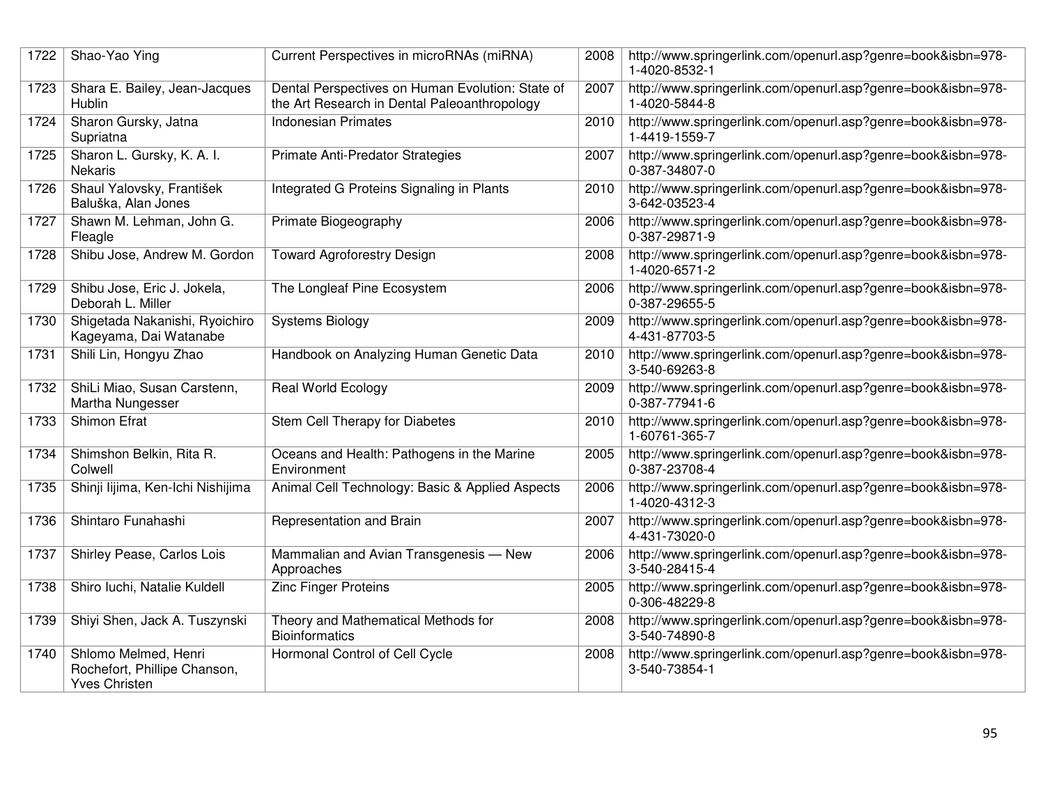| 1722 | Shao-Yao Ying | Current Perspectives in microRNAs (miRNA) | 2008 | http://www.springerlink.com/openurl.asp?genre=book&isbn=978-1-4020-8532-1 |
|---|---|---|---|---|
| 1723 | Shara E. Bailey, Jean-Jacques Hublin | Dental Perspectives on Human Evolution: State of the Art Research in Dental Paleoanthropology | 2007 | http://www.springerlink.com/openurl.asp?genre=book&isbn=978-1-4020-5844-8 |
| 1724 | Sharon Gursky, Jatna Supriatna | Indonesian Primates | 2010 | http://www.springerlink.com/openurl.asp?genre=book&isbn=978-1-4419-1559-7 |
| 1725 | Sharon L. Gursky, K. A. I. Nekaris | Primate Anti-Predator Strategies | 2007 | http://www.springerlink.com/openurl.asp?genre=book&isbn=978-0-387-34807-0 |
| 1726 | Shaul Yalovsky, František Baluška, Alan Jones | Integrated G Proteins Signaling in Plants | 2010 | http://www.springerlink.com/openurl.asp?genre=book&isbn=978-3-642-03523-4 |
| 1727 | Shawn M. Lehman, John G. Fleagle | Primate Biogeography | 2006 | http://www.springerlink.com/openurl.asp?genre=book&isbn=978-0-387-29871-9 |
| 1728 | Shibu Jose, Andrew M. Gordon | Toward Agroforestry Design | 2008 | http://www.springerlink.com/openurl.asp?genre=book&isbn=978-1-4020-6571-2 |
| 1729 | Shibu Jose, Eric J. Jokela, Deborah L. Miller | The Longleaf Pine Ecosystem | 2006 | http://www.springerlink.com/openurl.asp?genre=book&isbn=978-0-387-29655-5 |
| 1730 | Shigetada Nakanishi, Ryoichiro Kageyama, Dai Watanabe | Systems Biology | 2009 | http://www.springerlink.com/openurl.asp?genre=book&isbn=978-4-431-87703-5 |
| 1731 | Shili Lin, Hongyu Zhao | Handbook on Analyzing Human Genetic Data | 2010 | http://www.springerlink.com/openurl.asp?genre=book&isbn=978-3-540-69263-8 |
| 1732 | ShiLi Miao, Susan Carstenn, Martha Nungesser | Real World Ecology | 2009 | http://www.springerlink.com/openurl.asp?genre=book&isbn=978-0-387-77941-6 |
| 1733 | Shimon Efrat | Stem Cell Therapy for Diabetes | 2010 | http://www.springerlink.com/openurl.asp?genre=book&isbn=978-1-60761-365-7 |
| 1734 | Shimshon Belkin, Rita R. Colwell | Oceans and Health: Pathogens in the Marine Environment | 2005 | http://www.springerlink.com/openurl.asp?genre=book&isbn=978-0-387-23708-4 |
| 1735 | Shinji Iijima, Ken-Ichi Nishijima | Animal Cell Technology: Basic & Applied Aspects | 2006 | http://www.springerlink.com/openurl.asp?genre=book&isbn=978-1-4020-4312-3 |
| 1736 | Shintaro Funahashi | Representation and Brain | 2007 | http://www.springerlink.com/openurl.asp?genre=book&isbn=978-4-431-73020-0 |
| 1737 | Shirley Pease, Carlos Lois | Mammalian and Avian Transgenesis — New Approaches | 2006 | http://www.springerlink.com/openurl.asp?genre=book&isbn=978-3-540-28415-4 |
| 1738 | Shiro Iuchi, Natalie Kuldell | Zinc Finger Proteins | 2005 | http://www.springerlink.com/openurl.asp?genre=book&isbn=978-0-306-48229-8 |
| 1739 | Shiyi Shen, Jack A. Tuszynski | Theory and Mathematical Methods for Bioinformatics | 2008 | http://www.springerlink.com/openurl.asp?genre=book&isbn=978-3-540-74890-8 |
| 1740 | Shlomo Melmed, Henri Rochefort, Phillipe Chanson, Yves Christen | Hormonal Control of Cell Cycle | 2008 | http://www.springerlink.com/openurl.asp?genre=book&isbn=978-3-540-73854-1 |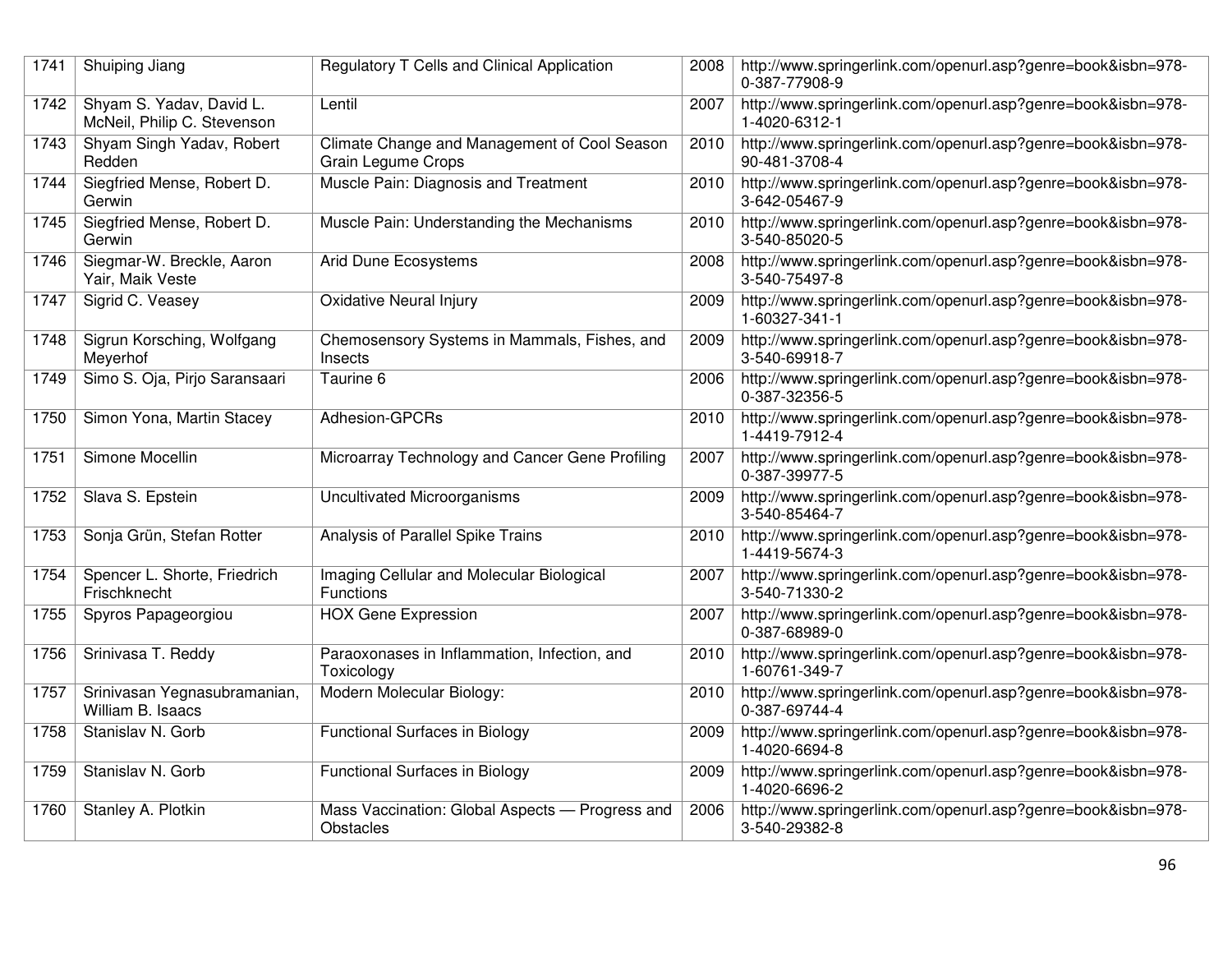| 1741 | Shuiping Jiang | Regulatory T Cells and Clinical Application | 2008 | http://www.springerlink.com/openurl.asp?genre=book&isbn=978-0-387-77908-9 |
|---|---|---|---|---|
| 1742 | Shyam S. Yadav, David L. McNeil, Philip C. Stevenson | Lentil | 2007 | http://www.springerlink.com/openurl.asp?genre=book&isbn=978-1-4020-6312-1 |
| 1743 | Shyam Singh Yadav, Robert Redden | Climate Change and Management of Cool Season Grain Legume Crops | 2010 | http://www.springerlink.com/openurl.asp?genre=book&isbn=978-90-481-3708-4 |
| 1744 | Siegfried Mense, Robert D. Gerwin | Muscle Pain: Diagnosis and Treatment | 2010 | http://www.springerlink.com/openurl.asp?genre=book&isbn=978-3-642-05467-9 |
| 1745 | Siegfried Mense, Robert D. Gerwin | Muscle Pain: Understanding the Mechanisms | 2010 | http://www.springerlink.com/openurl.asp?genre=book&isbn=978-3-540-85020-5 |
| 1746 | Siegmar-W. Breckle, Aaron Yair, Maik Veste | Arid Dune Ecosystems | 2008 | http://www.springerlink.com/openurl.asp?genre=book&isbn=978-3-540-75497-8 |
| 1747 | Sigrid C. Veasey | Oxidative Neural Injury | 2009 | http://www.springerlink.com/openurl.asp?genre=book&isbn=978-1-60327-341-1 |
| 1748 | Sigrun Korsching, Wolfgang Meyerhof | Chemosensory Systems in Mammals, Fishes, and Insects | 2009 | http://www.springerlink.com/openurl.asp?genre=book&isbn=978-3-540-69918-7 |
| 1749 | Simo S. Oja, Pirjo Saransaari | Taurine 6 | 2006 | http://www.springerlink.com/openurl.asp?genre=book&isbn=978-0-387-32356-5 |
| 1750 | Simon Yona, Martin Stacey | Adhesion-GPCRs | 2010 | http://www.springerlink.com/openurl.asp?genre=book&isbn=978-1-4419-7912-4 |
| 1751 | Simone Mocellin | Microarray Technology and Cancer Gene Profiling | 2007 | http://www.springerlink.com/openurl.asp?genre=book&isbn=978-0-387-39977-5 |
| 1752 | Slava S. Epstein | Uncultivated Microorganisms | 2009 | http://www.springerlink.com/openurl.asp?genre=book&isbn=978-3-540-85464-7 |
| 1753 | Sonja Grün, Stefan Rotter | Analysis of Parallel Spike Trains | 2010 | http://www.springerlink.com/openurl.asp?genre=book&isbn=978-1-4419-5674-3 |
| 1754 | Spencer L. Shorte, Friedrich Frischknecht | Imaging Cellular and Molecular Biological Functions | 2007 | http://www.springerlink.com/openurl.asp?genre=book&isbn=978-3-540-71330-2 |
| 1755 | Spyros Papageorgiou | HOX Gene Expression | 2007 | http://www.springerlink.com/openurl.asp?genre=book&isbn=978-0-387-68989-0 |
| 1756 | Srinivasa T. Reddy | Paraoxonases in Inflammation, Infection, and Toxicology | 2010 | http://www.springerlink.com/openurl.asp?genre=book&isbn=978-1-60761-349-7 |
| 1757 | Srinivasan Yegnasubramanian, William B. Isaacs | Modern Molecular Biology: | 2010 | http://www.springerlink.com/openurl.asp?genre=book&isbn=978-0-387-69744-4 |
| 1758 | Stanislav N. Gorb | Functional Surfaces in Biology | 2009 | http://www.springerlink.com/openurl.asp?genre=book&isbn=978-1-4020-6694-8 |
| 1759 | Stanislav N. Gorb | Functional Surfaces in Biology | 2009 | http://www.springerlink.com/openurl.asp?genre=book&isbn=978-1-4020-6696-2 |
| 1760 | Stanley A. Plotkin | Mass Vaccination: Global Aspects — Progress and Obstacles | 2006 | http://www.springerlink.com/openurl.asp?genre=book&isbn=978-3-540-29382-8 |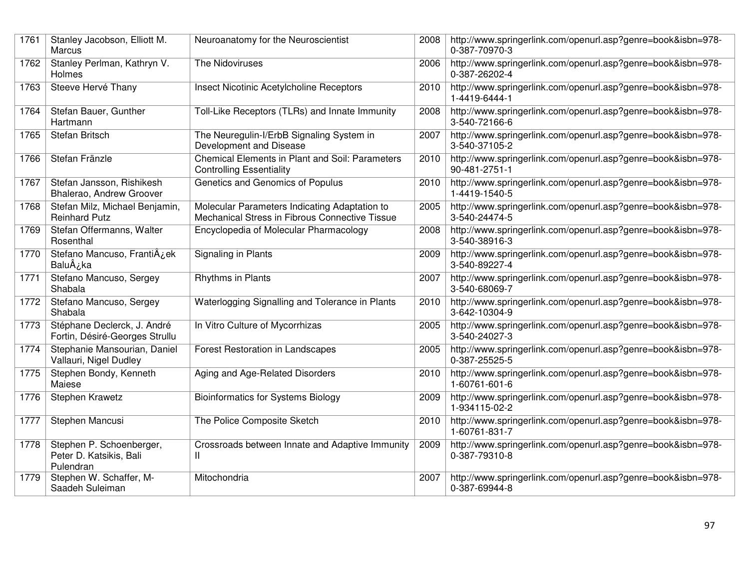| 1761 | Stanley Jacobson, Elliott M. Marcus | Neuroanatomy for the Neuroscientist | 2008 | http://www.springerlink.com/openurl.asp?genre=book&isbn=978-0-387-70970-3 |
|---|---|---|---|---|
| 1762 | Stanley Perlman, Kathryn V. Holmes | The Nidoviruses | 2006 | http://www.springerlink.com/openurl.asp?genre=book&isbn=978-0-387-26202-4 |
| 1763 | Steeve Hervé Thany | Insect Nicotinic Acetylcholine Receptors | 2010 | http://www.springerlink.com/openurl.asp?genre=book&isbn=978-1-4419-6444-1 |
| 1764 | Stefan Bauer, Gunther Hartmann | Toll-Like Receptors (TLRs) and Innate Immunity | 2008 | http://www.springerlink.com/openurl.asp?genre=book&isbn=978-3-540-72166-6 |
| 1765 | Stefan Britsch | The Neuregulin-I/ErbB Signaling System in Development and Disease | 2007 | http://www.springerlink.com/openurl.asp?genre=book&isbn=978-3-540-37105-2 |
| 1766 | Stefan Fränzle | Chemical Elements in Plant and Soil: Parameters Controlling Essentiality | 2010 | http://www.springerlink.com/openurl.asp?genre=book&isbn=978-90-481-2751-1 |
| 1767 | Stefan Jansson, Rishikesh Bhalerao, Andrew Groover | Genetics and Genomics of Populus | 2010 | http://www.springerlink.com/openurl.asp?genre=book&isbn=978-1-4419-1540-5 |
| 1768 | Stefan Milz, Michael Benjamin, Reinhard Putz | Molecular Parameters Indicating Adaptation to Mechanical Stress in Fibrous Connective Tissue | 2005 | http://www.springerlink.com/openurl.asp?genre=book&isbn=978-3-540-24474-5 |
| 1769 | Stefan Offermanns, Walter Rosenthal | Encyclopedia of Molecular Pharmacology | 2008 | http://www.springerlink.com/openurl.asp?genre=book&isbn=978-3-540-38916-3 |
| 1770 | Stefano Mancuso, FrantiÂ¿ek BaluÂ¿ka | Signaling in Plants | 2009 | http://www.springerlink.com/openurl.asp?genre=book&isbn=978-3-540-89227-4 |
| 1771 | Stefano Mancuso, Sergey Shabala | Rhythms in Plants | 2007 | http://www.springerlink.com/openurl.asp?genre=book&isbn=978-3-540-68069-7 |
| 1772 | Stefano Mancuso, Sergey Shabala | Waterlogging Signalling and Tolerance in Plants | 2010 | http://www.springerlink.com/openurl.asp?genre=book&isbn=978-3-642-10304-9 |
| 1773 | Stéphane Declerck, J. André Fortin, Désiré-Georges Strullu | In Vitro Culture of Mycorrhizas | 2005 | http://www.springerlink.com/openurl.asp?genre=book&isbn=978-3-540-24027-3 |
| 1774 | Stephanie Mansourian, Daniel Vallauri, Nigel Dudley | Forest Restoration in Landscapes | 2005 | http://www.springerlink.com/openurl.asp?genre=book&isbn=978-0-387-25525-5 |
| 1775 | Stephen Bondy, Kenneth Maiese | Aging and Age-Related Disorders | 2010 | http://www.springerlink.com/openurl.asp?genre=book&isbn=978-1-60761-601-6 |
| 1776 | Stephen Krawetz | Bioinformatics for Systems Biology | 2009 | http://www.springerlink.com/openurl.asp?genre=book&isbn=978-1-934115-02-2 |
| 1777 | Stephen Mancusi | The Police Composite Sketch | 2010 | http://www.springerlink.com/openurl.asp?genre=book&isbn=978-1-60761-831-7 |
| 1778 | Stephen P. Schoenberger, Peter D. Katsikis, Bali Pulendran | Crossroads between Innate and Adaptive Immunity II | 2009 | http://www.springerlink.com/openurl.asp?genre=book&isbn=978-0-387-79310-8 |
| 1779 | Stephen W. Schaffer, M-Saadeh Suleiman | Mitochondria | 2007 | http://www.springerlink.com/openurl.asp?genre=book&isbn=978-0-387-69944-8 |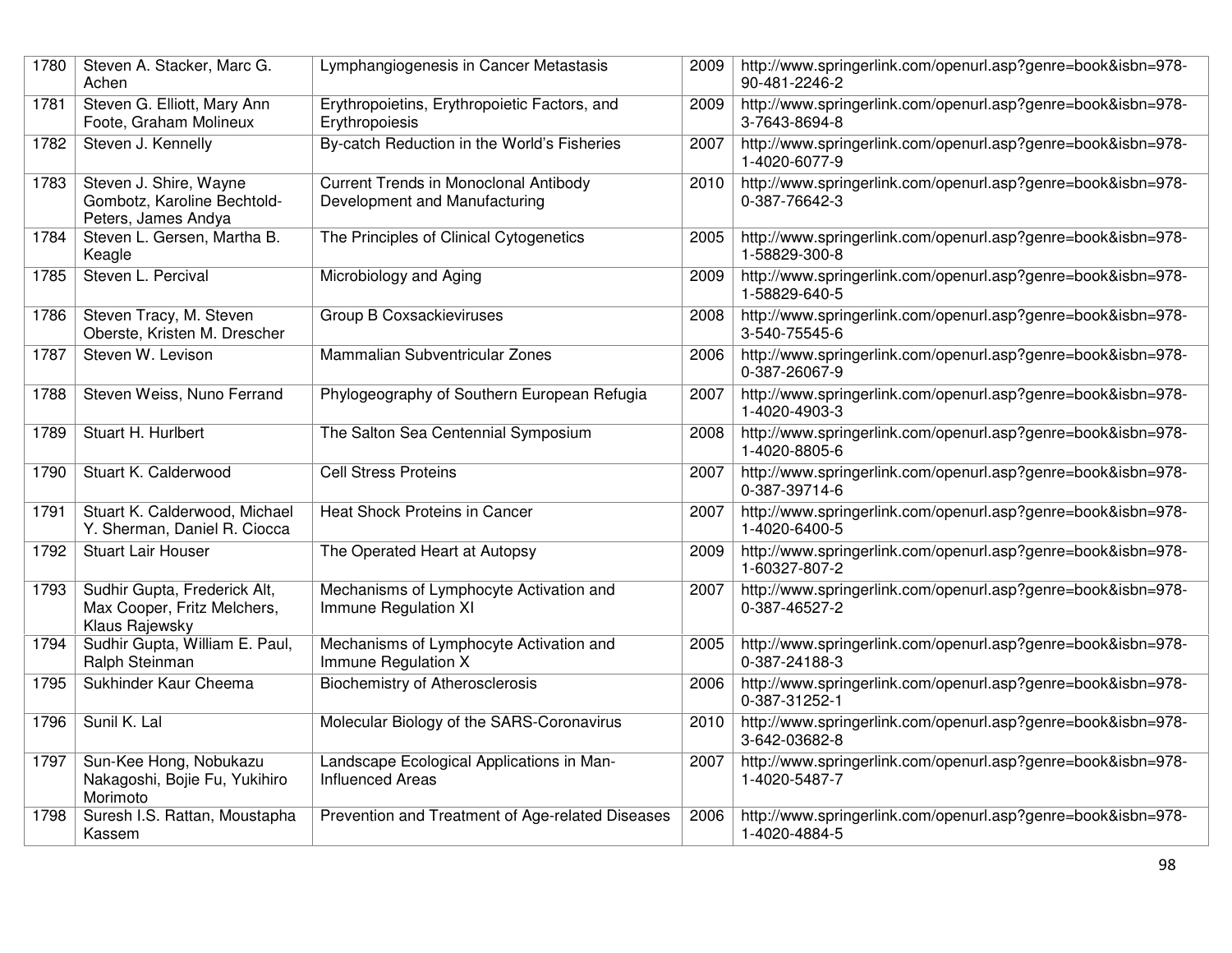| 1780 | Steven A. Stacker, Marc G. Achen | Lymphangiogenesis in Cancer Metastasis | 2009 | http://www.springerlink.com/openurl.asp?genre=book&isbn=978-90-481-2246-2 |
|---|---|---|---|---|
| 1781 | Steven G. Elliott, Mary Ann Foote, Graham Molineux | Erythropoietins, Erythropoietic Factors, and Erythropoiesis | 2009 | http://www.springerlink.com/openurl.asp?genre=book&isbn=978-3-7643-8694-8 |
| 1782 | Steven J. Kennelly | By-catch Reduction in the World's Fisheries | 2007 | http://www.springerlink.com/openurl.asp?genre=book&isbn=978-1-4020-6077-9 |
| 1783 | Steven J. Shire, Wayne Gombotz, Karoline Bechtold-Peters, James Andya | Current Trends in Monoclonal Antibody Development and Manufacturing | 2010 | http://www.springerlink.com/openurl.asp?genre=book&isbn=978-0-387-76642-3 |
| 1784 | Steven L. Gersen, Martha B. Keagle | The Principles of Clinical Cytogenetics | 2005 | http://www.springerlink.com/openurl.asp?genre=book&isbn=978-1-58829-300-8 |
| 1785 | Steven L. Percival | Microbiology and Aging | 2009 | http://www.springerlink.com/openurl.asp?genre=book&isbn=978-1-58829-640-5 |
| 1786 | Steven Tracy, M. Steven Oberste, Kristen M. Drescher | Group B Coxsackieviruses | 2008 | http://www.springerlink.com/openurl.asp?genre=book&isbn=978-3-540-75545-6 |
| 1787 | Steven W. Levison | Mammalian Subventricular Zones | 2006 | http://www.springerlink.com/openurl.asp?genre=book&isbn=978-0-387-26067-9 |
| 1788 | Steven Weiss, Nuno Ferrand | Phylogeography of Southern European Refugia | 2007 | http://www.springerlink.com/openurl.asp?genre=book&isbn=978-1-4020-4903-3 |
| 1789 | Stuart H. Hurlbert | The Salton Sea Centennial Symposium | 2008 | http://www.springerlink.com/openurl.asp?genre=book&isbn=978-1-4020-8805-6 |
| 1790 | Stuart K. Calderwood | Cell Stress Proteins | 2007 | http://www.springerlink.com/openurl.asp?genre=book&isbn=978-0-387-39714-6 |
| 1791 | Stuart K. Calderwood, Michael Y. Sherman, Daniel R. Ciocca | Heat Shock Proteins in Cancer | 2007 | http://www.springerlink.com/openurl.asp?genre=book&isbn=978-1-4020-6400-5 |
| 1792 | Stuart Lair Houser | The Operated Heart at Autopsy | 2009 | http://www.springerlink.com/openurl.asp?genre=book&isbn=978-1-60327-807-2 |
| 1793 | Sudhir Gupta, Frederick Alt, Max Cooper, Fritz Melchers, Klaus Rajewsky | Mechanisms of Lymphocyte Activation and Immune Regulation XI | 2007 | http://www.springerlink.com/openurl.asp?genre=book&isbn=978-0-387-46527-2 |
| 1794 | Sudhir Gupta, William E. Paul, Ralph Steinman | Mechanisms of Lymphocyte Activation and Immune Regulation X | 2005 | http://www.springerlink.com/openurl.asp?genre=book&isbn=978-0-387-24188-3 |
| 1795 | Sukhinder Kaur Cheema | Biochemistry of Atherosclerosis | 2006 | http://www.springerlink.com/openurl.asp?genre=book&isbn=978-0-387-31252-1 |
| 1796 | Sunil K. Lal | Molecular Biology of the SARS-Coronavirus | 2010 | http://www.springerlink.com/openurl.asp?genre=book&isbn=978-3-642-03682-8 |
| 1797 | Sun-Kee Hong, Nobukazu Nakagoshi, Bojie Fu, Yukihiro Morimoto | Landscape Ecological Applications in Man-Influenced Areas | 2007 | http://www.springerlink.com/openurl.asp?genre=book&isbn=978-1-4020-5487-7 |
| 1798 | Suresh I.S. Rattan, Moustapha Kassem | Prevention and Treatment of Age-related Diseases | 2006 | http://www.springerlink.com/openurl.asp?genre=book&isbn=978-1-4020-4884-5 |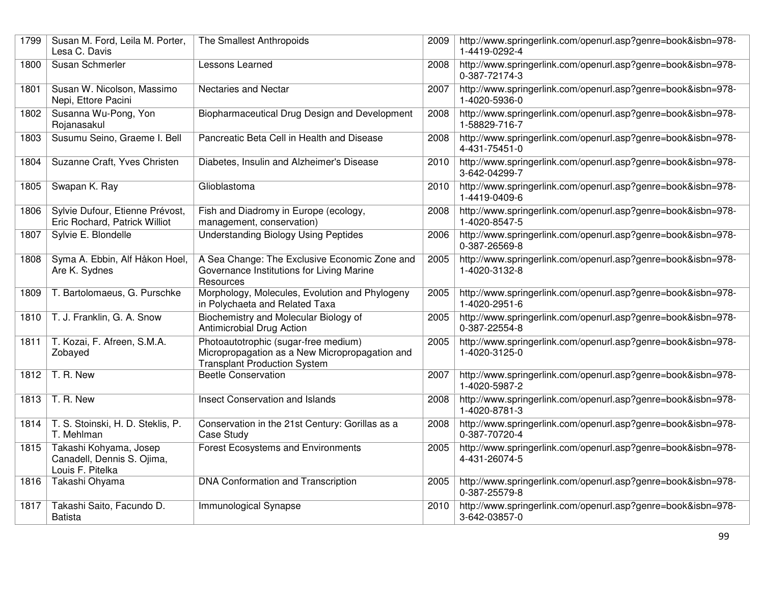| | | | | |
|---|---|---|---|---|
| 1799 | Susan M. Ford, Leila M. Porter, Lesa C. Davis | The Smallest Anthropoids | 2009 | http://www.springerlink.com/openurl.asp?genre=book&isbn=978-1-4419-0292-4 |
| 1800 | Susan Schmerler | Lessons Learned | 2008 | http://www.springerlink.com/openurl.asp?genre=book&isbn=978-0-387-72174-3 |
| 1801 | Susan W. Nicolson, Massimo Nepi, Ettore Pacini | Nectaries and Nectar | 2007 | http://www.springerlink.com/openurl.asp?genre=book&isbn=978-1-4020-5936-0 |
| 1802 | Susanna Wu-Pong, Yon Rojanasakul | Biopharmaceutical Drug Design and Development | 2008 | http://www.springerlink.com/openurl.asp?genre=book&isbn=978-1-58829-716-7 |
| 1803 | Susumu Seino, Graeme I. Bell | Pancreatic Beta Cell in Health and Disease | 2008 | http://www.springerlink.com/openurl.asp?genre=book&isbn=978-4-431-75451-0 |
| 1804 | Suzanne Craft, Yves Christen | Diabetes, Insulin and Alzheimer's Disease | 2010 | http://www.springerlink.com/openurl.asp?genre=book&isbn=978-3-642-04299-7 |
| 1805 | Swapan K. Ray | Glioblastoma | 2010 | http://www.springerlink.com/openurl.asp?genre=book&isbn=978-1-4419-0409-6 |
| 1806 | Sylvie Dufour, Etienne Prévost, Eric Rochard, Patrick Williot | Fish and Diadromy in Europe (ecology, management, conservation) | 2008 | http://www.springerlink.com/openurl.asp?genre=book&isbn=978-1-4020-8547-5 |
| 1807 | Sylvie E. Blondelle | Understanding Biology Using Peptides | 2006 | http://www.springerlink.com/openurl.asp?genre=book&isbn=978-0-387-26569-8 |
| 1808 | Syma A. Ebbin, Alf Håkon Hoel, Are K. Sydnes | A Sea Change: The Exclusive Economic Zone and Governance Institutions for Living Marine Resources | 2005 | http://www.springerlink.com/openurl.asp?genre=book&isbn=978-1-4020-3132-8 |
| 1809 | T. Bartolomaeus, G. Purschke | Morphology, Molecules, Evolution and Phylogeny in Polychaeta and Related Taxa | 2005 | http://www.springerlink.com/openurl.asp?genre=book&isbn=978-1-4020-2951-6 |
| 1810 | T. J. Franklin, G. A. Snow | Biochemistry and Molecular Biology of Antimicrobial Drug Action | 2005 | http://www.springerlink.com/openurl.asp?genre=book&isbn=978-0-387-22554-8 |
| 1811 | T. Kozai, F. Afreen, S.M.A. Zobayed | Photoautotrophic (sugar-free medium) Micropropagation as a New Micropropagation and Transplant Production System | 2005 | http://www.springerlink.com/openurl.asp?genre=book&isbn=978-1-4020-3125-0 |
| 1812 | T. R. New | Beetle Conservation | 2007 | http://www.springerlink.com/openurl.asp?genre=book&isbn=978-1-4020-5987-2 |
| 1813 | T. R. New | Insect Conservation and Islands | 2008 | http://www.springerlink.com/openurl.asp?genre=book&isbn=978-1-4020-8781-3 |
| 1814 | T. S. Stoinski, H. D. Steklis, P. T. Mehlman | Conservation in the 21st Century: Gorillas as a Case Study | 2008 | http://www.springerlink.com/openurl.asp?genre=book&isbn=978-0-387-70720-4 |
| 1815 | Takashi Kohyama, Josep Canadell, Dennis S. Ojima, Louis F. Pitelka | Forest Ecosystems and Environments | 2005 | http://www.springerlink.com/openurl.asp?genre=book&isbn=978-4-431-26074-5 |
| 1816 | Takashi Ohyama | DNA Conformation and Transcription | 2005 | http://www.springerlink.com/openurl.asp?genre=book&isbn=978-0-387-25579-8 |
| 1817 | Takashi Saito, Facundo D. Batista | Immunological Synapse | 2010 | http://www.springerlink.com/openurl.asp?genre=book&isbn=978-3-642-03857-0 |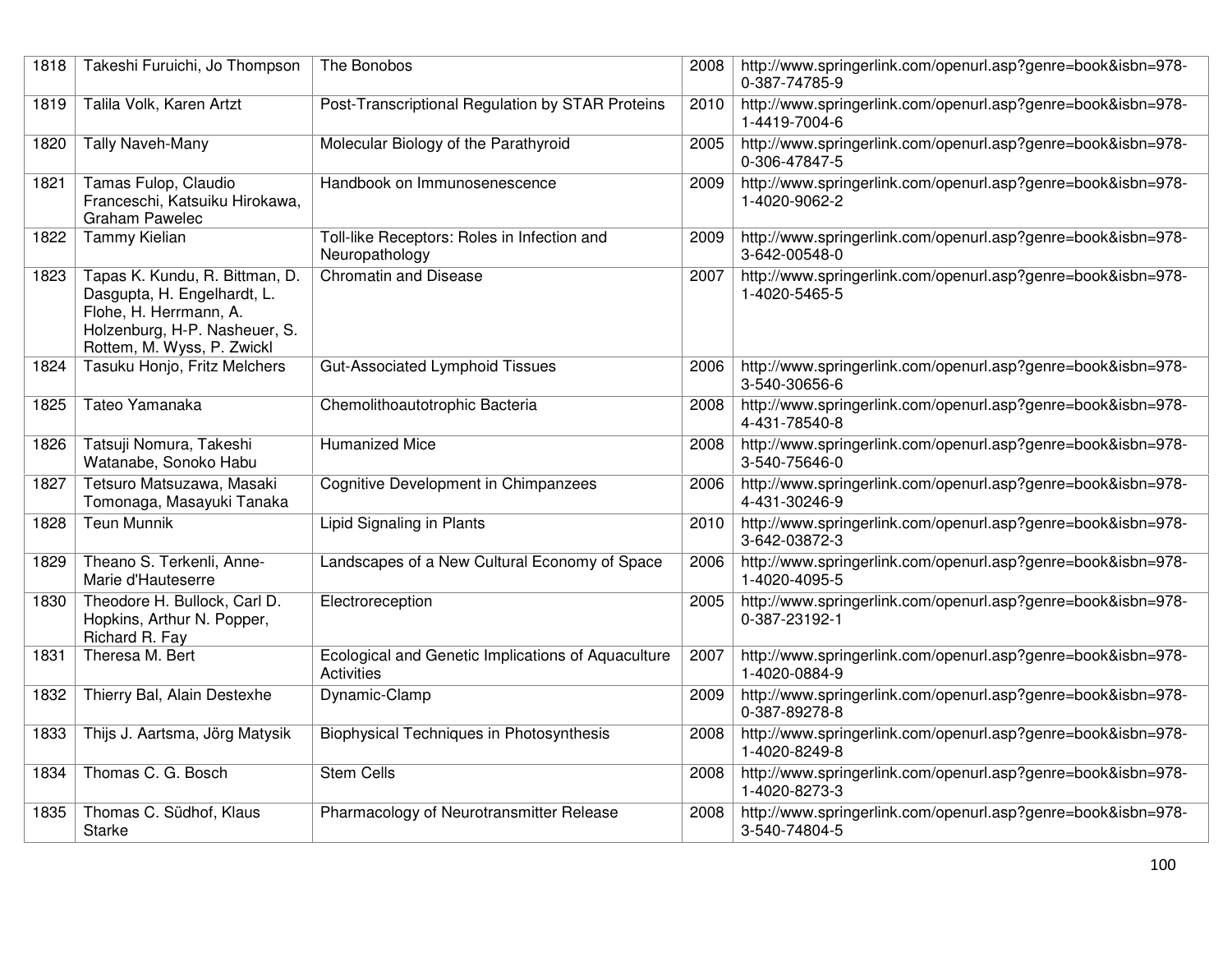| | | | | |
|---|---|---|---|---|
| 1818 | Takeshi Furuichi, Jo Thompson | The Bonobos | 2008 | http://www.springerlink.com/openurl.asp?genre=book&isbn=978-0-387-74785-9 |
| 1819 | Talila Volk, Karen Artzt | Post-Transcriptional Regulation by STAR Proteins | 2010 | http://www.springerlink.com/openurl.asp?genre=book&isbn=978-1-4419-7004-6 |
| 1820 | Tally Naveh-Many | Molecular Biology of the Parathyroid | 2005 | http://www.springerlink.com/openurl.asp?genre=book&isbn=978-0-306-47847-5 |
| 1821 | Tamas Fulop, Claudio Franceschi, Katsuiku Hirokawa, Graham Pawelec | Handbook on Immunosenescence | 2009 | http://www.springerlink.com/openurl.asp?genre=book&isbn=978-1-4020-9062-2 |
| 1822 | Tammy Kielian | Toll-like Receptors: Roles in Infection and Neuropathology | 2009 | http://www.springerlink.com/openurl.asp?genre=book&isbn=978-3-642-00548-0 |
| 1823 | Tapas K. Kundu, R. Bittman, D. Dasgupta, H. Engelhardt, L. Flohe, H. Herrmann, A. Holzenburg, H-P. Nasheuer, S. Rottem, M. Wyss, P. Zwickl | Chromatin and Disease | 2007 | http://www.springerlink.com/openurl.asp?genre=book&isbn=978-1-4020-5465-5 |
| 1824 | Tasuku Honjo, Fritz Melchers | Gut-Associated Lymphoid Tissues | 2006 | http://www.springerlink.com/openurl.asp?genre=book&isbn=978-3-540-30656-6 |
| 1825 | Tateo Yamanaka | Chemolithoautotrophic Bacteria | 2008 | http://www.springerlink.com/openurl.asp?genre=book&isbn=978-4-431-78540-8 |
| 1826 | Tatsuji Nomura, Takeshi Watanabe, Sonoko Habu | Humanized Mice | 2008 | http://www.springerlink.com/openurl.asp?genre=book&isbn=978-3-540-75646-0 |
| 1827 | Tetsuro Matsuzawa, Masaki Tomonaga, Masayuki Tanaka | Cognitive Development in Chimpanzees | 2006 | http://www.springerlink.com/openurl.asp?genre=book&isbn=978-4-431-30246-9 |
| 1828 | Teun Munnik | Lipid Signaling in Plants | 2010 | http://www.springerlink.com/openurl.asp?genre=book&isbn=978-3-642-03872-3 |
| 1829 | Theano S. Terkenli, Anne-Marie d'Hauteserre | Landscapes of a New Cultural Economy of Space | 2006 | http://www.springerlink.com/openurl.asp?genre=book&isbn=978-1-4020-4095-5 |
| 1830 | Theodore H. Bullock, Carl D. Hopkins, Arthur N. Popper, Richard R. Fay | Electroreception | 2005 | http://www.springerlink.com/openurl.asp?genre=book&isbn=978-0-387-23192-1 |
| 1831 | Theresa M. Bert | Ecological and Genetic Implications of Aquaculture Activities | 2007 | http://www.springerlink.com/openurl.asp?genre=book&isbn=978-1-4020-0884-9 |
| 1832 | Thierry Bal, Alain Destexhe | Dynamic-Clamp | 2009 | http://www.springerlink.com/openurl.asp?genre=book&isbn=978-0-387-89278-8 |
| 1833 | Thijs J. Aartsma, Jörg Matysik | Biophysical Techniques in Photosynthesis | 2008 | http://www.springerlink.com/openurl.asp?genre=book&isbn=978-1-4020-8249-8 |
| 1834 | Thomas C. G. Bosch | Stem Cells | 2008 | http://www.springerlink.com/openurl.asp?genre=book&isbn=978-1-4020-8273-3 |
| 1835 | Thomas C. Südhof, Klaus Starke | Pharmacology of Neurotransmitter Release | 2008 | http://www.springerlink.com/openurl.asp?genre=book&isbn=978-3-540-74804-5 |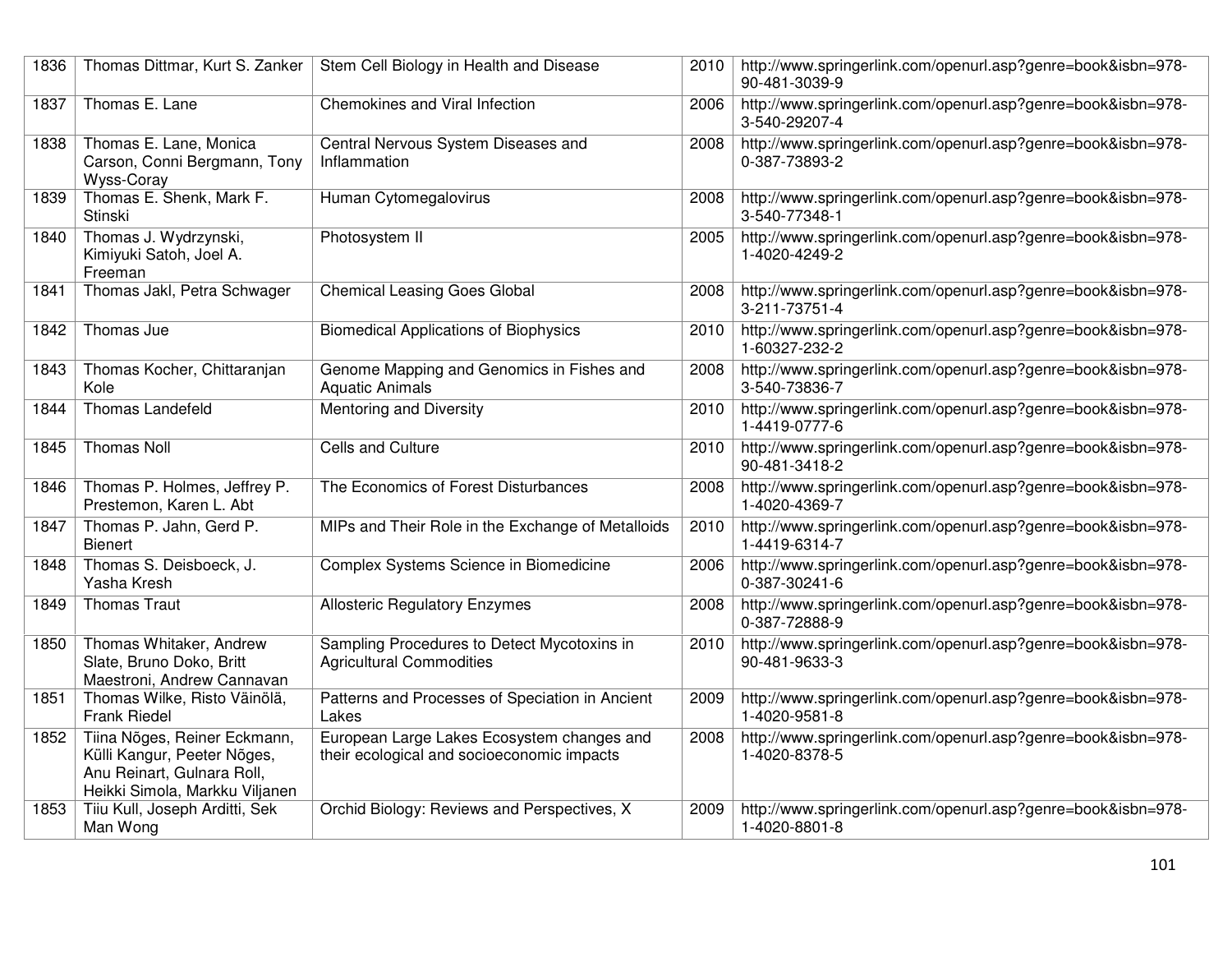| 1836 | Thomas Dittmar, Kurt S. Zanker | Stem Cell Biology in Health and Disease | 2010 | http://www.springerlink.com/openurl.asp?genre=book&isbn=978-90-481-3039-9 |
|---|---|---|---|---|
| 1837 | Thomas E. Lane | Chemokines and Viral Infection | 2006 | http://www.springerlink.com/openurl.asp?genre=book&isbn=978-3-540-29207-4 |
| 1838 | Thomas E. Lane, Monica Carson, Conni Bergmann, Tony Wyss-Coray | Central Nervous System Diseases and Inflammation | 2008 | http://www.springerlink.com/openurl.asp?genre=book&isbn=978-0-387-73893-2 |
| 1839 | Thomas E. Shenk, Mark F. Stinski | Human Cytomegalovirus | 2008 | http://www.springerlink.com/openurl.asp?genre=book&isbn=978-3-540-77348-1 |
| 1840 | Thomas J. Wydrzynski, Kimiyuki Satoh, Joel A. Freeman | Photosystem II | 2005 | http://www.springerlink.com/openurl.asp?genre=book&isbn=978-1-4020-4249-2 |
| 1841 | Thomas Jakl, Petra Schwager | Chemical Leasing Goes Global | 2008 | http://www.springerlink.com/openurl.asp?genre=book&isbn=978-3-211-73751-4 |
| 1842 | Thomas Jue | Biomedical Applications of Biophysics | 2010 | http://www.springerlink.com/openurl.asp?genre=book&isbn=978-1-60327-232-2 |
| 1843 | Thomas Kocher, Chittaranjan Kole | Genome Mapping and Genomics in Fishes and Aquatic Animals | 2008 | http://www.springerlink.com/openurl.asp?genre=book&isbn=978-3-540-73836-7 |
| 1844 | Thomas Landefeld | Mentoring and Diversity | 2010 | http://www.springerlink.com/openurl.asp?genre=book&isbn=978-1-4419-0777-6 |
| 1845 | Thomas Noll | Cells and Culture | 2010 | http://www.springerlink.com/openurl.asp?genre=book&isbn=978-90-481-3418-2 |
| 1846 | Thomas P. Holmes, Jeffrey P. Prestemon, Karen L. Abt | The Economics of Forest Disturbances | 2008 | http://www.springerlink.com/openurl.asp?genre=book&isbn=978-1-4020-4369-7 |
| 1847 | Thomas P. Jahn, Gerd P. Bienert | MIPs and Their Role in the Exchange of Metalloids | 2010 | http://www.springerlink.com/openurl.asp?genre=book&isbn=978-1-4419-6314-7 |
| 1848 | Thomas S. Deisboeck, J. Yasha Kresh | Complex Systems Science in Biomedicine | 2006 | http://www.springerlink.com/openurl.asp?genre=book&isbn=978-0-387-30241-6 |
| 1849 | Thomas Traut | Allosteric Regulatory Enzymes | 2008 | http://www.springerlink.com/openurl.asp?genre=book&isbn=978-0-387-72888-9 |
| 1850 | Thomas Whitaker, Andrew Slate, Bruno Doko, Britt Maestroni, Andrew Cannavan | Sampling Procedures to Detect Mycotoxins in Agricultural Commodities | 2010 | http://www.springerlink.com/openurl.asp?genre=book&isbn=978-90-481-9633-3 |
| 1851 | Thomas Wilke, Risto Väinölä, Frank Riedel | Patterns and Processes of Speciation in Ancient Lakes | 2009 | http://www.springerlink.com/openurl.asp?genre=book&isbn=978-1-4020-9581-8 |
| 1852 | Tiina Nõges, Reiner Eckmann, Külli Kangur, Peeter Nõges, Anu Reinart, Gulnara Roll, Heikki Simola, Markku Viljanen | European Large Lakes Ecosystem changes and their ecological and socioeconomic impacts | 2008 | http://www.springerlink.com/openurl.asp?genre=book&isbn=978-1-4020-8378-5 |
| 1853 | Tiiu Kull, Joseph Arditti, Sek Man Wong | Orchid Biology: Reviews and Perspectives, X | 2009 | http://www.springerlink.com/openurl.asp?genre=book&isbn=978-1-4020-8801-8 |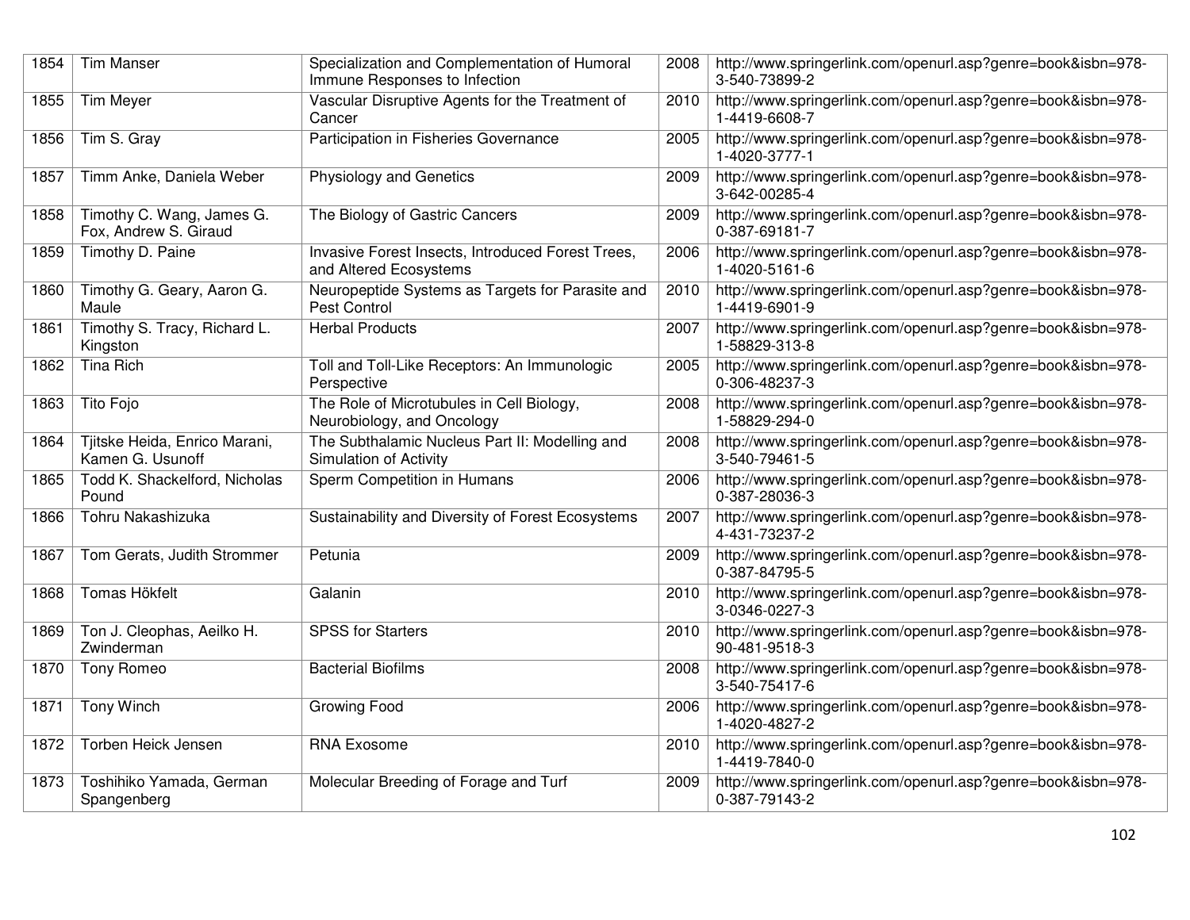| 1854 | Tim Manser | Specialization and Complementation of Humoral Immune Responses to Infection | 2008 | http://www.springerlink.com/openurl.asp?genre=book&isbn=978-3-540-73899-2 |
|---|---|---|---|---|
| 1855 | Tim Meyer | Vascular Disruptive Agents for the Treatment of Cancer | 2010 | http://www.springerlink.com/openurl.asp?genre=book&isbn=978-1-4419-6608-7 |
| 1856 | Tim S. Gray | Participation in Fisheries Governance | 2005 | http://www.springerlink.com/openurl.asp?genre=book&isbn=978-1-4020-3777-1 |
| 1857 | Timm Anke, Daniela Weber | Physiology and Genetics | 2009 | http://www.springerlink.com/openurl.asp?genre=book&isbn=978-3-642-00285-4 |
| 1858 | Timothy C. Wang, James G. Fox, Andrew S. Giraud | The Biology of Gastric Cancers | 2009 | http://www.springerlink.com/openurl.asp?genre=book&isbn=978-0-387-69181-7 |
| 1859 | Timothy D. Paine | Invasive Forest Insects, Introduced Forest Trees, and Altered Ecosystems | 2006 | http://www.springerlink.com/openurl.asp?genre=book&isbn=978-1-4020-5161-6 |
| 1860 | Timothy G. Geary, Aaron G. Maule | Neuropeptide Systems as Targets for Parasite and Pest Control | 2010 | http://www.springerlink.com/openurl.asp?genre=book&isbn=978-1-4419-6901-9 |
| 1861 | Timothy S. Tracy, Richard L. Kingston | Herbal Products | 2007 | http://www.springerlink.com/openurl.asp?genre=book&isbn=978-1-58829-313-8 |
| 1862 | Tina Rich | Toll and Toll-Like Receptors: An Immunologic Perspective | 2005 | http://www.springerlink.com/openurl.asp?genre=book&isbn=978-0-306-48237-3 |
| 1863 | Tito Fojo | The Role of Microtubules in Cell Biology, Neurobiology, and Oncology | 2008 | http://www.springerlink.com/openurl.asp?genre=book&isbn=978-1-58829-294-0 |
| 1864 | Tjitske Heida, Enrico Marani, Kamen G. Usunoff | The Subthalamic Nucleus Part II: Modelling and Simulation of Activity | 2008 | http://www.springerlink.com/openurl.asp?genre=book&isbn=978-3-540-79461-5 |
| 1865 | Todd K. Shackelford, Nicholas Pound | Sperm Competition in Humans | 2006 | http://www.springerlink.com/openurl.asp?genre=book&isbn=978-0-387-28036-3 |
| 1866 | Tohru Nakashizuka | Sustainability and Diversity of Forest Ecosystems | 2007 | http://www.springerlink.com/openurl.asp?genre=book&isbn=978-4-431-73237-2 |
| 1867 | Tom Gerats, Judith Strommer | Petunia | 2009 | http://www.springerlink.com/openurl.asp?genre=book&isbn=978-0-387-84795-5 |
| 1868 | Tomas Hökfelt | Galanin | 2010 | http://www.springerlink.com/openurl.asp?genre=book&isbn=978-3-0346-0227-3 |
| 1869 | Ton J. Cleophas, Aeilko H. Zwinderman | SPSS for Starters | 2010 | http://www.springerlink.com/openurl.asp?genre=book&isbn=978-90-481-9518-3 |
| 1870 | Tony Romeo | Bacterial Biofilms | 2008 | http://www.springerlink.com/openurl.asp?genre=book&isbn=978-3-540-75417-6 |
| 1871 | Tony Winch | Growing Food | 2006 | http://www.springerlink.com/openurl.asp?genre=book&isbn=978-1-4020-4827-2 |
| 1872 | Torben Heick Jensen | RNA Exosome | 2010 | http://www.springerlink.com/openurl.asp?genre=book&isbn=978-1-4419-7840-0 |
| 1873 | Toshihiko Yamada, German Spangenberg | Molecular Breeding of Forage and Turf | 2009 | http://www.springerlink.com/openurl.asp?genre=book&isbn=978-0-387-79143-2 |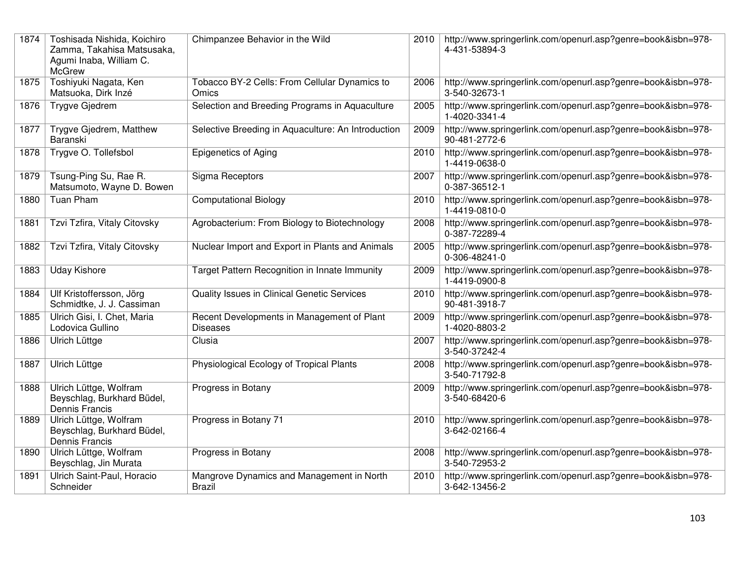| 1874 | Toshisada Nishida, Koichiro Zamma, Takahisa Matsusaka, Agumi Inaba, William C. McGrew | Chimpanzee Behavior in the Wild | 2010 | http://www.springerlink.com/openurl.asp?genre=book&isbn=978-4-431-53894-3 |
|---|---|---|---|---|
| 1875 | Toshiyuki Nagata, Ken Matsuoka, Dirk Inzé | Tobacco BY-2 Cells: From Cellular Dynamics to Omics | 2006 | http://www.springerlink.com/openurl.asp?genre=book&isbn=978-3-540-32673-1 |
| 1876 | Trygve Gjedrem | Selection and Breeding Programs in Aquaculture | 2005 | http://www.springerlink.com/openurl.asp?genre=book&isbn=978-1-4020-3341-4 |
| 1877 | Trygve Gjedrem, Matthew Baranski | Selective Breeding in Aquaculture: An Introduction | 2009 | http://www.springerlink.com/openurl.asp?genre=book&isbn=978-90-481-2772-6 |
| 1878 | Trygve O. Tollefsbol | Epigenetics of Aging | 2010 | http://www.springerlink.com/openurl.asp?genre=book&isbn=978-1-4419-0638-0 |
| 1879 | Tsung-Ping Su, Rae R. Matsumoto, Wayne D. Bowen | Sigma Receptors | 2007 | http://www.springerlink.com/openurl.asp?genre=book&isbn=978-0-387-36512-1 |
| 1880 | Tuan Pham | Computational Biology | 2010 | http://www.springerlink.com/openurl.asp?genre=book&isbn=978-1-4419-0810-0 |
| 1881 | Tzvi Tzfira, Vitaly Citovsky | Agrobacterium: From Biology to Biotechnology | 2008 | http://www.springerlink.com/openurl.asp?genre=book&isbn=978-0-387-72289-4 |
| 1882 | Tzvi Tzfira, Vitaly Citovsky | Nuclear Import and Export in Plants and Animals | 2005 | http://www.springerlink.com/openurl.asp?genre=book&isbn=978-0-306-48241-0 |
| 1883 | Uday Kishore | Target Pattern Recognition in Innate Immunity | 2009 | http://www.springerlink.com/openurl.asp?genre=book&isbn=978-1-4419-0900-8 |
| 1884 | Ulf Kristoffersson, Jörg Schmidtke, J. J. Cassiman | Quality Issues in Clinical Genetic Services | 2010 | http://www.springerlink.com/openurl.asp?genre=book&isbn=978-90-481-3918-7 |
| 1885 | Ulrich Gisi, I. Chet, Maria Lodovica Gullino | Recent Developments in Management of Plant Diseases | 2009 | http://www.springerlink.com/openurl.asp?genre=book&isbn=978-1-4020-8803-2 |
| 1886 | Ulrich Lüttge | Clusia | 2007 | http://www.springerlink.com/openurl.asp?genre=book&isbn=978-3-540-37242-4 |
| 1887 | Ulrich Lüttge | Physiological Ecology of Tropical Plants | 2008 | http://www.springerlink.com/openurl.asp?genre=book&isbn=978-3-540-71792-8 |
| 1888 | Ulrich Lüttge, Wolfram Beyschlag, Burkhard Büdel, Dennis Francis | Progress in Botany | 2009 | http://www.springerlink.com/openurl.asp?genre=book&isbn=978-3-540-68420-6 |
| 1889 | Ulrich Lüttge, Wolfram Beyschlag, Burkhard Büdel, Dennis Francis | Progress in Botany 71 | 2010 | http://www.springerlink.com/openurl.asp?genre=book&isbn=978-3-642-02166-4 |
| 1890 | Ulrich Lüttge, Wolfram Beyschlag, Jin Murata | Progress in Botany | 2008 | http://www.springerlink.com/openurl.asp?genre=book&isbn=978-3-540-72953-2 |
| 1891 | Ulrich Saint-Paul, Horacio Schneider | Mangrove Dynamics and Management in North Brazil | 2010 | http://www.springerlink.com/openurl.asp?genre=book&isbn=978-3-642-13456-2 |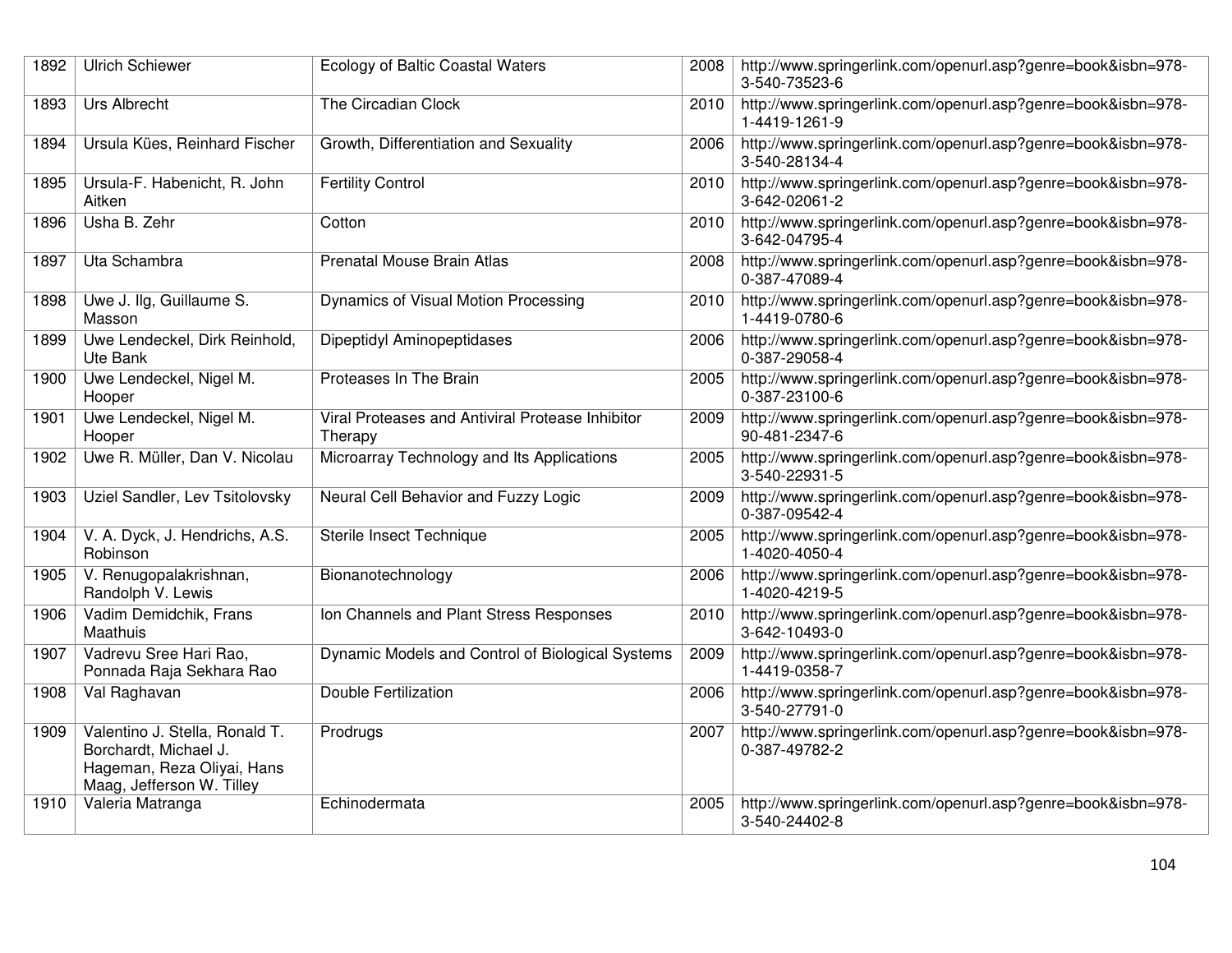| 1892 | Ulrich Schiewer | Ecology of Baltic Coastal Waters | 2008 | http://www.springerlink.com/openurl.asp?genre=book&isbn=978-3-540-73523-6 |
|---|---|---|---|---|
| 1893 | Urs Albrecht | The Circadian Clock | 2010 | http://www.springerlink.com/openurl.asp?genre=book&isbn=978-1-4419-1261-9 |
| 1894 | Ursula Kües, Reinhard Fischer | Growth, Differentiation and Sexuality | 2006 | http://www.springerlink.com/openurl.asp?genre=book&isbn=978-3-540-28134-4 |
| 1895 | Ursula-F. Habenicht, R. John Aitken | Fertility Control | 2010 | http://www.springerlink.com/openurl.asp?genre=book&isbn=978-3-642-02061-2 |
| 1896 | Usha B. Zehr | Cotton | 2010 | http://www.springerlink.com/openurl.asp?genre=book&isbn=978-3-642-04795-4 |
| 1897 | Uta Schambra | Prenatal Mouse Brain Atlas | 2008 | http://www.springerlink.com/openurl.asp?genre=book&isbn=978-0-387-47089-4 |
| 1898 | Uwe J. Ilg, Guillaume S. Masson | Dynamics of Visual Motion Processing | 2010 | http://www.springerlink.com/openurl.asp?genre=book&isbn=978-1-4419-0780-6 |
| 1899 | Uwe Lendeckel, Dirk Reinhold, Ute Bank | Dipeptidyl Aminopeptidases | 2006 | http://www.springerlink.com/openurl.asp?genre=book&isbn=978-0-387-29058-4 |
| 1900 | Uwe Lendeckel, Nigel M. Hooper | Proteases In The Brain | 2005 | http://www.springerlink.com/openurl.asp?genre=book&isbn=978-0-387-23100-6 |
| 1901 | Uwe Lendeckel, Nigel M. Hooper | Viral Proteases and Antiviral Protease Inhibitor Therapy | 2009 | http://www.springerlink.com/openurl.asp?genre=book&isbn=978-90-481-2347-6 |
| 1902 | Uwe R. Müller, Dan V. Nicolau | Microarray Technology and Its Applications | 2005 | http://www.springerlink.com/openurl.asp?genre=book&isbn=978-3-540-22931-5 |
| 1903 | Uziel Sandler, Lev Tsitolovsky | Neural Cell Behavior and Fuzzy Logic | 2009 | http://www.springerlink.com/openurl.asp?genre=book&isbn=978-0-387-09542-4 |
| 1904 | V. A. Dyck, J. Hendrichs, A.S. Robinson | Sterile Insect Technique | 2005 | http://www.springerlink.com/openurl.asp?genre=book&isbn=978-1-4020-4050-4 |
| 1905 | V. Renugopalakrishnan, Randolph V. Lewis | Bionanotechnology | 2006 | http://www.springerlink.com/openurl.asp?genre=book&isbn=978-1-4020-4219-5 |
| 1906 | Vadim Demidchik, Frans Maathuis | Ion Channels and Plant Stress Responses | 2010 | http://www.springerlink.com/openurl.asp?genre=book&isbn=978-3-642-10493-0 |
| 1907 | Vadrevu Sree Hari Rao, Ponnada Raja Sekhara Rao | Dynamic Models and Control of Biological Systems | 2009 | http://www.springerlink.com/openurl.asp?genre=book&isbn=978-1-4419-0358-7 |
| 1908 | Val Raghavan | Double Fertilization | 2006 | http://www.springerlink.com/openurl.asp?genre=book&isbn=978-3-540-27791-0 |
| 1909 | Valentino J. Stella, Ronald T. Borchardt, Michael J. Hageman, Reza Oliyai, Hans Maag, Jefferson W. Tilley | Prodrugs | 2007 | http://www.springerlink.com/openurl.asp?genre=book&isbn=978-0-387-49782-2 |
| 1910 | Valeria Matranga | Echinodermata | 2005 | http://www.springerlink.com/openurl.asp?genre=book&isbn=978-3-540-24402-8 |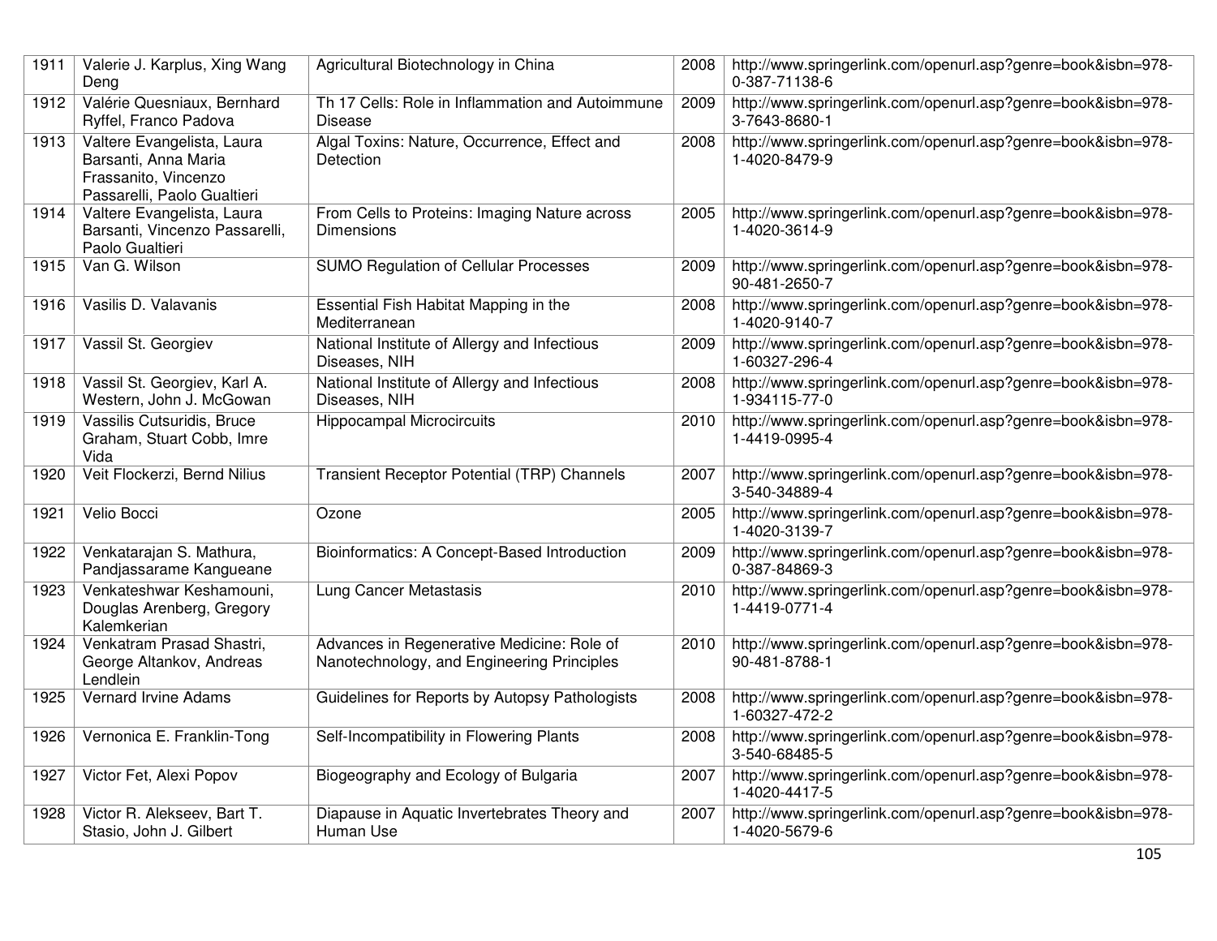| 1911 | Valerie J. Karplus, Xing Wang Deng | Agricultural Biotechnology in China | 2008 | http://www.springerlink.com/openurl.asp?genre=book&isbn=978-0-387-71138-6 |
|---|---|---|---|---|
| 1912 | Valérie Quesniaux, Bernhard Ryffel, Franco Padova | Th 17 Cells: Role in Inflammation and Autoimmune Disease | 2009 | http://www.springerlink.com/openurl.asp?genre=book&isbn=978-3-7643-8680-1 |
| 1913 | Valtere Evangelista, Laura Barsanti, Anna Maria Frassanito, Vincenzo Passarelli, Paolo Gualtieri | Algal Toxins: Nature, Occurrence, Effect and Detection | 2008 | http://www.springerlink.com/openurl.asp?genre=book&isbn=978-1-4020-8479-9 |
| 1914 | Valtere Evangelista, Laura Barsanti, Vincenzo Passarelli, Paolo Gualtieri | From Cells to Proteins: Imaging Nature across Dimensions | 2005 | http://www.springerlink.com/openurl.asp?genre=book&isbn=978-1-4020-3614-9 |
| 1915 | Van G. Wilson | SUMO Regulation of Cellular Processes | 2009 | http://www.springerlink.com/openurl.asp?genre=book&isbn=978-90-481-2650-7 |
| 1916 | Vasilis D. Valavanis | Essential Fish Habitat Mapping in the Mediterranean | 2008 | http://www.springerlink.com/openurl.asp?genre=book&isbn=978-1-4020-9140-7 |
| 1917 | Vassil St. Georgiev | National Institute of Allergy and Infectious Diseases, NIH | 2009 | http://www.springerlink.com/openurl.asp?genre=book&isbn=978-1-60327-296-4 |
| 1918 | Vassil St. Georgiev, Karl A. Western, John J. McGowan | National Institute of Allergy and Infectious Diseases, NIH | 2008 | http://www.springerlink.com/openurl.asp?genre=book&isbn=978-1-934115-77-0 |
| 1919 | Vassilis Cutsuridis, Bruce Graham, Stuart Cobb, Imre Vida | Hippocampal Microcircuits | 2010 | http://www.springerlink.com/openurl.asp?genre=book&isbn=978-1-4419-0995-4 |
| 1920 | Veit Flockerzi, Bernd Nilius | Transient Receptor Potential (TRP) Channels | 2007 | http://www.springerlink.com/openurl.asp?genre=book&isbn=978-3-540-34889-4 |
| 1921 | Velio Bocci | Ozone | 2005 | http://www.springerlink.com/openurl.asp?genre=book&isbn=978-1-4020-3139-7 |
| 1922 | Venkatarajan S. Mathura, Pandjassarame Kangueane | Bioinformatics: A Concept-Based Introduction | 2009 | http://www.springerlink.com/openurl.asp?genre=book&isbn=978-0-387-84869-3 |
| 1923 | Venkateshwar Keshamouni, Douglas Arenberg, Gregory Kalemkerian | Lung Cancer Metastasis | 2010 | http://www.springerlink.com/openurl.asp?genre=book&isbn=978-1-4419-0771-4 |
| 1924 | Venkatram Prasad Shastri, George Altankov, Andreas Lendlein | Advances in Regenerative Medicine: Role of Nanotechnology, and Engineering Principles | 2010 | http://www.springerlink.com/openurl.asp?genre=book&isbn=978-90-481-8788-1 |
| 1925 | Vernard Irvine Adams | Guidelines for Reports by Autopsy Pathologists | 2008 | http://www.springerlink.com/openurl.asp?genre=book&isbn=978-1-60327-472-2 |
| 1926 | Vernonica E. Franklin-Tong | Self-Incompatibility in Flowering Plants | 2008 | http://www.springerlink.com/openurl.asp?genre=book&isbn=978-3-540-68485-5 |
| 1927 | Victor Fet, Alexi Popov | Biogeography and Ecology of Bulgaria | 2007 | http://www.springerlink.com/openurl.asp?genre=book&isbn=978-1-4020-4417-5 |
| 1928 | Victor R. Alekseev, Bart T. Stasio, John J. Gilbert | Diapause in Aquatic Invertebrates Theory and Human Use | 2007 | http://www.springerlink.com/openurl.asp?genre=book&isbn=978-1-4020-5679-6 |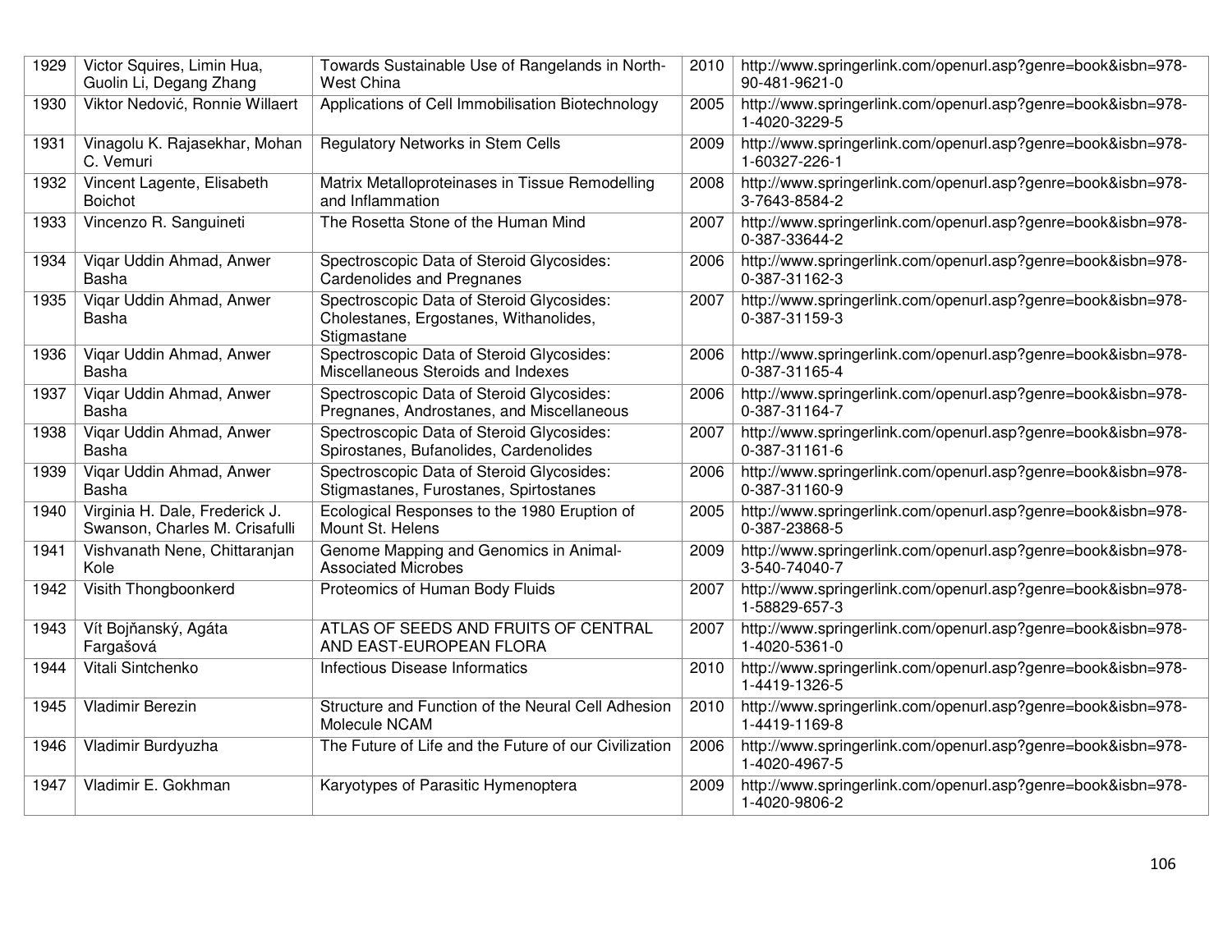| 1929 | Victor Squires, Limin Hua, Guolin Li, Degang Zhang | Towards Sustainable Use of Rangelands in North-West China | 2010 | http://www.springerlink.com/openurl.asp?genre=book&isbn=978-90-481-9621-0 |
|---|---|---|---|---|
| 1930 | Viktor Nedović, Ronnie Willaert | Applications of Cell Immobilisation Biotechnology | 2005 | http://www.springerlink.com/openurl.asp?genre=book&isbn=978-1-4020-3229-5 |
| 1931 | Vinagolu K. Rajasekhar, Mohan C. Vemuri | Regulatory Networks in Stem Cells | 2009 | http://www.springerlink.com/openurl.asp?genre=book&isbn=978-1-60327-226-1 |
| 1932 | Vincent Lagente, Elisabeth Boichot | Matrix Metalloproteinases in Tissue Remodelling and Inflammation | 2008 | http://www.springerlink.com/openurl.asp?genre=book&isbn=978-3-7643-8584-2 |
| 1933 | Vincenzo R. Sanguineti | The Rosetta Stone of the Human Mind | 2007 | http://www.springerlink.com/openurl.asp?genre=book&isbn=978-0-387-33644-2 |
| 1934 | Viqar Uddin Ahmad, Anwer Basha | Spectroscopic Data of Steroid Glycosides: Cardenolides and Pregnanes | 2006 | http://www.springerlink.com/openurl.asp?genre=book&isbn=978-0-387-31162-3 |
| 1935 | Viqar Uddin Ahmad, Anwer Basha | Spectroscopic Data of Steroid Glycosides: Cholestanes, Ergostanes, Withanolides, Stigmastane | 2007 | http://www.springerlink.com/openurl.asp?genre=book&isbn=978-0-387-31159-3 |
| 1936 | Viqar Uddin Ahmad, Anwer Basha | Spectroscopic Data of Steroid Glycosides: Miscellaneous Steroids and Indexes | 2006 | http://www.springerlink.com/openurl.asp?genre=book&isbn=978-0-387-31165-4 |
| 1937 | Viqar Uddin Ahmad, Anwer Basha | Spectroscopic Data of Steroid Glycosides: Pregnanes, Androstanes, and Miscellaneous | 2006 | http://www.springerlink.com/openurl.asp?genre=book&isbn=978-0-387-31164-7 |
| 1938 | Viqar Uddin Ahmad, Anwer Basha | Spectroscopic Data of Steroid Glycosides: Spirostanes, Bufanolides, Cardenolides | 2007 | http://www.springerlink.com/openurl.asp?genre=book&isbn=978-0-387-31161-6 |
| 1939 | Viqar Uddin Ahmad, Anwer Basha | Spectroscopic Data of Steroid Glycosides: Stigmastanes, Furostanes, Spirtostanes | 2006 | http://www.springerlink.com/openurl.asp?genre=book&isbn=978-0-387-31160-9 |
| 1940 | Virginia H. Dale, Frederick J. Swanson, Charles M. Crisafulli | Ecological Responses to the 1980 Eruption of Mount St. Helens | 2005 | http://www.springerlink.com/openurl.asp?genre=book&isbn=978-0-387-23868-5 |
| 1941 | Vishvanath Nene, Chittaranjan Kole | Genome Mapping and Genomics in Animal-Associated Microbes | 2009 | http://www.springerlink.com/openurl.asp?genre=book&isbn=978-3-540-74040-7 |
| 1942 | Visith Thongboonkerd | Proteomics of Human Body Fluids | 2007 | http://www.springerlink.com/openurl.asp?genre=book&isbn=978-1-58829-657-3 |
| 1943 | Vít Bojňanský, Agáta Fargašová | ATLAS OF SEEDS AND FRUITS OF CENTRAL AND EAST-EUROPEAN FLORA | 2007 | http://www.springerlink.com/openurl.asp?genre=book&isbn=978-1-4020-5361-0 |
| 1944 | Vitali Sintchenko | Infectious Disease Informatics | 2010 | http://www.springerlink.com/openurl.asp?genre=book&isbn=978-1-4419-1326-5 |
| 1945 | Vladimir Berezin | Structure and Function of the Neural Cell Adhesion Molecule NCAM | 2010 | http://www.springerlink.com/openurl.asp?genre=book&isbn=978-1-4419-1169-8 |
| 1946 | Vladimir Burdyuzha | The Future of Life and the Future of our Civilization | 2006 | http://www.springerlink.com/openurl.asp?genre=book&isbn=978-1-4020-4967-5 |
| 1947 | Vladimir E. Gokhman | Karyotypes of Parasitic Hymenoptera | 2009 | http://www.springerlink.com/openurl.asp?genre=book&isbn=978-1-4020-9806-2 |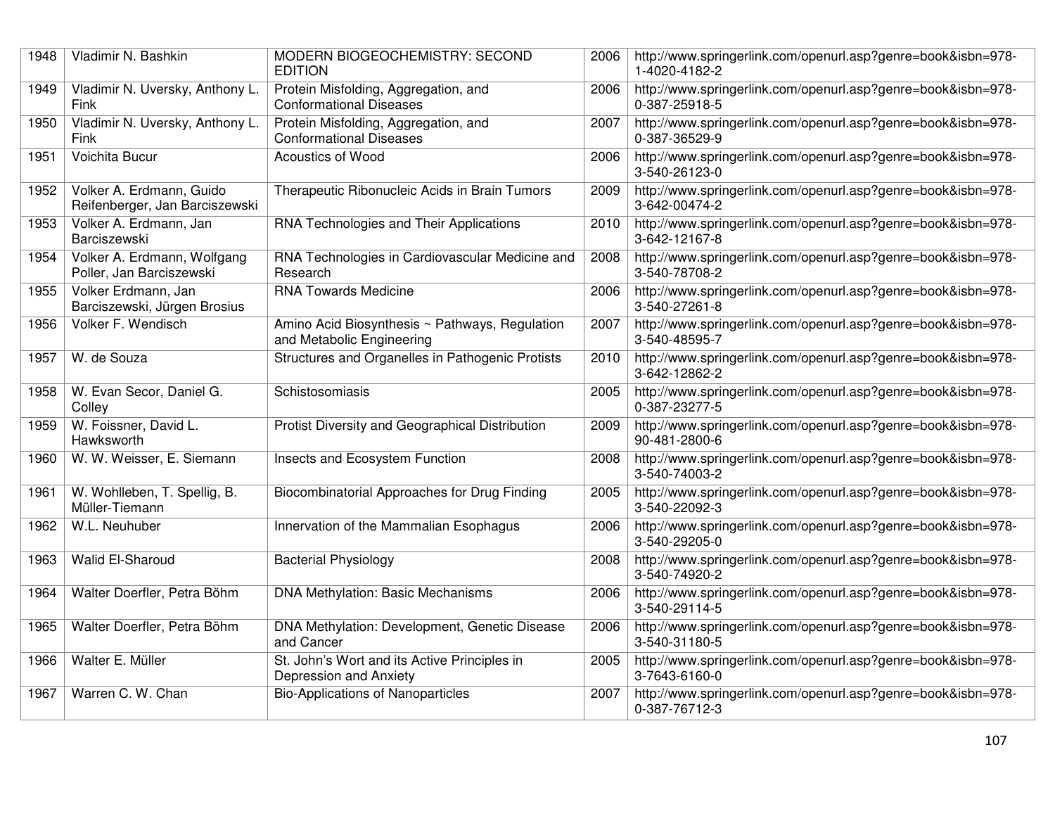| 1948 | Vladimir N. Bashkin | MODERN BIOGEOCHEMISTRY: SECOND EDITION | 2006 | http://www.springerlink.com/openurl.asp?genre=book&isbn=978-1-4020-4182-2 |
|---|---|---|---|---|
| 1949 | Vladimir N. Uversky, Anthony L. Fink | Protein Misfolding, Aggregation, and Conformational Diseases | 2006 | http://www.springerlink.com/openurl.asp?genre=book&isbn=978-0-387-25918-5 |
| 1950 | Vladimir N. Uversky, Anthony L. Fink | Protein Misfolding, Aggregation, and Conformational Diseases | 2007 | http://www.springerlink.com/openurl.asp?genre=book&isbn=978-0-387-36529-9 |
| 1951 | Voichita Bucur | Acoustics of Wood | 2006 | http://www.springerlink.com/openurl.asp?genre=book&isbn=978-3-540-26123-0 |
| 1952 | Volker A. Erdmann, Guido Reifenberger, Jan Barciszewski | Therapeutic Ribonucleic Acids in Brain Tumors | 2009 | http://www.springerlink.com/openurl.asp?genre=book&isbn=978-3-642-00474-2 |
| 1953 | Volker A. Erdmann, Jan Barciszewski | RNA Technologies and Their Applications | 2010 | http://www.springerlink.com/openurl.asp?genre=book&isbn=978-3-642-12167-8 |
| 1954 | Volker A. Erdmann, Wolfgang Poller, Jan Barciszewski | RNA Technologies in Cardiovascular Medicine and Research | 2008 | http://www.springerlink.com/openurl.asp?genre=book&isbn=978-3-540-78708-2 |
| 1955 | Volker Erdmann, Jan Barciszewski, Jürgen Brosius | RNA Towards Medicine | 2006 | http://www.springerlink.com/openurl.asp?genre=book&isbn=978-3-540-27261-8 |
| 1956 | Volker F. Wendisch | Amino Acid Biosynthesis ~ Pathways, Regulation and Metabolic Engineering | 2007 | http://www.springerlink.com/openurl.asp?genre=book&isbn=978-3-540-48595-7 |
| 1957 | W. de Souza | Structures and Organelles in Pathogenic Protists | 2010 | http://www.springerlink.com/openurl.asp?genre=book&isbn=978-3-642-12862-2 |
| 1958 | W. Evan Secor, Daniel G. Colley | Schistosomiasis | 2005 | http://www.springerlink.com/openurl.asp?genre=book&isbn=978-0-387-23277-5 |
| 1959 | W. Foissner, David L. Hawksworth | Protist Diversity and Geographical Distribution | 2009 | http://www.springerlink.com/openurl.asp?genre=book&isbn=978-90-481-2800-6 |
| 1960 | W. W. Weisser, E. Siemann | Insects and Ecosystem Function | 2008 | http://www.springerlink.com/openurl.asp?genre=book&isbn=978-3-540-74003-2 |
| 1961 | W. Wohlleben, T. Spellig, B. Müller-Tiemann | Biocombinatorial Approaches for Drug Finding | 2005 | http://www.springerlink.com/openurl.asp?genre=book&isbn=978-3-540-22092-3 |
| 1962 | W.L. Neuhuber | Innervation of the Mammalian Esophagus | 2006 | http://www.springerlink.com/openurl.asp?genre=book&isbn=978-3-540-29205-0 |
| 1963 | Walid El-Sharoud | Bacterial Physiology | 2008 | http://www.springerlink.com/openurl.asp?genre=book&isbn=978-3-540-74920-2 |
| 1964 | Walter Doerfler, Petra Böhm | DNA Methylation: Basic Mechanisms | 2006 | http://www.springerlink.com/openurl.asp?genre=book&isbn=978-3-540-29114-5 |
| 1965 | Walter Doerfler, Petra Böhm | DNA Methylation: Development, Genetic Disease and Cancer | 2006 | http://www.springerlink.com/openurl.asp?genre=book&isbn=978-3-540-31180-5 |
| 1966 | Walter E. Müller | St. John's Wort and its Active Principles in Depression and Anxiety | 2005 | http://www.springerlink.com/openurl.asp?genre=book&isbn=978-3-7643-6160-0 |
| 1967 | Warren C. W. Chan | Bio-Applications of Nanoparticles | 2007 | http://www.springerlink.com/openurl.asp?genre=book&isbn=978-0-387-76712-3 |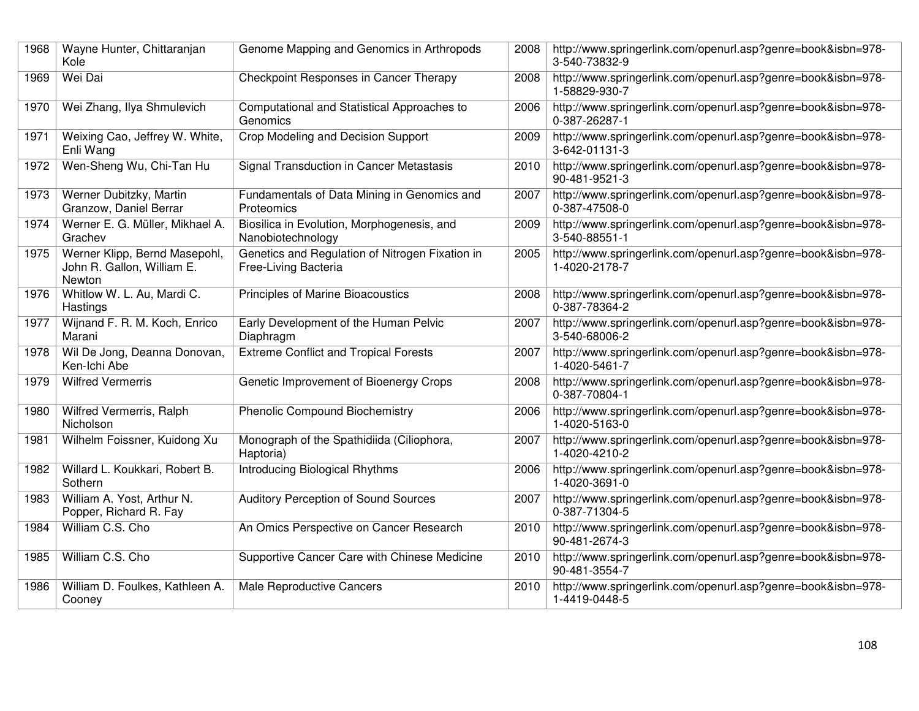| 1968 | Wayne Hunter, Chittaranjan Kole | Genome Mapping and Genomics in Arthropods | 2008 | http://www.springerlink.com/openurl.asp?genre=book&isbn=978-3-540-73832-9 |
|---|---|---|---|---|
| 1969 | Wei Dai | Checkpoint Responses in Cancer Therapy | 2008 | http://www.springerlink.com/openurl.asp?genre=book&isbn=978-1-58829-930-7 |
| 1970 | Wei Zhang, Ilya Shmulevich | Computational and Statistical Approaches to Genomics | 2006 | http://www.springerlink.com/openurl.asp?genre=book&isbn=978-0-387-26287-1 |
| 1971 | Weixing Cao, Jeffrey W. White, Enli Wang | Crop Modeling and Decision Support | 2009 | http://www.springerlink.com/openurl.asp?genre=book&isbn=978-3-642-01131-3 |
| 1972 | Wen-Sheng Wu, Chi-Tan Hu | Signal Transduction in Cancer Metastasis | 2010 | http://www.springerlink.com/openurl.asp?genre=book&isbn=978-90-481-9521-3 |
| 1973 | Werner Dubitzky, Martin Granzow, Daniel Berrar | Fundamentals of Data Mining in Genomics and Proteomics | 2007 | http://www.springerlink.com/openurl.asp?genre=book&isbn=978-0-387-47508-0 |
| 1974 | Werner E. G. Müller, Mikhael A. Grachev | Biosilica in Evolution, Morphogenesis, and Nanobiotechnology | 2009 | http://www.springerlink.com/openurl.asp?genre=book&isbn=978-3-540-88551-1 |
| 1975 | Werner Klipp, Bernd Masepohl, John R. Gallon, William E. Newton | Genetics and Regulation of Nitrogen Fixation in Free-Living Bacteria | 2005 | http://www.springerlink.com/openurl.asp?genre=book&isbn=978-1-4020-2178-7 |
| 1976 | Whitlow W. L. Au, Mardi C. Hastings | Principles of Marine Bioacoustics | 2008 | http://www.springerlink.com/openurl.asp?genre=book&isbn=978-0-387-78364-2 |
| 1977 | Wijnand F. R. M. Koch, Enrico Marani | Early Development of the Human Pelvic Diaphragm | 2007 | http://www.springerlink.com/openurl.asp?genre=book&isbn=978-3-540-68006-2 |
| 1978 | Wil De Jong, Deanna Donovan, Ken-Ichi Abe | Extreme Conflict and Tropical Forests | 2007 | http://www.springerlink.com/openurl.asp?genre=book&isbn=978-1-4020-5461-7 |
| 1979 | Wilfred Vermerris | Genetic Improvement of Bioenergy Crops | 2008 | http://www.springerlink.com/openurl.asp?genre=book&isbn=978-0-387-70804-1 |
| 1980 | Wilfred Vermerris, Ralph Nicholson | Phenolic Compound Biochemistry | 2006 | http://www.springerlink.com/openurl.asp?genre=book&isbn=978-1-4020-5163-0 |
| 1981 | Wilhelm Foissner, Kuidong Xu | Monograph of the Spathidiida (Ciliophora, Haptoria) | 2007 | http://www.springerlink.com/openurl.asp?genre=book&isbn=978-1-4020-4210-2 |
| 1982 | Willard L. Koukkari, Robert B. Sothern | Introducing Biological Rhythms | 2006 | http://www.springerlink.com/openurl.asp?genre=book&isbn=978-1-4020-3691-0 |
| 1983 | William A. Yost, Arthur N. Popper, Richard R. Fay | Auditory Perception of Sound Sources | 2007 | http://www.springerlink.com/openurl.asp?genre=book&isbn=978-0-387-71304-5 |
| 1984 | William C.S. Cho | An Omics Perspective on Cancer Research | 2010 | http://www.springerlink.com/openurl.asp?genre=book&isbn=978-90-481-2674-3 |
| 1985 | William C.S. Cho | Supportive Cancer Care with Chinese Medicine | 2010 | http://www.springerlink.com/openurl.asp?genre=book&isbn=978-90-481-3554-7 |
| 1986 | William D. Foulkes, Kathleen A. Cooney | Male Reproductive Cancers | 2010 | http://www.springerlink.com/openurl.asp?genre=book&isbn=978-1-4419-0448-5 |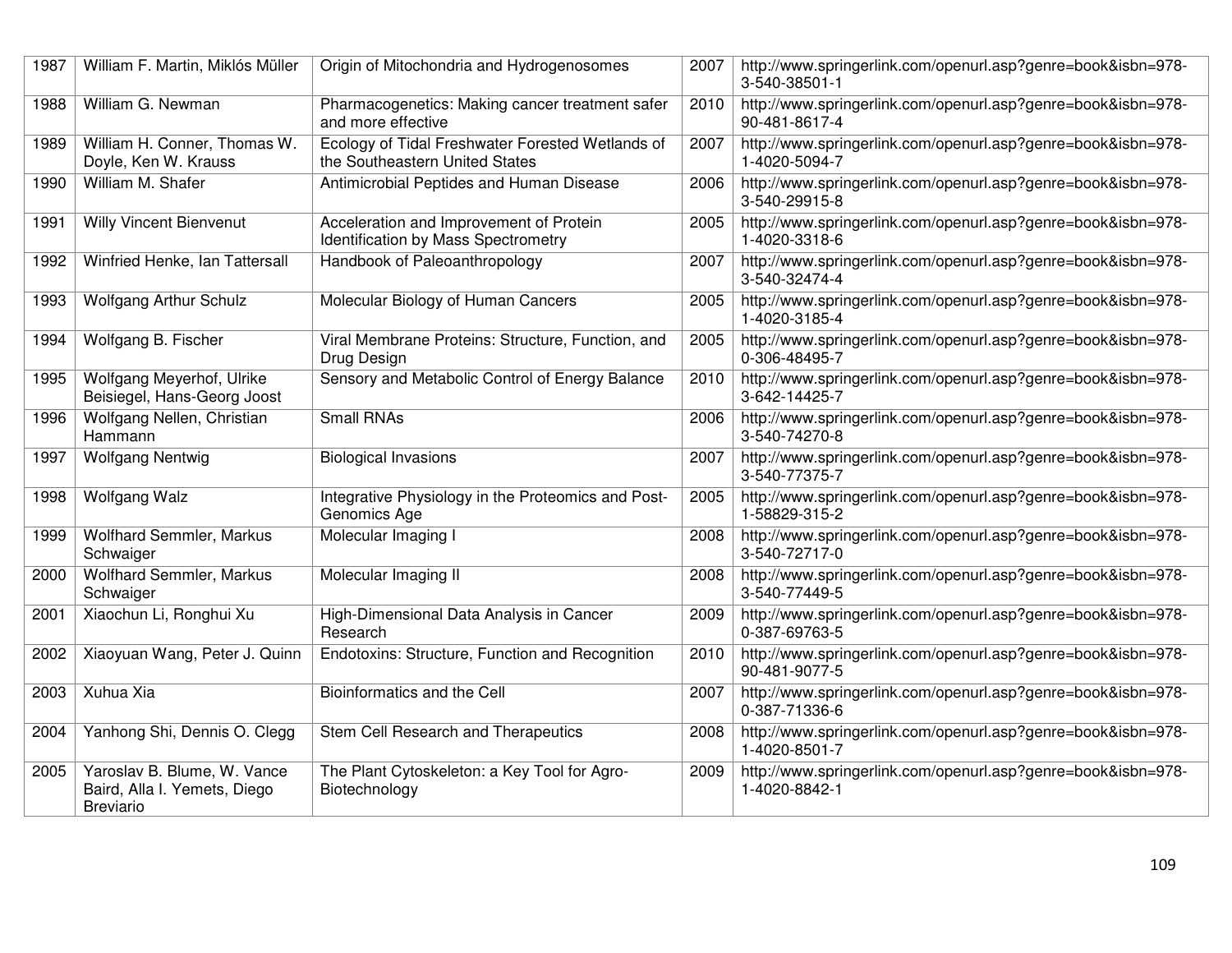| 1987 | William F. Martin, Miklós Müller | Origin of Mitochondria and Hydrogenosomes | 2007 | http://www.springerlink.com/openurl.asp?genre=book&isbn=978-3-540-38501-1 |
|---|---|---|---|---|
| 1988 | William G. Newman | Pharmacogenetics: Making cancer treatment safer and more effective | 2010 | http://www.springerlink.com/openurl.asp?genre=book&isbn=978-90-481-8617-4 |
| 1989 | William H. Conner, Thomas W. Doyle, Ken W. Krauss | Ecology of Tidal Freshwater Forested Wetlands of the Southeastern United States | 2007 | http://www.springerlink.com/openurl.asp?genre=book&isbn=978-1-4020-5094-7 |
| 1990 | William M. Shafer | Antimicrobial Peptides and Human Disease | 2006 | http://www.springerlink.com/openurl.asp?genre=book&isbn=978-3-540-29915-8 |
| 1991 | Willy Vincent Bienvenut | Acceleration and Improvement of Protein Identification by Mass Spectrometry | 2005 | http://www.springerlink.com/openurl.asp?genre=book&isbn=978-1-4020-3318-6 |
| 1992 | Winfried Henke, Ian Tattersall | Handbook of Paleoanthropology | 2007 | http://www.springerlink.com/openurl.asp?genre=book&isbn=978-3-540-32474-4 |
| 1993 | Wolfgang Arthur Schulz | Molecular Biology of Human Cancers | 2005 | http://www.springerlink.com/openurl.asp?genre=book&isbn=978-1-4020-3185-4 |
| 1994 | Wolfgang B. Fischer | Viral Membrane Proteins: Structure, Function, and Drug Design | 2005 | http://www.springerlink.com/openurl.asp?genre=book&isbn=978-0-306-48495-7 |
| 1995 | Wolfgang Meyerhof, Ulrike Beisiegel, Hans-Georg Joost | Sensory and Metabolic Control of Energy Balance | 2010 | http://www.springerlink.com/openurl.asp?genre=book&isbn=978-3-642-14425-7 |
| 1996 | Wolfgang Nellen, Christian Hammann | Small RNAs | 2006 | http://www.springerlink.com/openurl.asp?genre=book&isbn=978-3-540-74270-8 |
| 1997 | Wolfgang Nentwig | Biological Invasions | 2007 | http://www.springerlink.com/openurl.asp?genre=book&isbn=978-3-540-77375-7 |
| 1998 | Wolfgang Walz | Integrative Physiology in the Proteomics and Post-Genomics Age | 2005 | http://www.springerlink.com/openurl.asp?genre=book&isbn=978-1-58829-315-2 |
| 1999 | Wolfhard Semmler, Markus Schwaiger | Molecular Imaging I | 2008 | http://www.springerlink.com/openurl.asp?genre=book&isbn=978-3-540-72717-0 |
| 2000 | Wolfhard Semmler, Markus Schwaiger | Molecular Imaging II | 2008 | http://www.springerlink.com/openurl.asp?genre=book&isbn=978-3-540-77449-5 |
| 2001 | Xiaochun Li, Ronghui Xu | High-Dimensional Data Analysis in Cancer Research | 2009 | http://www.springerlink.com/openurl.asp?genre=book&isbn=978-0-387-69763-5 |
| 2002 | Xiaoyuan Wang, Peter J. Quinn | Endotoxins: Structure, Function and Recognition | 2010 | http://www.springerlink.com/openurl.asp?genre=book&isbn=978-90-481-9077-5 |
| 2003 | Xuhua Xia | Bioinformatics and the Cell | 2007 | http://www.springerlink.com/openurl.asp?genre=book&isbn=978-0-387-71336-6 |
| 2004 | Yanhong Shi, Dennis O. Clegg | Stem Cell Research and Therapeutics | 2008 | http://www.springerlink.com/openurl.asp?genre=book&isbn=978-1-4020-8501-7 |
| 2005 | Yaroslav B. Blume, W. Vance Baird, Alla I. Yemets, Diego Breviario | The Plant Cytoskeleton: a Key Tool for Agro-Biotechnology | 2009 | http://www.springerlink.com/openurl.asp?genre=book&isbn=978-1-4020-8842-1 |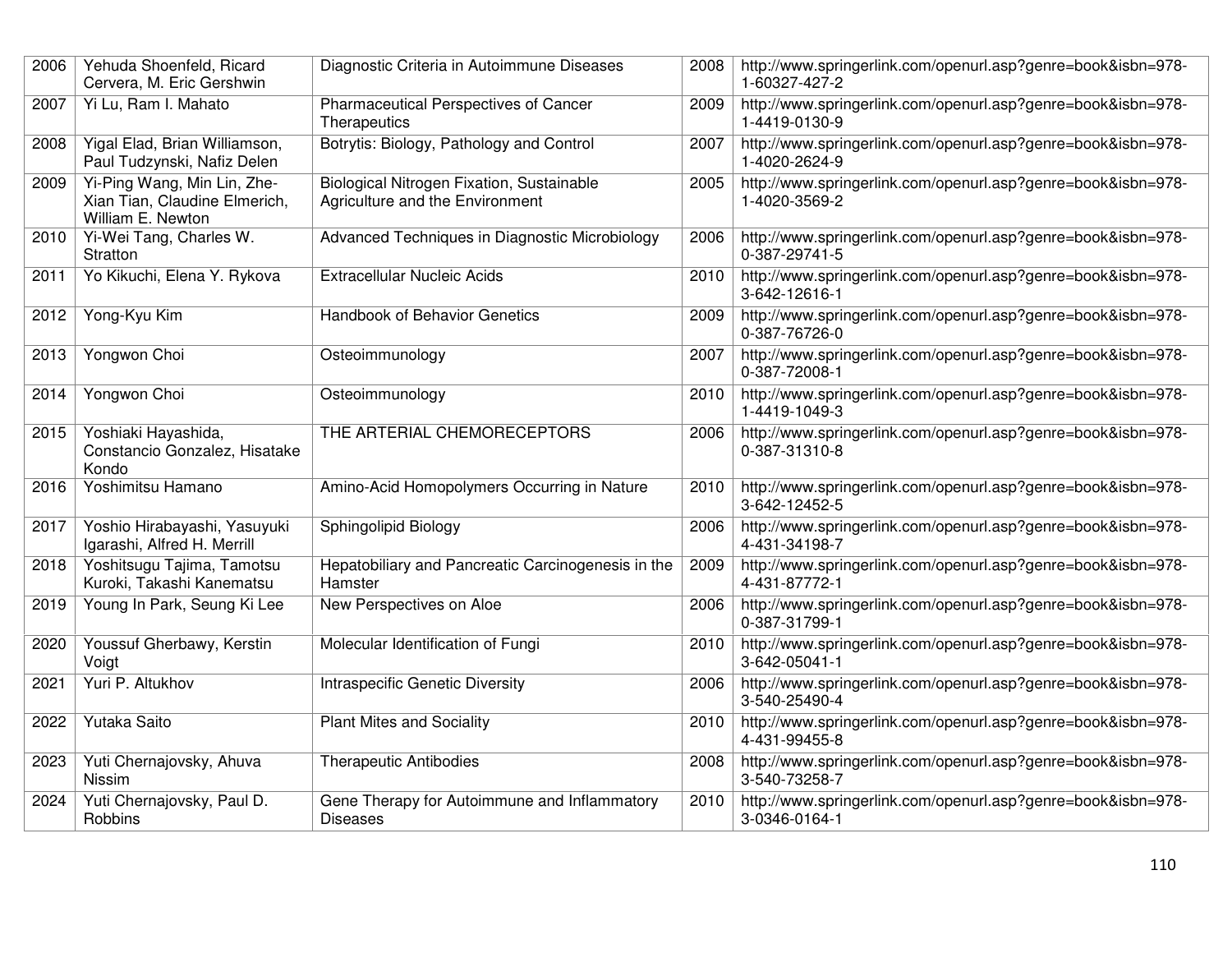| 2006 | Yehuda Shoenfeld, Ricard Cervera, M. Eric Gershwin | Diagnostic Criteria in Autoimmune Diseases | 2008 | http://www.springerlink.com/openurl.asp?genre=book&isbn=978-1-60327-427-2 |
|---|---|---|---|---|
| 2007 | Yi Lu, Ram I. Mahato | Pharmaceutical Perspectives of Cancer Therapeutics | 2009 | http://www.springerlink.com/openurl.asp?genre=book&isbn=978-1-4419-0130-9 |
| 2008 | Yigal Elad, Brian Williamson, Paul Tudzynski, Nafiz Delen | Botrytis: Biology, Pathology and Control | 2007 | http://www.springerlink.com/openurl.asp?genre=book&isbn=978-1-4020-2624-9 |
| 2009 | Yi-Ping Wang, Min Lin, Zhe-Xian Tian, Claudine Elmerich, William E. Newton | Biological Nitrogen Fixation, Sustainable Agriculture and the Environment | 2005 | http://www.springerlink.com/openurl.asp?genre=book&isbn=978-1-4020-3569-2 |
| 2010 | Yi-Wei Tang, Charles W. Stratton | Advanced Techniques in Diagnostic Microbiology | 2006 | http://www.springerlink.com/openurl.asp?genre=book&isbn=978-0-387-29741-5 |
| 2011 | Yo Kikuchi, Elena Y. Rykova | Extracellular Nucleic Acids | 2010 | http://www.springerlink.com/openurl.asp?genre=book&isbn=978-3-642-12616-1 |
| 2012 | Yong-Kyu Kim | Handbook of Behavior Genetics | 2009 | http://www.springerlink.com/openurl.asp?genre=book&isbn=978-0-387-76726-0 |
| 2013 | Yongwon Choi | Osteoimmunology | 2007 | http://www.springerlink.com/openurl.asp?genre=book&isbn=978-0-387-72008-1 |
| 2014 | Yongwon Choi | Osteoimmunology | 2010 | http://www.springerlink.com/openurl.asp?genre=book&isbn=978-1-4419-1049-3 |
| 2015 | Yoshiaki Hayashida, Constancio Gonzalez, Hisatake Kondo | THE ARTERIAL CHEMORECEPTORS | 2006 | http://www.springerlink.com/openurl.asp?genre=book&isbn=978-0-387-31310-8 |
| 2016 | Yoshimitsu Hamano | Amino-Acid Homopolymers Occurring in Nature | 2010 | http://www.springerlink.com/openurl.asp?genre=book&isbn=978-3-642-12452-5 |
| 2017 | Yoshio Hirabayashi, Yasuyuki Igarashi, Alfred H. Merrill | Sphingolipid Biology | 2006 | http://www.springerlink.com/openurl.asp?genre=book&isbn=978-4-431-34198-7 |
| 2018 | Yoshitsugu Tajima, Tamotsu Kuroki, Takashi Kanematsu | Hepatobiliary and Pancreatic Carcinogenesis in the Hamster | 2009 | http://www.springerlink.com/openurl.asp?genre=book&isbn=978-4-431-87772-1 |
| 2019 | Young In Park, Seung Ki Lee | New Perspectives on Aloe | 2006 | http://www.springerlink.com/openurl.asp?genre=book&isbn=978-0-387-31799-1 |
| 2020 | Youssuf Gherbawy, Kerstin Voigt | Molecular Identification of Fungi | 2010 | http://www.springerlink.com/openurl.asp?genre=book&isbn=978-3-642-05041-1 |
| 2021 | Yuri P. Altukhov | Intraspecific Genetic Diversity | 2006 | http://www.springerlink.com/openurl.asp?genre=book&isbn=978-3-540-25490-4 |
| 2022 | Yutaka Saito | Plant Mites and Sociality | 2010 | http://www.springerlink.com/openurl.asp?genre=book&isbn=978-4-431-99455-8 |
| 2023 | Yuti Chernajovsky, Ahuva Nissim | Therapeutic Antibodies | 2008 | http://www.springerlink.com/openurl.asp?genre=book&isbn=978-3-540-73258-7 |
| 2024 | Yuti Chernajovsky, Paul D. Robbins | Gene Therapy for Autoimmune and Inflammatory Diseases | 2010 | http://www.springerlink.com/openurl.asp?genre=book&isbn=978-3-0346-0164-1 |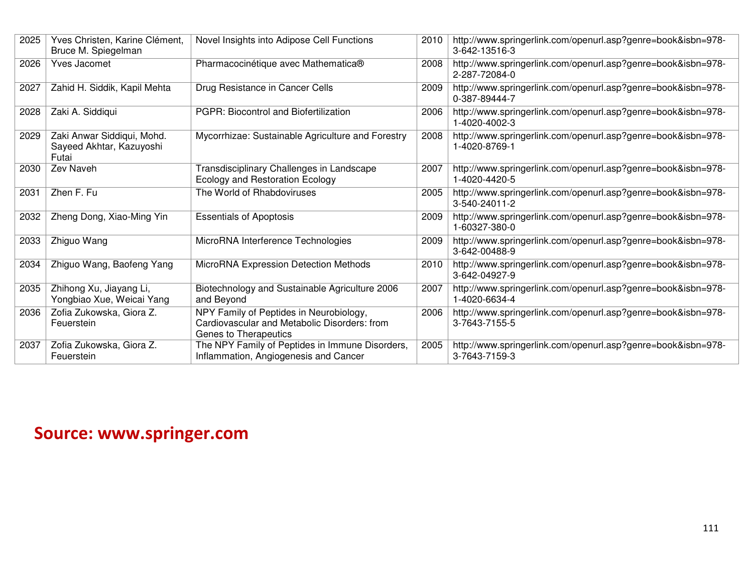| | | | | |
|---|---|---|---|---|
| 2025 | Yves Christen, Karine Clément, Bruce M. Spiegelman | Novel Insights into Adipose Cell Functions | 2010 | http://www.springerlink.com/openurl.asp?genre=book&isbn=978-3-642-13516-3 |
| 2026 | Yves Jacomet | Pharmacocinétique avec Mathematica® | 2008 | http://www.springerlink.com/openurl.asp?genre=book&isbn=978-2-287-72084-0 |
| 2027 | Zahid H. Siddik, Kapil Mehta | Drug Resistance in Cancer Cells | 2009 | http://www.springerlink.com/openurl.asp?genre=book&isbn=978-0-387-89444-7 |
| 2028 | Zaki A. Siddiqui | PGPR: Biocontrol and Biofertilization | 2006 | http://www.springerlink.com/openurl.asp?genre=book&isbn=978-1-4020-4002-3 |
| 2029 | Zaki Anwar Siddiqui, Mohd. Sayeed Akhtar, Kazuyoshi Futai | Mycorrhizae: Sustainable Agriculture and Forestry | 2008 | http://www.springerlink.com/openurl.asp?genre=book&isbn=978-1-4020-8769-1 |
| 2030 | Zev Naveh | Transdisciplinary Challenges in Landscape Ecology and Restoration Ecology | 2007 | http://www.springerlink.com/openurl.asp?genre=book&isbn=978-1-4020-4420-5 |
| 2031 | Zhen F. Fu | The World of Rhabdoviruses | 2005 | http://www.springerlink.com/openurl.asp?genre=book&isbn=978-3-540-24011-2 |
| 2032 | Zheng Dong, Xiao-Ming Yin | Essentials of Apoptosis | 2009 | http://www.springerlink.com/openurl.asp?genre=book&isbn=978-1-60327-380-0 |
| 2033 | Zhiguo Wang | MicroRNA Interference Technologies | 2009 | http://www.springerlink.com/openurl.asp?genre=book&isbn=978-3-642-00488-9 |
| 2034 | Zhiguo Wang, Baofeng Yang | MicroRNA Expression Detection Methods | 2010 | http://www.springerlink.com/openurl.asp?genre=book&isbn=978-3-642-04927-9 |
| 2035 | Zhihong Xu, Jiayang Li, Yongbiao Xue, Weicai Yang | Biotechnology and Sustainable Agriculture 2006 and Beyond | 2007 | http://www.springerlink.com/openurl.asp?genre=book&isbn=978-1-4020-6634-4 |
| 2036 | Zofia Zukowska, Giora Z. Feuerstein | NPY Family of Peptides in Neurobiology, Cardiovascular and Metabolic Disorders: from Genes to Therapeutics | 2006 | http://www.springerlink.com/openurl.asp?genre=book&isbn=978-3-7643-7155-5 |
| 2037 | Zofia Zukowska, Giora Z. Feuerstein | The NPY Family of Peptides in Immune Disorders, Inflammation, Angiogenesis and Cancer | 2005 | http://www.springerlink.com/openurl.asp?genre=book&isbn=978-3-7643-7159-3 |

**Source: www.springer.com**